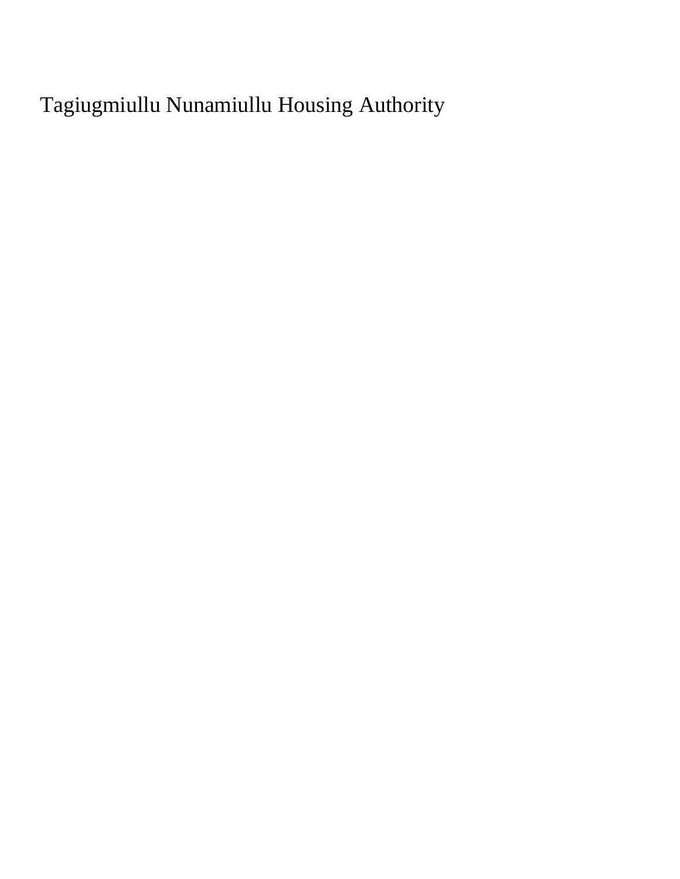# Tagiugmiullu Nunamiullu Housing Authority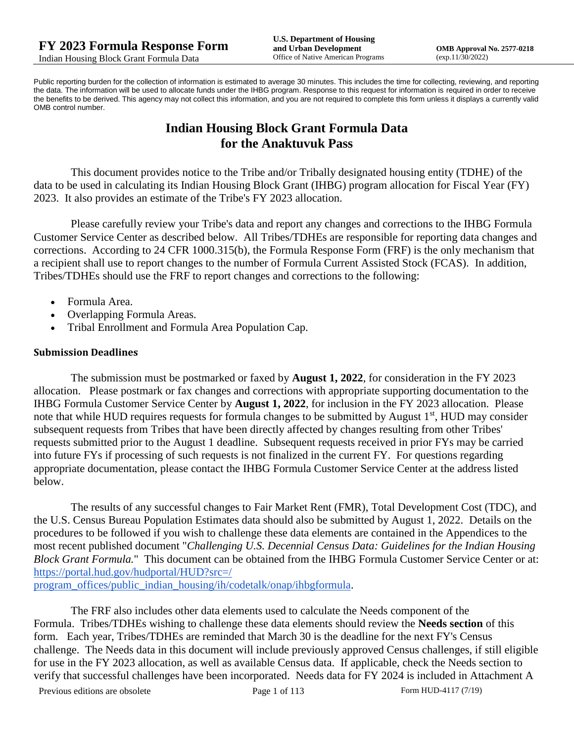Public reporting burden for the collection of information is estimated to average 30 minutes. This includes the time for collecting, reviewing, and reporting the data. The information will be used to allocate funds under the IHBG program. Response to this request for information is required in order to receive the benefits to be derived. This agency may not collect this information, and you are not required to complete this form unless it displays a currently valid OMB control number.

# Indian Housing Block Grant Formula Data for the Anaktuvuk Pass

This document provides notice to the Tribe and/or Tribally designated housing entity (TDHE) of the data to be used in calculating its Indian Housing Block Grant (IHBG) program allocation for Fiscal Year (FY) 2023. It also provides an estimate of the Tribe's FY 2023 allocation.

Please carefully review your Tribe's data and report any changes and corrections to the IHBG Formula Customer Service Center as described below. All Tribes/TDHEs are responsible for reporting data changes and corrections. According to 24 CFR 1000.315(b), the Formula Response Form (FRF) is the only mechanism that a recipient shall use to report changes to the number of Formula Current Assisted Stock (FCAS). In addition, Tribes/TDHEs should use the FRF to report changes and corrections to the following:

- Formula Area.
- Overlapping Formula Areas.
- Tribal Enrollment and Formula Area Population Cap.

### Submission Deadlines

The submission must be postmarked or faxed by **August 1, 2022**, for consideration in the FY 2023 allocation. Please postmark or fax changes and corrections with appropriate supporting documentation to the IHBG Formula Customer Service Center by **August 1, 2022**, for inclusion in the FY 2023 allocation. Please note that while HUD requires requests for formula changes to be submitted by August 1st, HUD may consider subsequent requests from Tribes that have been directly affected by changes resulting from other Tribes' requests submitted prior to the August 1 deadline. Subsequent requests received in prior FYs may be carried into future FYs if processing of such requests is not finalized in the current FY. For questions regarding appropriate documentation, please contact the IHBG Formula Customer Service Center at the address listed below.

The results of any successful changes to Fair Market Rent (FMR), Total Development Cost (TDC), and the U.S. Census Bureau Population Estimates data should also be submitted by August 1, 2022. Details on the procedures to be followed if you wish to challenge these data elements are contained in the Appendices to the most recent published document "*Challenging U.S. Decennial Census Data: Guidelines for the Indian Housing Block Grant Formula.*" This document can be obtained from the IHBG Formula Customer Service Center or at: https://portal.hud.gov/hudportal/HUD?src=/program_offices/public_indian_housing/ih/codetalk/onap/ihbgformula.

The FRF also includes other data elements used to calculate the Needs component of the Formula. Tribes/TDHEs wishing to challenge these data elements should review the **Needs section** of this form. Each year, Tribes/TDHEs are reminded that March 30 is the deadline for the next FY's Census challenge. The Needs data in this document will include previously approved Census challenges, if still eligible for use in the FY 2023 allocation, as well as available Census data. If applicable, check the Needs section to verify that successful challenges have been incorporated. Needs data for FY 2024 is included in Attachment A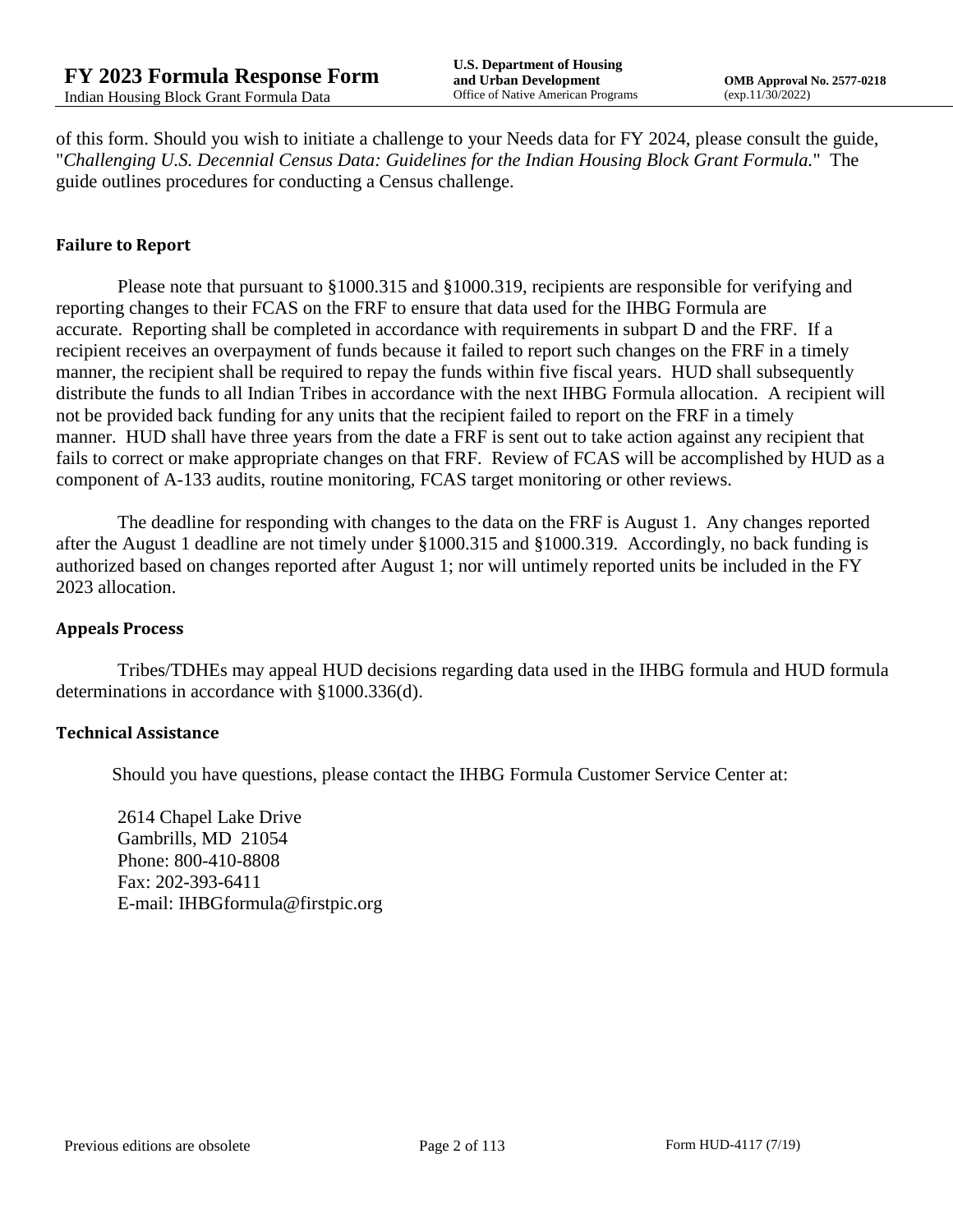of this form. Should you wish to initiate a challenge to your Needs data for FY 2024, please consult the guide, "*Challenging U.S. Decennial Census Data: Guidelines for the Indian Housing Block Grant Formula.*" The guide outlines procedures for conducting a Census challenge.

### Failure to Report

Please note that pursuant to §1000.315 and §1000.319, recipients are responsible for verifying and reporting changes to their FCAS on the FRF to ensure that data used for the IHBG Formula are accurate. Reporting shall be completed in accordance with requirements in subpart D and the FRF. If a recipient receives an overpayment of funds because it failed to report such changes on the FRF in a timely manner, the recipient shall be required to repay the funds within five fiscal years. HUD shall subsequently distribute the funds to all Indian Tribes in accordance with the next IHBG Formula allocation. A recipient will not be provided back funding for any units that the recipient failed to report on the FRF in a timely manner. HUD shall have three years from the date a FRF is sent out to take action against any recipient that fails to correct or make appropriate changes on that FRF. Review of FCAS will be accomplished by HUD as a component of A-133 audits, routine monitoring, FCAS target monitoring or other reviews.

The deadline for responding with changes to the data on the FRF is August 1. Any changes reported after the August 1 deadline are not timely under §1000.315 and §1000.319. Accordingly, no back funding is authorized based on changes reported after August 1; nor will untimely reported units be included in the FY 2023 allocation.

### Appeals Process

Tribes/TDHEs may appeal HUD decisions regarding data used in the IHBG formula and HUD formula determinations in accordance with §1000.336(d).

### Technical Assistance

Should you have questions, please contact the IHBG Formula Customer Service Center at:

2614 Chapel Lake Drive
Gambrills, MD 21054
Phone: 800-410-8808
Fax: 202-393-6411
E-mail: IHBGformula@firstpic.org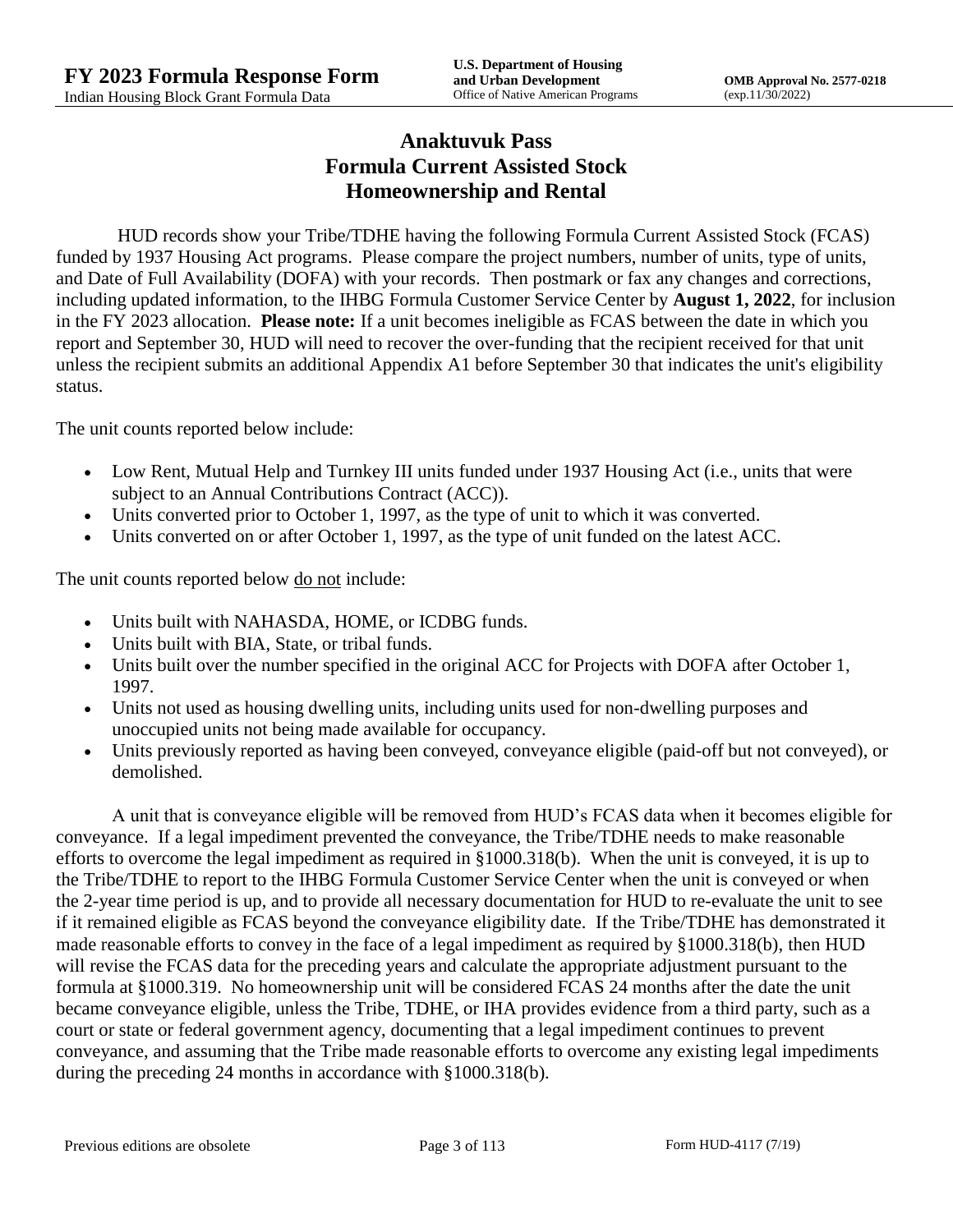# Anaktuvuk Pass
# Formula Current Assisted Stock
# Homeownership and Rental

HUD records show your Tribe/TDHE having the following Formula Current Assisted Stock (FCAS) funded by 1937 Housing Act programs. Please compare the project numbers, number of units, type of units, and Date of Full Availability (DOFA) with your records. Then postmark or fax any changes and corrections, including updated information, to the IHBG Formula Customer Service Center by **August 1, 2022**, for inclusion in the FY 2023 allocation. **Please note:** If a unit becomes ineligible as FCAS between the date in which you report and September 30, HUD will need to recover the over-funding that the recipient received for that unit unless the recipient submits an additional Appendix A1 before September 30 that indicates the unit's eligibility status.

The unit counts reported below include:

- Low Rent, Mutual Help and Turnkey III units funded under 1937 Housing Act (i.e., units that were subject to an Annual Contributions Contract (ACC)).
- Units converted prior to October 1, 1997, as the type of unit to which it was converted.
- Units converted on or after October 1, 1997, as the type of unit funded on the latest ACC.

The unit counts reported below do not include:

- Units built with NAHASDA, HOME, or ICDBG funds.
- Units built with BIA, State, or tribal funds.
- Units built over the number specified in the original ACC for Projects with DOFA after October 1, 1997.
- Units not used as housing dwelling units, including units used for non-dwelling purposes and unoccupied units not being made available for occupancy.
- Units previously reported as having been conveyed, conveyance eligible (paid-off but not conveyed), or demolished.

A unit that is conveyance eligible will be removed from HUD's FCAS data when it becomes eligible for conveyance. If a legal impediment prevented the conveyance, the Tribe/TDHE needs to make reasonable efforts to overcome the legal impediment as required in §1000.318(b). When the unit is conveyed, it is up to the Tribe/TDHE to report to the IHBG Formula Customer Service Center when the unit is conveyed or when the 2-year time period is up, and to provide all necessary documentation for HUD to re-evaluate the unit to see if it remained eligible as FCAS beyond the conveyance eligibility date. If the Tribe/TDHE has demonstrated it made reasonable efforts to convey in the face of a legal impediment as required by §1000.318(b), then HUD will revise the FCAS data for the preceding years and calculate the appropriate adjustment pursuant to the formula at §1000.319. No homeownership unit will be considered FCAS 24 months after the date the unit became conveyance eligible, unless the Tribe, TDHE, or IHA provides evidence from a third party, such as a court or state or federal government agency, documenting that a legal impediment continues to prevent conveyance, and assuming that the Tribe made reasonable efforts to overcome any existing legal impediments during the preceding 24 months in accordance with §1000.318(b).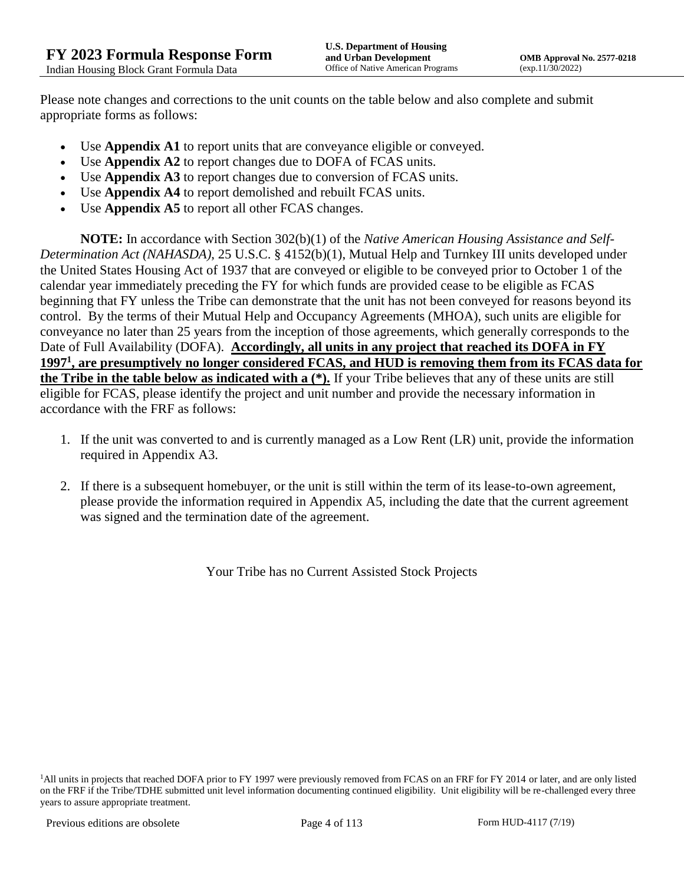Please note changes and corrections to the unit counts on the table below and also complete and submit appropriate forms as follows:

- Use **Appendix A1** to report units that are conveyance eligible or conveyed.
- Use **Appendix A2** to report changes due to DOFA of FCAS units.
- Use **Appendix A3** to report changes due to conversion of FCAS units.
- Use **Appendix A4** to report demolished and rebuilt FCAS units.
- Use **Appendix A5** to report all other FCAS changes.

**NOTE:** In accordance with Section 302(b)(1) of the *Native American Housing Assistance and Self-Determination Act (NAHASDA)*, 25 U.S.C. § 4152(b)(1), Mutual Help and Turnkey III units developed under the United States Housing Act of 1937 that are conveyed or eligible to be conveyed prior to October 1 of the calendar year immediately preceding the FY for which funds are provided cease to be eligible as FCAS beginning that FY unless the Tribe can demonstrate that the unit has not been conveyed for reasons beyond its control. By the terms of their Mutual Help and Occupancy Agreements (MHOA), such units are eligible for conveyance no later than 25 years from the inception of those agreements, which generally corresponds to the Date of Full Availability (DOFA). **Accordingly, all units in any project that reached its DOFA in FY 1997[1], are presumptively no longer considered FCAS, and HUD is removing them from its FCAS data for the Tribe in the table below as indicated with a (*).** If your Tribe believes that any of these units are still eligible for FCAS, please identify the project and unit number and provide the necessary information in accordance with the FRF as follows:

1. If the unit was converted to and is currently managed as a Low Rent (LR) unit, provide the information required in Appendix A3.
2. If there is a subsequent homebuyer, or the unit is still within the term of its lease-to-own agreement, please provide the information required in Appendix A5, including the date that the current agreement was signed and the termination date of the agreement.

Your Tribe has no Current Assisted Stock Projects

[1]All units in projects that reached DOFA prior to FY 1997 were previously removed from FCAS on an FRF for FY 2014 or later, and are only listed on the FRF if the Tribe/TDHE submitted unit level information documenting continued eligibility. Unit eligibility will be re-challenged every three years to assure appropriate treatment.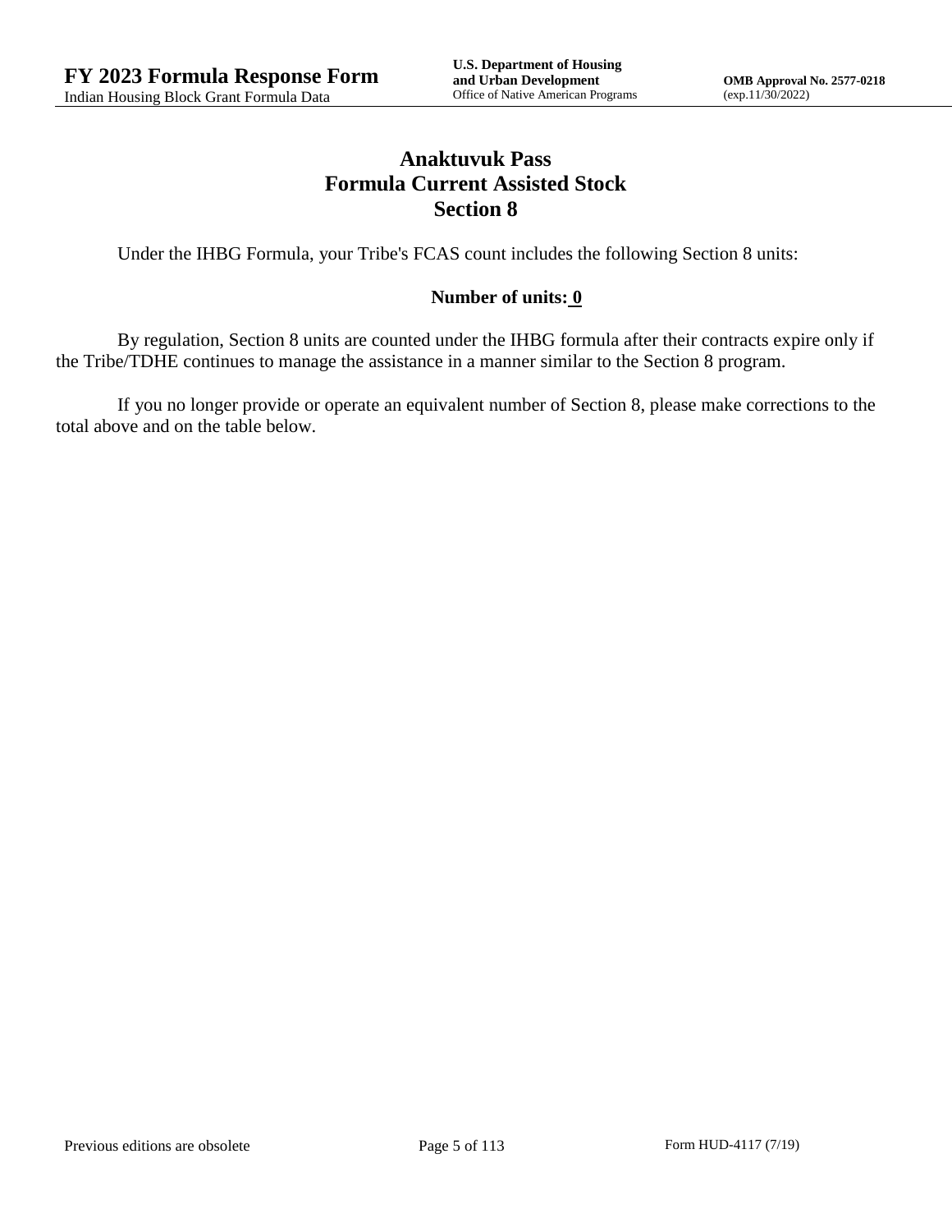# Anaktuvuk Pass
## Formula Current Assisted Stock
## Section 8

Under the IHBG Formula, your Tribe's FCAS count includes the following Section 8 units:

**Number of units: 0**

By regulation, Section 8 units are counted under the IHBG formula after their contracts expire only if the Tribe/TDHE continues to manage the assistance in a manner similar to the Section 8 program.

If you no longer provide or operate an equivalent number of Section 8, please make corrections to the total above and on the table below.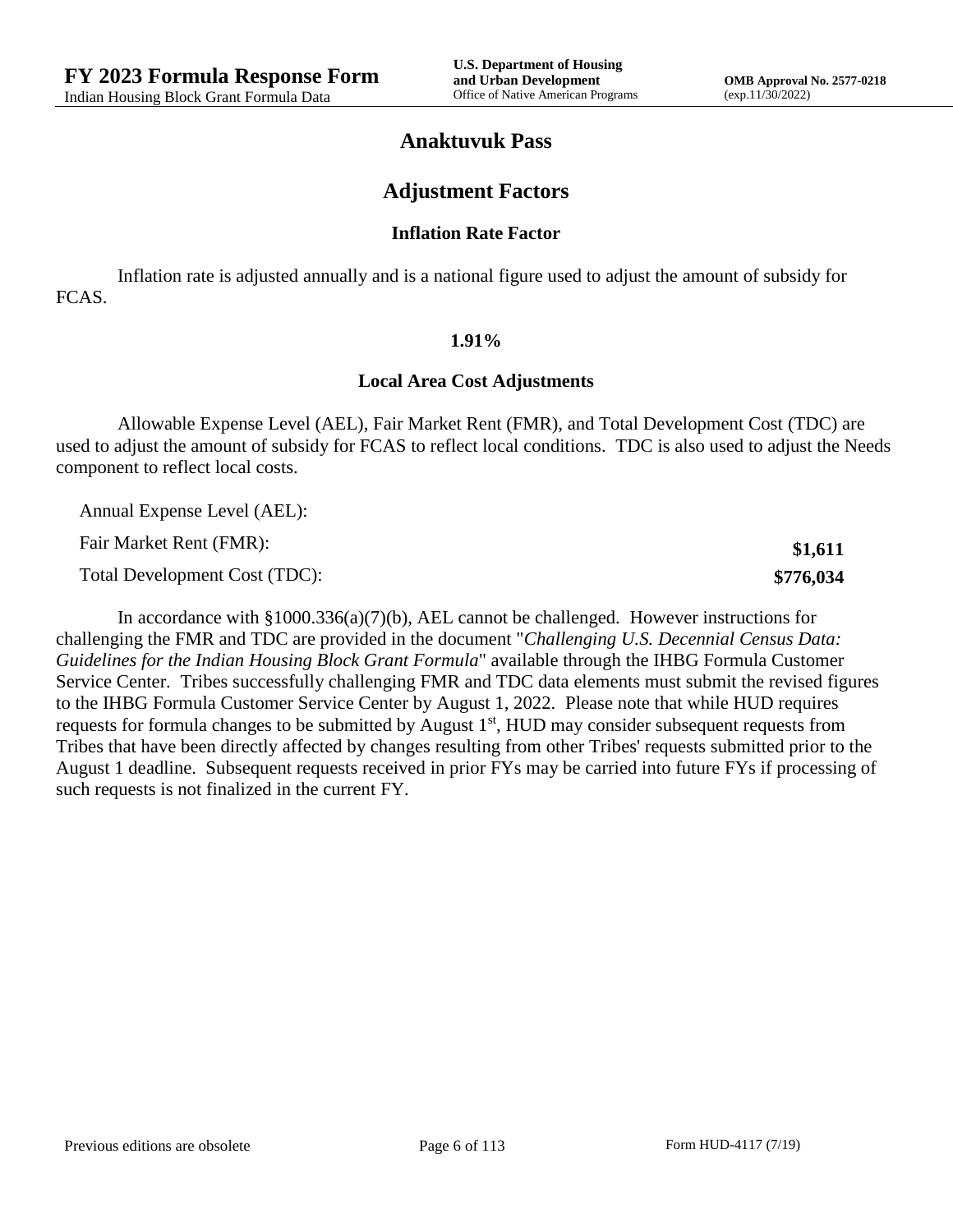# Anaktuvuk Pass

## Adjustment Factors

### Inflation Rate Factor

Inflation rate is adjusted annually and is a national figure used to adjust the amount of subsidy for FCAS.

**1.91%**

### Local Area Cost Adjustments

Allowable Expense Level (AEL), Fair Market Rent (FMR), and Total Development Cost (TDC) are used to adjust the amount of subsidy for FCAS to reflect local conditions. TDC is also used to adjust the Needs component to reflect local costs.

| | |
|---|---|
| Annual Expense Level (AEL): | |
| Fair Market Rent (FMR): | **$1,611** |
| Total Development Cost (TDC): | **$776,034** |

In accordance with §1000.336(a)(7)(b), AEL cannot be challenged. However instructions for challenging the FMR and TDC are provided in the document "*Challenging U.S. Decennial Census Data: Guidelines for the Indian Housing Block Grant Formula*" available through the IHBG Formula Customer Service Center. Tribes successfully challenging FMR and TDC data elements must submit the revised figures to the IHBG Formula Customer Service Center by August 1, 2022. Please note that while HUD requires requests for formula changes to be submitted by August 1st, HUD may consider subsequent requests from Tribes that have been directly affected by changes resulting from other Tribes' requests submitted prior to the August 1 deadline. Subsequent requests received in prior FYs may be carried into future FYs if processing of such requests is not finalized in the current FY.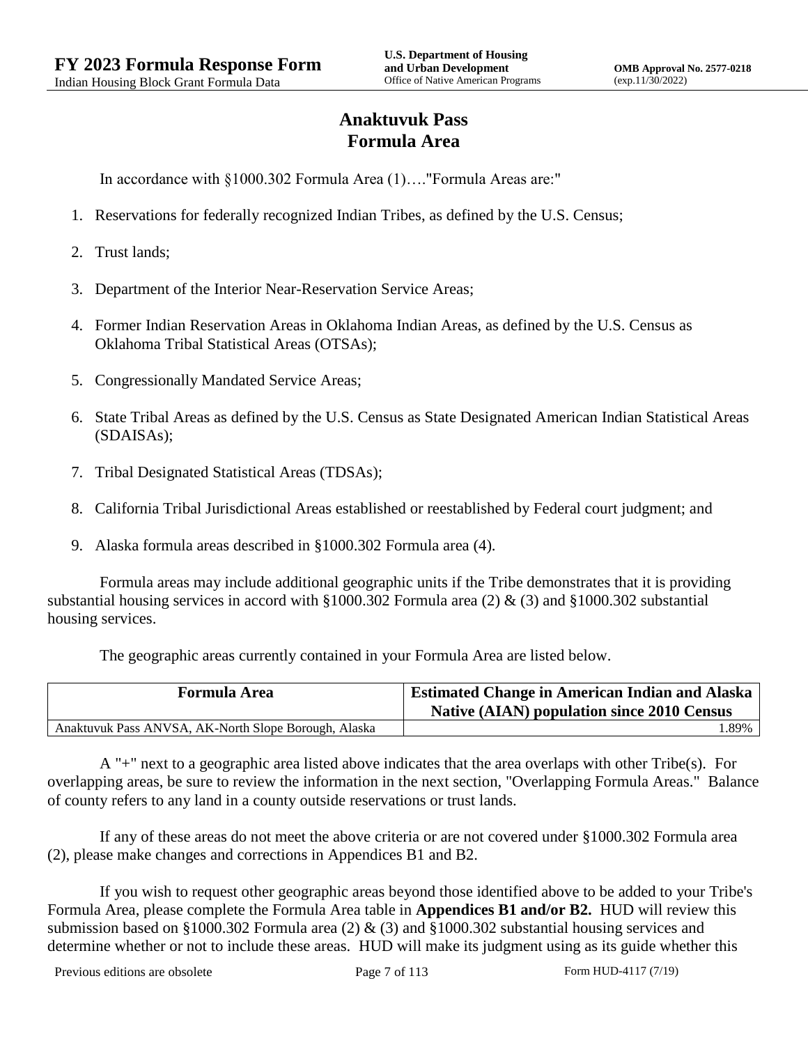# Anaktuvuk Pass
# Formula Area

In accordance with §1000.302 Formula Area (1)…."Formula Areas are:"

1. Reservations for federally recognized Indian Tribes, as defined by the U.S. Census;
2. Trust lands;
3. Department of the Interior Near-Reservation Service Areas;
4. Former Indian Reservation Areas in Oklahoma Indian Areas, as defined by the U.S. Census as Oklahoma Tribal Statistical Areas (OTSAs);
5. Congressionally Mandated Service Areas;
6. State Tribal Areas as defined by the U.S. Census as State Designated American Indian Statistical Areas (SDAISAs);
7. Tribal Designated Statistical Areas (TDSAs);
8. California Tribal Jurisdictional Areas established or reestablished by Federal court judgment; and
9. Alaska formula areas described in §1000.302 Formula area (4).

Formula areas may include additional geographic units if the Tribe demonstrates that it is providing substantial housing services in accord with §1000.302 Formula area (2) & (3) and §1000.302 substantial housing services.

The geographic areas currently contained in your Formula Area are listed below.

| Formula Area | Estimated Change in American Indian and Alaska Native (AIAN) population since 2010 Census |
|---|---|
| Anaktuvuk Pass ANVSA, AK-North Slope Borough, Alaska | 1.89% |

A "+" next to a geographic area listed above indicates that the area overlaps with other Tribe(s). For overlapping areas, be sure to review the information in the next section, "Overlapping Formula Areas." Balance of county refers to any land in a county outside reservations or trust lands.

If any of these areas do not meet the above criteria or are not covered under §1000.302 Formula area (2), please make changes and corrections in Appendices B1 and B2.

If you wish to request other geographic areas beyond those identified above to be added to your Tribe's Formula Area, please complete the Formula Area table in **Appendices B1 and/or B2.** HUD will review this submission based on §1000.302 Formula area (2) & (3) and §1000.302 substantial housing services and determine whether or not to include these areas. HUD will make its judgment using as its guide whether this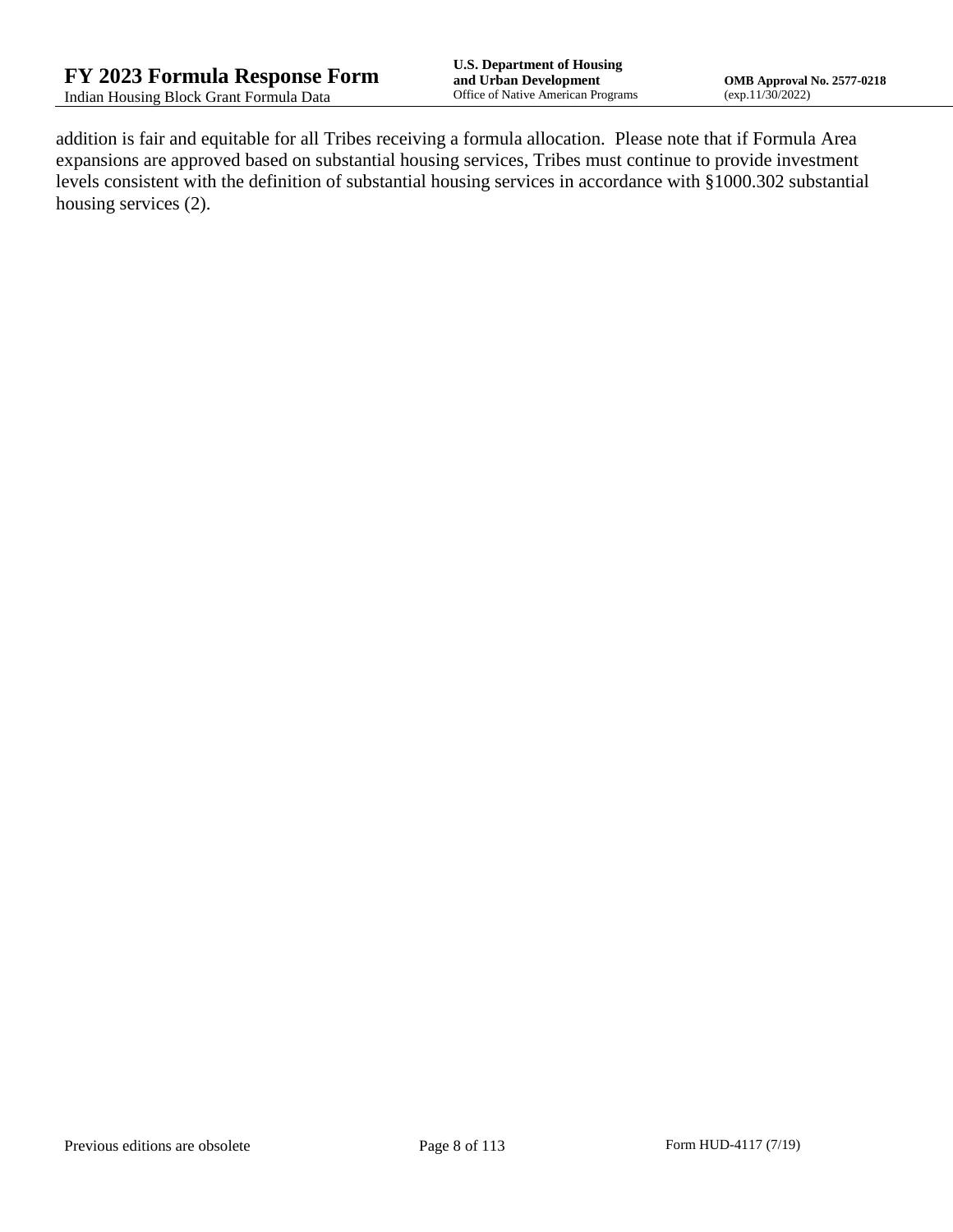addition is fair and equitable for all Tribes receiving a formula allocation. Please note that if Formula Area expansions are approved based on substantial housing services, Tribes must continue to provide investment levels consistent with the definition of substantial housing services in accordance with §1000.302 substantial housing services (2).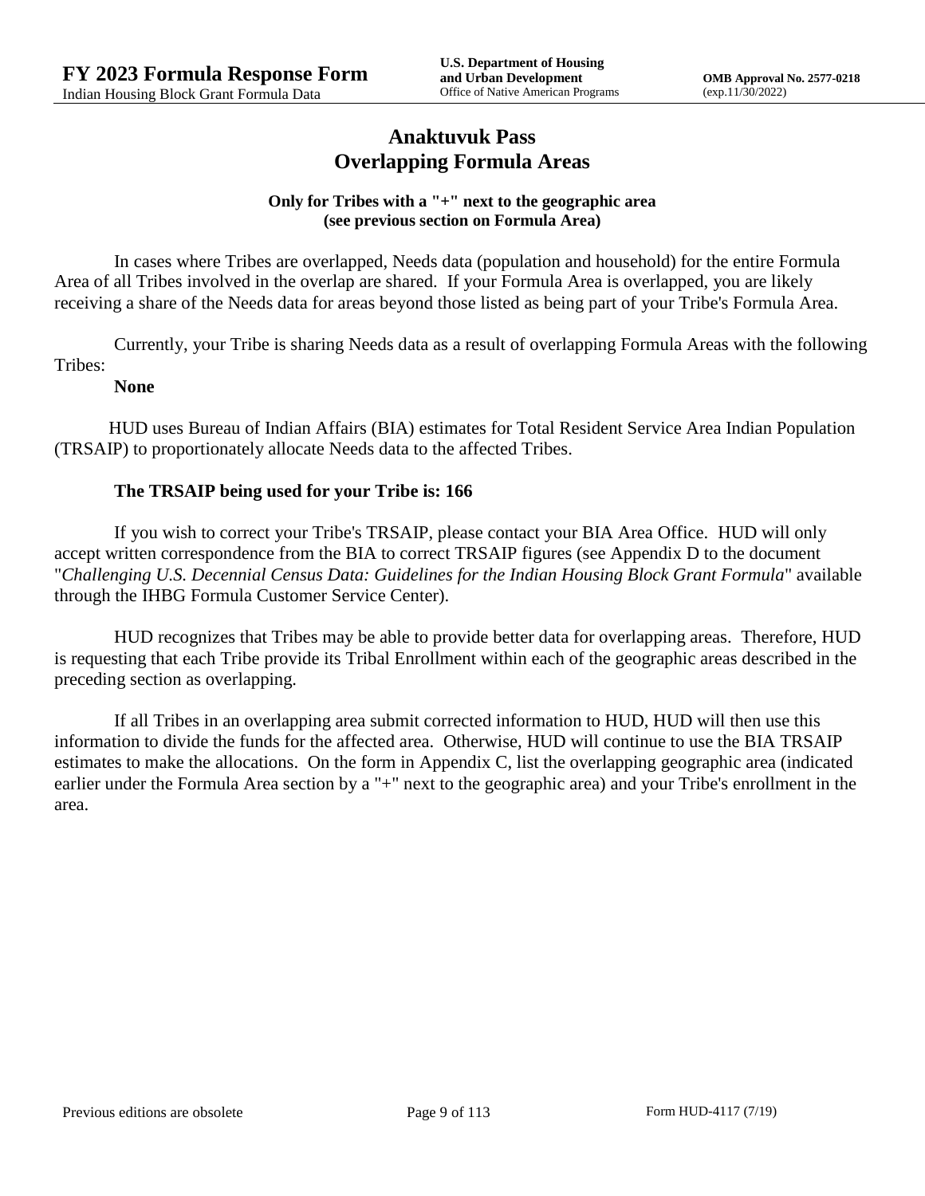# Anaktuvuk Pass
# Overlapping Formula Areas

**Only for Tribes with a "+" next to the geographic area (see previous section on Formula Area)**

In cases where Tribes are overlapped, Needs data (population and household) for the entire Formula Area of all Tribes involved in the overlap are shared. If your Formula Area is overlapped, you are likely receiving a share of the Needs data for areas beyond those listed as being part of your Tribe's Formula Area.

Currently, your Tribe is sharing Needs data as a result of overlapping Formula Areas with the following Tribes:

**None**

HUD uses Bureau of Indian Affairs (BIA) estimates for Total Resident Service Area Indian Population (TRSAIP) to proportionately allocate Needs data to the affected Tribes.

**The TRSAIP being used for your Tribe is: 166**

If you wish to correct your Tribe's TRSAIP, please contact your BIA Area Office. HUD will only accept written correspondence from the BIA to correct TRSAIP figures (see Appendix D to the document "*Challenging U.S. Decennial Census Data: Guidelines for the Indian Housing Block Grant Formula*" available through the IHBG Formula Customer Service Center).

HUD recognizes that Tribes may be able to provide better data for overlapping areas. Therefore, HUD is requesting that each Tribe provide its Tribal Enrollment within each of the geographic areas described in the preceding section as overlapping.

If all Tribes in an overlapping area submit corrected information to HUD, HUD will then use this information to divide the funds for the affected area. Otherwise, HUD will continue to use the BIA TRSAIP estimates to make the allocations. On the form in Appendix C, list the overlapping geographic area (indicated earlier under the Formula Area section by a "+" next to the geographic area) and your Tribe's enrollment in the area.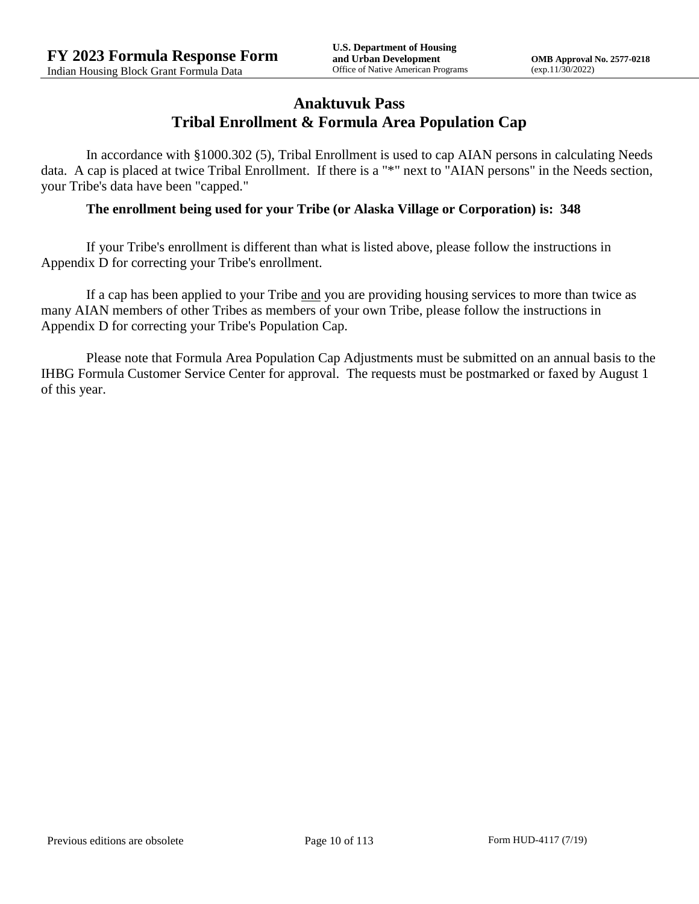# Anaktuvuk Pass
# Tribal Enrollment & Formula Area Population Cap

In accordance with §1000.302 (5), Tribal Enrollment is used to cap AIAN persons in calculating Needs data. A cap is placed at twice Tribal Enrollment. If there is a "*" next to "AIAN persons" in the Needs section, your Tribe's data have been "capped."

**The enrollment being used for your Tribe (or Alaska Village or Corporation) is: 348**

If your Tribe's enrollment is different than what is listed above, please follow the instructions in Appendix D for correcting your Tribe's enrollment.

If a cap has been applied to your Tribe <u>and</u> you are providing housing services to more than twice as many AIAN members of other Tribes as members of your own Tribe, please follow the instructions in Appendix D for correcting your Tribe's Population Cap.

Please note that Formula Area Population Cap Adjustments must be submitted on an annual basis to the IHBG Formula Customer Service Center for approval. The requests must be postmarked or faxed by August 1 of this year.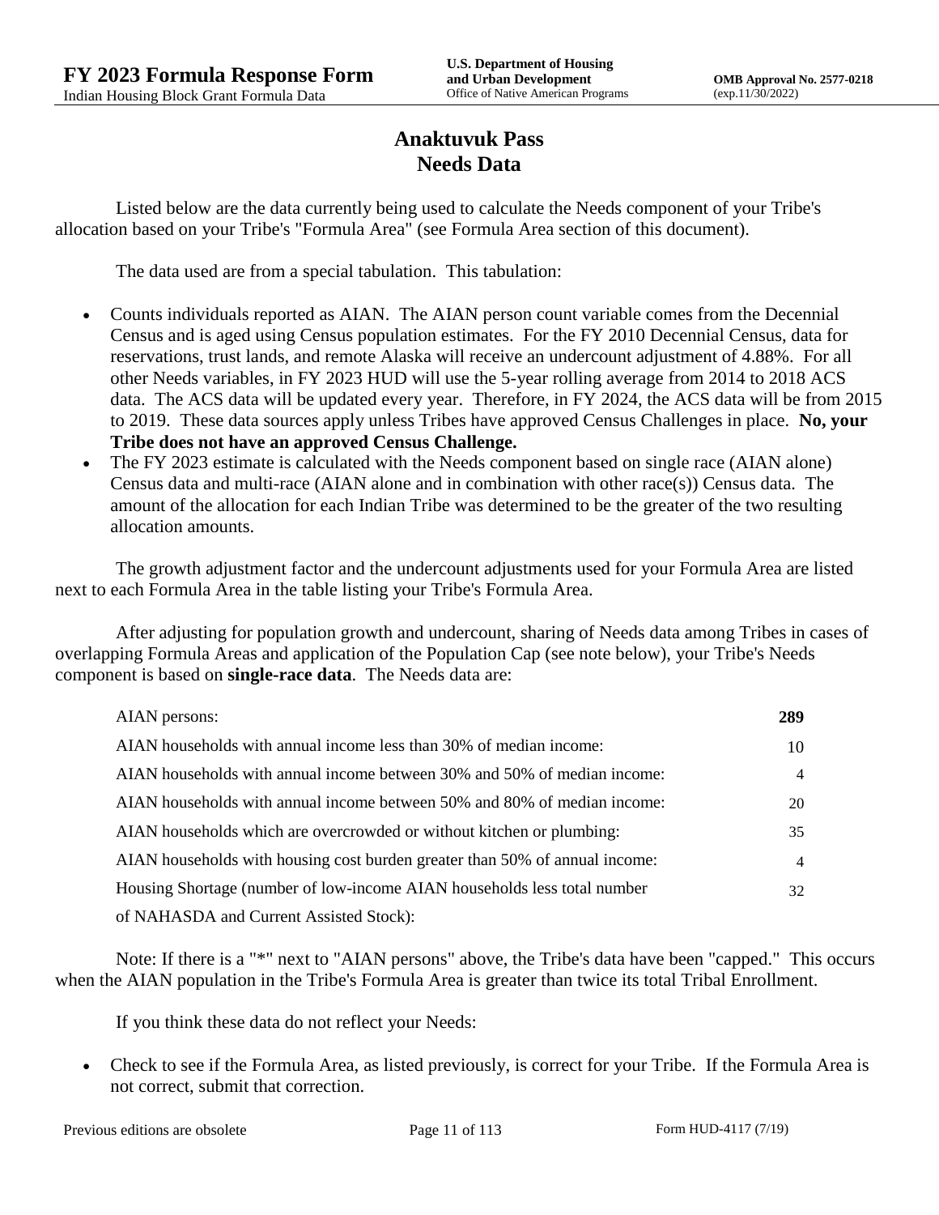# Anaktuvuk Pass
## Needs Data

Listed below are the data currently being used to calculate the Needs component of your Tribe's allocation based on your Tribe's "Formula Area" (see Formula Area section of this document).

The data used are from a special tabulation. This tabulation:

- Counts individuals reported as AIAN. The AIAN person count variable comes from the Decennial Census and is aged using Census population estimates. For the FY 2010 Decennial Census, data for reservations, trust lands, and remote Alaska will receive an undercount adjustment of 4.88%. For all other Needs variables, in FY 2023 HUD will use the 5-year rolling average from 2014 to 2018 ACS data. The ACS data will be updated every year. Therefore, in FY 2024, the ACS data will be from 2015 to 2019. These data sources apply unless Tribes have approved Census Challenges in place. **No, your Tribe does not have an approved Census Challenge.**
- The FY 2023 estimate is calculated with the Needs component based on single race (AIAN alone) Census data and multi-race (AIAN alone and in combination with other race(s)) Census data. The amount of the allocation for each Indian Tribe was determined to be the greater of the two resulting allocation amounts.

The growth adjustment factor and the undercount adjustments used for your Formula Area are listed next to each Formula Area in the table listing your Tribe's Formula Area.

After adjusting for population growth and undercount, sharing of Needs data among Tribes in cases of overlapping Formula Areas and application of the Population Cap (see note below), your Tribe's Needs component is based on **single-race data**. The Needs data are:

| | |
|---|---|
| AIAN persons: | **289** |
| AIAN households with annual income less than 30% of median income: | 10 |
| AIAN households with annual income between 30% and 50% of median income: | 4 |
| AIAN households with annual income between 50% and 80% of median income: | 20 |
| AIAN households which are overcrowded or without kitchen or plumbing: | 35 |
| AIAN households with housing cost burden greater than 50% of annual income: | 4 |
| Housing Shortage (number of low-income AIAN households less total number of NAHASDA and Current Assisted Stock): | 32 |

Note: If there is a "*" next to "AIAN persons" above, the Tribe's data have been "capped." This occurs when the AIAN population in the Tribe's Formula Area is greater than twice its total Tribal Enrollment.

If you think these data do not reflect your Needs:

- Check to see if the Formula Area, as listed previously, is correct for your Tribe. If the Formula Area is not correct, submit that correction.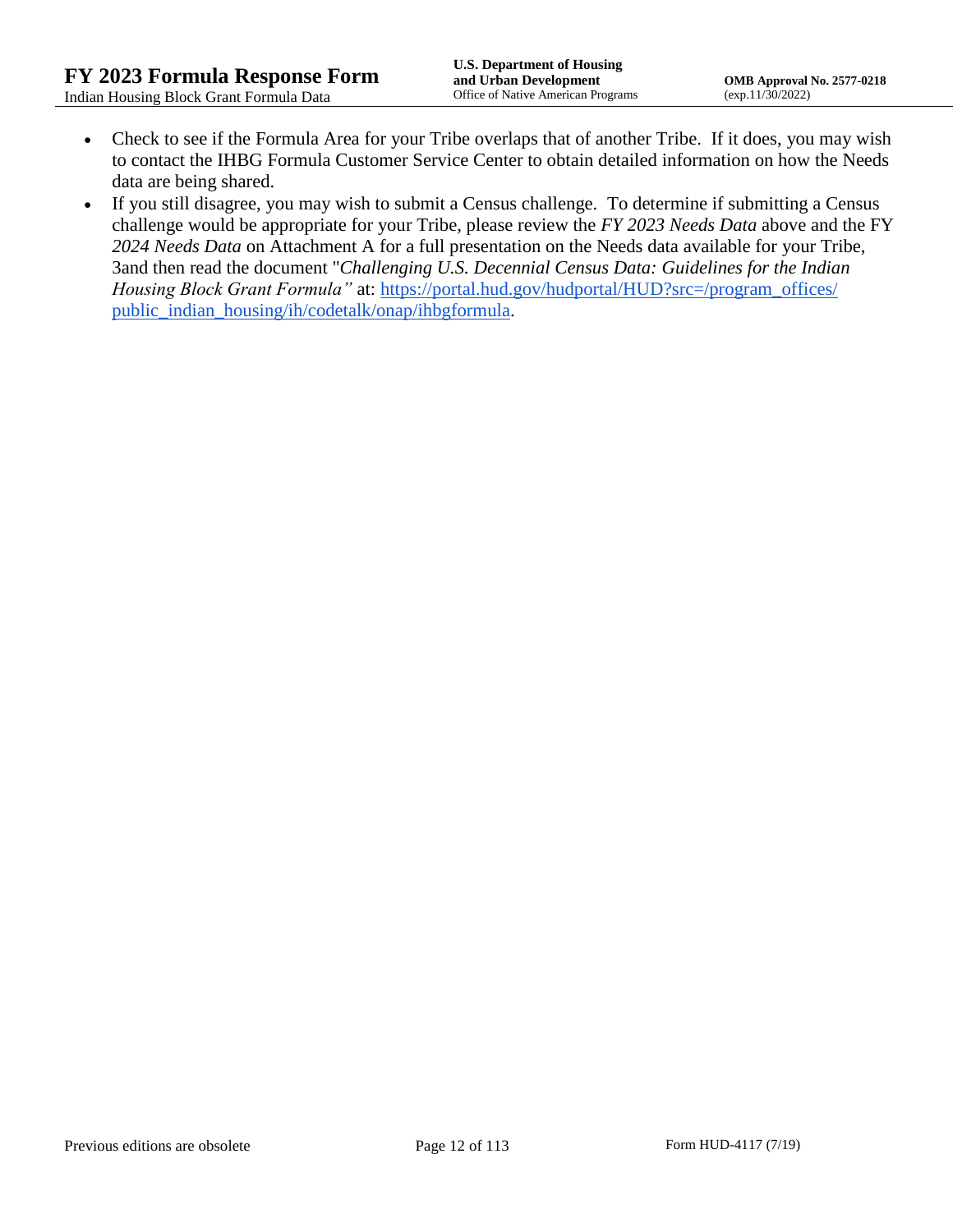- Check to see if the Formula Area for your Tribe overlaps that of another Tribe. If it does, you may wish to contact the IHBG Formula Customer Service Center to obtain detailed information on how the Needs data are being shared.
- If you still disagree, you may wish to submit a Census challenge. To determine if submitting a Census challenge would be appropriate for your Tribe, please review the *FY 2023 Needs Data* above and the FY *2024 Needs Data* on Attachment A for a full presentation on the Needs data available for your Tribe, 3and then read the document "*Challenging U.S. Decennial Census Data: Guidelines for the Indian Housing Block Grant Formula"* at: [https://portal.hud.gov/hudportal/HUD?src=/program_offices/public_indian_housing/ih/codetalk/onap/ihbgformula](https://portal.hud.gov/hudportal/HUD?src=/program_offices/public_indian_housing/ih/codetalk/onap/ihbgformula).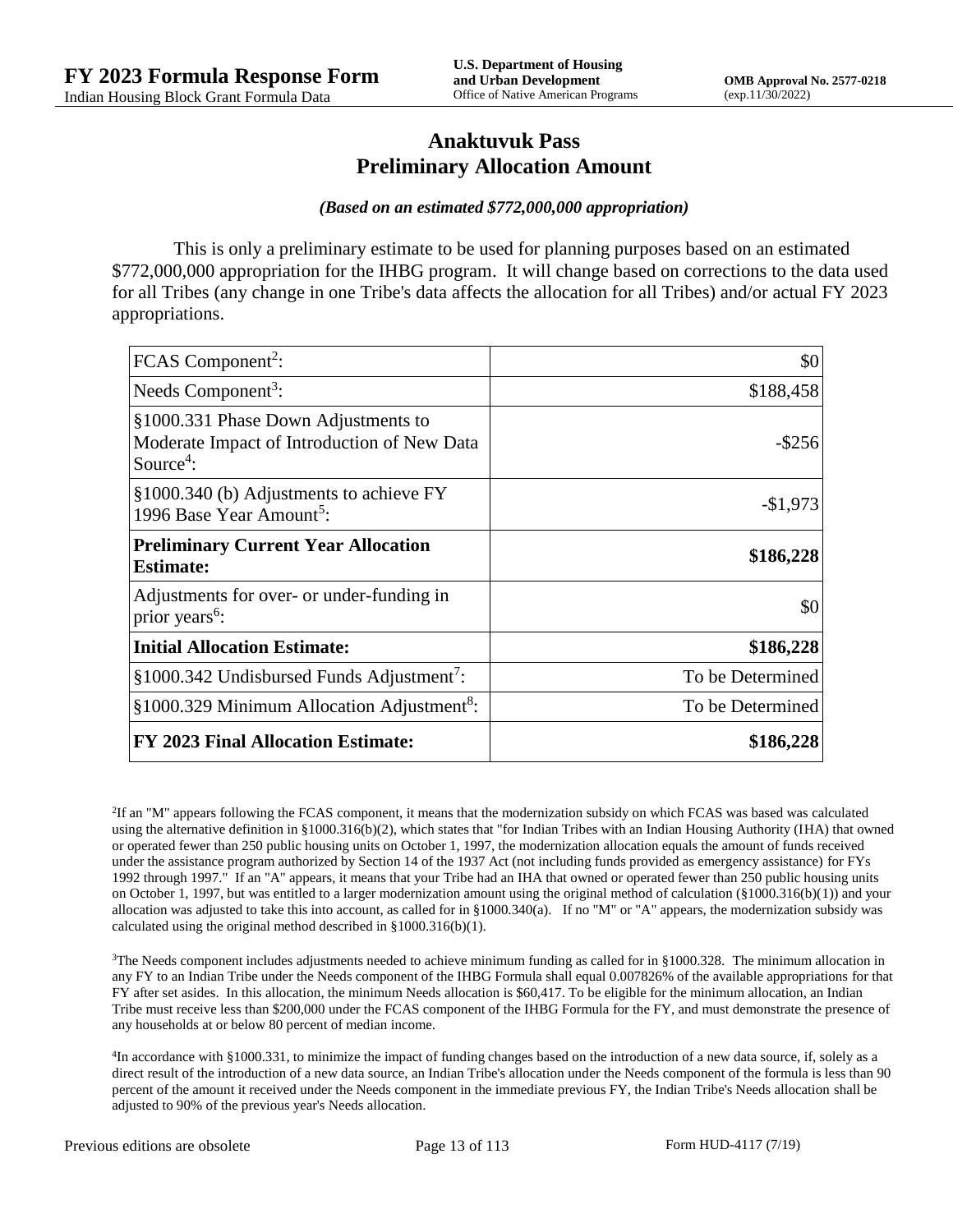# Anaktuvuk Pass
# Preliminary Allocation Amount

***(Based on an estimated $772,000,000 appropriation)***

This is only a preliminary estimate to be used for planning purposes based on an estimated $772,000,000 appropriation for the IHBG program. It will change based on corrections to the data used for all Tribes (any change in one Tribe's data affects the allocation for all Tribes) and/or actual FY 2023 appropriations.

| | |
|---|---:|
| FCAS Component[2]: | $0 |
| Needs Component[3]: | $188,458 |
| §1000.331 Phase Down Adjustments to Moderate Impact of Introduction of New Data Source[4]: | -$256 |
| §1000.340 (b) Adjustments to achieve FY 1996 Base Year Amount[5]: | -$1,973 |
| **Preliminary Current Year Allocation Estimate:** | **$186,228** |
| Adjustments for over- or under-funding in prior years[6]: | $0 |
| **Initial Allocation Estimate:** | **$186,228** |
| §1000.342 Undisbursed Funds Adjustment[7]: | To be Determined |
| §1000.329 Minimum Allocation Adjustment[8]: | To be Determined |
| **FY 2023 Final Allocation Estimate:** | **$186,228** |

[2]If an "M" appears following the FCAS component, it means that the modernization subsidy on which FCAS was based was calculated using the alternative definition in §1000.316(b)(2), which states that "for Indian Tribes with an Indian Housing Authority (IHA) that owned or operated fewer than 250 public housing units on October 1, 1997, the modernization allocation equals the amount of funds received under the assistance program authorized by Section 14 of the 1937 Act (not including funds provided as emergency assistance) for FYs 1992 through 1997." If an "A" appears, it means that your Tribe had an IHA that owned or operated fewer than 250 public housing units on October 1, 1997, but was entitled to a larger modernization amount using the original method of calculation (§1000.316(b)(1)) and your allocation was adjusted to take this into account, as called for in §1000.340(a). If no "M" or "A" appears, the modernization subsidy was calculated using the original method described in §1000.316(b)(1).

[3]The Needs component includes adjustments needed to achieve minimum funding as called for in §1000.328. The minimum allocation in any FY to an Indian Tribe under the Needs component of the IHBG Formula shall equal 0.007826% of the available appropriations for that FY after set asides. In this allocation, the minimum Needs allocation is $60,417. To be eligible for the minimum allocation, an Indian Tribe must receive less than $200,000 under the FCAS component of the IHBG Formula for the FY, and must demonstrate the presence of any households at or below 80 percent of median income.

[4]In accordance with §1000.331, to minimize the impact of funding changes based on the introduction of a new data source, if, solely as a direct result of the introduction of a new data source, an Indian Tribe's allocation under the Needs component of the formula is less than 90 percent of the amount it received under the Needs component in the immediate previous FY, the Indian Tribe's Needs allocation shall be adjusted to 90% of the previous year's Needs allocation.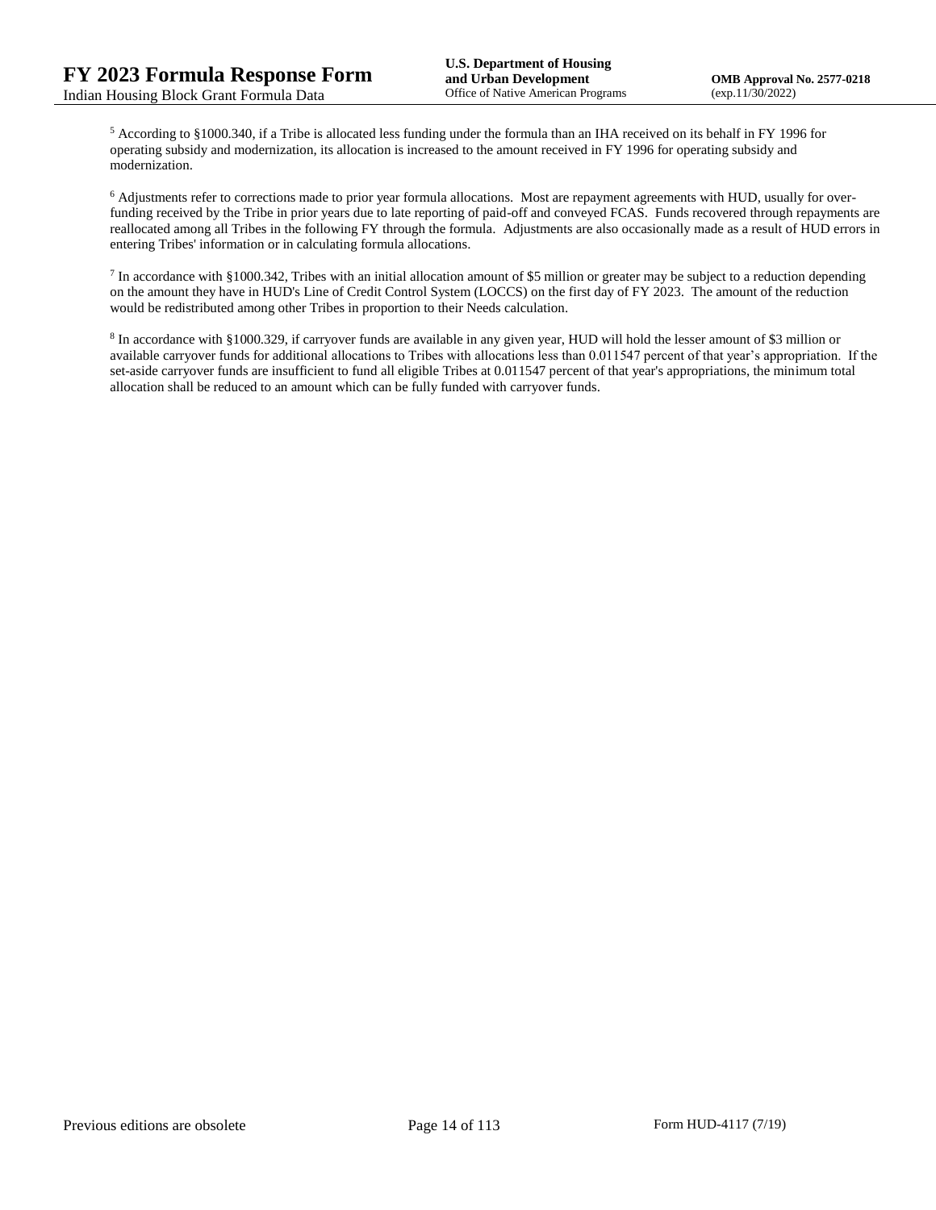[5] According to §1000.340, if a Tribe is allocated less funding under the formula than an IHA received on its behalf in FY 1996 for operating subsidy and modernization, its allocation is increased to the amount received in FY 1996 for operating subsidy and modernization.

[6] Adjustments refer to corrections made to prior year formula allocations. Most are repayment agreements with HUD, usually for over-funding received by the Tribe in prior years due to late reporting of paid-off and conveyed FCAS. Funds recovered through repayments are reallocated among all Tribes in the following FY through the formula. Adjustments are also occasionally made as a result of HUD errors in entering Tribes' information or in calculating formula allocations.

[7] In accordance with §1000.342, Tribes with an initial allocation amount of $5 million or greater may be subject to a reduction depending on the amount they have in HUD's Line of Credit Control System (LOCCS) on the first day of FY 2023. The amount of the reduction would be redistributed among other Tribes in proportion to their Needs calculation.

[8] In accordance with §1000.329, if carryover funds are available in any given year, HUD will hold the lesser amount of $3 million or available carryover funds for additional allocations to Tribes with allocations less than 0.011547 percent of that year's appropriation. If the set-aside carryover funds are insufficient to fund all eligible Tribes at 0.011547 percent of that year's appropriations, the minimum total allocation shall be reduced to an amount which can be fully funded with carryover funds.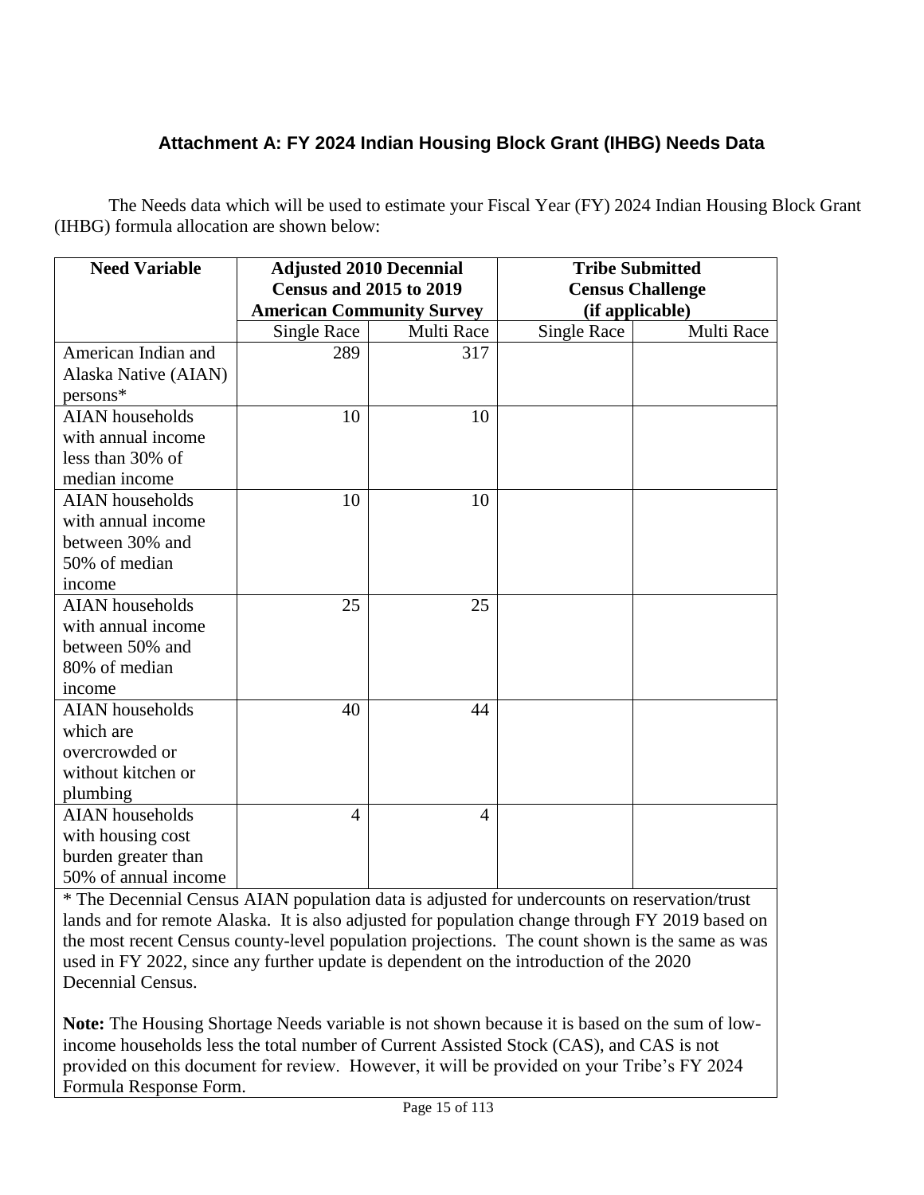### Attachment A: FY 2024 Indian Housing Block Grant (IHBG) Needs Data

The Needs data which will be used to estimate your Fiscal Year (FY) 2024 Indian Housing Block Grant (IHBG) formula allocation are shown below:

| Need Variable | Adjusted 2010 Decennial Census and 2015 to 2019 American Community Survey | | Tribe Submitted Census Challenge (if applicable) | |
|---|---|---|---|---|
| | Single Race | Multi Race | Single Race | Multi Race |
| American Indian and Alaska Native (AIAN) persons* | 289 | 317 | | |
| AIAN households with annual income less than 30% of median income | 10 | 10 | | |
| AIAN households with annual income between 30% and 50% of median income | 10 | 10 | | |
| AIAN households with annual income between 50% and 80% of median income | 25 | 25 | | |
| AIAN households which are overcrowded or without kitchen or plumbing | 40 | 44 | | |
| AIAN households with housing cost burden greater than 50% of annual income | 4 | 4 | | |

* The Decennial Census AIAN population data is adjusted for undercounts on reservation/trust lands and for remote Alaska. It is also adjusted for population change through FY 2019 based on the most recent Census county-level population projections. The count shown is the same as was used in FY 2022, since any further update is dependent on the introduction of the 2020 Decennial Census.

**Note:** The Housing Shortage Needs variable is not shown because it is based on the sum of low-income households less the total number of Current Assisted Stock (CAS), and CAS is not provided on this document for review. However, it will be provided on your Tribe's FY 2024 Formula Response Form.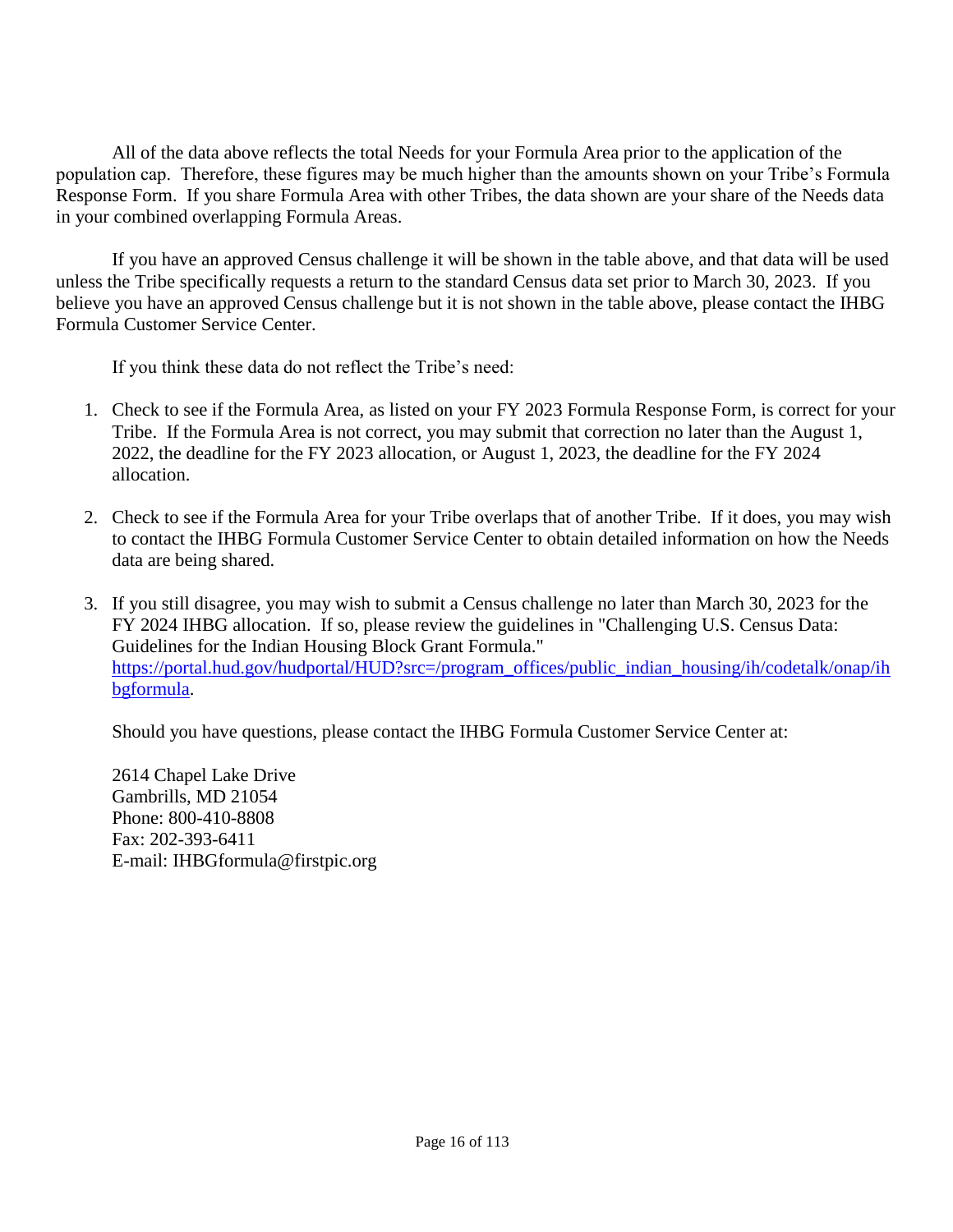All of the data above reflects the total Needs for your Formula Area prior to the application of the population cap. Therefore, these figures may be much higher than the amounts shown on your Tribe's Formula Response Form. If you share Formula Area with other Tribes, the data shown are your share of the Needs data in your combined overlapping Formula Areas.

If you have an approved Census challenge it will be shown in the table above, and that data will be used unless the Tribe specifically requests a return to the standard Census data set prior to March 30, 2023. If you believe you have an approved Census challenge but it is not shown in the table above, please contact the IHBG Formula Customer Service Center.

If you think these data do not reflect the Tribe's need:

1. Check to see if the Formula Area, as listed on your FY 2023 Formula Response Form, is correct for your Tribe. If the Formula Area is not correct, you may submit that correction no later than the August 1, 2022, the deadline for the FY 2023 allocation, or August 1, 2023, the deadline for the FY 2024 allocation.

2. Check to see if the Formula Area for your Tribe overlaps that of another Tribe. If it does, you may wish to contact the IHBG Formula Customer Service Center to obtain detailed information on how the Needs data are being shared.

3. If you still disagree, you may wish to submit a Census challenge no later than March 30, 2023 for the FY 2024 IHBG allocation. If so, please review the guidelines in "Challenging U.S. Census Data: Guidelines for the Indian Housing Block Grant Formula." [https://portal.hud.gov/hudportal/HUD?src=/program_offices/public_indian_housing/ih/codetalk/onap/ihbgformula](https://portal.hud.gov/hudportal/HUD?src=/program_offices/public_indian_housing/ih/codetalk/onap/ihbgformula).

Should you have questions, please contact the IHBG Formula Customer Service Center at:

2614 Chapel Lake Drive
Gambrills, MD 21054
Phone: 800-410-8808
Fax: 202-393-6411
E-mail: IHBGformula@firstpic.org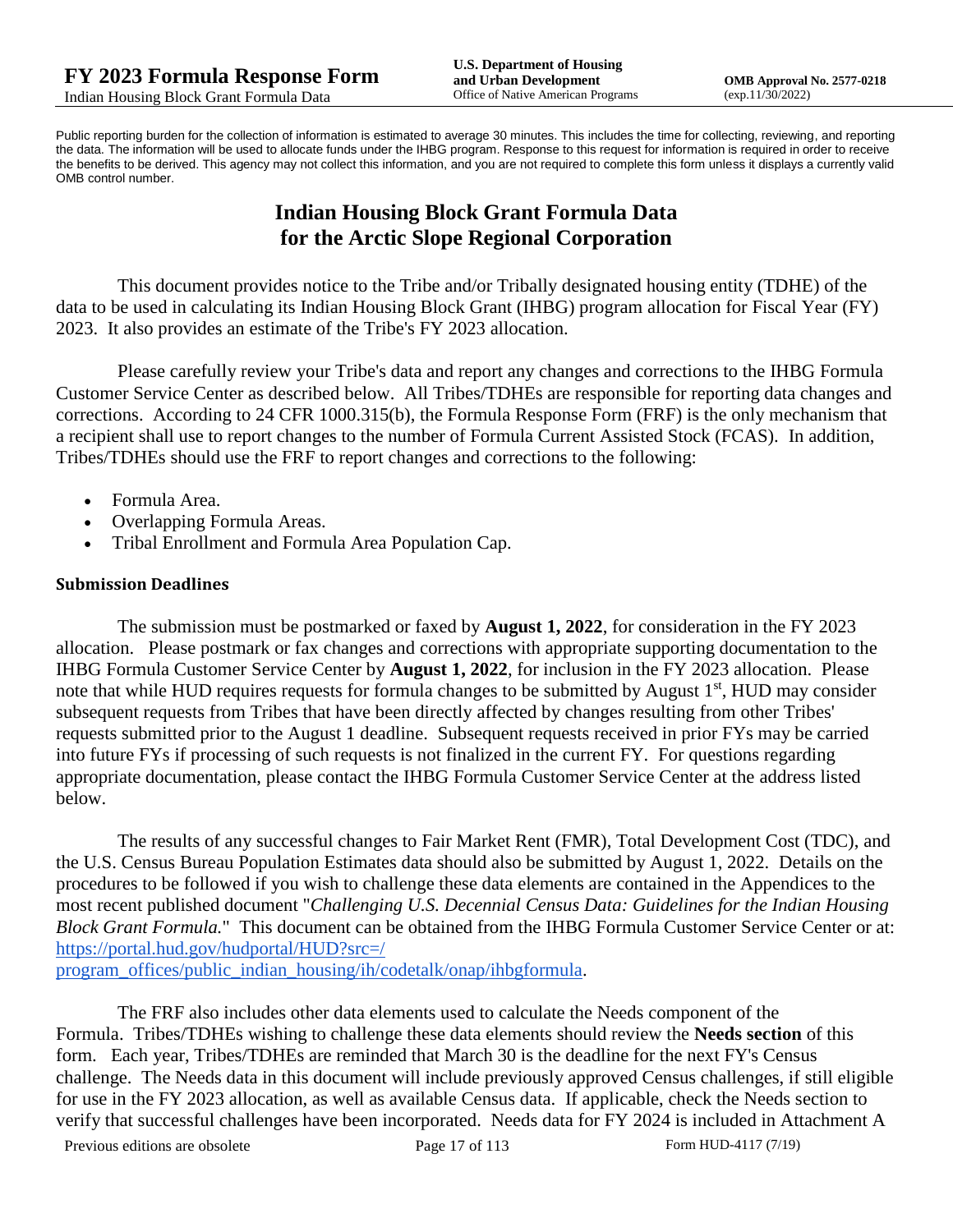Public reporting burden for the collection of information is estimated to average 30 minutes. This includes the time for collecting, reviewing, and reporting the data. The information will be used to allocate funds under the IHBG program. Response to this request for information is required in order to receive the benefits to be derived. This agency may not collect this information, and you are not required to complete this form unless it displays a currently valid OMB control number.

# Indian Housing Block Grant Formula Data for the Arctic Slope Regional Corporation

This document provides notice to the Tribe and/or Tribally designated housing entity (TDHE) of the data to be used in calculating its Indian Housing Block Grant (IHBG) program allocation for Fiscal Year (FY) 2023. It also provides an estimate of the Tribe's FY 2023 allocation.

Please carefully review your Tribe's data and report any changes and corrections to the IHBG Formula Customer Service Center as described below. All Tribes/TDHEs are responsible for reporting data changes and corrections. According to 24 CFR 1000.315(b), the Formula Response Form (FRF) is the only mechanism that a recipient shall use to report changes to the number of Formula Current Assisted Stock (FCAS). In addition, Tribes/TDHEs should use the FRF to report changes and corrections to the following:

- Formula Area.
- Overlapping Formula Areas.
- Tribal Enrollment and Formula Area Population Cap.

### Submission Deadlines

The submission must be postmarked or faxed by **August 1, 2022**, for consideration in the FY 2023 allocation. Please postmark or fax changes and corrections with appropriate supporting documentation to the IHBG Formula Customer Service Center by **August 1, 2022**, for inclusion in the FY 2023 allocation. Please note that while HUD requires requests for formula changes to be submitted by August 1st, HUD may consider subsequent requests from Tribes that have been directly affected by changes resulting from other Tribes' requests submitted prior to the August 1 deadline. Subsequent requests received in prior FYs may be carried into future FYs if processing of such requests is not finalized in the current FY. For questions regarding appropriate documentation, please contact the IHBG Formula Customer Service Center at the address listed below.

The results of any successful changes to Fair Market Rent (FMR), Total Development Cost (TDC), and the U.S. Census Bureau Population Estimates data should also be submitted by August 1, 2022. Details on the procedures to be followed if you wish to challenge these data elements are contained in the Appendices to the most recent published document "*Challenging U.S. Decennial Census Data: Guidelines for the Indian Housing Block Grant Formula.*" This document can be obtained from the IHBG Formula Customer Service Center or at: [https://portal.hud.gov/hudportal/HUD?src=/program_offices/public_indian_housing/ih/codetalk/onap/ihbgformula](https://portal.hud.gov/hudportal/HUD?src=/program_offices/public_indian_housing/ih/codetalk/onap/ihbgformula).

The FRF also includes other data elements used to calculate the Needs component of the Formula. Tribes/TDHEs wishing to challenge these data elements should review the **Needs section** of this form. Each year, Tribes/TDHEs are reminded that March 30 is the deadline for the next FY's Census challenge. The Needs data in this document will include previously approved Census challenges, if still eligible for use in the FY 2023 allocation, as well as available Census data. If applicable, check the Needs section to verify that successful challenges have been incorporated. Needs data for FY 2024 is included in Attachment A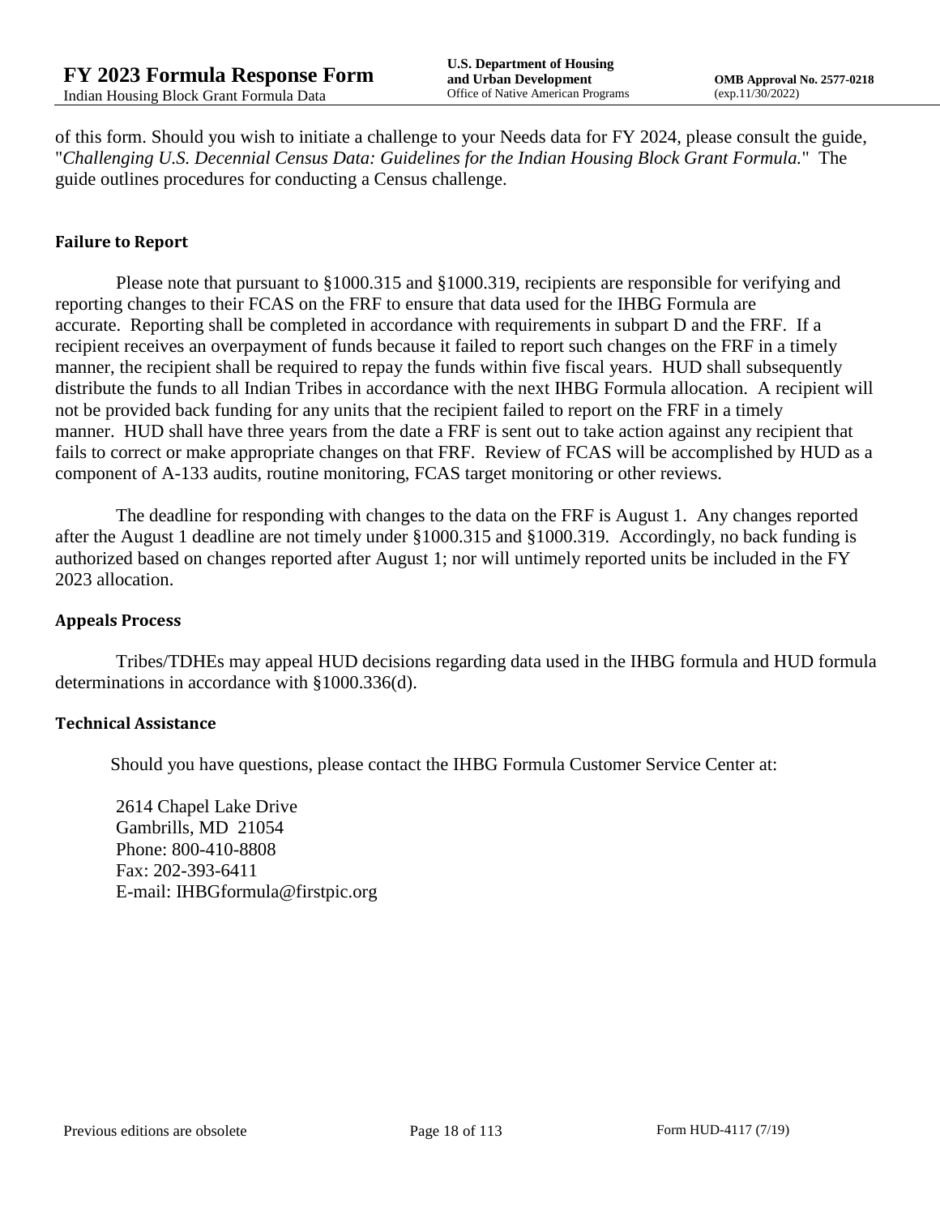of this form. Should you wish to initiate a challenge to your Needs data for FY 2024, please consult the guide, "*Challenging U.S. Decennial Census Data: Guidelines for the Indian Housing Block Grant Formula.*" The guide outlines procedures for conducting a Census challenge.

### Failure to Report

Please note that pursuant to §1000.315 and §1000.319, recipients are responsible for verifying and reporting changes to their FCAS on the FRF to ensure that data used for the IHBG Formula are accurate. Reporting shall be completed in accordance with requirements in subpart D and the FRF. If a recipient receives an overpayment of funds because it failed to report such changes on the FRF in a timely manner, the recipient shall be required to repay the funds within five fiscal years. HUD shall subsequently distribute the funds to all Indian Tribes in accordance with the next IHBG Formula allocation. A recipient will not be provided back funding for any units that the recipient failed to report on the FRF in a timely manner. HUD shall have three years from the date a FRF is sent out to take action against any recipient that fails to correct or make appropriate changes on that FRF. Review of FCAS will be accomplished by HUD as a component of A-133 audits, routine monitoring, FCAS target monitoring or other reviews.

The deadline for responding with changes to the data on the FRF is August 1. Any changes reported after the August 1 deadline are not timely under §1000.315 and §1000.319. Accordingly, no back funding is authorized based on changes reported after August 1; nor will untimely reported units be included in the FY 2023 allocation.

### Appeals Process

Tribes/TDHEs may appeal HUD decisions regarding data used in the IHBG formula and HUD formula determinations in accordance with §1000.336(d).

### Technical Assistance

Should you have questions, please contact the IHBG Formula Customer Service Center at:

2614 Chapel Lake Drive
Gambrills, MD 21054
Phone: 800-410-8808
Fax: 202-393-6411
E-mail: IHBGformula@firstpic.org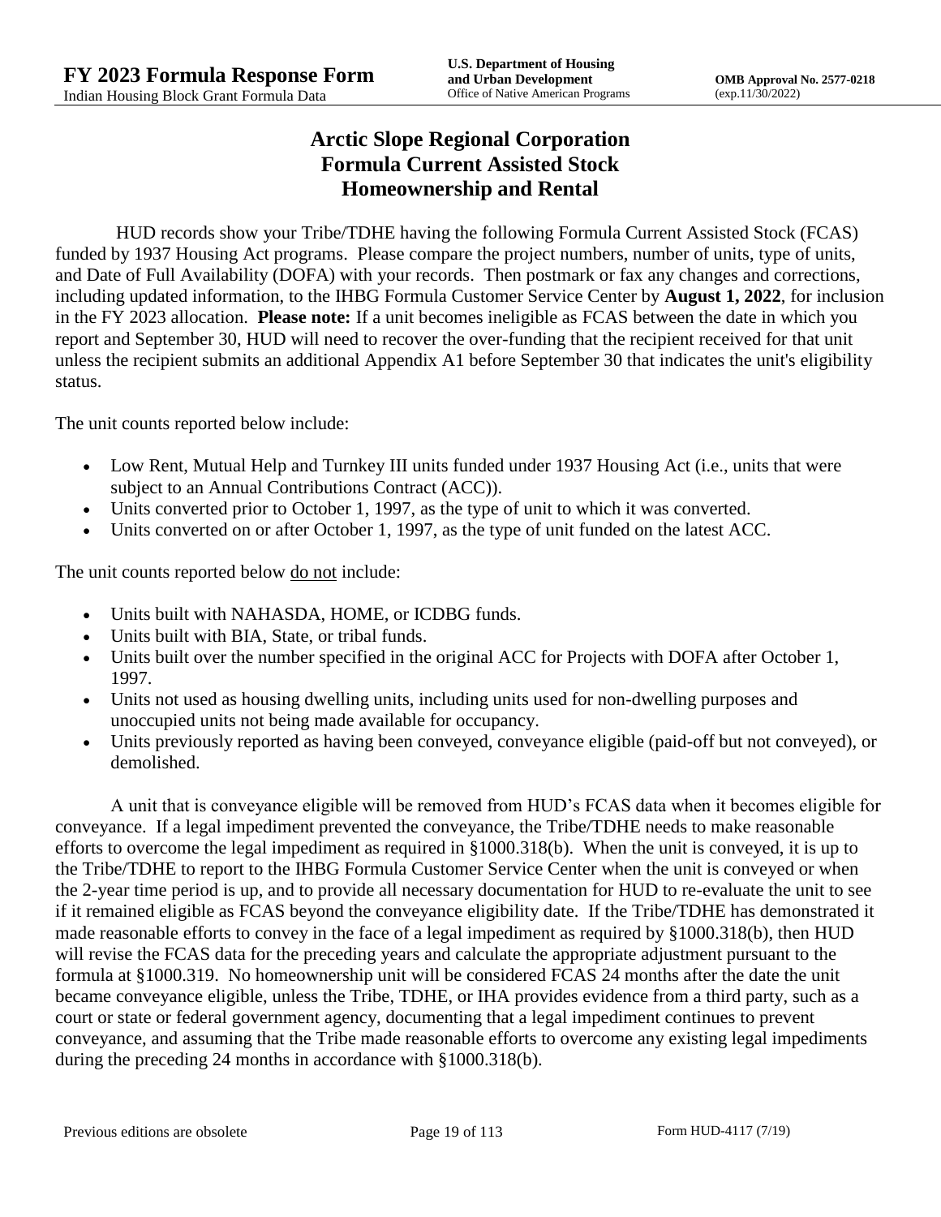# Arctic Slope Regional Corporation
# Formula Current Assisted Stock
# Homeownership and Rental

HUD records show your Tribe/TDHE having the following Formula Current Assisted Stock (FCAS) funded by 1937 Housing Act programs. Please compare the project numbers, number of units, type of units, and Date of Full Availability (DOFA) with your records. Then postmark or fax any changes and corrections, including updated information, to the IHBG Formula Customer Service Center by **August 1, 2022**, for inclusion in the FY 2023 allocation. **Please note:** If a unit becomes ineligible as FCAS between the date in which you report and September 30, HUD will need to recover the over-funding that the recipient received for that unit unless the recipient submits an additional Appendix A1 before September 30 that indicates the unit's eligibility status.

The unit counts reported below include:

- Low Rent, Mutual Help and Turnkey III units funded under 1937 Housing Act (i.e., units that were subject to an Annual Contributions Contract (ACC)).
- Units converted prior to October 1, 1997, as the type of unit to which it was converted.
- Units converted on or after October 1, 1997, as the type of unit funded on the latest ACC.

The unit counts reported below do not include:

- Units built with NAHASDA, HOME, or ICDBG funds.
- Units built with BIA, State, or tribal funds.
- Units built over the number specified in the original ACC for Projects with DOFA after October 1, 1997.
- Units not used as housing dwelling units, including units used for non-dwelling purposes and unoccupied units not being made available for occupancy.
- Units previously reported as having been conveyed, conveyance eligible (paid-off but not conveyed), or demolished.

A unit that is conveyance eligible will be removed from HUD's FCAS data when it becomes eligible for conveyance. If a legal impediment prevented the conveyance, the Tribe/TDHE needs to make reasonable efforts to overcome the legal impediment as required in §1000.318(b). When the unit is conveyed, it is up to the Tribe/TDHE to report to the IHBG Formula Customer Service Center when the unit is conveyed or when the 2-year time period is up, and to provide all necessary documentation for HUD to re-evaluate the unit to see if it remained eligible as FCAS beyond the conveyance eligibility date. If the Tribe/TDHE has demonstrated it made reasonable efforts to convey in the face of a legal impediment as required by §1000.318(b), then HUD will revise the FCAS data for the preceding years and calculate the appropriate adjustment pursuant to the formula at §1000.319. No homeownership unit will be considered FCAS 24 months after the date the unit became conveyance eligible, unless the Tribe, TDHE, or IHA provides evidence from a third party, such as a court or state or federal government agency, documenting that a legal impediment continues to prevent conveyance, and assuming that the Tribe made reasonable efforts to overcome any existing legal impediments during the preceding 24 months in accordance with §1000.318(b).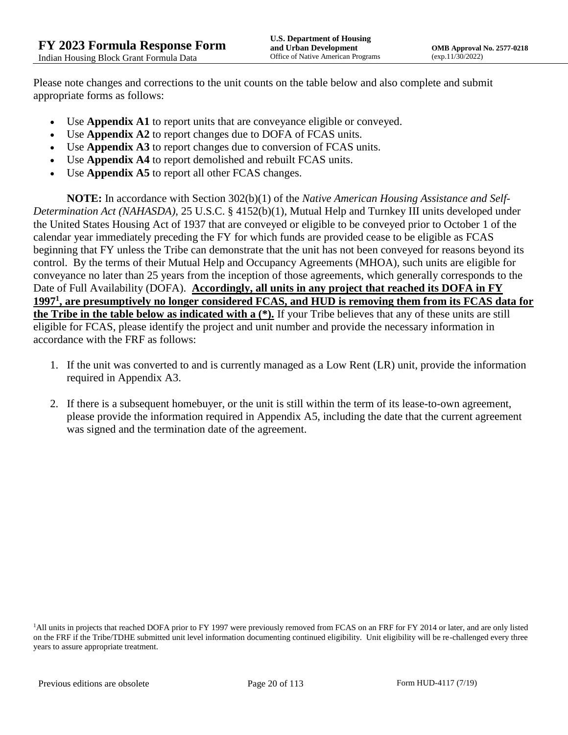Please note changes and corrections to the unit counts on the table below and also complete and submit appropriate forms as follows:

- Use **Appendix A1** to report units that are conveyance eligible or conveyed.
- Use **Appendix A2** to report changes due to DOFA of FCAS units.
- Use **Appendix A3** to report changes due to conversion of FCAS units.
- Use **Appendix A4** to report demolished and rebuilt FCAS units.
- Use **Appendix A5** to report all other FCAS changes.

**NOTE:** In accordance with Section 302(b)(1) of the *Native American Housing Assistance and Self-Determination Act (NAHASDA)*, 25 U.S.C. § 4152(b)(1), Mutual Help and Turnkey III units developed under the United States Housing Act of 1937 that are conveyed or eligible to be conveyed prior to October 1 of the calendar year immediately preceding the FY for which funds are provided cease to be eligible as FCAS beginning that FY unless the Tribe can demonstrate that the unit has not been conveyed for reasons beyond its control. By the terms of their Mutual Help and Occupancy Agreements (MHOA), such units are eligible for conveyance no later than 25 years from the inception of those agreements, which generally corresponds to the Date of Full Availability (DOFA). **Accordingly, all units in any project that reached its DOFA in FY 1997[1], are presumptively no longer considered FCAS, and HUD is removing them from its FCAS data for the Tribe in the table below as indicated with a (*).** If your Tribe believes that any of these units are still eligible for FCAS, please identify the project and unit number and provide the necessary information in accordance with the FRF as follows:

1. If the unit was converted to and is currently managed as a Low Rent (LR) unit, provide the information required in Appendix A3.
2. If there is a subsequent homebuyer, or the unit is still within the term of its lease-to-own agreement, please provide the information required in Appendix A5, including the date that the current agreement was signed and the termination date of the agreement.

[1]All units in projects that reached DOFA prior to FY 1997 were previously removed from FCAS on an FRF for FY 2014 or later, and are only listed on the FRF if the Tribe/TDHE submitted unit level information documenting continued eligibility. Unit eligibility will be re-challenged every three years to assure appropriate treatment.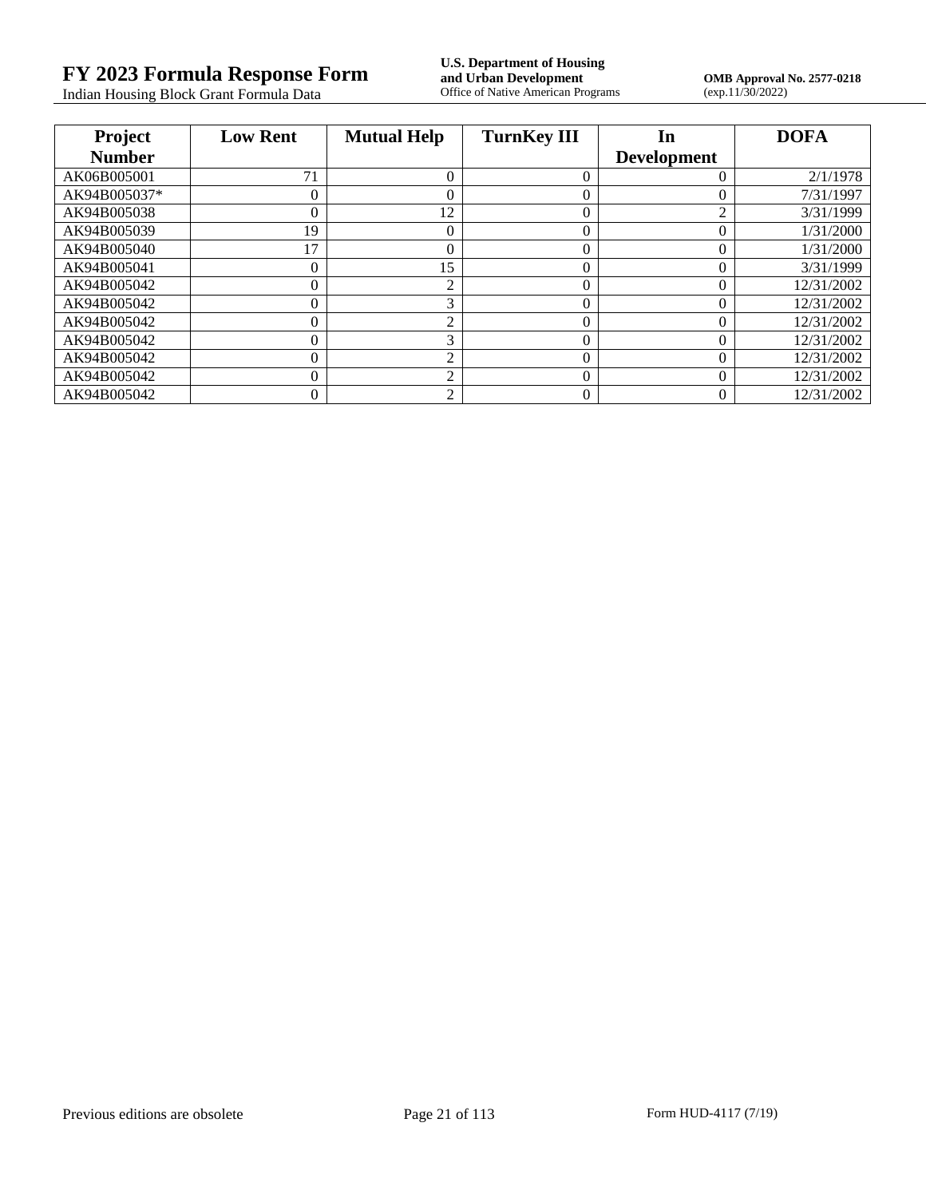| Project Number | Low Rent | Mutual Help | TurnKey III | In Development | DOFA |
|---|---|---|---|---|---|
| AK06B005001 | 71 | 0 | 0 | 0 | 2/1/1978 |
| AK94B005037* | 0 | 0 | 0 | 0 | 7/31/1997 |
| AK94B005038 | 0 | 12 | 0 | 2 | 3/31/1999 |
| AK94B005039 | 19 | 0 | 0 | 0 | 1/31/2000 |
| AK94B005040 | 17 | 0 | 0 | 0 | 1/31/2000 |
| AK94B005041 | 0 | 15 | 0 | 0 | 3/31/1999 |
| AK94B005042 | 0 | 2 | 0 | 0 | 12/31/2002 |
| AK94B005042 | 0 | 3 | 0 | 0 | 12/31/2002 |
| AK94B005042 | 0 | 2 | 0 | 0 | 12/31/2002 |
| AK94B005042 | 0 | 3 | 0 | 0 | 12/31/2002 |
| AK94B005042 | 0 | 2 | 0 | 0 | 12/31/2002 |
| AK94B005042 | 0 | 2 | 0 | 0 | 12/31/2002 |
| AK94B005042 | 0 | 2 | 0 | 0 | 12/31/2002 |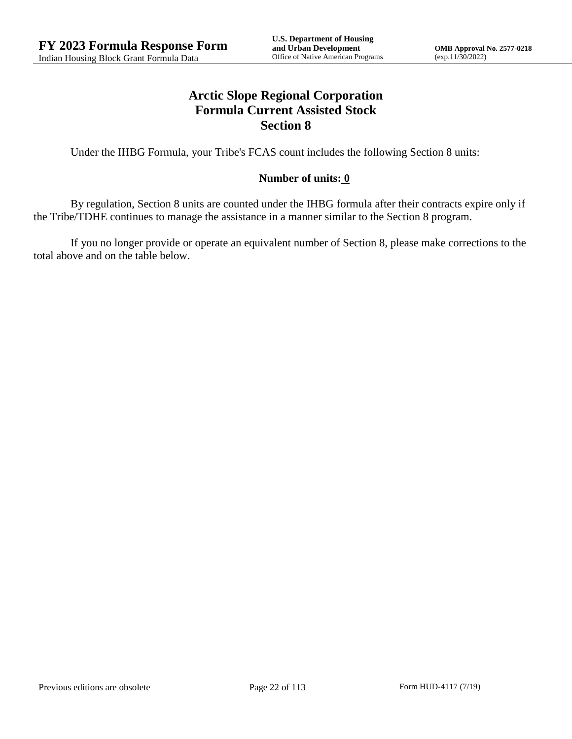# Arctic Slope Regional Corporation
# Formula Current Assisted Stock
# Section 8

Under the IHBG Formula, your Tribe's FCAS count includes the following Section 8 units:

**Number of units: 0**

By regulation, Section 8 units are counted under the IHBG formula after their contracts expire only if the Tribe/TDHE continues to manage the assistance in a manner similar to the Section 8 program.

If you no longer provide or operate an equivalent number of Section 8, please make corrections to the total above and on the table below.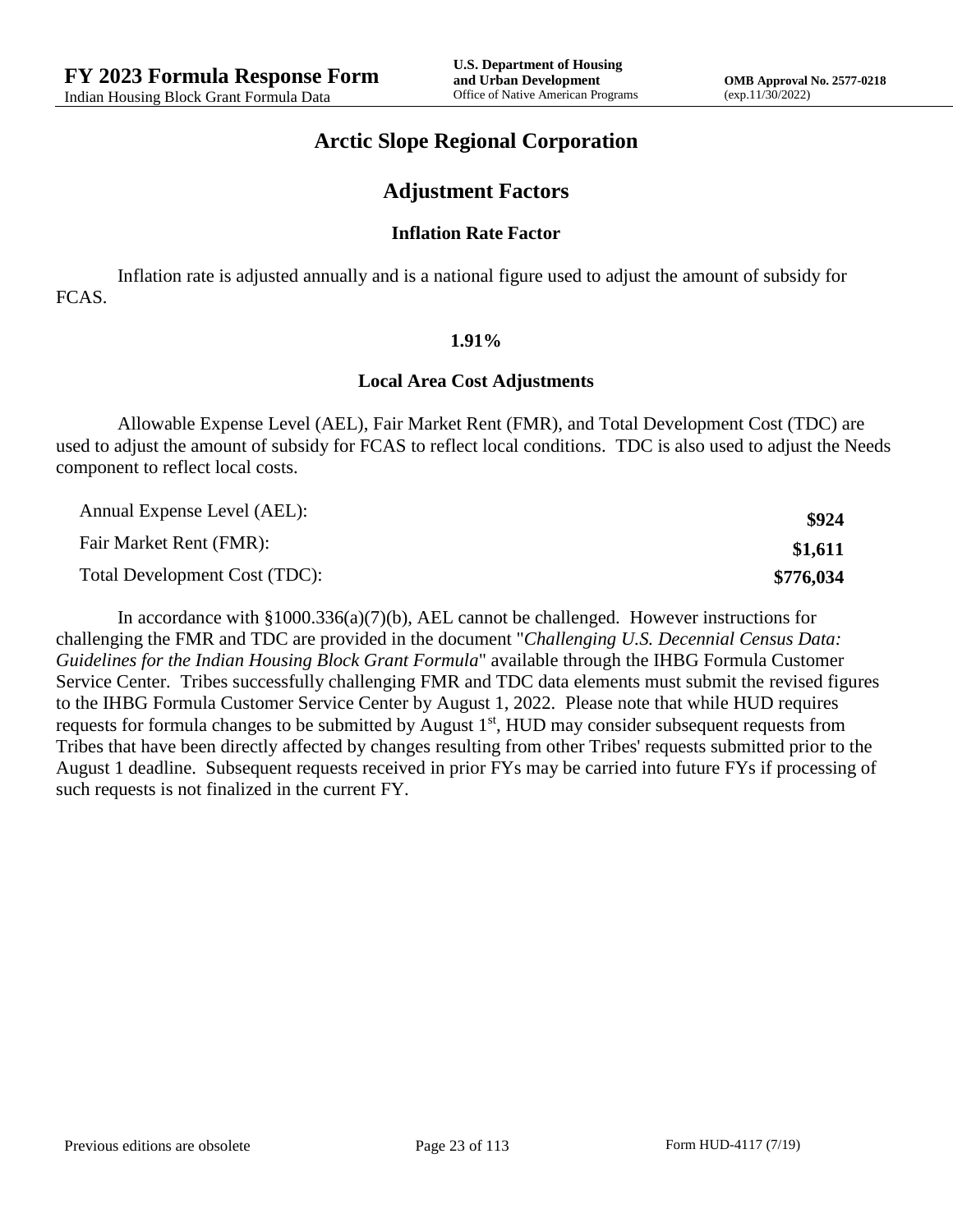# Arctic Slope Regional Corporation

## Adjustment Factors

### Inflation Rate Factor

Inflation rate is adjusted annually and is a national figure used to adjust the amount of subsidy for FCAS.

**1.91%**

### Local Area Cost Adjustments

Allowable Expense Level (AEL), Fair Market Rent (FMR), and Total Development Cost (TDC) are used to adjust the amount of subsidy for FCAS to reflect local conditions. TDC is also used to adjust the Needs component to reflect local costs.

| | |
|---|---|
| Annual Expense Level (AEL): | **$924** |
| Fair Market Rent (FMR): | **$1,611** |
| Total Development Cost (TDC): | **$776,034** |

In accordance with §1000.336(a)(7)(b), AEL cannot be challenged. However instructions for challenging the FMR and TDC are provided in the document "*Challenging U.S. Decennial Census Data: Guidelines for the Indian Housing Block Grant Formula*" available through the IHBG Formula Customer Service Center. Tribes successfully challenging FMR and TDC data elements must submit the revised figures to the IHBG Formula Customer Service Center by August 1, 2022. Please note that while HUD requires requests for formula changes to be submitted by August 1st, HUD may consider subsequent requests from Tribes that have been directly affected by changes resulting from other Tribes' requests submitted prior to the August 1 deadline. Subsequent requests received in prior FYs may be carried into future FYs if processing of such requests is not finalized in the current FY.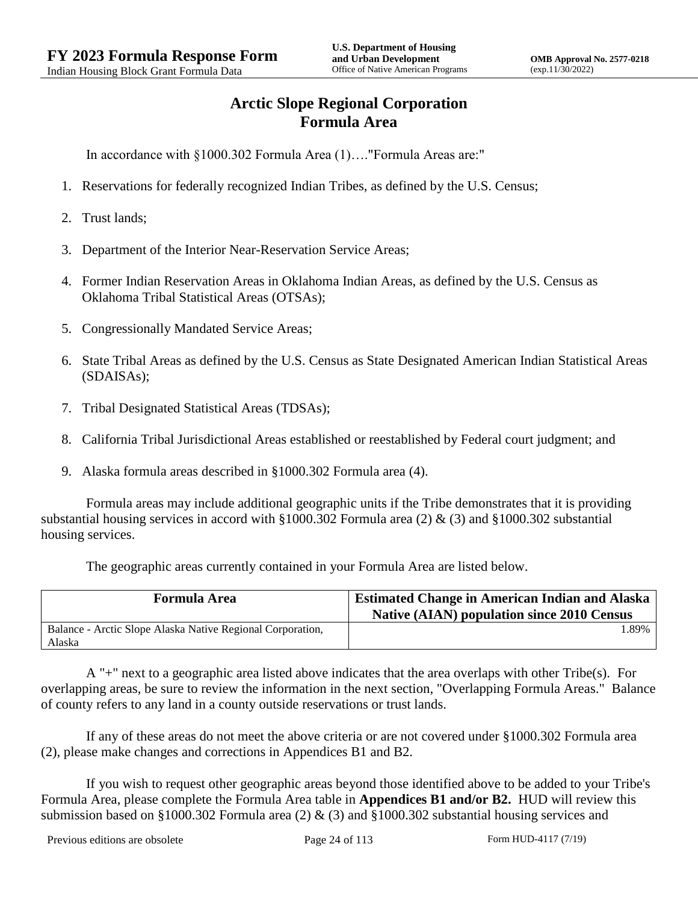# Arctic Slope Regional Corporation
# Formula Area

In accordance with §1000.302 Formula Area (1)…."Formula Areas are:"

1. Reservations for federally recognized Indian Tribes, as defined by the U.S. Census;
2. Trust lands;
3. Department of the Interior Near-Reservation Service Areas;
4. Former Indian Reservation Areas in Oklahoma Indian Areas, as defined by the U.S. Census as Oklahoma Tribal Statistical Areas (OTSAs);
5. Congressionally Mandated Service Areas;
6. State Tribal Areas as defined by the U.S. Census as State Designated American Indian Statistical Areas (SDAISAs);
7. Tribal Designated Statistical Areas (TDSAs);
8. California Tribal Jurisdictional Areas established or reestablished by Federal court judgment; and
9. Alaska formula areas described in §1000.302 Formula area (4).

Formula areas may include additional geographic units if the Tribe demonstrates that it is providing substantial housing services in accord with §1000.302 Formula area (2) & (3) and §1000.302 substantial housing services.

The geographic areas currently contained in your Formula Area are listed below.

| Formula Area | Estimated Change in American Indian and Alaska Native (AIAN) population since 2010 Census |
|---|---|
| Balance - Arctic Slope Alaska Native Regional Corporation, Alaska | 1.89% |

A "+" next to a geographic area listed above indicates that the area overlaps with other Tribe(s). For overlapping areas, be sure to review the information in the next section, "Overlapping Formula Areas." Balance of county refers to any land in a county outside reservations or trust lands.

If any of these areas do not meet the above criteria or are not covered under §1000.302 Formula area (2), please make changes and corrections in Appendices B1 and B2.

If you wish to request other geographic areas beyond those identified above to be added to your Tribe's Formula Area, please complete the Formula Area table in **Appendices B1 and/or B2.** HUD will review this submission based on §1000.302 Formula area (2) & (3) and §1000.302 substantial housing services and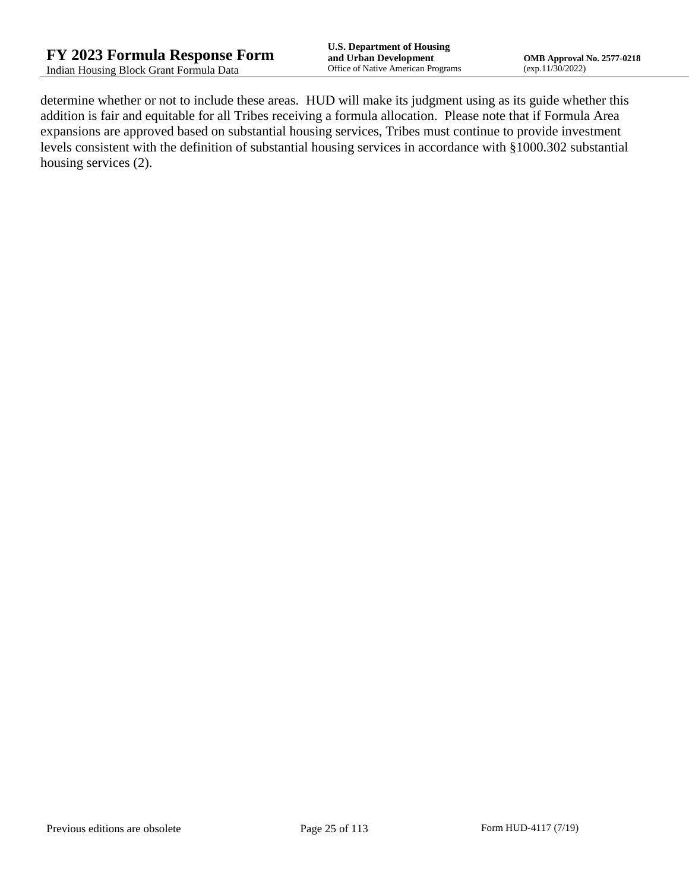determine whether or not to include these areas. HUD will make its judgment using as its guide whether this addition is fair and equitable for all Tribes receiving a formula allocation. Please note that if Formula Area expansions are approved based on substantial housing services, Tribes must continue to provide investment levels consistent with the definition of substantial housing services in accordance with §1000.302 substantial housing services (2).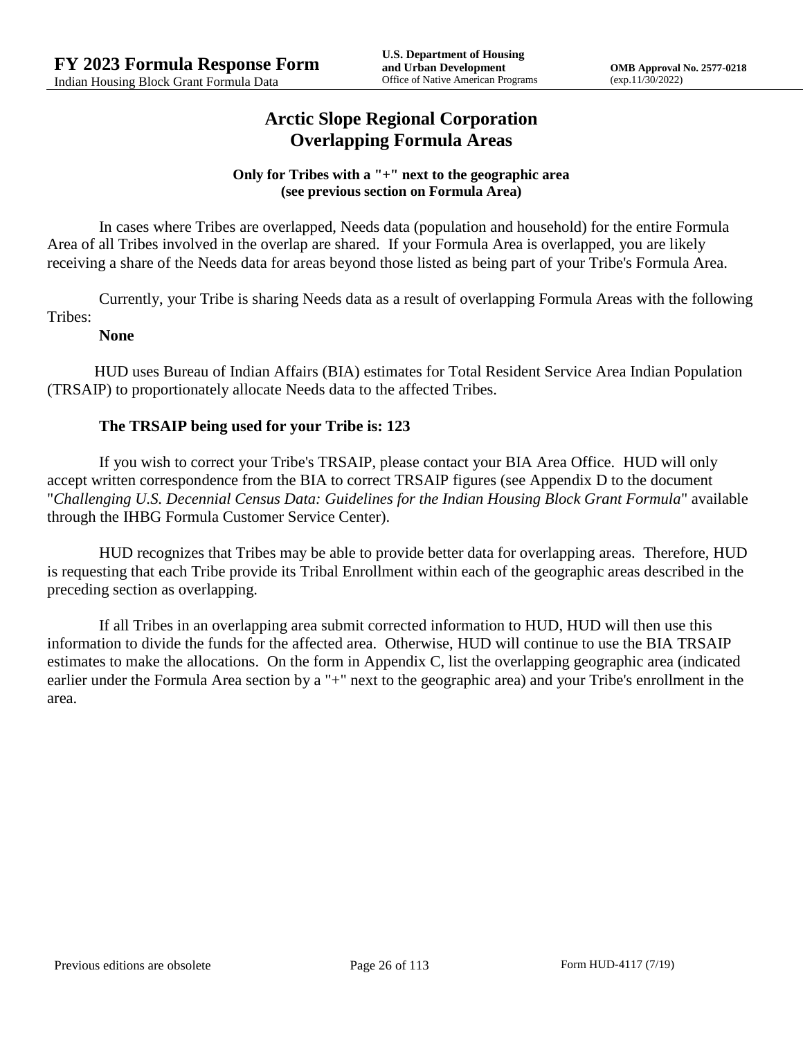# Arctic Slope Regional Corporation
# Overlapping Formula Areas

**Only for Tribes with a "+" next to the geographic area**
**(see previous section on Formula Area)**

In cases where Tribes are overlapped, Needs data (population and household) for the entire Formula Area of all Tribes involved in the overlap are shared. If your Formula Area is overlapped, you are likely receiving a share of the Needs data for areas beyond those listed as being part of your Tribe's Formula Area.

Currently, your Tribe is sharing Needs data as a result of overlapping Formula Areas with the following Tribes:

**None**

HUD uses Bureau of Indian Affairs (BIA) estimates for Total Resident Service Area Indian Population (TRSAIP) to proportionately allocate Needs data to the affected Tribes.

**The TRSAIP being used for your Tribe is: 123**

If you wish to correct your Tribe's TRSAIP, please contact your BIA Area Office. HUD will only accept written correspondence from the BIA to correct TRSAIP figures (see Appendix D to the document "*Challenging U.S. Decennial Census Data: Guidelines for the Indian Housing Block Grant Formula*" available through the IHBG Formula Customer Service Center).

HUD recognizes that Tribes may be able to provide better data for overlapping areas. Therefore, HUD is requesting that each Tribe provide its Tribal Enrollment within each of the geographic areas described in the preceding section as overlapping.

If all Tribes in an overlapping area submit corrected information to HUD, HUD will then use this information to divide the funds for the affected area. Otherwise, HUD will continue to use the BIA TRSAIP estimates to make the allocations. On the form in Appendix C, list the overlapping geographic area (indicated earlier under the Formula Area section by a "+" next to the geographic area) and your Tribe's enrollment in the area.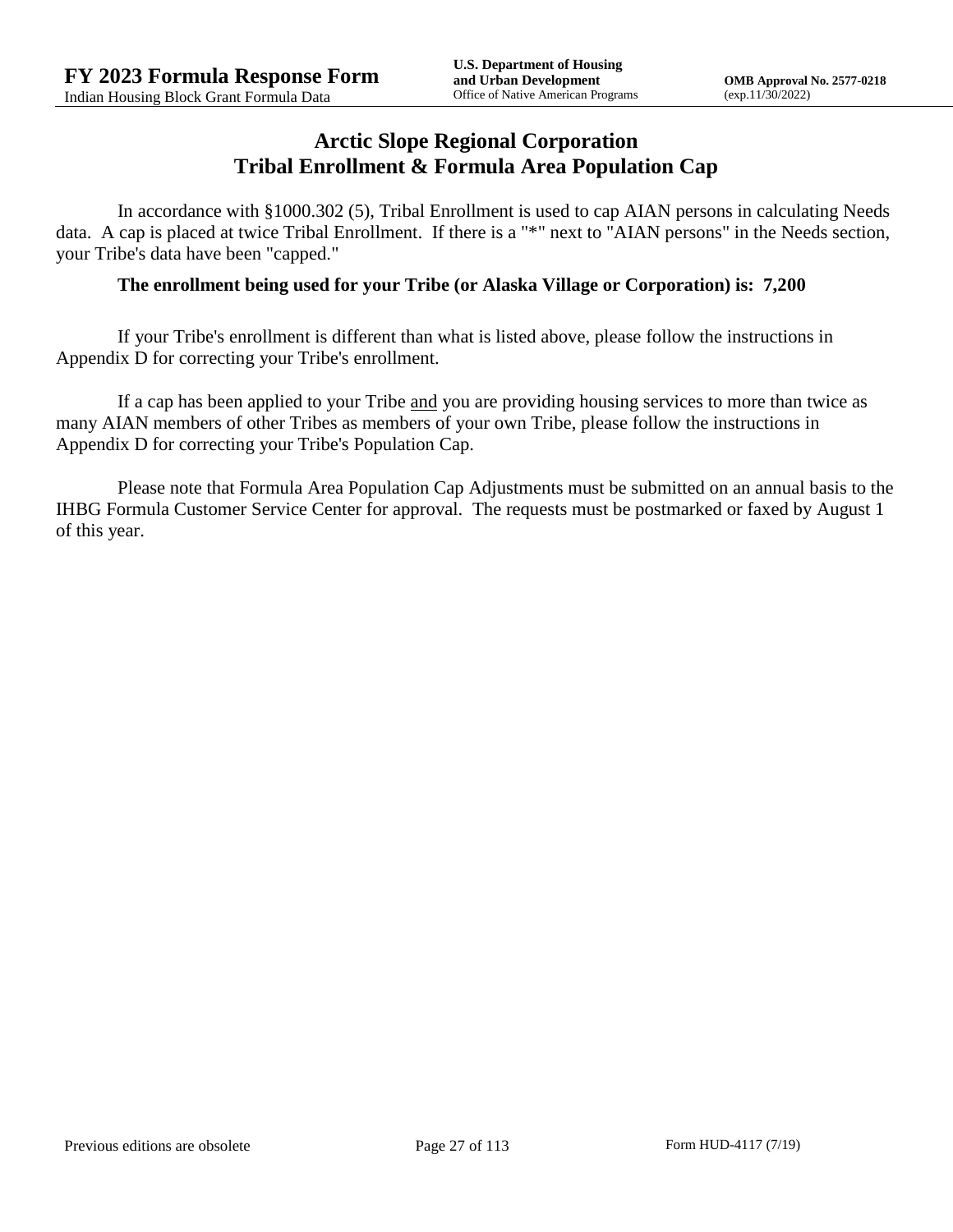# Arctic Slope Regional Corporation
# Tribal Enrollment & Formula Area Population Cap

In accordance with §1000.302 (5), Tribal Enrollment is used to cap AIAN persons in calculating Needs data. A cap is placed at twice Tribal Enrollment. If there is a "*" next to "AIAN persons" in the Needs section, your Tribe's data have been "capped."

**The enrollment being used for your Tribe (or Alaska Village or Corporation) is: 7,200**

If your Tribe's enrollment is different than what is listed above, please follow the instructions in Appendix D for correcting your Tribe's enrollment.

If a cap has been applied to your Tribe <u>and</u> you are providing housing services to more than twice as many AIAN members of other Tribes as members of your own Tribe, please follow the instructions in Appendix D for correcting your Tribe's Population Cap.

Please note that Formula Area Population Cap Adjustments must be submitted on an annual basis to the IHBG Formula Customer Service Center for approval. The requests must be postmarked or faxed by August 1 of this year.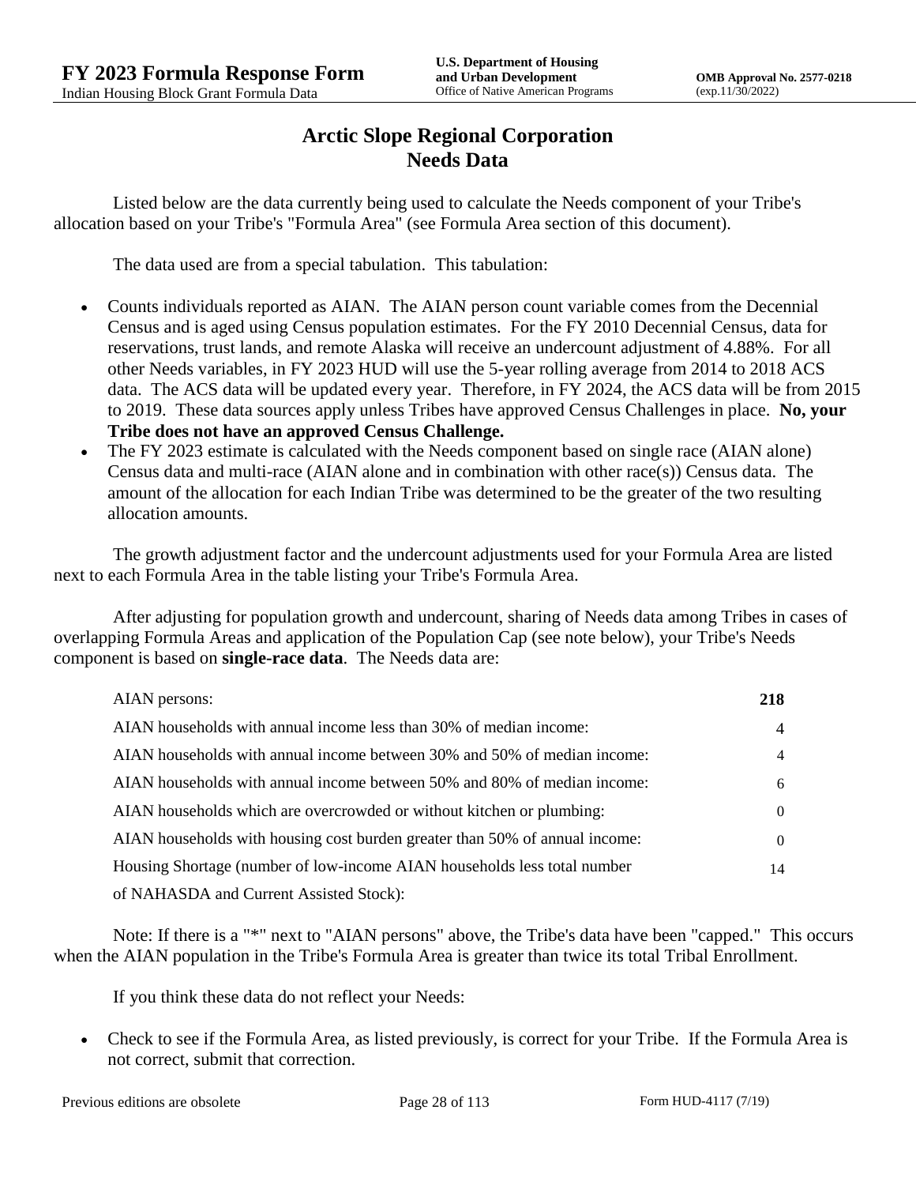# Arctic Slope Regional Corporation
## Needs Data

Listed below are the data currently being used to calculate the Needs component of your Tribe's allocation based on your Tribe's "Formula Area" (see Formula Area section of this document).

The data used are from a special tabulation. This tabulation:

- Counts individuals reported as AIAN. The AIAN person count variable comes from the Decennial Census and is aged using Census population estimates. For the FY 2010 Decennial Census, data for reservations, trust lands, and remote Alaska will receive an undercount adjustment of 4.88%. For all other Needs variables, in FY 2023 HUD will use the 5-year rolling average from 2014 to 2018 ACS data. The ACS data will be updated every year. Therefore, in FY 2024, the ACS data will be from 2015 to 2019. These data sources apply unless Tribes have approved Census Challenges in place. **No, your Tribe does not have an approved Census Challenge.**
- The FY 2023 estimate is calculated with the Needs component based on single race (AIAN alone) Census data and multi-race (AIAN alone and in combination with other race(s)) Census data. The amount of the allocation for each Indian Tribe was determined to be the greater of the two resulting allocation amounts.

The growth adjustment factor and the undercount adjustments used for your Formula Area are listed next to each Formula Area in the table listing your Tribe's Formula Area.

After adjusting for population growth and undercount, sharing of Needs data among Tribes in cases of overlapping Formula Areas and application of the Population Cap (see note below), your Tribe's Needs component is based on **single-race data**. The Needs data are:

| | |
|---|---|
| AIAN persons: | **218** |
| AIAN households with annual income less than 30% of median income: | 4 |
| AIAN households with annual income between 30% and 50% of median income: | 4 |
| AIAN households with annual income between 50% and 80% of median income: | 6 |
| AIAN households which are overcrowded or without kitchen or plumbing: | 0 |
| AIAN households with housing cost burden greater than 50% of annual income: | 0 |
| Housing Shortage (number of low-income AIAN households less total number of NAHASDA and Current Assisted Stock): | 14 |

Note: If there is a "*" next to "AIAN persons" above, the Tribe's data have been "capped." This occurs when the AIAN population in the Tribe's Formula Area is greater than twice its total Tribal Enrollment.

If you think these data do not reflect your Needs:

- Check to see if the Formula Area, as listed previously, is correct for your Tribe. If the Formula Area is not correct, submit that correction.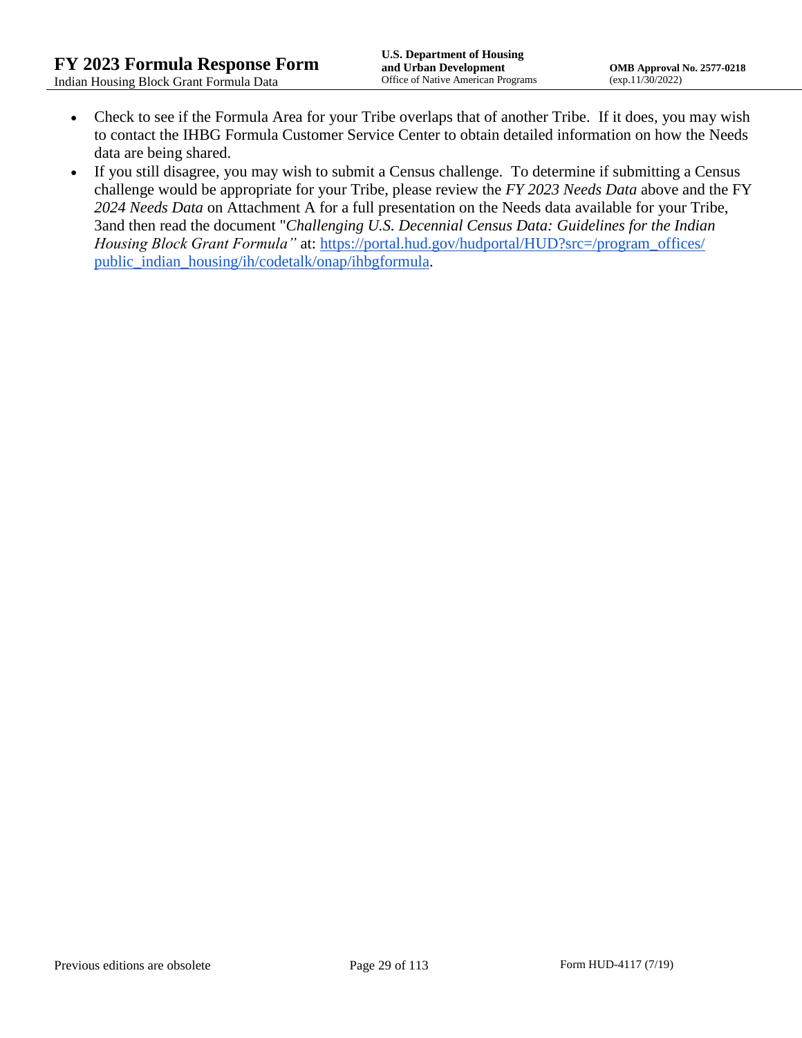- Check to see if the Formula Area for your Tribe overlaps that of another Tribe. If it does, you may wish to contact the IHBG Formula Customer Service Center to obtain detailed information on how the Needs data are being shared.
- If you still disagree, you may wish to submit a Census challenge. To determine if submitting a Census challenge would be appropriate for your Tribe, please review the *FY 2023 Needs Data* above and the FY *2024 Needs Data* on Attachment A for a full presentation on the Needs data available for your Tribe, 3and then read the document "*Challenging U.S. Decennial Census Data: Guidelines for the Indian Housing Block Grant Formula"* at: [https://portal.hud.gov/hudportal/HUD?src=/program_offices/public_indian_housing/ih/codetalk/onap/ihbgformula](https://portal.hud.gov/hudportal/HUD?src=/program_offices/public_indian_housing/ih/codetalk/onap/ihbgformula).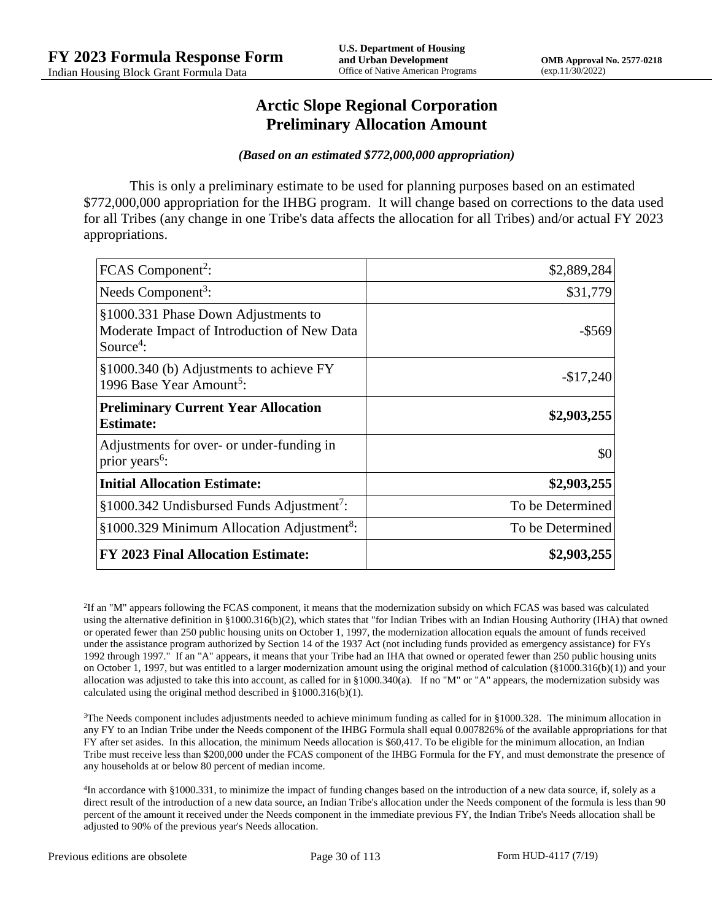# Arctic Slope Regional Corporation
# Preliminary Allocation Amount

***(Based on an estimated $772,000,000 appropriation)***

This is only a preliminary estimate to be used for planning purposes based on an estimated $772,000,000 appropriation for the IHBG program. It will change based on corrections to the data used for all Tribes (any change in one Tribe's data affects the allocation for all Tribes) and/or actual FY 2023 appropriations.

| | |
|---|---:|
| FCAS Component[2]: | $2,889,284 |
| Needs Component[3]: | $31,779 |
| §1000.331 Phase Down Adjustments to Moderate Impact of Introduction of New Data Source[4]: | -$569 |
| §1000.340 (b) Adjustments to achieve FY 1996 Base Year Amount[5]: | -$17,240 |
| **Preliminary Current Year Allocation Estimate:** | **$2,903,255** |
| Adjustments for over- or under-funding in prior years[6]: | $0 |
| **Initial Allocation Estimate:** | **$2,903,255** |
| §1000.342 Undisbursed Funds Adjustment[7]: | To be Determined |
| §1000.329 Minimum Allocation Adjustment[8]: | To be Determined |
| **FY 2023 Final Allocation Estimate:** | **$2,903,255** |

[2]If an "M" appears following the FCAS component, it means that the modernization subsidy on which FCAS was based was calculated using the alternative definition in §1000.316(b)(2), which states that "for Indian Tribes with an Indian Housing Authority (IHA) that owned or operated fewer than 250 public housing units on October 1, 1997, the modernization allocation equals the amount of funds received under the assistance program authorized by Section 14 of the 1937 Act (not including funds provided as emergency assistance) for FYs 1992 through 1997." If an "A" appears, it means that your Tribe had an IHA that owned or operated fewer than 250 public housing units on October 1, 1997, but was entitled to a larger modernization amount using the original method of calculation (§1000.316(b)(1)) and your allocation was adjusted to take this into account, as called for in §1000.340(a). If no "M" or "A" appears, the modernization subsidy was calculated using the original method described in §1000.316(b)(1).

[3]The Needs component includes adjustments needed to achieve minimum funding as called for in §1000.328. The minimum allocation in any FY to an Indian Tribe under the Needs component of the IHBG Formula shall equal 0.007826% of the available appropriations for that FY after set asides. In this allocation, the minimum Needs allocation is $60,417. To be eligible for the minimum allocation, an Indian Tribe must receive less than $200,000 under the FCAS component of the IHBG Formula for the FY, and must demonstrate the presence of any households at or below 80 percent of median income.

[4]In accordance with §1000.331, to minimize the impact of funding changes based on the introduction of a new data source, if, solely as a direct result of the introduction of a new data source, an Indian Tribe's allocation under the Needs component of the formula is less than 90 percent of the amount it received under the Needs component in the immediate previous FY, the Indian Tribe's Needs allocation shall be adjusted to 90% of the previous year's Needs allocation.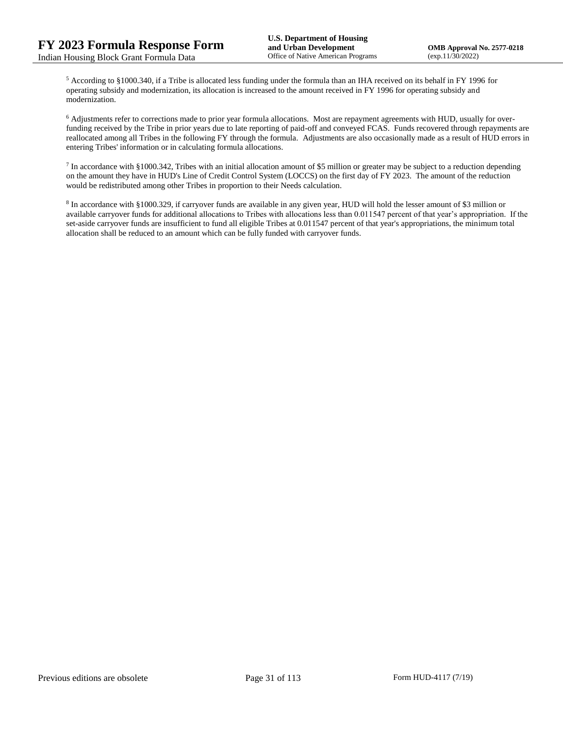[5] According to §1000.340, if a Tribe is allocated less funding under the formula than an IHA received on its behalf in FY 1996 for operating subsidy and modernization, its allocation is increased to the amount received in FY 1996 for operating subsidy and modernization.

[6] Adjustments refer to corrections made to prior year formula allocations. Most are repayment agreements with HUD, usually for over-funding received by the Tribe in prior years due to late reporting of paid-off and conveyed FCAS. Funds recovered through repayments are reallocated among all Tribes in the following FY through the formula. Adjustments are also occasionally made as a result of HUD errors in entering Tribes' information or in calculating formula allocations.

[7] In accordance with §1000.342, Tribes with an initial allocation amount of $5 million or greater may be subject to a reduction depending on the amount they have in HUD's Line of Credit Control System (LOCCS) on the first day of FY 2023. The amount of the reduction would be redistributed among other Tribes in proportion to their Needs calculation.

[8] In accordance with §1000.329, if carryover funds are available in any given year, HUD will hold the lesser amount of $3 million or available carryover funds for additional allocations to Tribes with allocations less than 0.011547 percent of that year's appropriation. If the set-aside carryover funds are insufficient to fund all eligible Tribes at 0.011547 percent of that year's appropriations, the minimum total allocation shall be reduced to an amount which can be fully funded with carryover funds.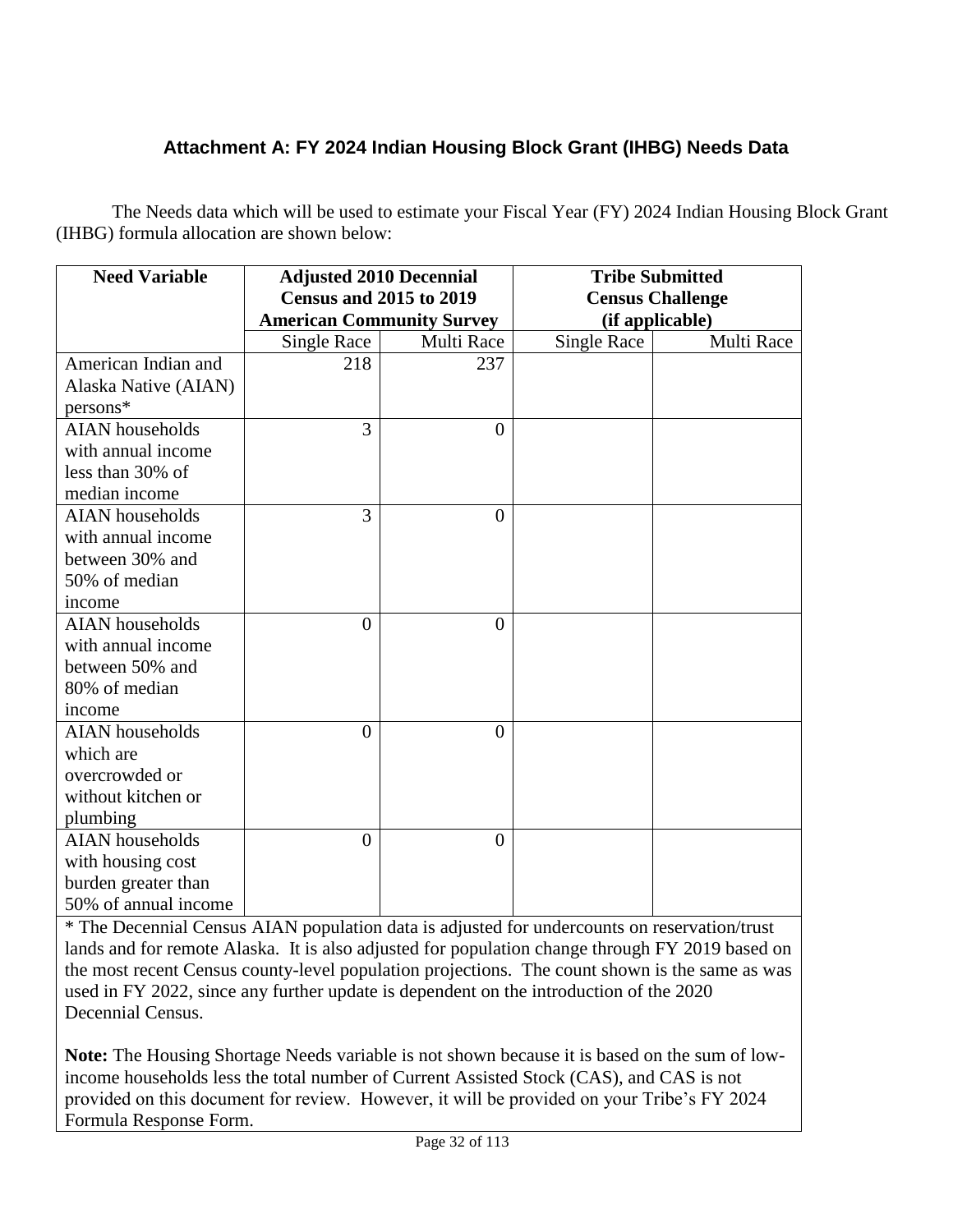### Attachment A: FY 2024 Indian Housing Block Grant (IHBG) Needs Data

The Needs data which will be used to estimate your Fiscal Year (FY) 2024 Indian Housing Block Grant (IHBG) formula allocation are shown below:

| Need Variable | Adjusted 2010 Decennial Census and 2015 to 2019 American Community Survey | | Tribe Submitted Census Challenge (if applicable) | |
|---|---|---|---|---|
| | Single Race | Multi Race | Single Race | Multi Race |
| American Indian and Alaska Native (AIAN) persons* | 218 | 237 | | |
| AIAN households with annual income less than 30% of median income | 3 | 0 | | |
| AIAN households with annual income between 30% and 50% of median income | 3 | 0 | | |
| AIAN households with annual income between 50% and 80% of median income | 0 | 0 | | |
| AIAN households which are overcrowded or without kitchen or plumbing | 0 | 0 | | |
| AIAN households with housing cost burden greater than 50% of annual income | 0 | 0 | | |

* The Decennial Census AIAN population data is adjusted for undercounts on reservation/trust lands and for remote Alaska. It is also adjusted for population change through FY 2019 based on the most recent Census county-level population projections. The count shown is the same as was used in FY 2022, since any further update is dependent on the introduction of the 2020 Decennial Census.

**Note:** The Housing Shortage Needs variable is not shown because it is based on the sum of low-income households less the total number of Current Assisted Stock (CAS), and CAS is not provided on this document for review. However, it will be provided on your Tribe's FY 2024 Formula Response Form.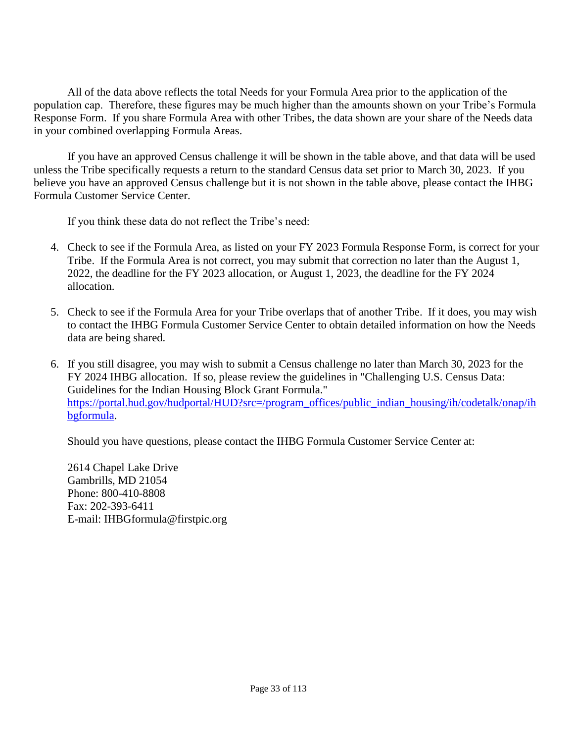All of the data above reflects the total Needs for your Formula Area prior to the application of the population cap. Therefore, these figures may be much higher than the amounts shown on your Tribe's Formula Response Form. If you share Formula Area with other Tribes, the data shown are your share of the Needs data in your combined overlapping Formula Areas.

If you have an approved Census challenge it will be shown in the table above, and that data will be used unless the Tribe specifically requests a return to the standard Census data set prior to March 30, 2023. If you believe you have an approved Census challenge but it is not shown in the table above, please contact the IHBG Formula Customer Service Center.

If you think these data do not reflect the Tribe's need:

4. Check to see if the Formula Area, as listed on your FY 2023 Formula Response Form, is correct for your Tribe. If the Formula Area is not correct, you may submit that correction no later than the August 1, 2022, the deadline for the FY 2023 allocation, or August 1, 2023, the deadline for the FY 2024 allocation.

5. Check to see if the Formula Area for your Tribe overlaps that of another Tribe. If it does, you may wish to contact the IHBG Formula Customer Service Center to obtain detailed information on how the Needs data are being shared.

6. If you still disagree, you may wish to submit a Census challenge no later than March 30, 2023 for the FY 2024 IHBG allocation. If so, please review the guidelines in "Challenging U.S. Census Data: Guidelines for the Indian Housing Block Grant Formula." https://portal.hud.gov/hudportal/HUD?src=/program_offices/public_indian_housing/ih/codetalk/onap/ihbgformula.

Should you have questions, please contact the IHBG Formula Customer Service Center at:

2614 Chapel Lake Drive
Gambrills, MD 21054
Phone: 800-410-8808
Fax: 202-393-6411
E-mail: IHBGformula@firstpic.org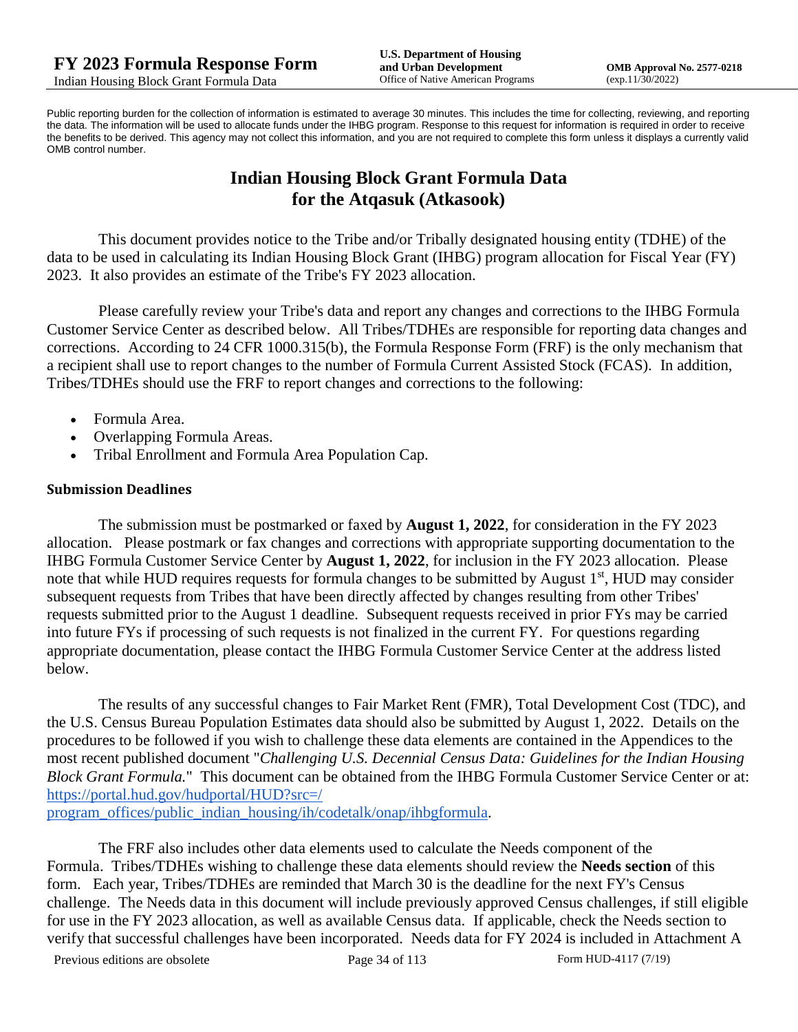Public reporting burden for the collection of information is estimated to average 30 minutes. This includes the time for collecting, reviewing, and reporting the data. The information will be used to allocate funds under the IHBG program. Response to this request for information is required in order to receive the benefits to be derived. This agency may not collect this information, and you are not required to complete this form unless it displays a currently valid OMB control number.

# Indian Housing Block Grant Formula Data for the Atqasuk (Atkasook)

This document provides notice to the Tribe and/or Tribally designated housing entity (TDHE) of the data to be used in calculating its Indian Housing Block Grant (IHBG) program allocation for Fiscal Year (FY) 2023. It also provides an estimate of the Tribe's FY 2023 allocation.

Please carefully review your Tribe's data and report any changes and corrections to the IHBG Formula Customer Service Center as described below. All Tribes/TDHEs are responsible for reporting data changes and corrections. According to 24 CFR 1000.315(b), the Formula Response Form (FRF) is the only mechanism that a recipient shall use to report changes to the number of Formula Current Assisted Stock (FCAS). In addition, Tribes/TDHEs should use the FRF to report changes and corrections to the following:

- Formula Area.
- Overlapping Formula Areas.
- Tribal Enrollment and Formula Area Population Cap.

### Submission Deadlines

The submission must be postmarked or faxed by **August 1, 2022**, for consideration in the FY 2023 allocation. Please postmark or fax changes and corrections with appropriate supporting documentation to the IHBG Formula Customer Service Center by **August 1, 2022**, for inclusion in the FY 2023 allocation. Please note that while HUD requires requests for formula changes to be submitted by August 1st, HUD may consider subsequent requests from Tribes that have been directly affected by changes resulting from other Tribes' requests submitted prior to the August 1 deadline. Subsequent requests received in prior FYs may be carried into future FYs if processing of such requests is not finalized in the current FY. For questions regarding appropriate documentation, please contact the IHBG Formula Customer Service Center at the address listed below.

The results of any successful changes to Fair Market Rent (FMR), Total Development Cost (TDC), and the U.S. Census Bureau Population Estimates data should also be submitted by August 1, 2022. Details on the procedures to be followed if you wish to challenge these data elements are contained in the Appendices to the most recent published document "*Challenging U.S. Decennial Census Data: Guidelines for the Indian Housing Block Grant Formula.*" This document can be obtained from the IHBG Formula Customer Service Center or at: [https://portal.hud.gov/hudportal/HUD?src=/program_offices/public_indian_housing/ih/codetalk/onap/ihbgformula](https://portal.hud.gov/hudportal/HUD?src=/program_offices/public_indian_housing/ih/codetalk/onap/ihbgformula).

The FRF also includes other data elements used to calculate the Needs component of the Formula. Tribes/TDHEs wishing to challenge these data elements should review the **Needs section** of this form. Each year, Tribes/TDHEs are reminded that March 30 is the deadline for the next FY's Census challenge. The Needs data in this document will include previously approved Census challenges, if still eligible for use in the FY 2023 allocation, as well as available Census data. If applicable, check the Needs section to verify that successful challenges have been incorporated. Needs data for FY 2024 is included in Attachment A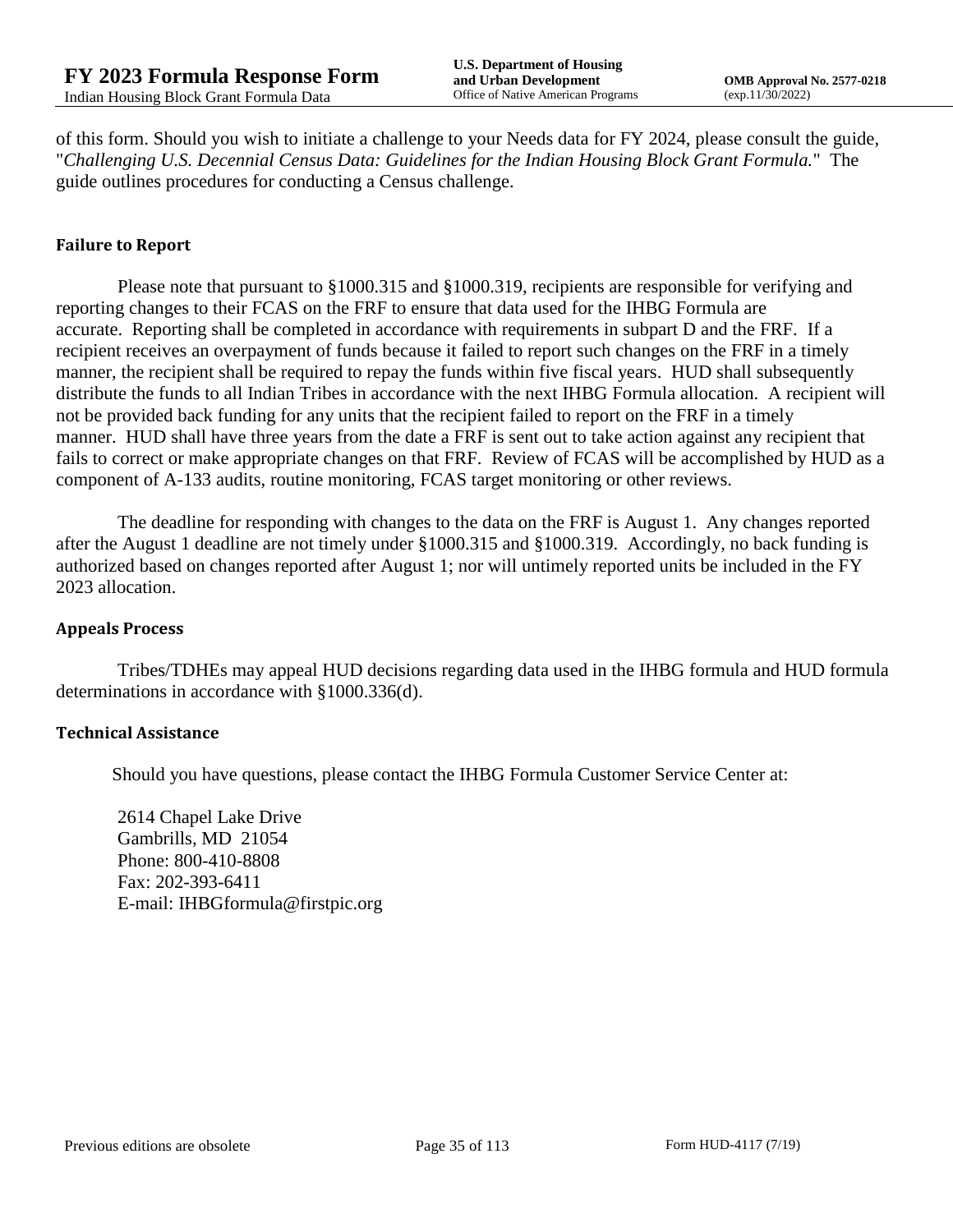of this form. Should you wish to initiate a challenge to your Needs data for FY 2024, please consult the guide, "*Challenging U.S. Decennial Census Data: Guidelines for the Indian Housing Block Grant Formula.*" The guide outlines procedures for conducting a Census challenge.

**Failure to Report**

Please note that pursuant to §1000.315 and §1000.319, recipients are responsible for verifying and reporting changes to their FCAS on the FRF to ensure that data used for the IHBG Formula are accurate. Reporting shall be completed in accordance with requirements in subpart D and the FRF. If a recipient receives an overpayment of funds because it failed to report such changes on the FRF in a timely manner, the recipient shall be required to repay the funds within five fiscal years. HUD shall subsequently distribute the funds to all Indian Tribes in accordance with the next IHBG Formula allocation. A recipient will not be provided back funding for any units that the recipient failed to report on the FRF in a timely manner. HUD shall have three years from the date a FRF is sent out to take action against any recipient that fails to correct or make appropriate changes on that FRF. Review of FCAS will be accomplished by HUD as a component of A-133 audits, routine monitoring, FCAS target monitoring or other reviews.

The deadline for responding with changes to the data on the FRF is August 1. Any changes reported after the August 1 deadline are not timely under §1000.315 and §1000.319. Accordingly, no back funding is authorized based on changes reported after August 1; nor will untimely reported units be included in the FY 2023 allocation.

**Appeals Process**

Tribes/TDHEs may appeal HUD decisions regarding data used in the IHBG formula and HUD formula determinations in accordance with §1000.336(d).

**Technical Assistance**

Should you have questions, please contact the IHBG Formula Customer Service Center at:

2614 Chapel Lake Drive
Gambrills, MD 21054
Phone: 800-410-8808
Fax: 202-393-6411
E-mail: IHBGformula@firstpic.org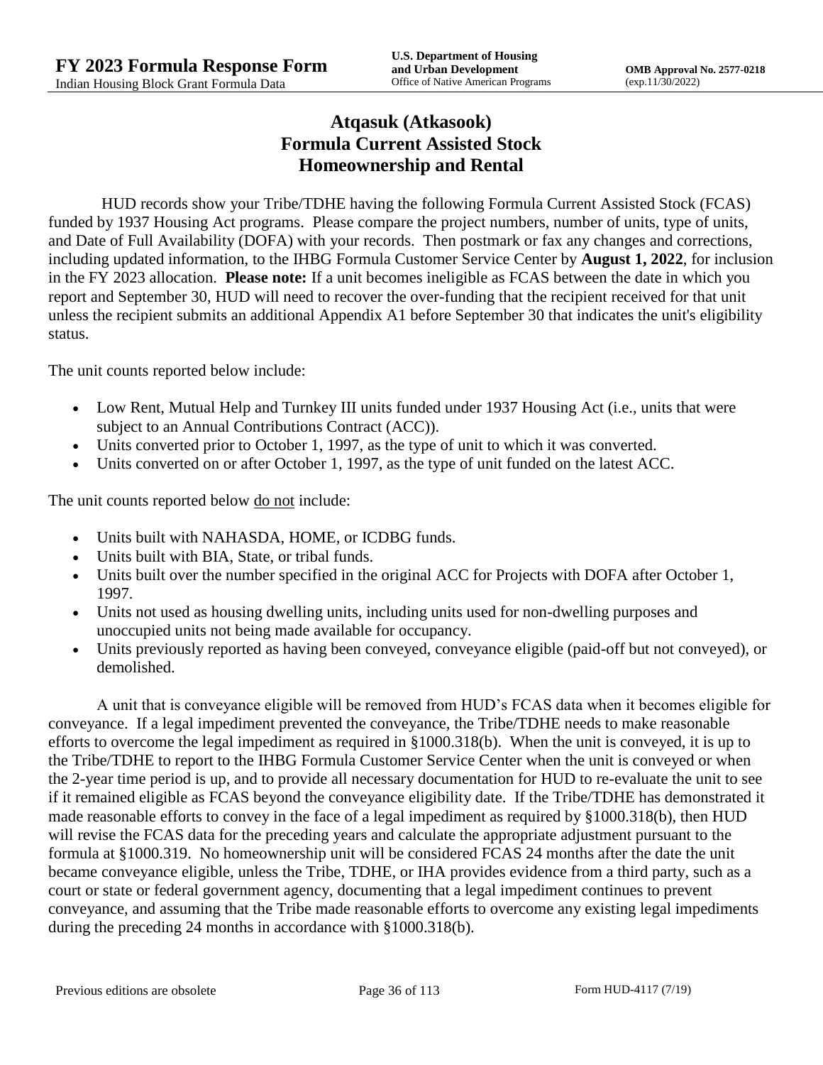# Atqasuk (Atkasook)
# Formula Current Assisted Stock
# Homeownership and Rental

HUD records show your Tribe/TDHE having the following Formula Current Assisted Stock (FCAS) funded by 1937 Housing Act programs. Please compare the project numbers, number of units, type of units, and Date of Full Availability (DOFA) with your records. Then postmark or fax any changes and corrections, including updated information, to the IHBG Formula Customer Service Center by **August 1, 2022**, for inclusion in the FY 2023 allocation. **Please note:** If a unit becomes ineligible as FCAS between the date in which you report and September 30, HUD will need to recover the over-funding that the recipient received for that unit unless the recipient submits an additional Appendix A1 before September 30 that indicates the unit's eligibility status.

The unit counts reported below include:

- Low Rent, Mutual Help and Turnkey III units funded under 1937 Housing Act (i.e., units that were subject to an Annual Contributions Contract (ACC)).
- Units converted prior to October 1, 1997, as the type of unit to which it was converted.
- Units converted on or after October 1, 1997, as the type of unit funded on the latest ACC.

The unit counts reported below do not include:

- Units built with NAHASDA, HOME, or ICDBG funds.
- Units built with BIA, State, or tribal funds.
- Units built over the number specified in the original ACC for Projects with DOFA after October 1, 1997.
- Units not used as housing dwelling units, including units used for non-dwelling purposes and unoccupied units not being made available for occupancy.
- Units previously reported as having been conveyed, conveyance eligible (paid-off but not conveyed), or demolished.

A unit that is conveyance eligible will be removed from HUD's FCAS data when it becomes eligible for conveyance. If a legal impediment prevented the conveyance, the Tribe/TDHE needs to make reasonable efforts to overcome the legal impediment as required in §1000.318(b). When the unit is conveyed, it is up to the Tribe/TDHE to report to the IHBG Formula Customer Service Center when the unit is conveyed or when the 2-year time period is up, and to provide all necessary documentation for HUD to re-evaluate the unit to see if it remained eligible as FCAS beyond the conveyance eligibility date. If the Tribe/TDHE has demonstrated it made reasonable efforts to convey in the face of a legal impediment as required by §1000.318(b), then HUD will revise the FCAS data for the preceding years and calculate the appropriate adjustment pursuant to the formula at §1000.319. No homeownership unit will be considered FCAS 24 months after the date the unit became conveyance eligible, unless the Tribe, TDHE, or IHA provides evidence from a third party, such as a court or state or federal government agency, documenting that a legal impediment continues to prevent conveyance, and assuming that the Tribe made reasonable efforts to overcome any existing legal impediments during the preceding 24 months in accordance with §1000.318(b).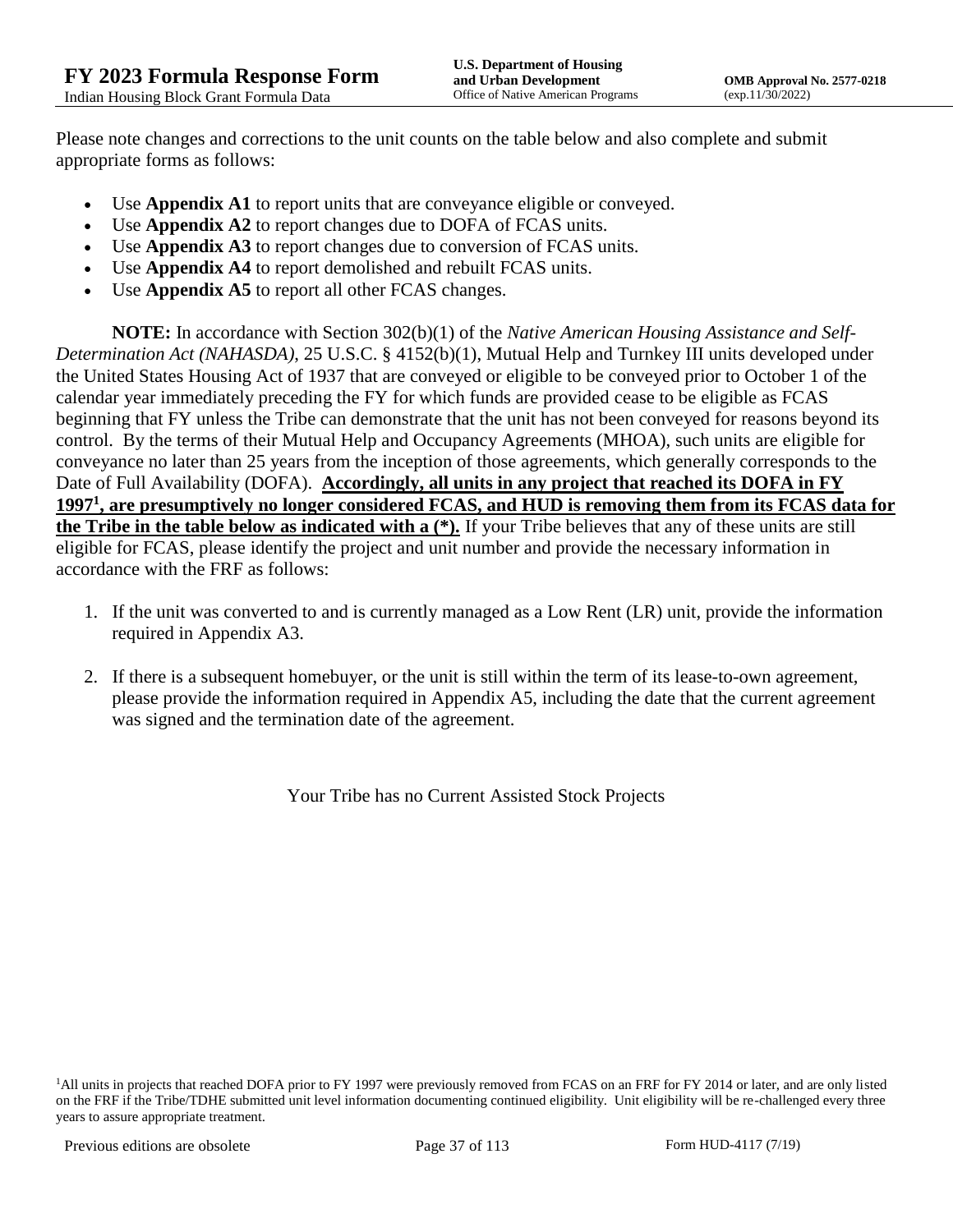Please note changes and corrections to the unit counts on the table below and also complete and submit appropriate forms as follows:

- Use **Appendix A1** to report units that are conveyance eligible or conveyed.
- Use **Appendix A2** to report changes due to DOFA of FCAS units.
- Use **Appendix A3** to report changes due to conversion of FCAS units.
- Use **Appendix A4** to report demolished and rebuilt FCAS units.
- Use **Appendix A5** to report all other FCAS changes.

**NOTE:** In accordance with Section 302(b)(1) of the *Native American Housing Assistance and Self-Determination Act (NAHASDA)*, 25 U.S.C. § 4152(b)(1), Mutual Help and Turnkey III units developed under the United States Housing Act of 1937 that are conveyed or eligible to be conveyed prior to October 1 of the calendar year immediately preceding the FY for which funds are provided cease to be eligible as FCAS beginning that FY unless the Tribe can demonstrate that the unit has not been conveyed for reasons beyond its control. By the terms of their Mutual Help and Occupancy Agreements (MHOA), such units are eligible for conveyance no later than 25 years from the inception of those agreements, which generally corresponds to the Date of Full Availability (DOFA). **Accordingly, all units in any project that reached its DOFA in FY 1997[1], are presumptively no longer considered FCAS, and HUD is removing them from its FCAS data for the Tribe in the table below as indicated with a (*).** If your Tribe believes that any of these units are still eligible for FCAS, please identify the project and unit number and provide the necessary information in accordance with the FRF as follows:

1. If the unit was converted to and is currently managed as a Low Rent (LR) unit, provide the information required in Appendix A3.
2. If there is a subsequent homebuyer, or the unit is still within the term of its lease-to-own agreement, please provide the information required in Appendix A5, including the date that the current agreement was signed and the termination date of the agreement.

Your Tribe has no Current Assisted Stock Projects

[1]All units in projects that reached DOFA prior to FY 1997 were previously removed from FCAS on an FRF for FY 2014 or later, and are only listed on the FRF if the Tribe/TDHE submitted unit level information documenting continued eligibility. Unit eligibility will be re-challenged every three years to assure appropriate treatment.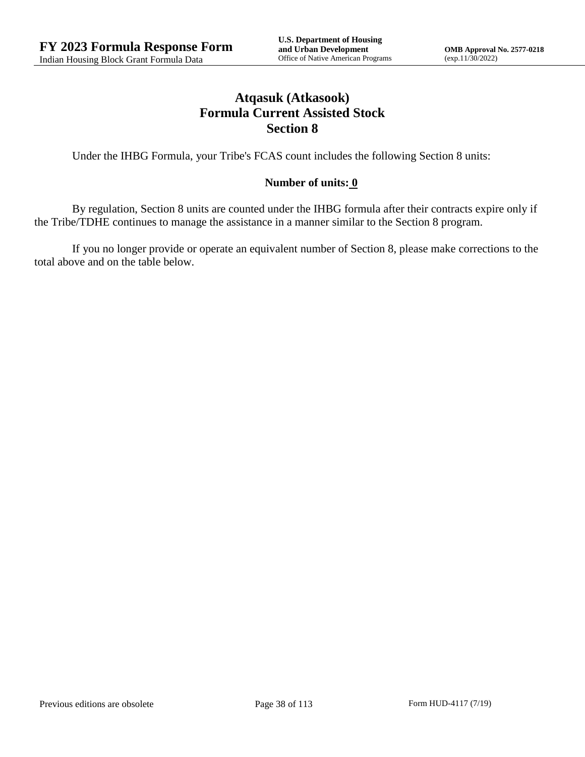# Atqasuk (Atkasook)
## Formula Current Assisted Stock
## Section 8

Under the IHBG Formula, your Tribe's FCAS count includes the following Section 8 units:

**Number of units: 0**

By regulation, Section 8 units are counted under the IHBG formula after their contracts expire only if the Tribe/TDHE continues to manage the assistance in a manner similar to the Section 8 program.

If you no longer provide or operate an equivalent number of Section 8, please make corrections to the total above and on the table below.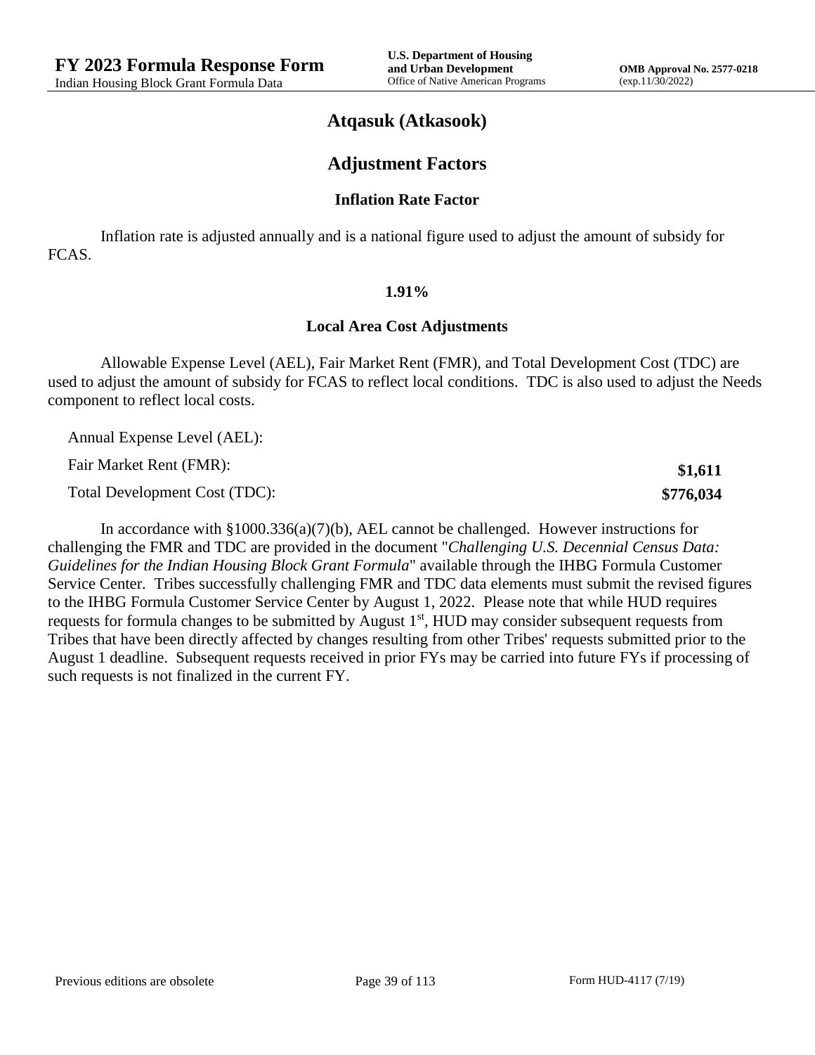# Atqasuk (Atkasook)

## Adjustment Factors

### Inflation Rate Factor

Inflation rate is adjusted annually and is a national figure used to adjust the amount of subsidy for FCAS.

**1.91%**

### Local Area Cost Adjustments

Allowable Expense Level (AEL), Fair Market Rent (FMR), and Total Development Cost (TDC) are used to adjust the amount of subsidy for FCAS to reflect local conditions. TDC is also used to adjust the Needs component to reflect local costs.

| | |
|---|---|
| Annual Expense Level (AEL): | |
| Fair Market Rent (FMR): | **$1,611** |
| Total Development Cost (TDC): | **$776,034** |

In accordance with §1000.336(a)(7)(b), AEL cannot be challenged. However instructions for challenging the FMR and TDC are provided in the document "*Challenging U.S. Decennial Census Data: Guidelines for the Indian Housing Block Grant Formula*" available through the IHBG Formula Customer Service Center. Tribes successfully challenging FMR and TDC data elements must submit the revised figures to the IHBG Formula Customer Service Center by August 1, 2022. Please note that while HUD requires requests for formula changes to be submitted by August 1st, HUD may consider subsequent requests from Tribes that have been directly affected by changes resulting from other Tribes' requests submitted prior to the August 1 deadline. Subsequent requests received in prior FYs may be carried into future FYs if processing of such requests is not finalized in the current FY.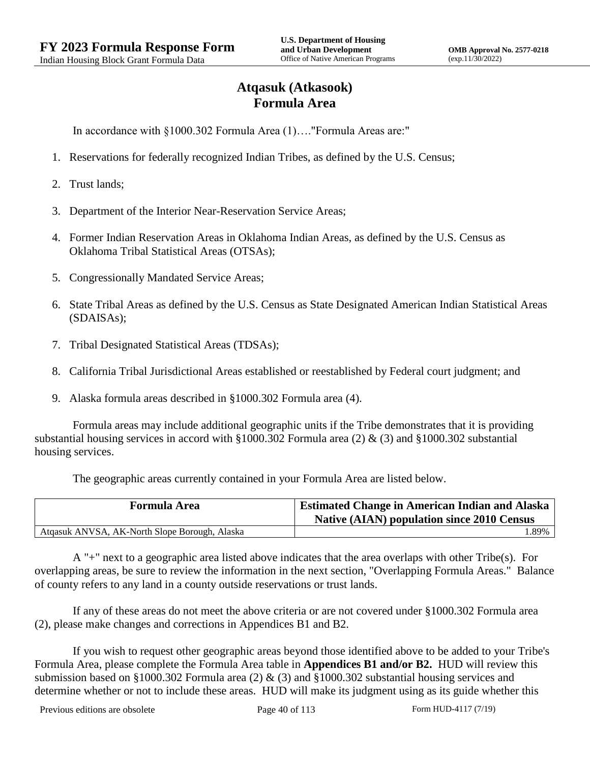# Atqasuk (Atkasook)
# Formula Area

In accordance with §1000.302 Formula Area (1)…."Formula Areas are:"

1. Reservations for federally recognized Indian Tribes, as defined by the U.S. Census;
2. Trust lands;
3. Department of the Interior Near-Reservation Service Areas;
4. Former Indian Reservation Areas in Oklahoma Indian Areas, as defined by the U.S. Census as Oklahoma Tribal Statistical Areas (OTSAs);
5. Congressionally Mandated Service Areas;
6. State Tribal Areas as defined by the U.S. Census as State Designated American Indian Statistical Areas (SDAISAs);
7. Tribal Designated Statistical Areas (TDSAs);
8. California Tribal Jurisdictional Areas established or reestablished by Federal court judgment; and
9. Alaska formula areas described in §1000.302 Formula area (4).

Formula areas may include additional geographic units if the Tribe demonstrates that it is providing substantial housing services in accord with §1000.302 Formula area (2) & (3) and §1000.302 substantial housing services.

The geographic areas currently contained in your Formula Area are listed below.

| Formula Area | Estimated Change in American Indian and Alaska Native (AIAN) population since 2010 Census |
|---|---|
| Atqasuk ANVSA, AK-North Slope Borough, Alaska | 1.89% |

A "+" next to a geographic area listed above indicates that the area overlaps with other Tribe(s). For overlapping areas, be sure to review the information in the next section, "Overlapping Formula Areas." Balance of county refers to any land in a county outside reservations or trust lands.

If any of these areas do not meet the above criteria or are not covered under §1000.302 Formula area (2), please make changes and corrections in Appendices B1 and B2.

If you wish to request other geographic areas beyond those identified above to be added to your Tribe's Formula Area, please complete the Formula Area table in **Appendices B1 and/or B2.** HUD will review this submission based on §1000.302 Formula area (2) & (3) and §1000.302 substantial housing services and determine whether or not to include these areas. HUD will make its judgment using as its guide whether this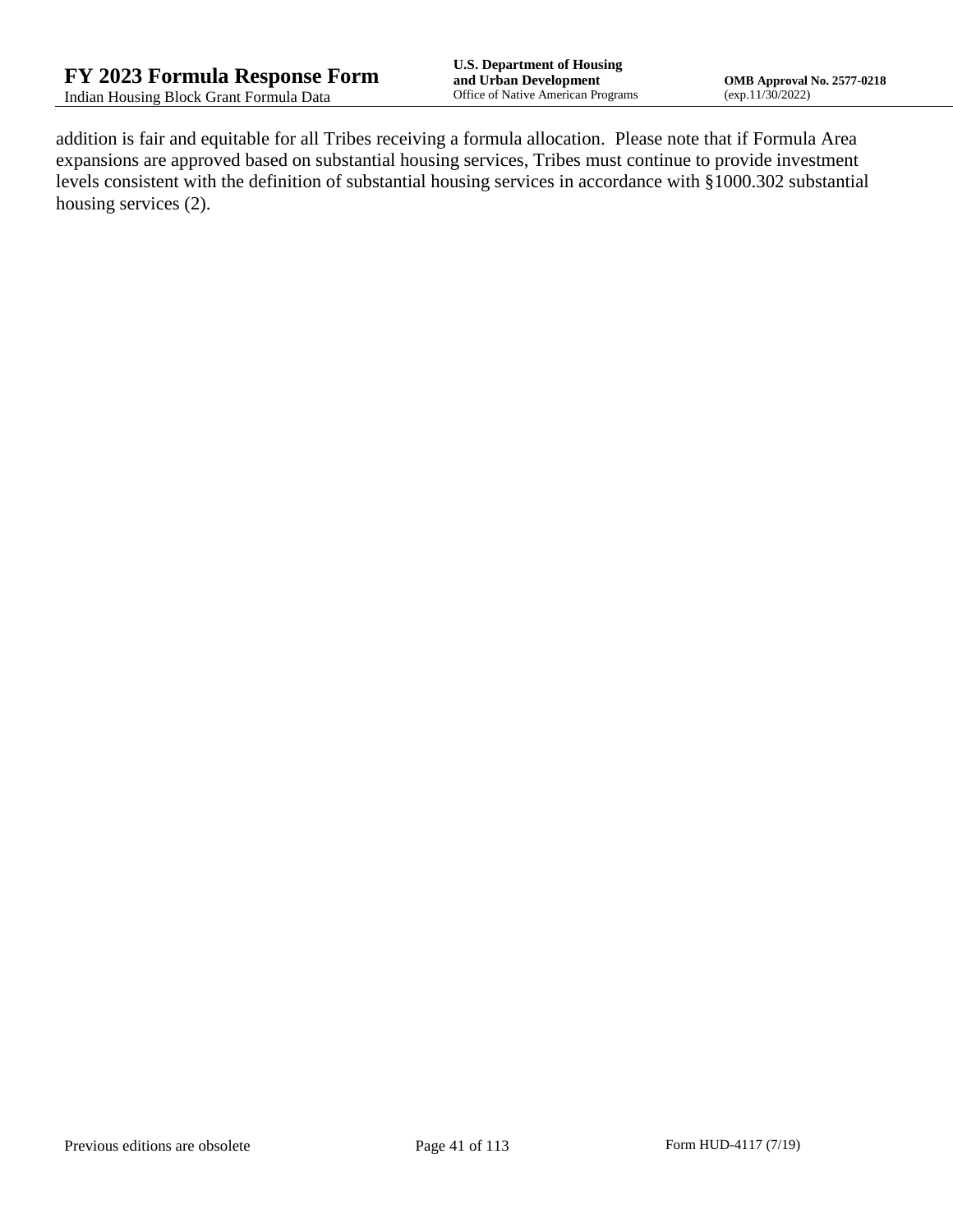addition is fair and equitable for all Tribes receiving a formula allocation. Please note that if Formula Area expansions are approved based on substantial housing services, Tribes must continue to provide investment levels consistent with the definition of substantial housing services in accordance with §1000.302 substantial housing services (2).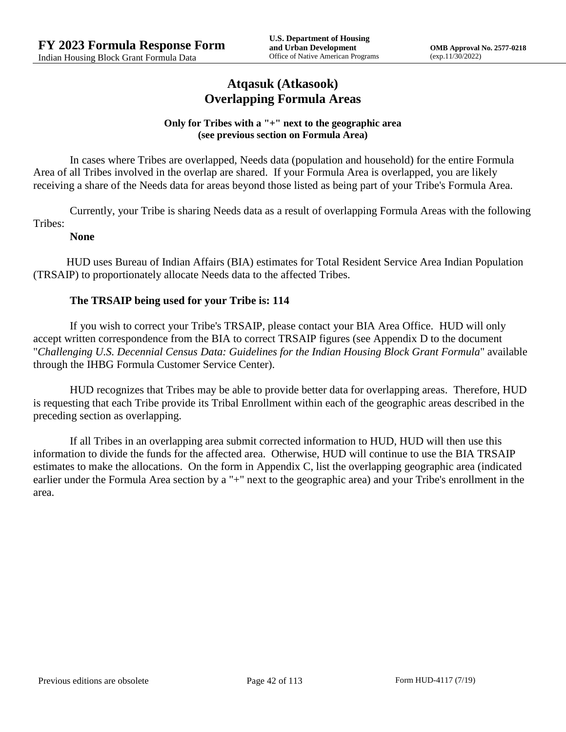# Atqasuk (Atkasook)
# Overlapping Formula Areas

**Only for Tribes with a "+" next to the geographic area (see previous section on Formula Area)**

In cases where Tribes are overlapped, Needs data (population and household) for the entire Formula Area of all Tribes involved in the overlap are shared. If your Formula Area is overlapped, you are likely receiving a share of the Needs data for areas beyond those listed as being part of your Tribe's Formula Area.

Currently, your Tribe is sharing Needs data as a result of overlapping Formula Areas with the following Tribes:

**None**

HUD uses Bureau of Indian Affairs (BIA) estimates for Total Resident Service Area Indian Population (TRSAIP) to proportionately allocate Needs data to the affected Tribes.

**The TRSAIP being used for your Tribe is: 114**

If you wish to correct your Tribe's TRSAIP, please contact your BIA Area Office. HUD will only accept written correspondence from the BIA to correct TRSAIP figures (see Appendix D to the document "*Challenging U.S. Decennial Census Data: Guidelines for the Indian Housing Block Grant Formula*" available through the IHBG Formula Customer Service Center).

HUD recognizes that Tribes may be able to provide better data for overlapping areas. Therefore, HUD is requesting that each Tribe provide its Tribal Enrollment within each of the geographic areas described in the preceding section as overlapping.

If all Tribes in an overlapping area submit corrected information to HUD, HUD will then use this information to divide the funds for the affected area. Otherwise, HUD will continue to use the BIA TRSAIP estimates to make the allocations. On the form in Appendix C, list the overlapping geographic area (indicated earlier under the Formula Area section by a "+" next to the geographic area) and your Tribe's enrollment in the area.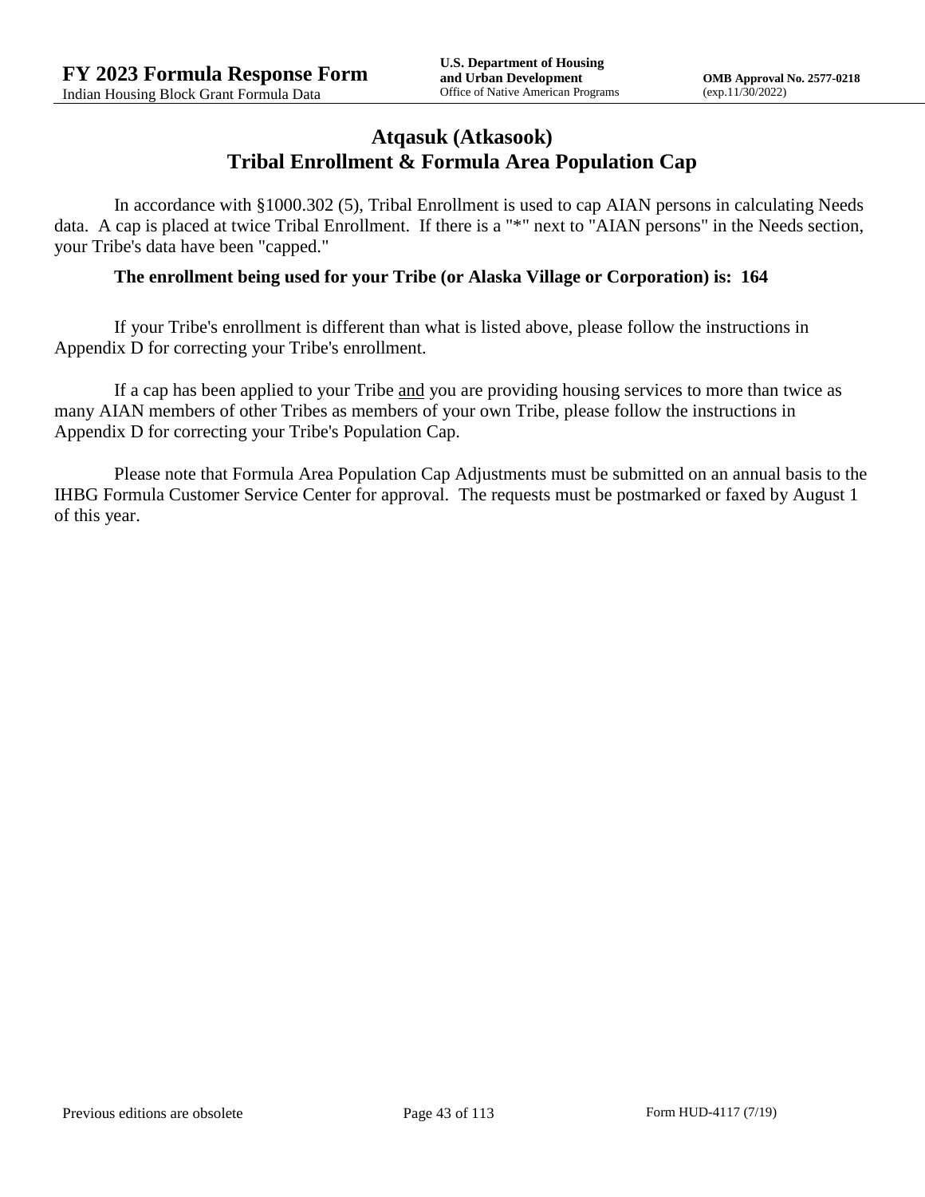# Atqasuk (Atkasook)
# Tribal Enrollment & Formula Area Population Cap

In accordance with §1000.302 (5), Tribal Enrollment is used to cap AIAN persons in calculating Needs data. A cap is placed at twice Tribal Enrollment. If there is a "*" next to "AIAN persons" in the Needs section, your Tribe's data have been "capped."

**The enrollment being used for your Tribe (or Alaska Village or Corporation) is: 164**

If your Tribe's enrollment is different than what is listed above, please follow the instructions in Appendix D for correcting your Tribe's enrollment.

If a cap has been applied to your Tribe <u>and</u> you are providing housing services to more than twice as many AIAN members of other Tribes as members of your own Tribe, please follow the instructions in Appendix D for correcting your Tribe's Population Cap.

Please note that Formula Area Population Cap Adjustments must be submitted on an annual basis to the IHBG Formula Customer Service Center for approval. The requests must be postmarked or faxed by August 1 of this year.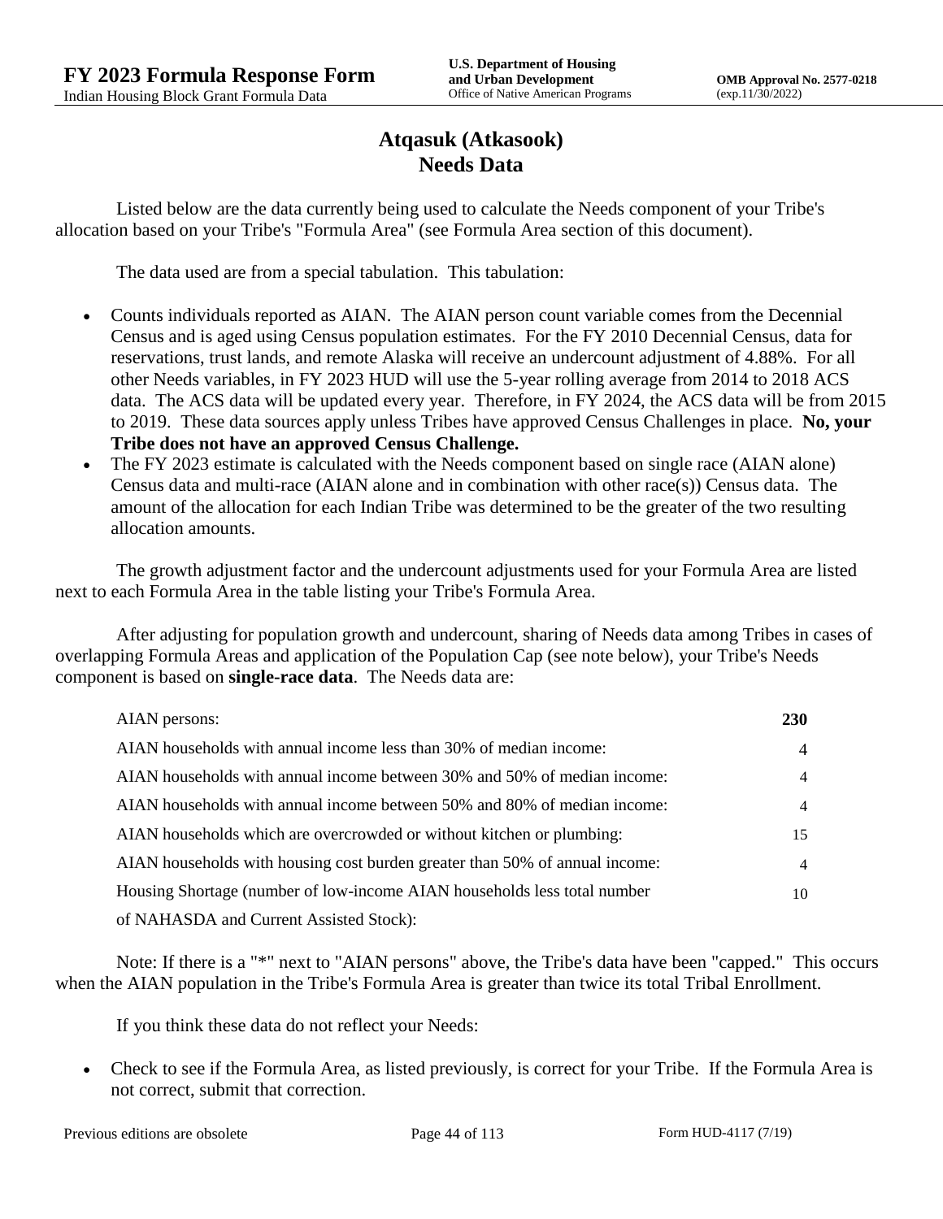# Atqasuk (Atkasook)
## Needs Data

Listed below are the data currently being used to calculate the Needs component of your Tribe's allocation based on your Tribe's "Formula Area" (see Formula Area section of this document).

The data used are from a special tabulation. This tabulation:

- Counts individuals reported as AIAN. The AIAN person count variable comes from the Decennial Census and is aged using Census population estimates. For the FY 2010 Decennial Census, data for reservations, trust lands, and remote Alaska will receive an undercount adjustment of 4.88%. For all other Needs variables, in FY 2023 HUD will use the 5-year rolling average from 2014 to 2018 ACS data. The ACS data will be updated every year. Therefore, in FY 2024, the ACS data will be from 2015 to 2019. These data sources apply unless Tribes have approved Census Challenges in place. **No, your Tribe does not have an approved Census Challenge.**
- The FY 2023 estimate is calculated with the Needs component based on single race (AIAN alone) Census data and multi-race (AIAN alone and in combination with other race(s)) Census data. The amount of the allocation for each Indian Tribe was determined to be the greater of the two resulting allocation amounts.

The growth adjustment factor and the undercount adjustments used for your Formula Area are listed next to each Formula Area in the table listing your Tribe's Formula Area.

After adjusting for population growth and undercount, sharing of Needs data among Tribes in cases of overlapping Formula Areas and application of the Population Cap (see note below), your Tribe's Needs component is based on **single-race data**. The Needs data are:

| | |
|---|---|
| AIAN persons: | **230** |
| AIAN households with annual income less than 30% of median income: | 4 |
| AIAN households with annual income between 30% and 50% of median income: | 4 |
| AIAN households with annual income between 50% and 80% of median income: | 4 |
| AIAN households which are overcrowded or without kitchen or plumbing: | 15 |
| AIAN households with housing cost burden greater than 50% of annual income: | 4 |
| Housing Shortage (number of low-income AIAN households less total number of NAHASDA and Current Assisted Stock): | 10 |

Note: If there is a "*" next to "AIAN persons" above, the Tribe's data have been "capped." This occurs when the AIAN population in the Tribe's Formula Area is greater than twice its total Tribal Enrollment.

If you think these data do not reflect your Needs:

- Check to see if the Formula Area, as listed previously, is correct for your Tribe. If the Formula Area is not correct, submit that correction.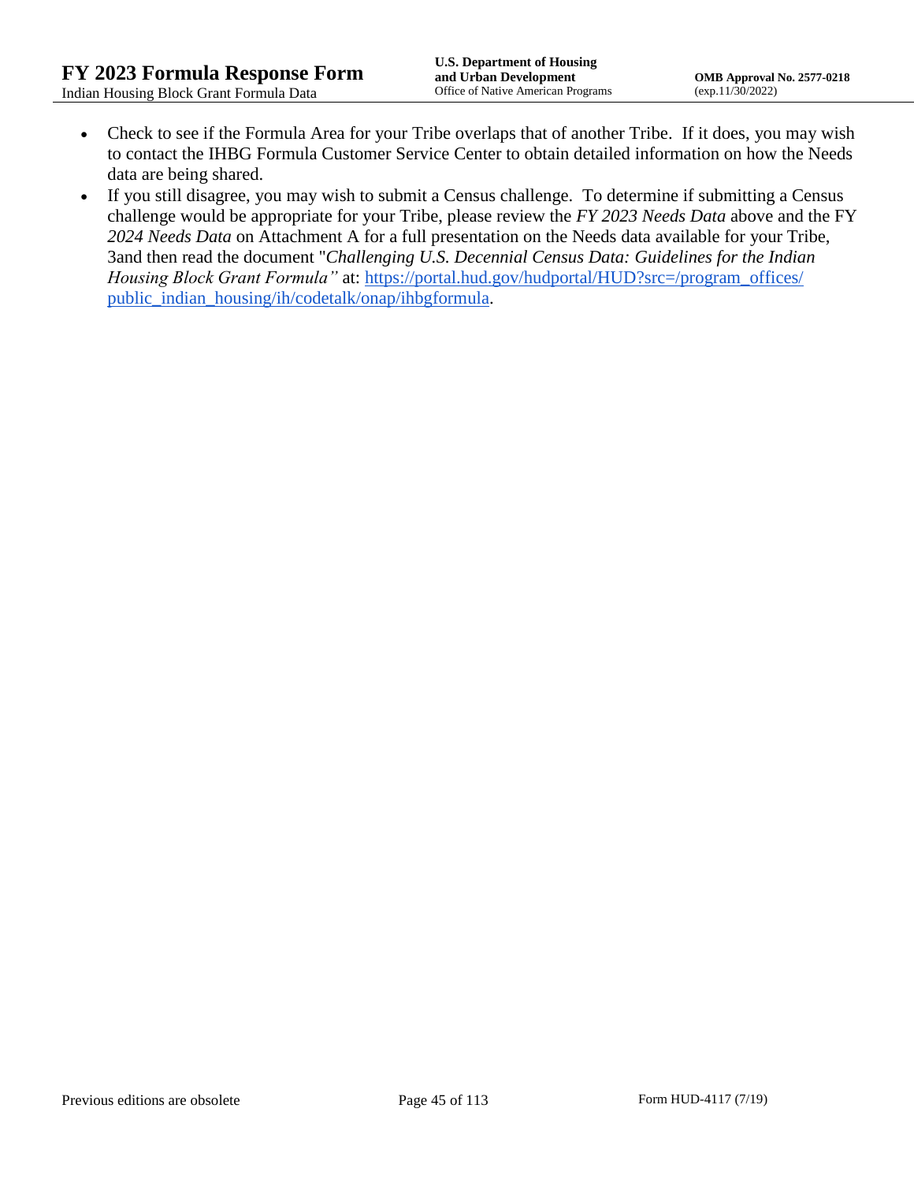- Check to see if the Formula Area for your Tribe overlaps that of another Tribe. If it does, you may wish to contact the IHBG Formula Customer Service Center to obtain detailed information on how the Needs data are being shared.
- If you still disagree, you may wish to submit a Census challenge. To determine if submitting a Census challenge would be appropriate for your Tribe, please review the *FY 2023 Needs Data* above and the FY *2024 Needs Data* on Attachment A for a full presentation on the Needs data available for your Tribe, 3and then read the document "*Challenging U.S. Decennial Census Data: Guidelines for the Indian Housing Block Grant Formula"* at: [https://portal.hud.gov/hudportal/HUD?src=/program_offices/public_indian_housing/ih/codetalk/onap/ihbgformula](https://portal.hud.gov/hudportal/HUD?src=/program_offices/public_indian_housing/ih/codetalk/onap/ihbgformula).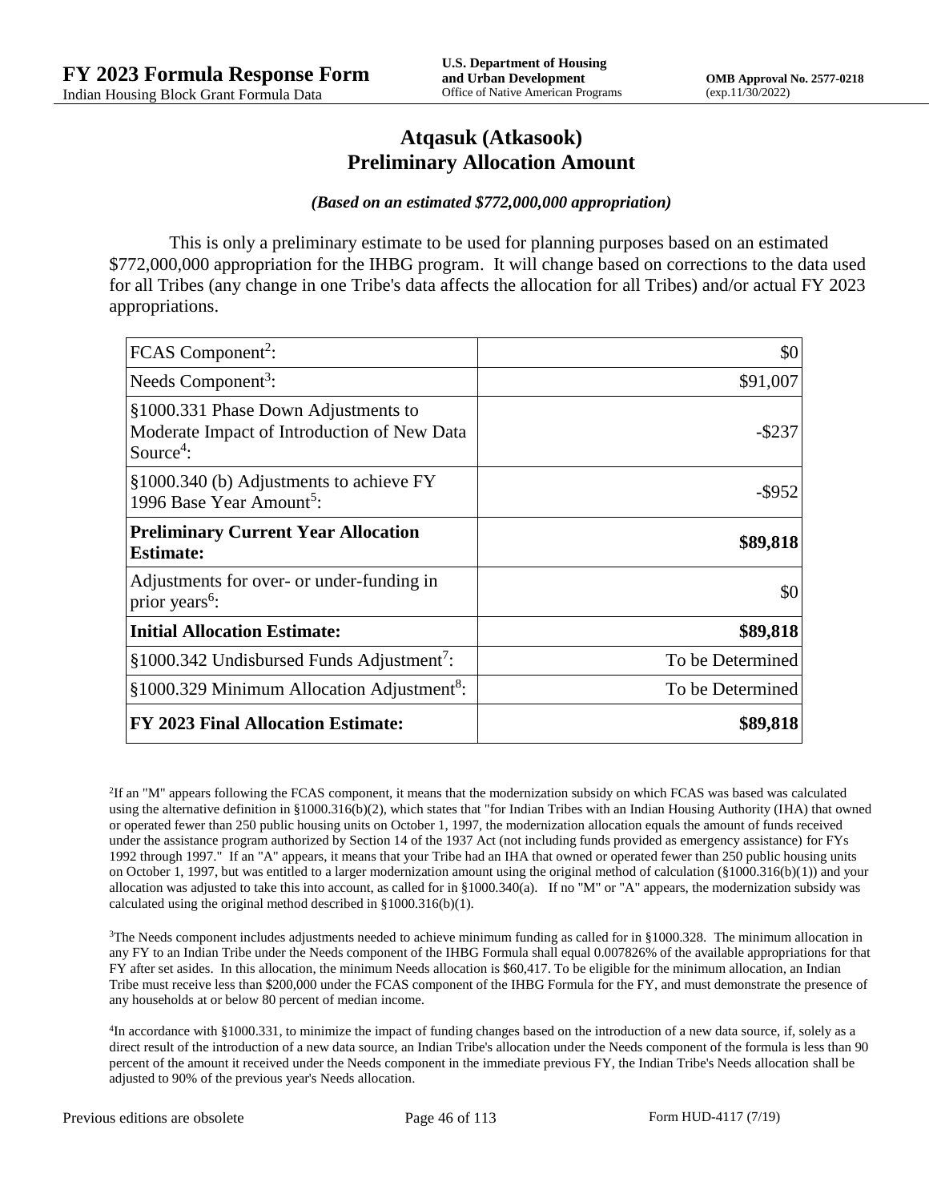# Atqasuk (Atkasook)
# Preliminary Allocation Amount

***(Based on an estimated $772,000,000 appropriation)***

This is only a preliminary estimate to be used for planning purposes based on an estimated $772,000,000 appropriation for the IHBG program. It will change based on corrections to the data used for all Tribes (any change in one Tribe's data affects the allocation for all Tribes) and/or actual FY 2023 appropriations.

| | |
|---|---:|
| FCAS Component[2]: | $0 |
| Needs Component[3]: | $91,007 |
| §1000.331 Phase Down Adjustments to Moderate Impact of Introduction of New Data Source[4]: | -$237 |
| §1000.340 (b) Adjustments to achieve FY 1996 Base Year Amount[5]: | -$952 |
| **Preliminary Current Year Allocation Estimate:** | **$89,818** |
| Adjustments for over- or under-funding in prior years[6]: | $0 |
| **Initial Allocation Estimate:** | **$89,818** |
| §1000.342 Undisbursed Funds Adjustment[7]: | To be Determined |
| §1000.329 Minimum Allocation Adjustment[8]: | To be Determined |
| **FY 2023 Final Allocation Estimate:** | **$89,818** |

[2]If an "M" appears following the FCAS component, it means that the modernization subsidy on which FCAS was based was calculated using the alternative definition in §1000.316(b)(2), which states that "for Indian Tribes with an Indian Housing Authority (IHA) that owned or operated fewer than 250 public housing units on October 1, 1997, the modernization allocation equals the amount of funds received under the assistance program authorized by Section 14 of the 1937 Act (not including funds provided as emergency assistance) for FYs 1992 through 1997." If an "A" appears, it means that your Tribe had an IHA that owned or operated fewer than 250 public housing units on October 1, 1997, but was entitled to a larger modernization amount using the original method of calculation (§1000.316(b)(1)) and your allocation was adjusted to take this into account, as called for in §1000.340(a). If no "M" or "A" appears, the modernization subsidy was calculated using the original method described in §1000.316(b)(1).

[3]The Needs component includes adjustments needed to achieve minimum funding as called for in §1000.328. The minimum allocation in any FY to an Indian Tribe under the Needs component of the IHBG Formula shall equal 0.007826% of the available appropriations for that FY after set asides. In this allocation, the minimum Needs allocation is $60,417. To be eligible for the minimum allocation, an Indian Tribe must receive less than $200,000 under the FCAS component of the IHBG Formula for the FY, and must demonstrate the presence of any households at or below 80 percent of median income.

[4]In accordance with §1000.331, to minimize the impact of funding changes based on the introduction of a new data source, if, solely as a direct result of the introduction of a new data source, an Indian Tribe's allocation under the Needs component of the formula is less than 90 percent of the amount it received under the Needs component in the immediate previous FY, the Indian Tribe's Needs allocation shall be adjusted to 90% of the previous year's Needs allocation.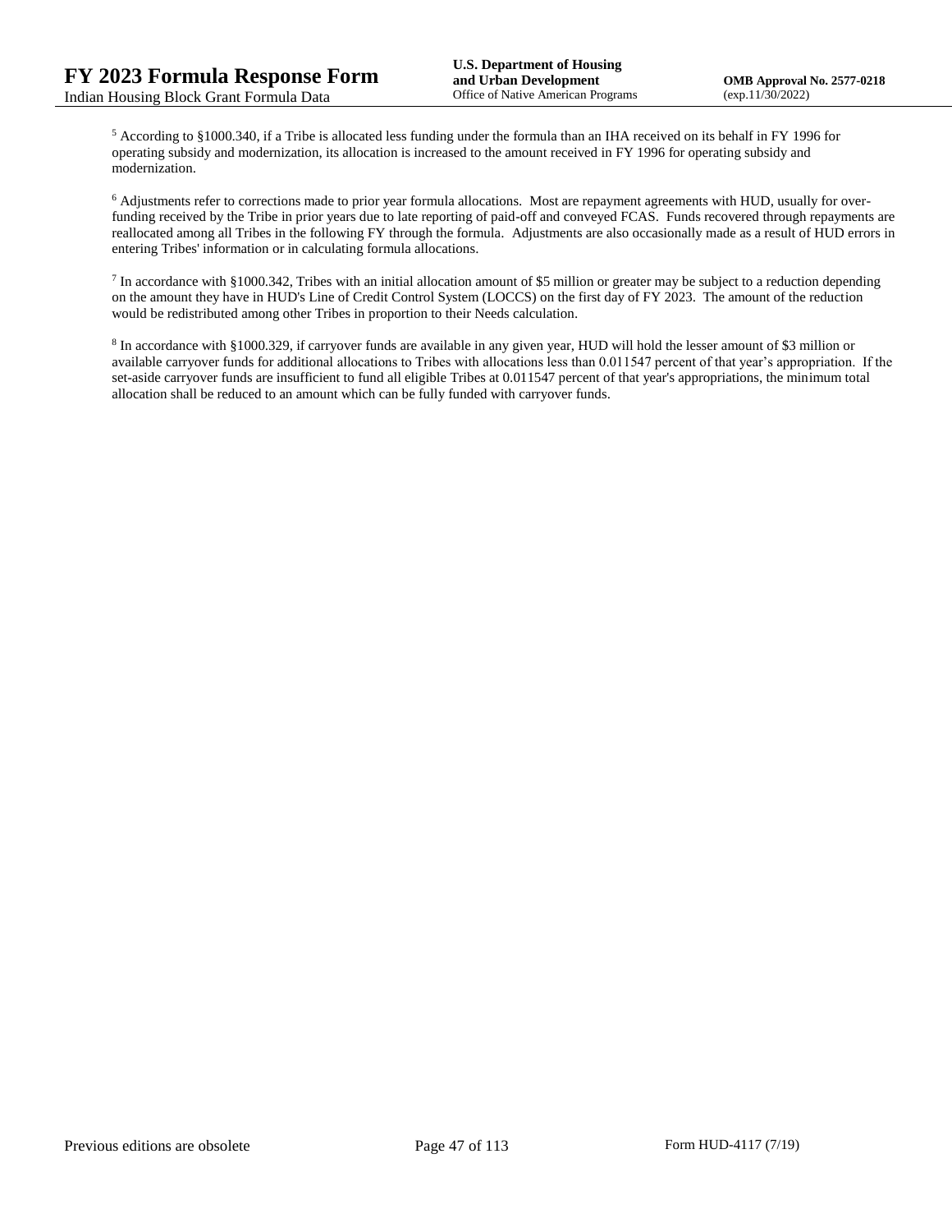[5] According to §1000.340, if a Tribe is allocated less funding under the formula than an IHA received on its behalf in FY 1996 for operating subsidy and modernization, its allocation is increased to the amount received in FY 1996 for operating subsidy and modernization.

[6] Adjustments refer to corrections made to prior year formula allocations. Most are repayment agreements with HUD, usually for over-funding received by the Tribe in prior years due to late reporting of paid-off and conveyed FCAS. Funds recovered through repayments are reallocated among all Tribes in the following FY through the formula. Adjustments are also occasionally made as a result of HUD errors in entering Tribes' information or in calculating formula allocations.

[7] In accordance with §1000.342, Tribes with an initial allocation amount of $5 million or greater may be subject to a reduction depending on the amount they have in HUD's Line of Credit Control System (LOCCS) on the first day of FY 2023. The amount of the reduction would be redistributed among other Tribes in proportion to their Needs calculation.

[8] In accordance with §1000.329, if carryover funds are available in any given year, HUD will hold the lesser amount of $3 million or available carryover funds for additional allocations to Tribes with allocations less than 0.011547 percent of that year's appropriation. If the set-aside carryover funds are insufficient to fund all eligible Tribes at 0.011547 percent of that year's appropriations, the minimum total allocation shall be reduced to an amount which can be fully funded with carryover funds.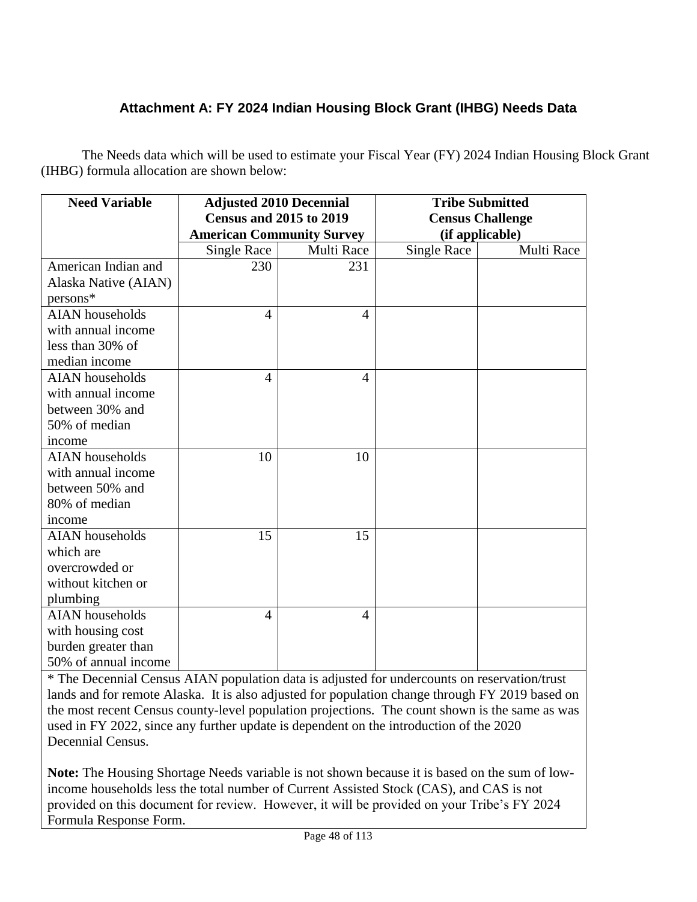### Attachment A: FY 2024 Indian Housing Block Grant (IHBG) Needs Data

The Needs data which will be used to estimate your Fiscal Year (FY) 2024 Indian Housing Block Grant (IHBG) formula allocation are shown below:

| Need Variable | Adjusted 2010 Decennial Census and 2015 to 2019 American Community Survey | | Tribe Submitted Census Challenge (if applicable) | |
|---|---|---|---|---|
| | Single Race | Multi Race | Single Race | Multi Race |
| American Indian and Alaska Native (AIAN) persons* | 230 | 231 | | |
| AIAN households with annual income less than 30% of median income | 4 | 4 | | |
| AIAN households with annual income between 30% and 50% of median income | 4 | 4 | | |
| AIAN households with annual income between 50% and 80% of median income | 10 | 10 | | |
| AIAN households which are overcrowded or without kitchen or plumbing | 15 | 15 | | |
| AIAN households with housing cost burden greater than 50% of annual income | 4 | 4 | | |

* The Decennial Census AIAN population data is adjusted for undercounts on reservation/trust lands and for remote Alaska. It is also adjusted for population change through FY 2019 based on the most recent Census county-level population projections. The count shown is the same as was used in FY 2022, since any further update is dependent on the introduction of the 2020 Decennial Census.

**Note:** The Housing Shortage Needs variable is not shown because it is based on the sum of low-income households less the total number of Current Assisted Stock (CAS), and CAS is not provided on this document for review. However, it will be provided on your Tribe's FY 2024 Formula Response Form.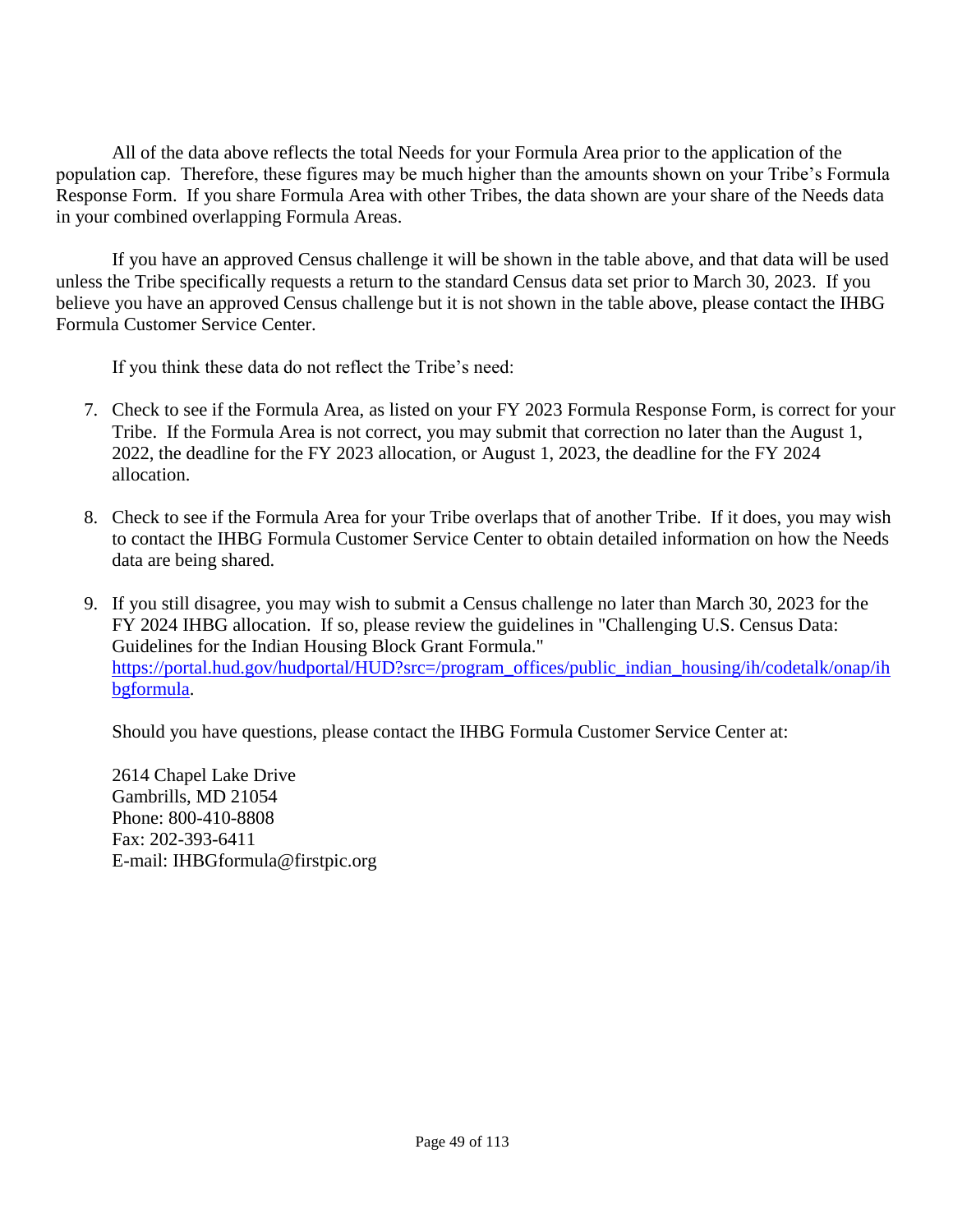All of the data above reflects the total Needs for your Formula Area prior to the application of the population cap. Therefore, these figures may be much higher than the amounts shown on your Tribe's Formula Response Form. If you share Formula Area with other Tribes, the data shown are your share of the Needs data in your combined overlapping Formula Areas.

If you have an approved Census challenge it will be shown in the table above, and that data will be used unless the Tribe specifically requests a return to the standard Census data set prior to March 30, 2023. If you believe you have an approved Census challenge but it is not shown in the table above, please contact the IHBG Formula Customer Service Center.

If you think these data do not reflect the Tribe's need:

7. Check to see if the Formula Area, as listed on your FY 2023 Formula Response Form, is correct for your Tribe. If the Formula Area is not correct, you may submit that correction no later than the August 1, 2022, the deadline for the FY 2023 allocation, or August 1, 2023, the deadline for the FY 2024 allocation.

8. Check to see if the Formula Area for your Tribe overlaps that of another Tribe. If it does, you may wish to contact the IHBG Formula Customer Service Center to obtain detailed information on how the Needs data are being shared.

9. If you still disagree, you may wish to submit a Census challenge no later than March 30, 2023 for the FY 2024 IHBG allocation. If so, please review the guidelines in "Challenging U.S. Census Data: Guidelines for the Indian Housing Block Grant Formula." [https://portal.hud.gov/hudportal/HUD?src=/program_offices/public_indian_housing/ih/codetalk/onap/ihbgformula](https://portal.hud.gov/hudportal/HUD?src=/program_offices/public_indian_housing/ih/codetalk/onap/ihbgformula).

Should you have questions, please contact the IHBG Formula Customer Service Center at:

2614 Chapel Lake Drive
Gambrills, MD 21054
Phone: 800-410-8808
Fax: 202-393-6411
E-mail: IHBGformula@firstpic.org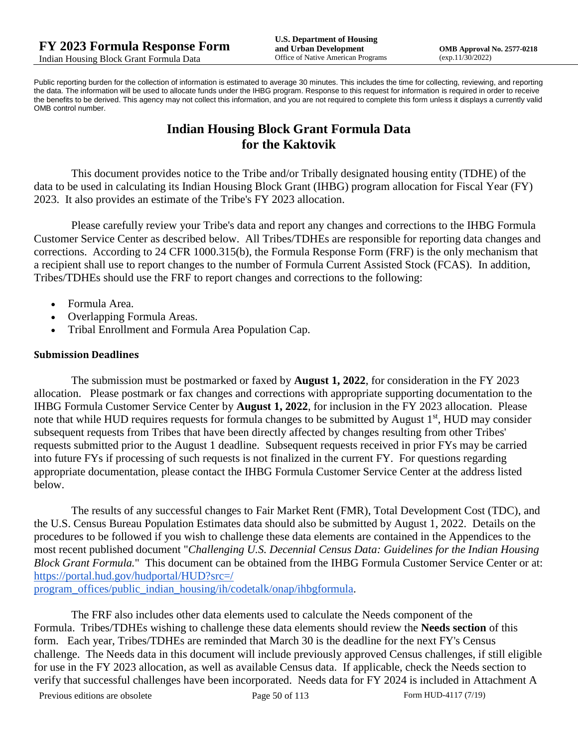Public reporting burden for the collection of information is estimated to average 30 minutes. This includes the time for collecting, reviewing, and reporting the data. The information will be used to allocate funds under the IHBG program. Response to this request for information is required in order to receive the benefits to be derived. This agency may not collect this information, and you are not required to complete this form unless it displays a currently valid OMB control number.

# Indian Housing Block Grant Formula Data for the Kaktovik

This document provides notice to the Tribe and/or Tribally designated housing entity (TDHE) of the data to be used in calculating its Indian Housing Block Grant (IHBG) program allocation for Fiscal Year (FY) 2023. It also provides an estimate of the Tribe's FY 2023 allocation.

Please carefully review your Tribe's data and report any changes and corrections to the IHBG Formula Customer Service Center as described below. All Tribes/TDHEs are responsible for reporting data changes and corrections. According to 24 CFR 1000.315(b), the Formula Response Form (FRF) is the only mechanism that a recipient shall use to report changes to the number of Formula Current Assisted Stock (FCAS). In addition, Tribes/TDHEs should use the FRF to report changes and corrections to the following:

- Formula Area.
- Overlapping Formula Areas.
- Tribal Enrollment and Formula Area Population Cap.

### Submission Deadlines

The submission must be postmarked or faxed by **August 1, 2022**, for consideration in the FY 2023 allocation. Please postmark or fax changes and corrections with appropriate supporting documentation to the IHBG Formula Customer Service Center by **August 1, 2022**, for inclusion in the FY 2023 allocation. Please note that while HUD requires requests for formula changes to be submitted by August 1st, HUD may consider subsequent requests from Tribes that have been directly affected by changes resulting from other Tribes' requests submitted prior to the August 1 deadline. Subsequent requests received in prior FYs may be carried into future FYs if processing of such requests is not finalized in the current FY. For questions regarding appropriate documentation, please contact the IHBG Formula Customer Service Center at the address listed below.

The results of any successful changes to Fair Market Rent (FMR), Total Development Cost (TDC), and the U.S. Census Bureau Population Estimates data should also be submitted by August 1, 2022. Details on the procedures to be followed if you wish to challenge these data elements are contained in the Appendices to the most recent published document "*Challenging U.S. Decennial Census Data: Guidelines for the Indian Housing Block Grant Formula.*" This document can be obtained from the IHBG Formula Customer Service Center or at: https://portal.hud.gov/hudportal/HUD?src=/program_offices/public_indian_housing/ih/codetalk/onap/ihbgformula.

The FRF also includes other data elements used to calculate the Needs component of the Formula. Tribes/TDHEs wishing to challenge these data elements should review the **Needs section** of this form. Each year, Tribes/TDHEs are reminded that March 30 is the deadline for the next FY's Census challenge. The Needs data in this document will include previously approved Census challenges, if still eligible for use in the FY 2023 allocation, as well as available Census data. If applicable, check the Needs section to verify that successful challenges have been incorporated. Needs data for FY 2024 is included in Attachment A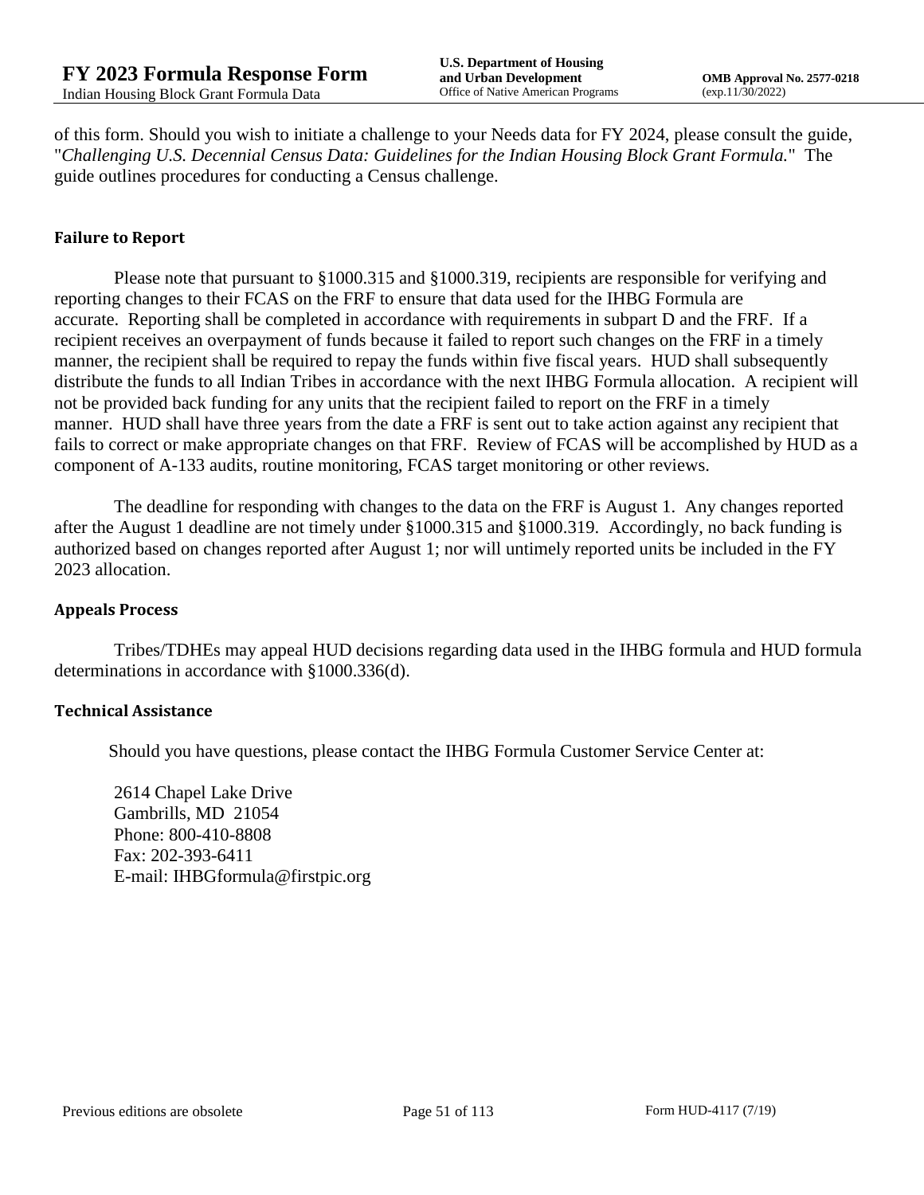of this form. Should you wish to initiate a challenge to your Needs data for FY 2024, please consult the guide, "*Challenging U.S. Decennial Census Data: Guidelines for the Indian Housing Block Grant Formula.*" The guide outlines procedures for conducting a Census challenge.

**Failure to Report**

Please note that pursuant to §1000.315 and §1000.319, recipients are responsible for verifying and reporting changes to their FCAS on the FRF to ensure that data used for the IHBG Formula are accurate. Reporting shall be completed in accordance with requirements in subpart D and the FRF. If a recipient receives an overpayment of funds because it failed to report such changes on the FRF in a timely manner, the recipient shall be required to repay the funds within five fiscal years. HUD shall subsequently distribute the funds to all Indian Tribes in accordance with the next IHBG Formula allocation. A recipient will not be provided back funding for any units that the recipient failed to report on the FRF in a timely manner. HUD shall have three years from the date a FRF is sent out to take action against any recipient that fails to correct or make appropriate changes on that FRF. Review of FCAS will be accomplished by HUD as a component of A-133 audits, routine monitoring, FCAS target monitoring or other reviews.

The deadline for responding with changes to the data on the FRF is August 1. Any changes reported after the August 1 deadline are not timely under §1000.315 and §1000.319. Accordingly, no back funding is authorized based on changes reported after August 1; nor will untimely reported units be included in the FY 2023 allocation.

**Appeals Process**

Tribes/TDHEs may appeal HUD decisions regarding data used in the IHBG formula and HUD formula determinations in accordance with §1000.336(d).

**Technical Assistance**

Should you have questions, please contact the IHBG Formula Customer Service Center at:

2614 Chapel Lake Drive
Gambrills, MD 21054
Phone: 800-410-8808
Fax: 202-393-6411
E-mail: IHBGformula@firstpic.org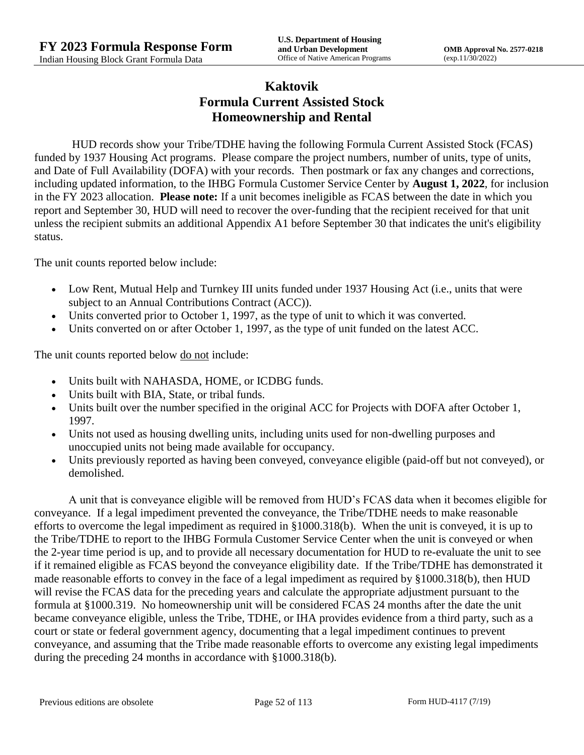# Kaktovik
# Formula Current Assisted Stock
# Homeownership and Rental

HUD records show your Tribe/TDHE having the following Formula Current Assisted Stock (FCAS) funded by 1937 Housing Act programs. Please compare the project numbers, number of units, type of units, and Date of Full Availability (DOFA) with your records. Then postmark or fax any changes and corrections, including updated information, to the IHBG Formula Customer Service Center by **August 1, 2022**, for inclusion in the FY 2023 allocation. **Please note:** If a unit becomes ineligible as FCAS between the date in which you report and September 30, HUD will need to recover the over-funding that the recipient received for that unit unless the recipient submits an additional Appendix A1 before September 30 that indicates the unit's eligibility status.

The unit counts reported below include:

- Low Rent, Mutual Help and Turnkey III units funded under 1937 Housing Act (i.e., units that were subject to an Annual Contributions Contract (ACC)).
- Units converted prior to October 1, 1997, as the type of unit to which it was converted.
- Units converted on or after October 1, 1997, as the type of unit funded on the latest ACC.

The unit counts reported below do not include:

- Units built with NAHASDA, HOME, or ICDBG funds.
- Units built with BIA, State, or tribal funds.
- Units built over the number specified in the original ACC for Projects with DOFA after October 1, 1997.
- Units not used as housing dwelling units, including units used for non-dwelling purposes and unoccupied units not being made available for occupancy.
- Units previously reported as having been conveyed, conveyance eligible (paid-off but not conveyed), or demolished.

A unit that is conveyance eligible will be removed from HUD's FCAS data when it becomes eligible for conveyance. If a legal impediment prevented the conveyance, the Tribe/TDHE needs to make reasonable efforts to overcome the legal impediment as required in §1000.318(b). When the unit is conveyed, it is up to the Tribe/TDHE to report to the IHBG Formula Customer Service Center when the unit is conveyed or when the 2-year time period is up, and to provide all necessary documentation for HUD to re-evaluate the unit to see if it remained eligible as FCAS beyond the conveyance eligibility date. If the Tribe/TDHE has demonstrated it made reasonable efforts to convey in the face of a legal impediment as required by §1000.318(b), then HUD will revise the FCAS data for the preceding years and calculate the appropriate adjustment pursuant to the formula at §1000.319. No homeownership unit will be considered FCAS 24 months after the date the unit became conveyance eligible, unless the Tribe, TDHE, or IHA provides evidence from a third party, such as a court or state or federal government agency, documenting that a legal impediment continues to prevent conveyance, and assuming that the Tribe made reasonable efforts to overcome any existing legal impediments during the preceding 24 months in accordance with §1000.318(b).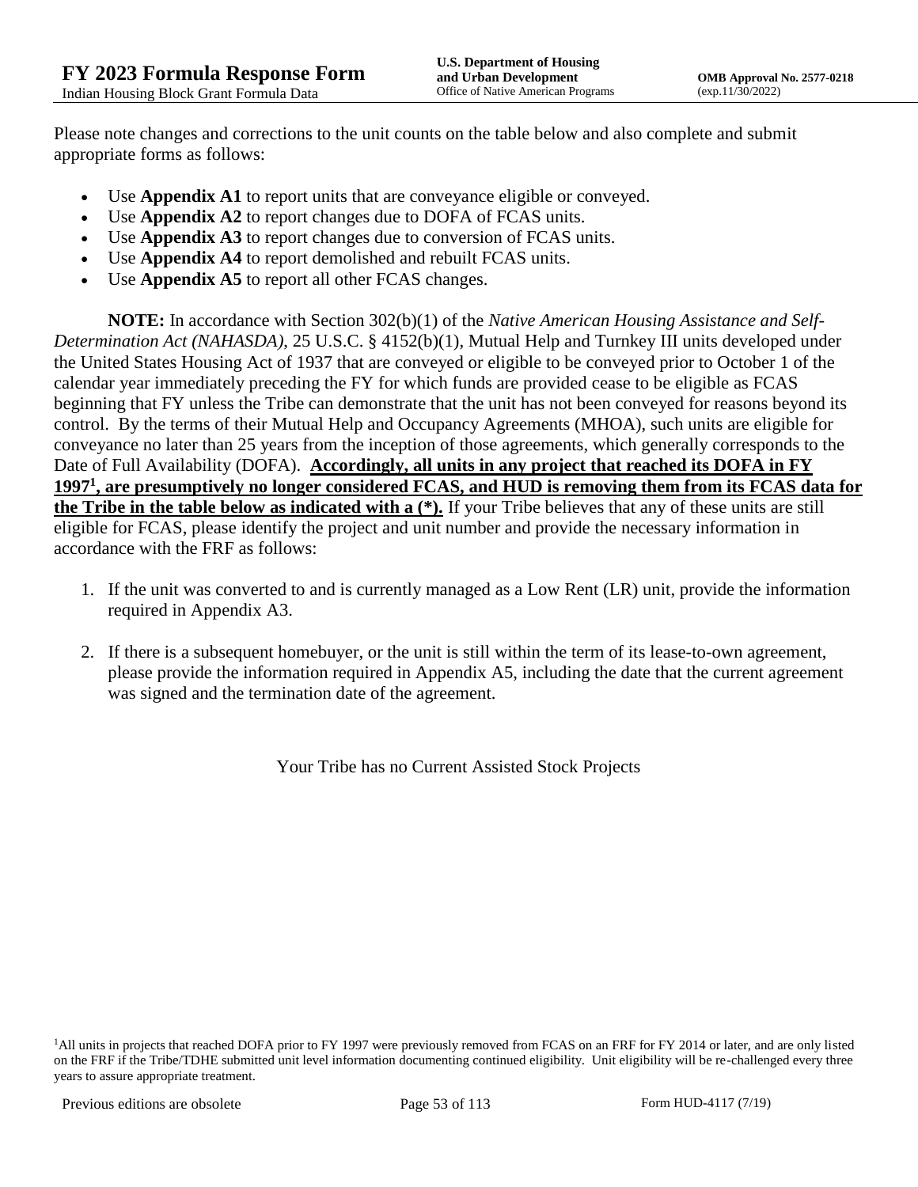Please note changes and corrections to the unit counts on the table below and also complete and submit appropriate forms as follows:

- Use **Appendix A1** to report units that are conveyance eligible or conveyed.
- Use **Appendix A2** to report changes due to DOFA of FCAS units.
- Use **Appendix A3** to report changes due to conversion of FCAS units.
- Use **Appendix A4** to report demolished and rebuilt FCAS units.
- Use **Appendix A5** to report all other FCAS changes.

**NOTE:** In accordance with Section 302(b)(1) of the *Native American Housing Assistance and Self-Determination Act (NAHASDA)*, 25 U.S.C. § 4152(b)(1), Mutual Help and Turnkey III units developed under the United States Housing Act of 1937 that are conveyed or eligible to be conveyed prior to October 1 of the calendar year immediately preceding the FY for which funds are provided cease to be eligible as FCAS beginning that FY unless the Tribe can demonstrate that the unit has not been conveyed for reasons beyond its control. By the terms of their Mutual Help and Occupancy Agreements (MHOA), such units are eligible for conveyance no later than 25 years from the inception of those agreements, which generally corresponds to the Date of Full Availability (DOFA). **Accordingly, all units in any project that reached its DOFA in FY 1997[1], are presumptively no longer considered FCAS, and HUD is removing them from its FCAS data for the Tribe in the table below as indicated with a (*).** If your Tribe believes that any of these units are still eligible for FCAS, please identify the project and unit number and provide the necessary information in accordance with the FRF as follows:

1. If the unit was converted to and is currently managed as a Low Rent (LR) unit, provide the information required in Appendix A3.

2. If there is a subsequent homebuyer, or the unit is still within the term of its lease-to-own agreement, please provide the information required in Appendix A5, including the date that the current agreement was signed and the termination date of the agreement.

Your Tribe has no Current Assisted Stock Projects

[1]All units in projects that reached DOFA prior to FY 1997 were previously removed from FCAS on an FRF for FY 2014 or later, and are only listed on the FRF if the Tribe/TDHE submitted unit level information documenting continued eligibility. Unit eligibility will be re-challenged every three years to assure appropriate treatment.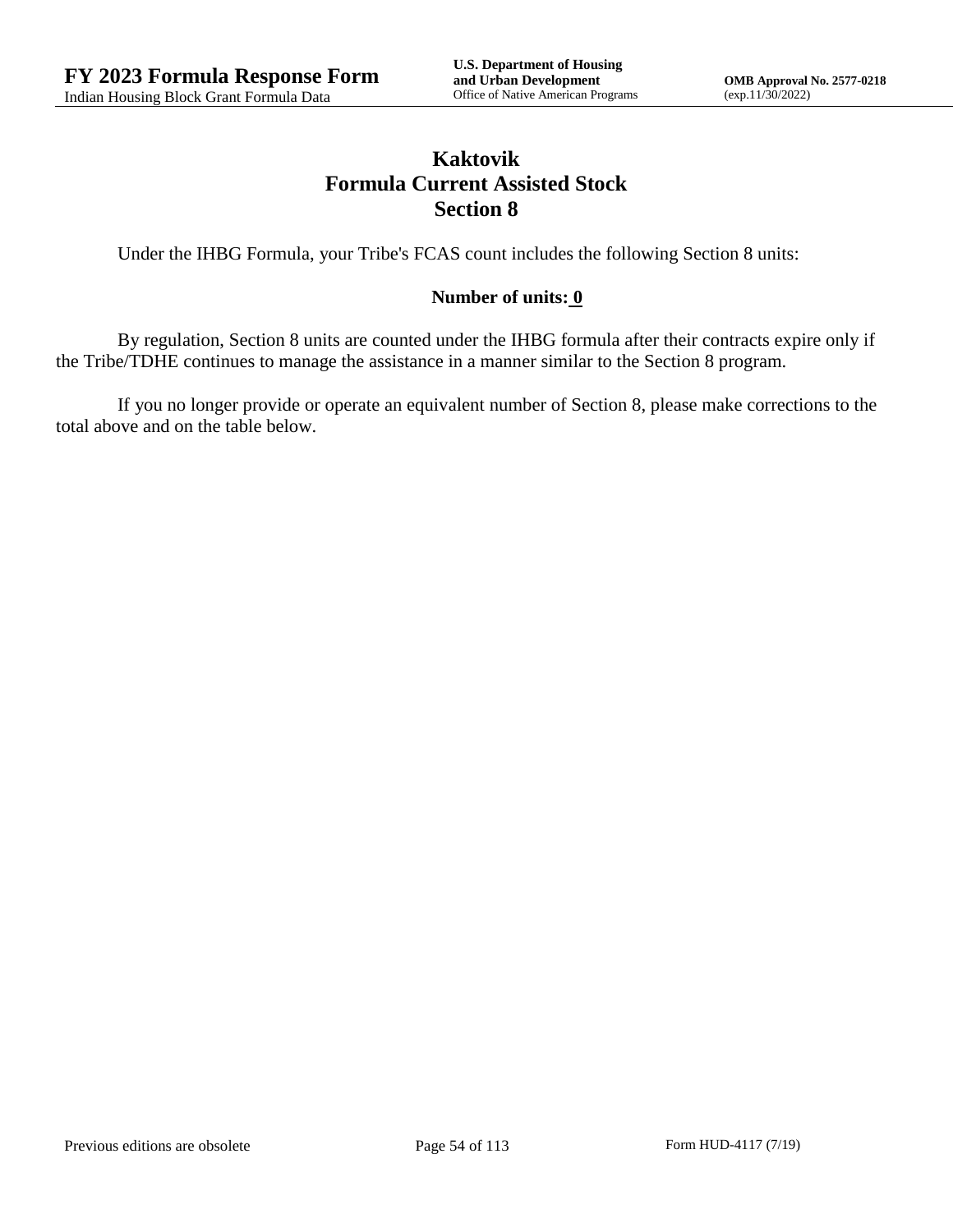# Kaktovik
## Formula Current Assisted Stock
## Section 8

Under the IHBG Formula, your Tribe's FCAS count includes the following Section 8 units:

**Number of units: 0**

By regulation, Section 8 units are counted under the IHBG formula after their contracts expire only if the Tribe/TDHE continues to manage the assistance in a manner similar to the Section 8 program.

If you no longer provide or operate an equivalent number of Section 8, please make corrections to the total above and on the table below.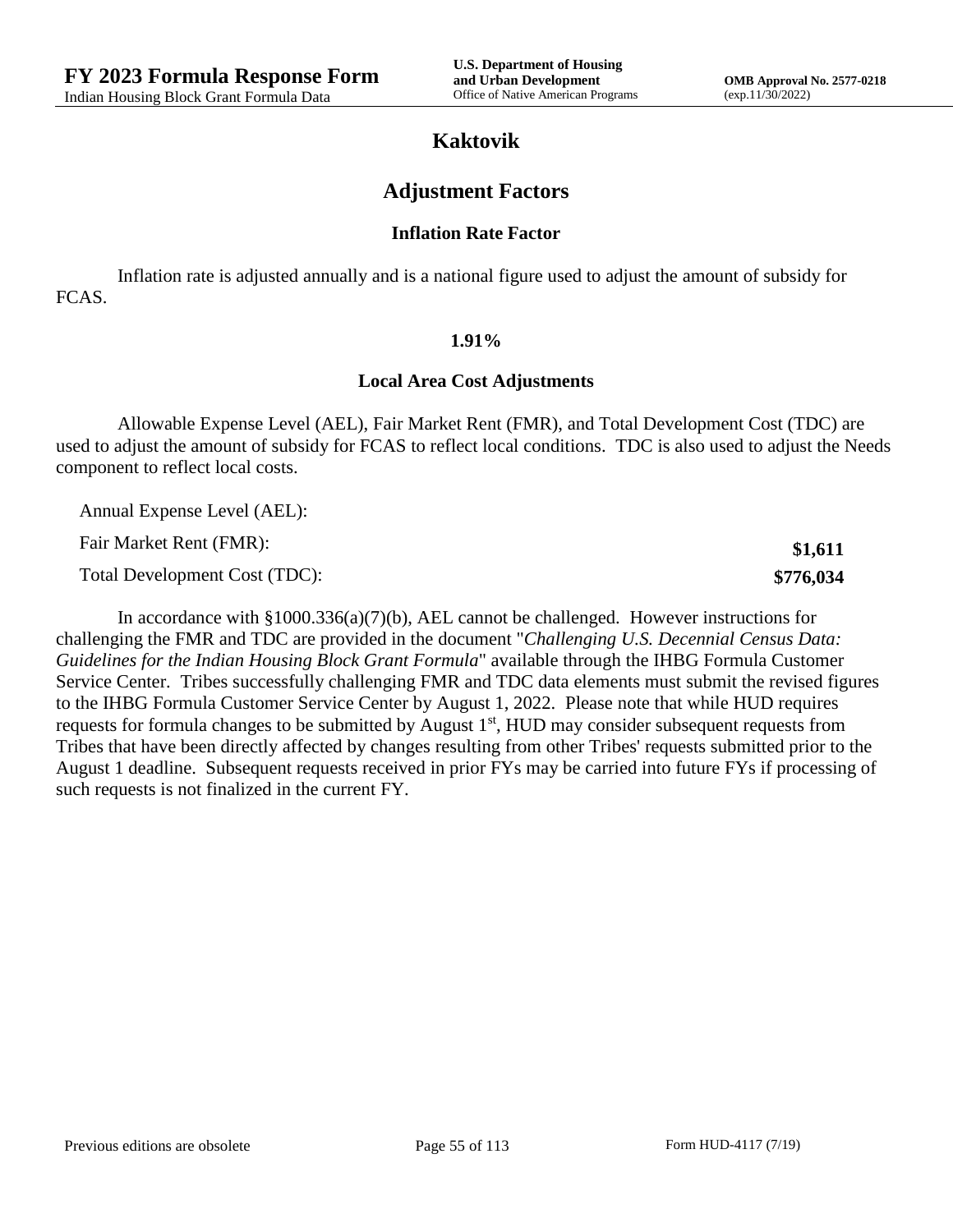# Kaktovik

## Adjustment Factors

### Inflation Rate Factor

Inflation rate is adjusted annually and is a national figure used to adjust the amount of subsidy for FCAS.

**1.91%**

### Local Area Cost Adjustments

Allowable Expense Level (AEL), Fair Market Rent (FMR), and Total Development Cost (TDC) are used to adjust the amount of subsidy for FCAS to reflect local conditions. TDC is also used to adjust the Needs component to reflect local costs.

| | |
|---|---|
| Annual Expense Level (AEL): | |
| Fair Market Rent (FMR): | **$1,611** |
| Total Development Cost (TDC): | **$776,034** |

In accordance with §1000.336(a)(7)(b), AEL cannot be challenged. However instructions for challenging the FMR and TDC are provided in the document "*Challenging U.S. Decennial Census Data: Guidelines for the Indian Housing Block Grant Formula*" available through the IHBG Formula Customer Service Center. Tribes successfully challenging FMR and TDC data elements must submit the revised figures to the IHBG Formula Customer Service Center by August 1, 2022. Please note that while HUD requires requests for formula changes to be submitted by August 1st, HUD may consider subsequent requests from Tribes that have been directly affected by changes resulting from other Tribes' requests submitted prior to the August 1 deadline. Subsequent requests received in prior FYs may be carried into future FYs if processing of such requests is not finalized in the current FY.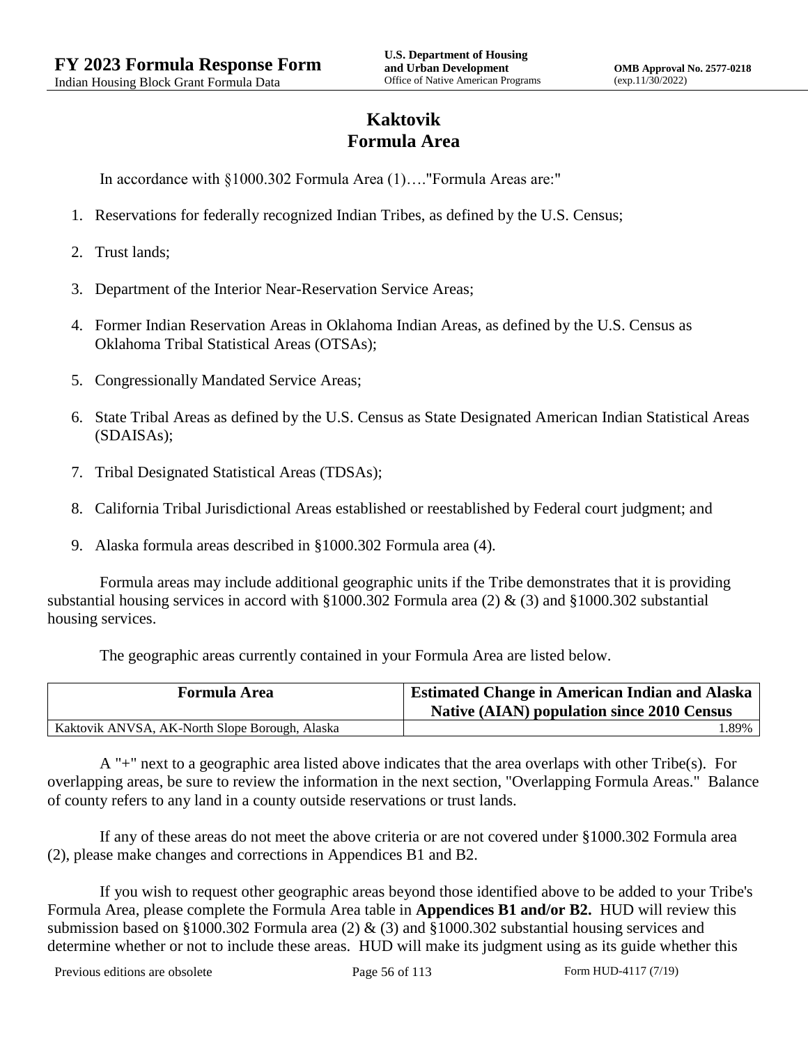# Kaktovik
# Formula Area

In accordance with §1000.302 Formula Area (1)…."Formula Areas are:"

1. Reservations for federally recognized Indian Tribes, as defined by the U.S. Census;
2. Trust lands;
3. Department of the Interior Near-Reservation Service Areas;
4. Former Indian Reservation Areas in Oklahoma Indian Areas, as defined by the U.S. Census as Oklahoma Tribal Statistical Areas (OTSAs);
5. Congressionally Mandated Service Areas;
6. State Tribal Areas as defined by the U.S. Census as State Designated American Indian Statistical Areas (SDAISAs);
7. Tribal Designated Statistical Areas (TDSAs);
8. California Tribal Jurisdictional Areas established or reestablished by Federal court judgment; and
9. Alaska formula areas described in §1000.302 Formula area (4).

Formula areas may include additional geographic units if the Tribe demonstrates that it is providing substantial housing services in accord with §1000.302 Formula area (2) & (3) and §1000.302 substantial housing services.

The geographic areas currently contained in your Formula Area are listed below.

| Formula Area | Estimated Change in American Indian and Alaska Native (AIAN) population since 2010 Census |
|---|---|
| Kaktovik ANVSA, AK-North Slope Borough, Alaska | 1.89% |

A "+" next to a geographic area listed above indicates that the area overlaps with other Tribe(s). For overlapping areas, be sure to review the information in the next section, "Overlapping Formula Areas." Balance of county refers to any land in a county outside reservations or trust lands.

If any of these areas do not meet the above criteria or are not covered under §1000.302 Formula area (2), please make changes and corrections in Appendices B1 and B2.

If you wish to request other geographic areas beyond those identified above to be added to your Tribe's Formula Area, please complete the Formula Area table in **Appendices B1 and/or B2.** HUD will review this submission based on §1000.302 Formula area (2) & (3) and §1000.302 substantial housing services and determine whether or not to include these areas. HUD will make its judgment using as its guide whether this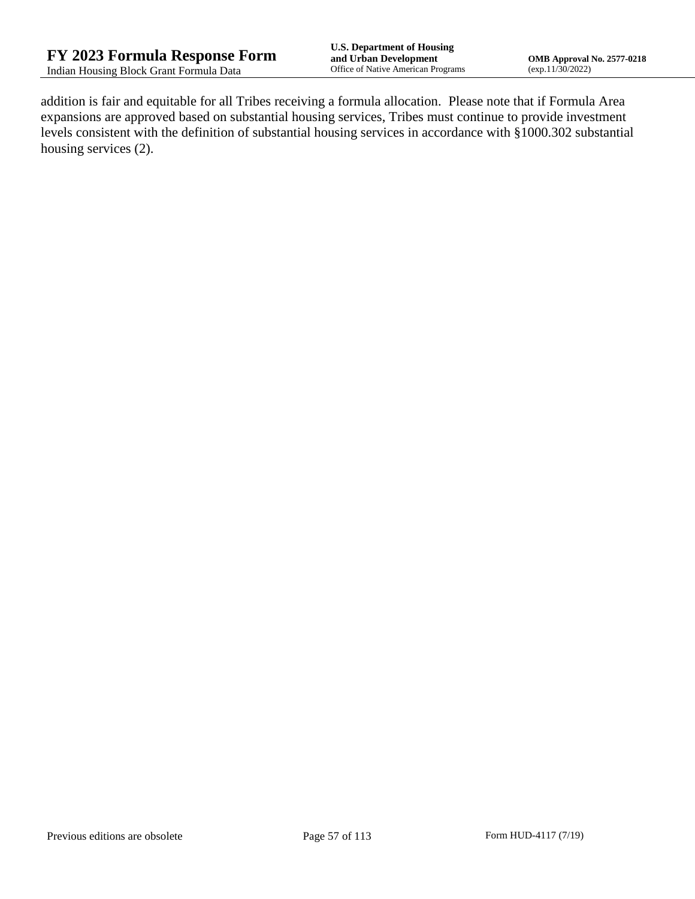addition is fair and equitable for all Tribes receiving a formula allocation. Please note that if Formula Area expansions are approved based on substantial housing services, Tribes must continue to provide investment levels consistent with the definition of substantial housing services in accordance with §1000.302 substantial housing services (2).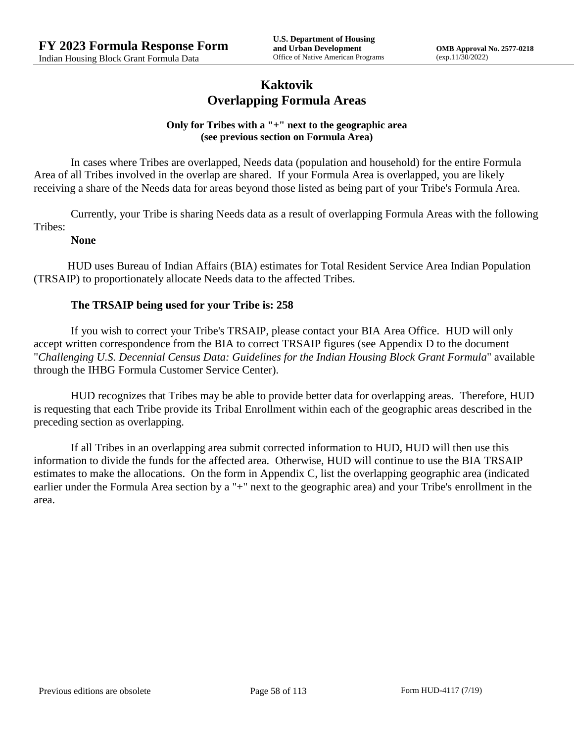# Kaktovik
# Overlapping Formula Areas

**Only for Tribes with a "+" next to the geographic area (see previous section on Formula Area)**

In cases where Tribes are overlapped, Needs data (population and household) for the entire Formula Area of all Tribes involved in the overlap are shared. If your Formula Area is overlapped, you are likely receiving a share of the Needs data for areas beyond those listed as being part of your Tribe's Formula Area.

Currently, your Tribe is sharing Needs data as a result of overlapping Formula Areas with the following Tribes:

**None**

HUD uses Bureau of Indian Affairs (BIA) estimates for Total Resident Service Area Indian Population (TRSAIP) to proportionately allocate Needs data to the affected Tribes.

**The TRSAIP being used for your Tribe is: 258**

If you wish to correct your Tribe's TRSAIP, please contact your BIA Area Office. HUD will only accept written correspondence from the BIA to correct TRSAIP figures (see Appendix D to the document "*Challenging U.S. Decennial Census Data: Guidelines for the Indian Housing Block Grant Formula*" available through the IHBG Formula Customer Service Center).

HUD recognizes that Tribes may be able to provide better data for overlapping areas. Therefore, HUD is requesting that each Tribe provide its Tribal Enrollment within each of the geographic areas described in the preceding section as overlapping.

If all Tribes in an overlapping area submit corrected information to HUD, HUD will then use this information to divide the funds for the affected area. Otherwise, HUD will continue to use the BIA TRSAIP estimates to make the allocations. On the form in Appendix C, list the overlapping geographic area (indicated earlier under the Formula Area section by a "+" next to the geographic area) and your Tribe's enrollment in the area.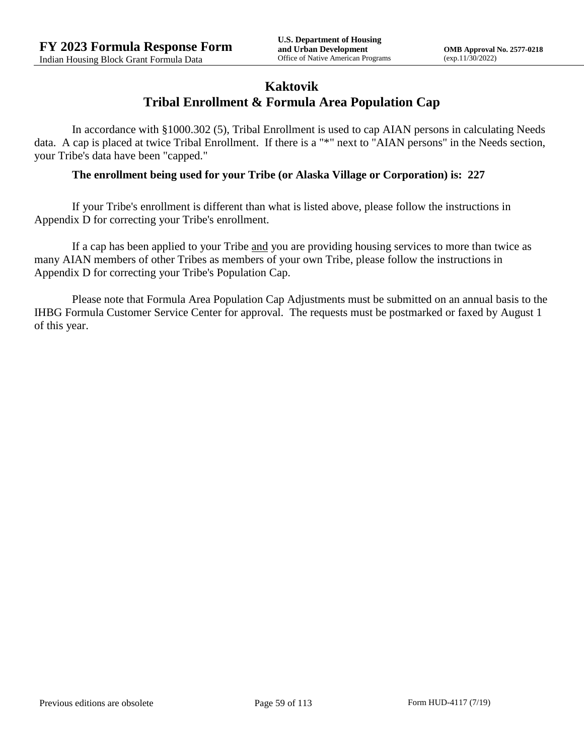# Kaktovik
## Tribal Enrollment & Formula Area Population Cap

In accordance with §1000.302 (5), Tribal Enrollment is used to cap AIAN persons in calculating Needs data. A cap is placed at twice Tribal Enrollment. If there is a "*" next to "AIAN persons" in the Needs section, your Tribe's data have been "capped."

**The enrollment being used for your Tribe (or Alaska Village or Corporation) is: 227**

If your Tribe's enrollment is different than what is listed above, please follow the instructions in Appendix D for correcting your Tribe's enrollment.

If a cap has been applied to your Tribe and you are providing housing services to more than twice as many AIAN members of other Tribes as members of your own Tribe, please follow the instructions in Appendix D for correcting your Tribe's Population Cap.

Please note that Formula Area Population Cap Adjustments must be submitted on an annual basis to the IHBG Formula Customer Service Center for approval. The requests must be postmarked or faxed by August 1 of this year.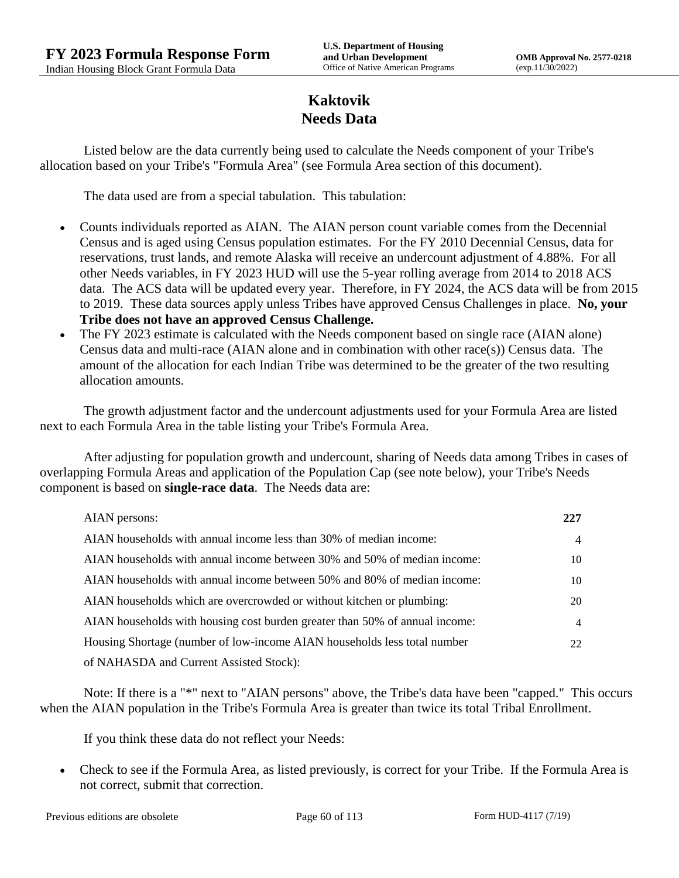# Kaktovik
## Needs Data

Listed below are the data currently being used to calculate the Needs component of your Tribe's allocation based on your Tribe's "Formula Area" (see Formula Area section of this document).

The data used are from a special tabulation. This tabulation:

- Counts individuals reported as AIAN. The AIAN person count variable comes from the Decennial Census and is aged using Census population estimates. For the FY 2010 Decennial Census, data for reservations, trust lands, and remote Alaska will receive an undercount adjustment of 4.88%. For all other Needs variables, in FY 2023 HUD will use the 5-year rolling average from 2014 to 2018 ACS data. The ACS data will be updated every year. Therefore, in FY 2024, the ACS data will be from 2015 to 2019. These data sources apply unless Tribes have approved Census Challenges in place. **No, your Tribe does not have an approved Census Challenge.**
- The FY 2023 estimate is calculated with the Needs component based on single race (AIAN alone) Census data and multi-race (AIAN alone and in combination with other race(s)) Census data. The amount of the allocation for each Indian Tribe was determined to be the greater of the two resulting allocation amounts.

The growth adjustment factor and the undercount adjustments used for your Formula Area are listed next to each Formula Area in the table listing your Tribe's Formula Area.

After adjusting for population growth and undercount, sharing of Needs data among Tribes in cases of overlapping Formula Areas and application of the Population Cap (see note below), your Tribe's Needs component is based on **single-race data**. The Needs data are:

| | |
|---|---|
| AIAN persons: | **227** |
| AIAN households with annual income less than 30% of median income: | 4 |
| AIAN households with annual income between 30% and 50% of median income: | 10 |
| AIAN households with annual income between 50% and 80% of median income: | 10 |
| AIAN households which are overcrowded or without kitchen or plumbing: | 20 |
| AIAN households with housing cost burden greater than 50% of annual income: | 4 |
| Housing Shortage (number of low-income AIAN households less total number of NAHASDA and Current Assisted Stock): | 22 |

Note: If there is a "*" next to "AIAN persons" above, the Tribe's data have been "capped." This occurs when the AIAN population in the Tribe's Formula Area is greater than twice its total Tribal Enrollment.

If you think these data do not reflect your Needs:

- Check to see if the Formula Area, as listed previously, is correct for your Tribe. If the Formula Area is not correct, submit that correction.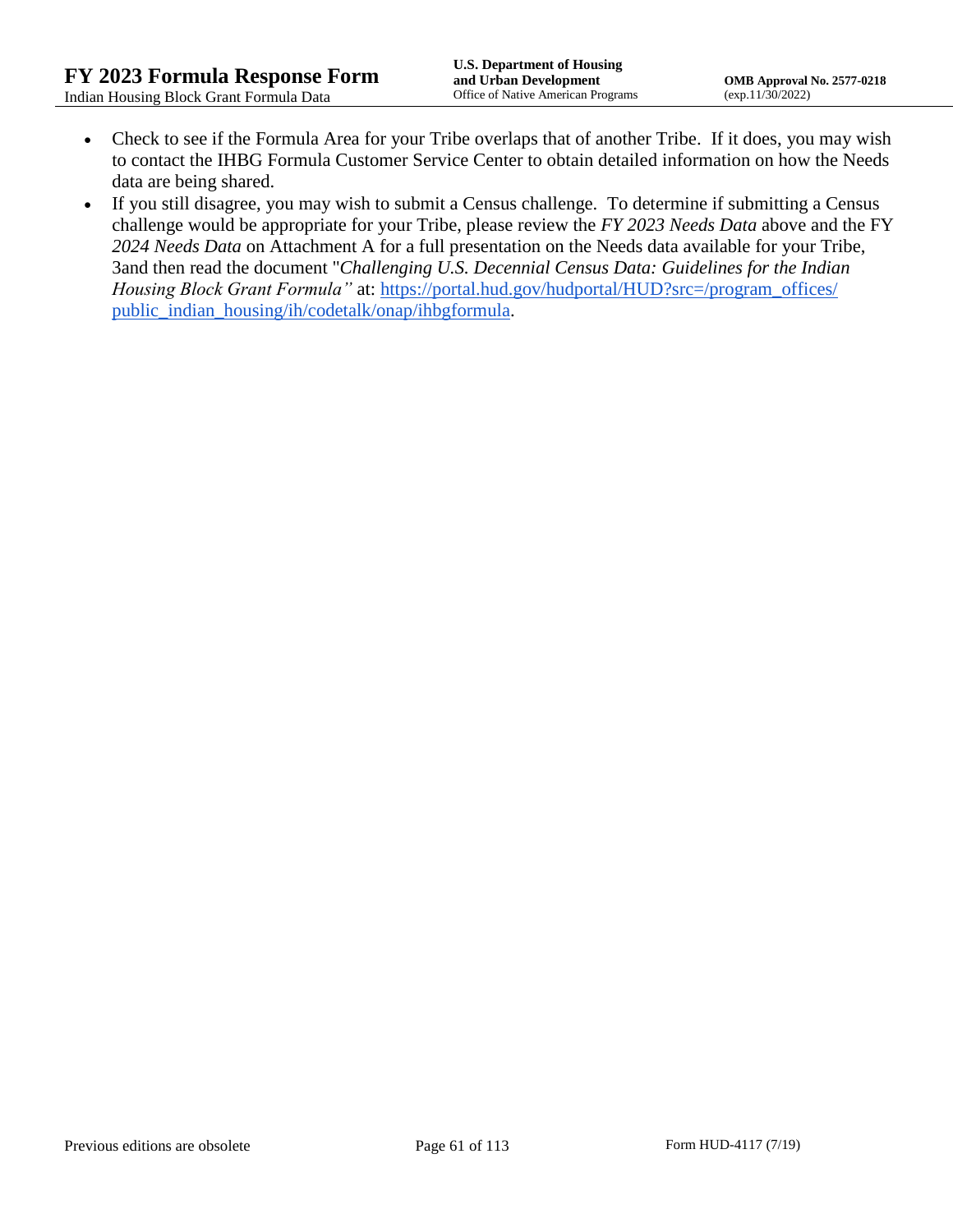- Check to see if the Formula Area for your Tribe overlaps that of another Tribe. If it does, you may wish to contact the IHBG Formula Customer Service Center to obtain detailed information on how the Needs data are being shared.
- If you still disagree, you may wish to submit a Census challenge. To determine if submitting a Census challenge would be appropriate for your Tribe, please review the *FY 2023 Needs Data* above and the FY *2024 Needs Data* on Attachment A for a full presentation on the Needs data available for your Tribe, 3and then read the document "*Challenging U.S. Decennial Census Data: Guidelines for the Indian Housing Block Grant Formula"* at: [https://portal.hud.gov/hudportal/HUD?src=/program_offices/public_indian_housing/ih/codetalk/onap/ihbgformula](https://portal.hud.gov/hudportal/HUD?src=/program_offices/public_indian_housing/ih/codetalk/onap/ihbgformula).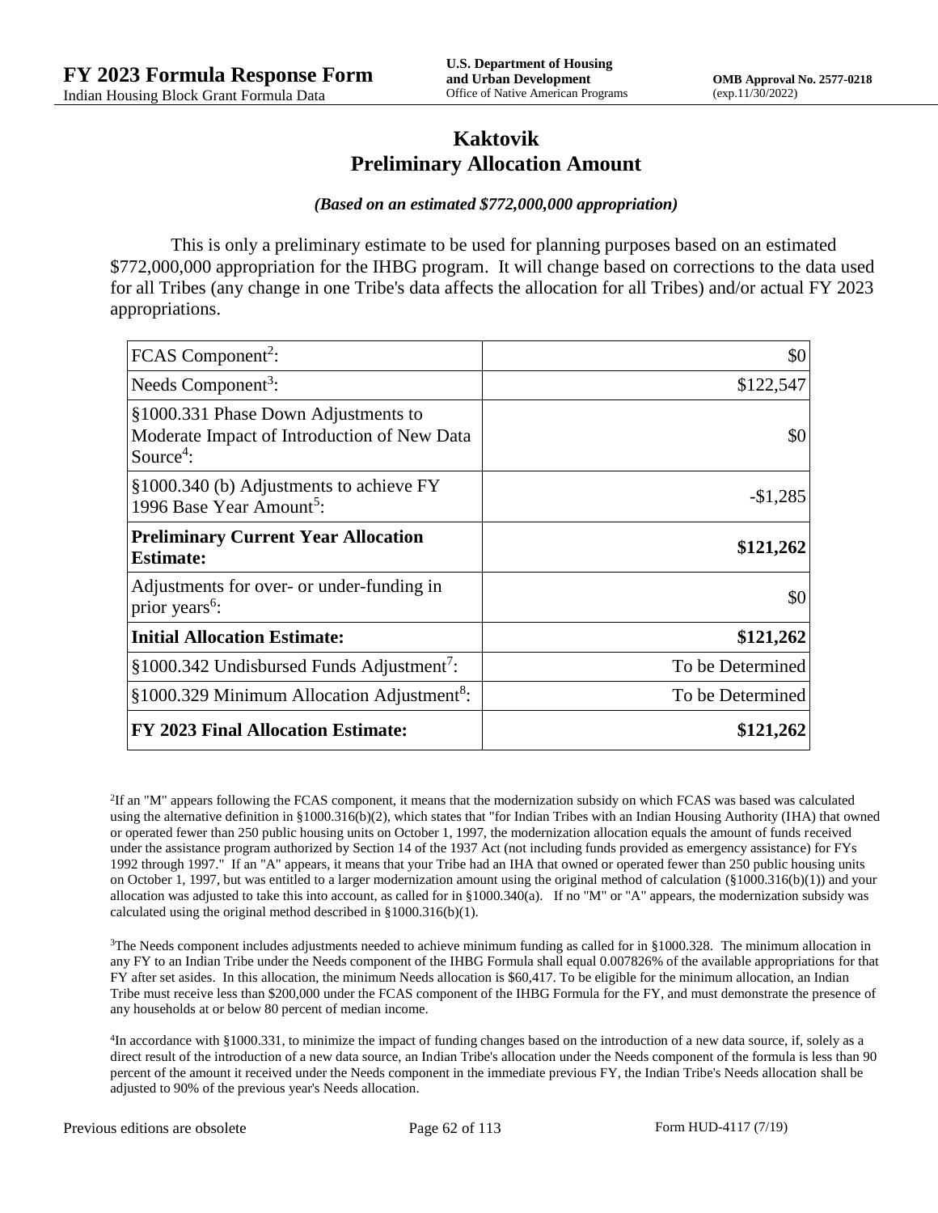# Kaktovik
# Preliminary Allocation Amount

*(Based on an estimated $772,000,000 appropriation)*

This is only a preliminary estimate to be used for planning purposes based on an estimated $772,000,000 appropriation for the IHBG program. It will change based on corrections to the data used for all Tribes (any change in one Tribe's data affects the allocation for all Tribes) and/or actual FY 2023 appropriations.

| | |
|---|---:|
| FCAS Component[2]: | $0 |
| Needs Component[3]: | $122,547 |
| §1000.331 Phase Down Adjustments to Moderate Impact of Introduction of New Data Source[4]: | $0 |
| §1000.340 (b) Adjustments to achieve FY 1996 Base Year Amount[5]: | -$1,285 |
| **Preliminary Current Year Allocation Estimate:** | **$121,262** |
| Adjustments for over- or under-funding in prior years[6]: | $0 |
| **Initial Allocation Estimate:** | **$121,262** |
| §1000.342 Undisbursed Funds Adjustment[7]: | To be Determined |
| §1000.329 Minimum Allocation Adjustment[8]: | To be Determined |
| **FY 2023 Final Allocation Estimate:** | **$121,262** |

[2]If an "M" appears following the FCAS component, it means that the modernization subsidy on which FCAS was based was calculated using the alternative definition in §1000.316(b)(2), which states that "for Indian Tribes with an Indian Housing Authority (IHA) that owned or operated fewer than 250 public housing units on October 1, 1997, the modernization allocation equals the amount of funds received under the assistance program authorized by Section 14 of the 1937 Act (not including funds provided as emergency assistance) for FYs 1992 through 1997." If an "A" appears, it means that your Tribe had an IHA that owned or operated fewer than 250 public housing units on October 1, 1997, but was entitled to a larger modernization amount using the original method of calculation (§1000.316(b)(1)) and your allocation was adjusted to take this into account, as called for in §1000.340(a). If no "M" or "A" appears, the modernization subsidy was calculated using the original method described in §1000.316(b)(1).

[3]The Needs component includes adjustments needed to achieve minimum funding as called for in §1000.328. The minimum allocation in any FY to an Indian Tribe under the Needs component of the IHBG Formula shall equal 0.007826% of the available appropriations for that FY after set asides. In this allocation, the minimum Needs allocation is $60,417. To be eligible for the minimum allocation, an Indian Tribe must receive less than $200,000 under the FCAS component of the IHBG Formula for the FY, and must demonstrate the presence of any households at or below 80 percent of median income.

[4]In accordance with §1000.331, to minimize the impact of funding changes based on the introduction of a new data source, if, solely as a direct result of the introduction of a new data source, an Indian Tribe's allocation under the Needs component of the formula is less than 90 percent of the amount it received under the Needs component in the immediate previous FY, the Indian Tribe's Needs allocation shall be adjusted to 90% of the previous year's Needs allocation.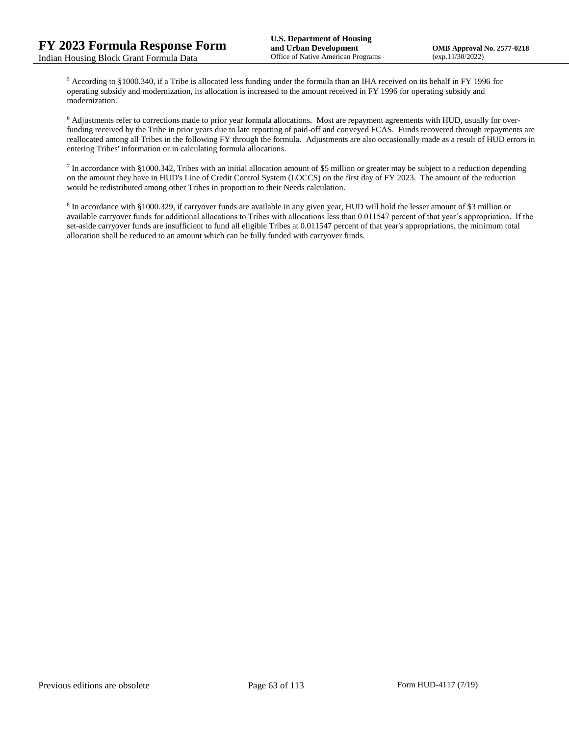[5] According to §1000.340, if a Tribe is allocated less funding under the formula than an IHA received on its behalf in FY 1996 for operating subsidy and modernization, its allocation is increased to the amount received in FY 1996 for operating subsidy and modernization.

[6] Adjustments refer to corrections made to prior year formula allocations. Most are repayment agreements with HUD, usually for over-funding received by the Tribe in prior years due to late reporting of paid-off and conveyed FCAS. Funds recovered through repayments are reallocated among all Tribes in the following FY through the formula. Adjustments are also occasionally made as a result of HUD errors in entering Tribes' information or in calculating formula allocations.

[7] In accordance with §1000.342, Tribes with an initial allocation amount of $5 million or greater may be subject to a reduction depending on the amount they have in HUD's Line of Credit Control System (LOCCS) on the first day of FY 2023. The amount of the reduction would be redistributed among other Tribes in proportion to their Needs calculation.

[8] In accordance with §1000.329, if carryover funds are available in any given year, HUD will hold the lesser amount of $3 million or available carryover funds for additional allocations to Tribes with allocations less than 0.011547 percent of that year's appropriation. If the set-aside carryover funds are insufficient to fund all eligible Tribes at 0.011547 percent of that year's appropriations, the minimum total allocation shall be reduced to an amount which can be fully funded with carryover funds.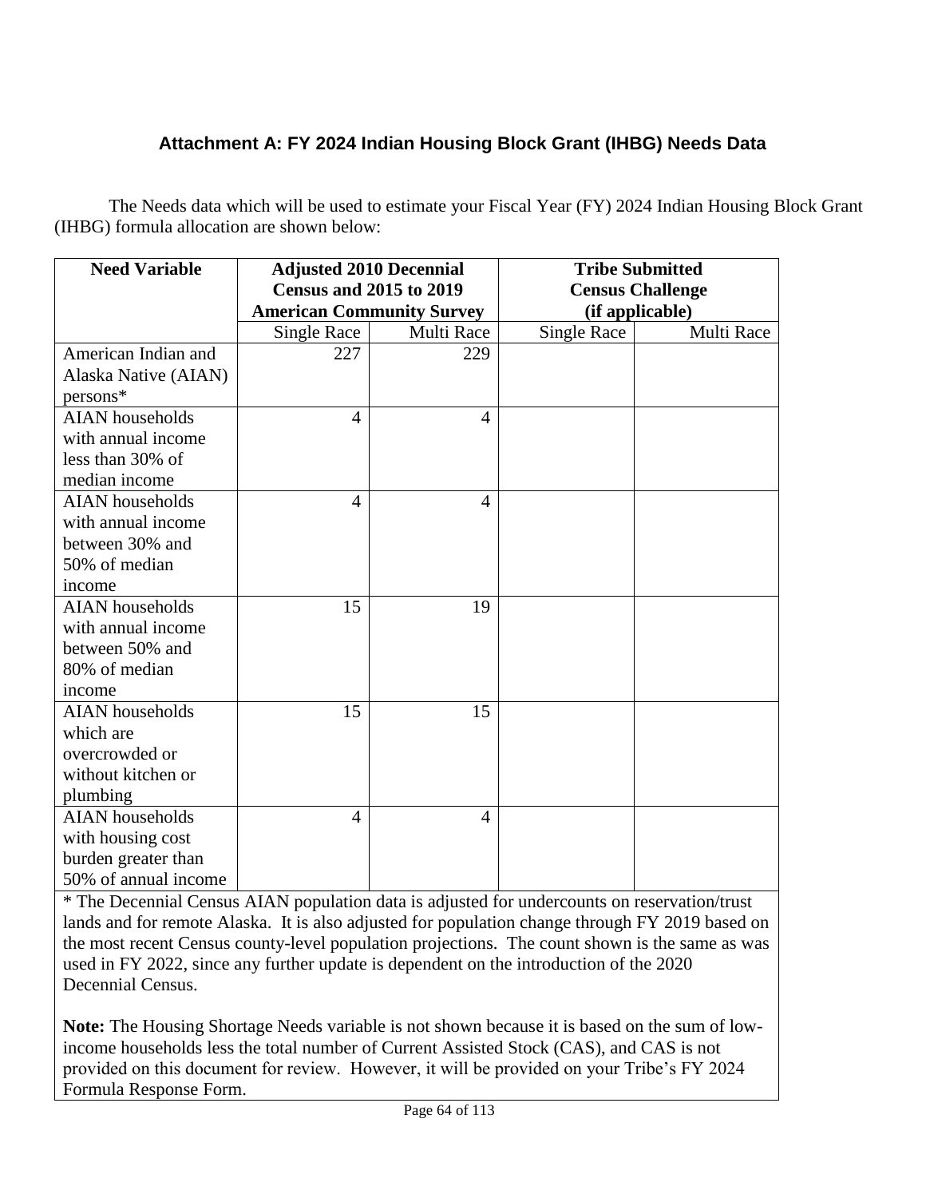## Attachment A: FY 2024 Indian Housing Block Grant (IHBG) Needs Data

The Needs data which will be used to estimate your Fiscal Year (FY) 2024 Indian Housing Block Grant (IHBG) formula allocation are shown below:

| Need Variable | Adjusted 2010 Decennial Census and 2015 to 2019 American Community Survey | | Tribe Submitted Census Challenge (if applicable) | |
|---|---|---|---|---|
| | Single Race | Multi Race | Single Race | Multi Race |
| American Indian and Alaska Native (AIAN) persons* | 227 | 229 | | |
| AIAN households with annual income less than 30% of median income | 4 | 4 | | |
| AIAN households with annual income between 30% and 50% of median income | 4 | 4 | | |
| AIAN households with annual income between 50% and 80% of median income | 15 | 19 | | |
| AIAN households which are overcrowded or without kitchen or plumbing | 15 | 15 | | |
| AIAN households with housing cost burden greater than 50% of annual income | 4 | 4 | | |

* The Decennial Census AIAN population data is adjusted for undercounts on reservation/trust lands and for remote Alaska. It is also adjusted for population change through FY 2019 based on the most recent Census county-level population projections. The count shown is the same as was used in FY 2022, since any further update is dependent on the introduction of the 2020 Decennial Census.

**Note:** The Housing Shortage Needs variable is not shown because it is based on the sum of low-income households less the total number of Current Assisted Stock (CAS), and CAS is not provided on this document for review. However, it will be provided on your Tribe's FY 2024 Formula Response Form.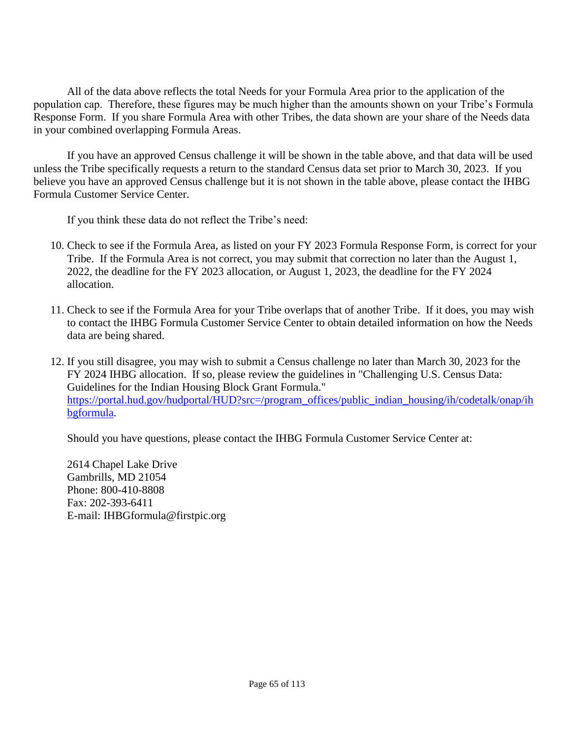All of the data above reflects the total Needs for your Formula Area prior to the application of the population cap. Therefore, these figures may be much higher than the amounts shown on your Tribe's Formula Response Form. If you share Formula Area with other Tribes, the data shown are your share of the Needs data in your combined overlapping Formula Areas.

If you have an approved Census challenge it will be shown in the table above, and that data will be used unless the Tribe specifically requests a return to the standard Census data set prior to March 30, 2023. If you believe you have an approved Census challenge but it is not shown in the table above, please contact the IHBG Formula Customer Service Center.

If you think these data do not reflect the Tribe's need:

10. Check to see if the Formula Area, as listed on your FY 2023 Formula Response Form, is correct for your Tribe. If the Formula Area is not correct, you may submit that correction no later than the August 1, 2022, the deadline for the FY 2023 allocation, or August 1, 2023, the deadline for the FY 2024 allocation.

11. Check to see if the Formula Area for your Tribe overlaps that of another Tribe. If it does, you may wish to contact the IHBG Formula Customer Service Center to obtain detailed information on how the Needs data are being shared.

12. If you still disagree, you may wish to submit a Census challenge no later than March 30, 2023 for the FY 2024 IHBG allocation. If so, please review the guidelines in "Challenging U.S. Census Data: Guidelines for the Indian Housing Block Grant Formula." [https://portal.hud.gov/hudportal/HUD?src=/program_offices/public_indian_housing/ih/codetalk/onap/ihbgformula](https://portal.hud.gov/hudportal/HUD?src=/program_offices/public_indian_housing/ih/codetalk/onap/ihbgformula).

Should you have questions, please contact the IHBG Formula Customer Service Center at:

2614 Chapel Lake Drive
Gambrills, MD 21054
Phone: 800-410-8808
Fax: 202-393-6411
E-mail: IHBGformula@firstpic.org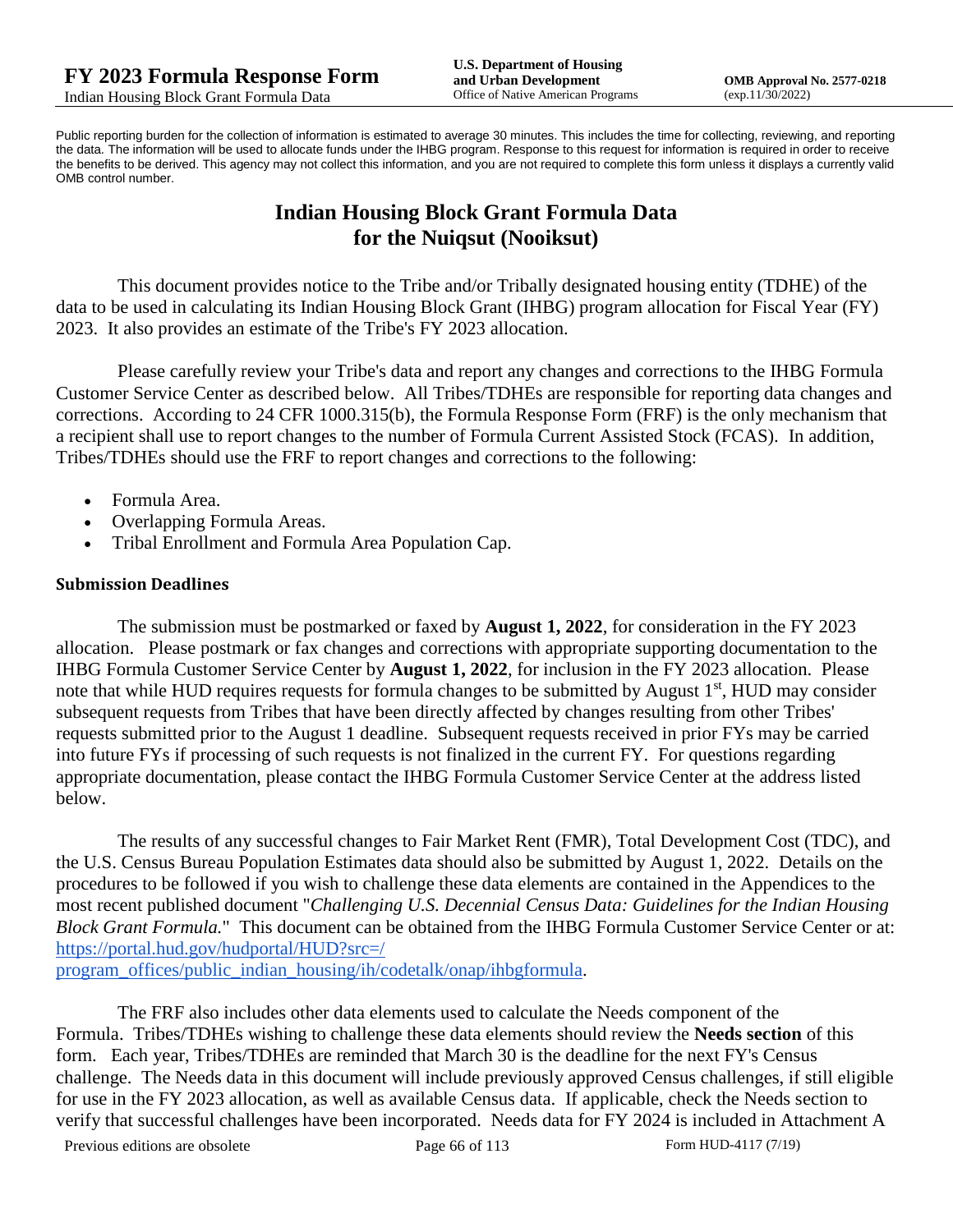Public reporting burden for the collection of information is estimated to average 30 minutes. This includes the time for collecting, reviewing, and reporting the data. The information will be used to allocate funds under the IHBG program. Response to this request for information is required in order to receive the benefits to be derived. This agency may not collect this information, and you are not required to complete this form unless it displays a currently valid OMB control number.

# Indian Housing Block Grant Formula Data for the Nuiqsut (Nooiksut)

This document provides notice to the Tribe and/or Tribally designated housing entity (TDHE) of the data to be used in calculating its Indian Housing Block Grant (IHBG) program allocation for Fiscal Year (FY) 2023. It also provides an estimate of the Tribe's FY 2023 allocation.

Please carefully review your Tribe's data and report any changes and corrections to the IHBG Formula Customer Service Center as described below. All Tribes/TDHEs are responsible for reporting data changes and corrections. According to 24 CFR 1000.315(b), the Formula Response Form (FRF) is the only mechanism that a recipient shall use to report changes to the number of Formula Current Assisted Stock (FCAS). In addition, Tribes/TDHEs should use the FRF to report changes and corrections to the following:

- Formula Area.
- Overlapping Formula Areas.
- Tribal Enrollment and Formula Area Population Cap.

### Submission Deadlines

The submission must be postmarked or faxed by **August 1, 2022**, for consideration in the FY 2023 allocation. Please postmark or fax changes and corrections with appropriate supporting documentation to the IHBG Formula Customer Service Center by **August 1, 2022**, for inclusion in the FY 2023 allocation. Please note that while HUD requires requests for formula changes to be submitted by August 1st, HUD may consider subsequent requests from Tribes that have been directly affected by changes resulting from other Tribes' requests submitted prior to the August 1 deadline. Subsequent requests received in prior FYs may be carried into future FYs if processing of such requests is not finalized in the current FY. For questions regarding appropriate documentation, please contact the IHBG Formula Customer Service Center at the address listed below.

The results of any successful changes to Fair Market Rent (FMR), Total Development Cost (TDC), and the U.S. Census Bureau Population Estimates data should also be submitted by August 1, 2022. Details on the procedures to be followed if you wish to challenge these data elements are contained in the Appendices to the most recent published document "*Challenging U.S. Decennial Census Data: Guidelines for the Indian Housing Block Grant Formula.*" This document can be obtained from the IHBG Formula Customer Service Center or at: [https://portal.hud.gov/hudportal/HUD?src=/program_offices/public_indian_housing/ih/codetalk/onap/ihbgformula](https://portal.hud.gov/hudportal/HUD?src=/program_offices/public_indian_housing/ih/codetalk/onap/ihbgformula).

The FRF also includes other data elements used to calculate the Needs component of the Formula. Tribes/TDHEs wishing to challenge these data elements should review the **Needs section** of this form. Each year, Tribes/TDHEs are reminded that March 30 is the deadline for the next FY's Census challenge. The Needs data in this document will include previously approved Census challenges, if still eligible for use in the FY 2023 allocation, as well as available Census data. If applicable, check the Needs section to verify that successful challenges have been incorporated. Needs data for FY 2024 is included in Attachment A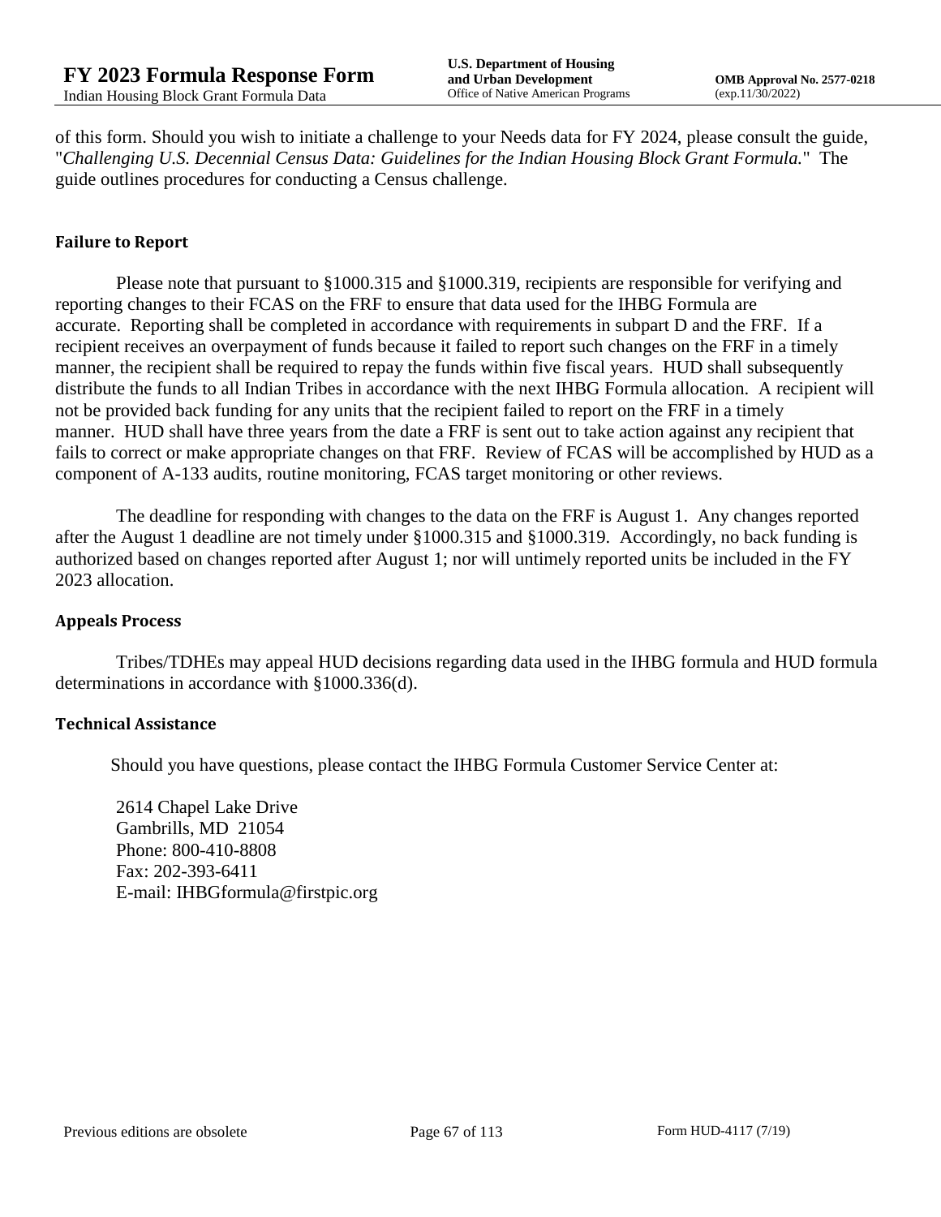of this form. Should you wish to initiate a challenge to your Needs data for FY 2024, please consult the guide, "*Challenging U.S. Decennial Census Data: Guidelines for the Indian Housing Block Grant Formula.*" The guide outlines procedures for conducting a Census challenge.

### Failure to Report

Please note that pursuant to §1000.315 and §1000.319, recipients are responsible for verifying and reporting changes to their FCAS on the FRF to ensure that data used for the IHBG Formula are accurate. Reporting shall be completed in accordance with requirements in subpart D and the FRF. If a recipient receives an overpayment of funds because it failed to report such changes on the FRF in a timely manner, the recipient shall be required to repay the funds within five fiscal years. HUD shall subsequently distribute the funds to all Indian Tribes in accordance with the next IHBG Formula allocation. A recipient will not be provided back funding for any units that the recipient failed to report on the FRF in a timely manner. HUD shall have three years from the date a FRF is sent out to take action against any recipient that fails to correct or make appropriate changes on that FRF. Review of FCAS will be accomplished by HUD as a component of A-133 audits, routine monitoring, FCAS target monitoring or other reviews.

The deadline for responding with changes to the data on the FRF is August 1. Any changes reported after the August 1 deadline are not timely under §1000.315 and §1000.319. Accordingly, no back funding is authorized based on changes reported after August 1; nor will untimely reported units be included in the FY 2023 allocation.

### Appeals Process

Tribes/TDHEs may appeal HUD decisions regarding data used in the IHBG formula and HUD formula determinations in accordance with §1000.336(d).

### Technical Assistance

Should you have questions, please contact the IHBG Formula Customer Service Center at:

2614 Chapel Lake Drive
Gambrills, MD 21054
Phone: 800-410-8808
Fax: 202-393-6411
E-mail: IHBGformula@firstpic.org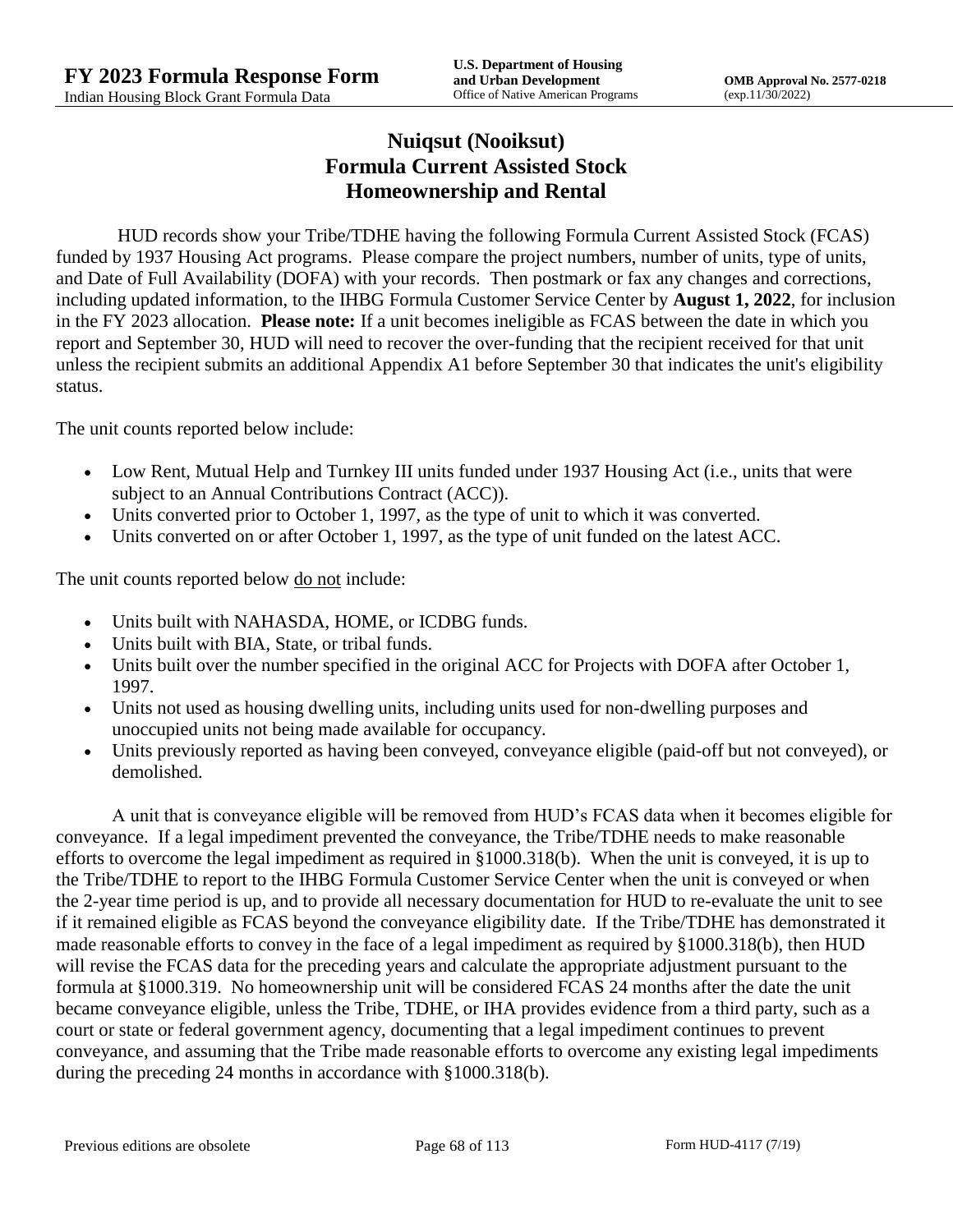# Nuiqsut (Nooiksut)
# Formula Current Assisted Stock
# Homeownership and Rental

HUD records show your Tribe/TDHE having the following Formula Current Assisted Stock (FCAS) funded by 1937 Housing Act programs. Please compare the project numbers, number of units, type of units, and Date of Full Availability (DOFA) with your records. Then postmark or fax any changes and corrections, including updated information, to the IHBG Formula Customer Service Center by **August 1, 2022**, for inclusion in the FY 2023 allocation. **Please note:** If a unit becomes ineligible as FCAS between the date in which you report and September 30, HUD will need to recover the over-funding that the recipient received for that unit unless the recipient submits an additional Appendix A1 before September 30 that indicates the unit's eligibility status.

The unit counts reported below include:

- Low Rent, Mutual Help and Turnkey III units funded under 1937 Housing Act (i.e., units that were subject to an Annual Contributions Contract (ACC)).
- Units converted prior to October 1, 1997, as the type of unit to which it was converted.
- Units converted on or after October 1, 1997, as the type of unit funded on the latest ACC.

The unit counts reported below do not include:

- Units built with NAHASDA, HOME, or ICDBG funds.
- Units built with BIA, State, or tribal funds.
- Units built over the number specified in the original ACC for Projects with DOFA after October 1, 1997.
- Units not used as housing dwelling units, including units used for non-dwelling purposes and unoccupied units not being made available for occupancy.
- Units previously reported as having been conveyed, conveyance eligible (paid-off but not conveyed), or demolished.

A unit that is conveyance eligible will be removed from HUD's FCAS data when it becomes eligible for conveyance. If a legal impediment prevented the conveyance, the Tribe/TDHE needs to make reasonable efforts to overcome the legal impediment as required in §1000.318(b). When the unit is conveyed, it is up to the Tribe/TDHE to report to the IHBG Formula Customer Service Center when the unit is conveyed or when the 2-year time period is up, and to provide all necessary documentation for HUD to re-evaluate the unit to see if it remained eligible as FCAS beyond the conveyance eligibility date. If the Tribe/TDHE has demonstrated it made reasonable efforts to convey in the face of a legal impediment as required by §1000.318(b), then HUD will revise the FCAS data for the preceding years and calculate the appropriate adjustment pursuant to the formula at §1000.319. No homeownership unit will be considered FCAS 24 months after the date the unit became conveyance eligible, unless the Tribe, TDHE, or IHA provides evidence from a third party, such as a court or state or federal government agency, documenting that a legal impediment continues to prevent conveyance, and assuming that the Tribe made reasonable efforts to overcome any existing legal impediments during the preceding 24 months in accordance with §1000.318(b).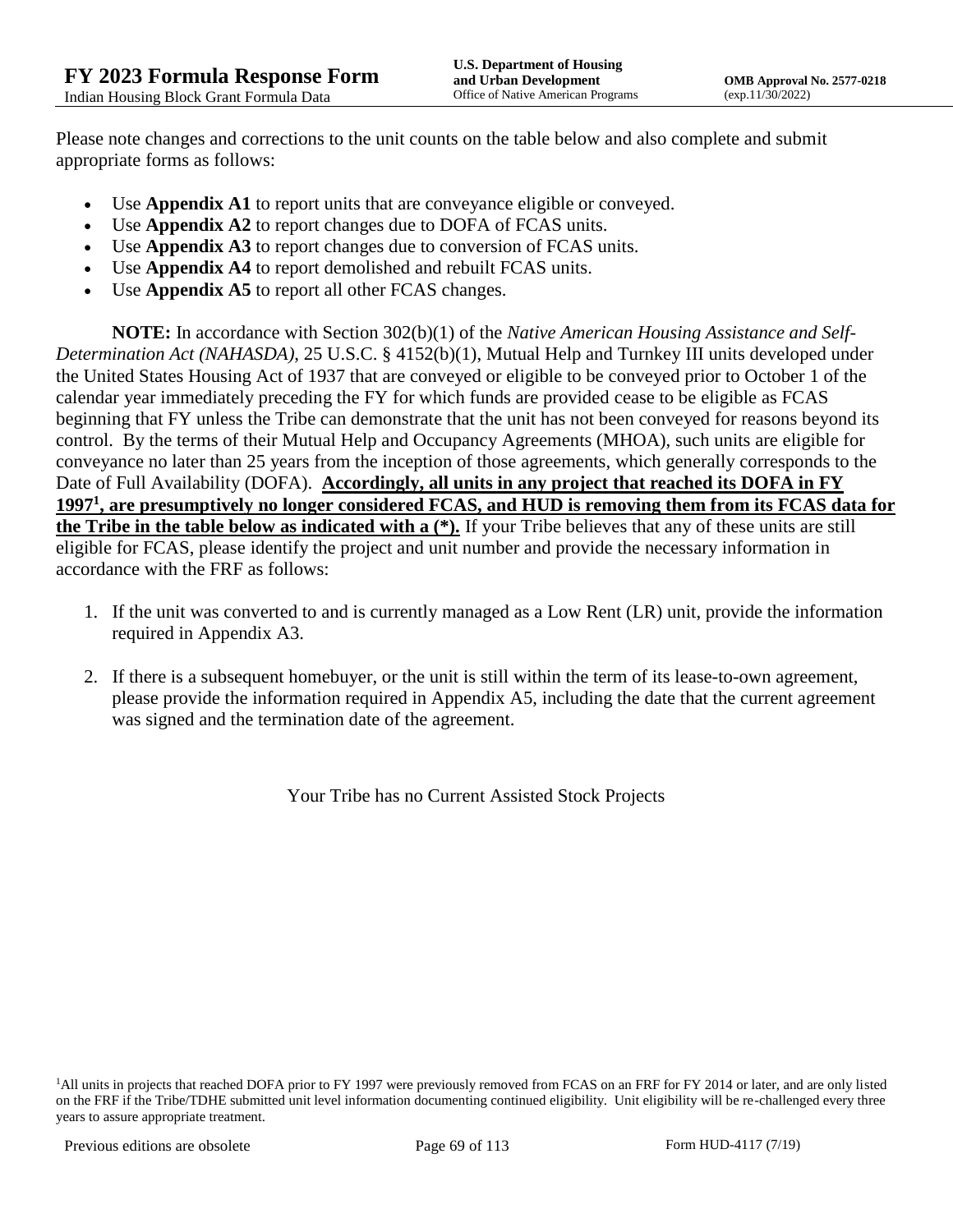Please note changes and corrections to the unit counts on the table below and also complete and submit appropriate forms as follows:

- Use **Appendix A1** to report units that are conveyance eligible or conveyed.
- Use **Appendix A2** to report changes due to DOFA of FCAS units.
- Use **Appendix A3** to report changes due to conversion of FCAS units.
- Use **Appendix A4** to report demolished and rebuilt FCAS units.
- Use **Appendix A5** to report all other FCAS changes.

**NOTE:** In accordance with Section 302(b)(1) of the *Native American Housing Assistance and Self-Determination Act (NAHASDA)*, 25 U.S.C. § 4152(b)(1), Mutual Help and Turnkey III units developed under the United States Housing Act of 1937 that are conveyed or eligible to be conveyed prior to October 1 of the calendar year immediately preceding the FY for which funds are provided cease to be eligible as FCAS beginning that FY unless the Tribe can demonstrate that the unit has not been conveyed for reasons beyond its control. By the terms of their Mutual Help and Occupancy Agreements (MHOA), such units are eligible for conveyance no later than 25 years from the inception of those agreements, which generally corresponds to the Date of Full Availability (DOFA). **Accordingly, all units in any project that reached its DOFA in FY 1997[1], are presumptively no longer considered FCAS, and HUD is removing them from its FCAS data for the Tribe in the table below as indicated with a (*).** If your Tribe believes that any of these units are still eligible for FCAS, please identify the project and unit number and provide the necessary information in accordance with the FRF as follows:

1. If the unit was converted to and is currently managed as a Low Rent (LR) unit, provide the information required in Appendix A3.
2. If there is a subsequent homebuyer, or the unit is still within the term of its lease-to-own agreement, please provide the information required in Appendix A5, including the date that the current agreement was signed and the termination date of the agreement.

Your Tribe has no Current Assisted Stock Projects

[1]All units in projects that reached DOFA prior to FY 1997 were previously removed from FCAS on an FRF for FY 2014 or later, and are only listed on the FRF if the Tribe/TDHE submitted unit level information documenting continued eligibility. Unit eligibility will be re-challenged every three years to assure appropriate treatment.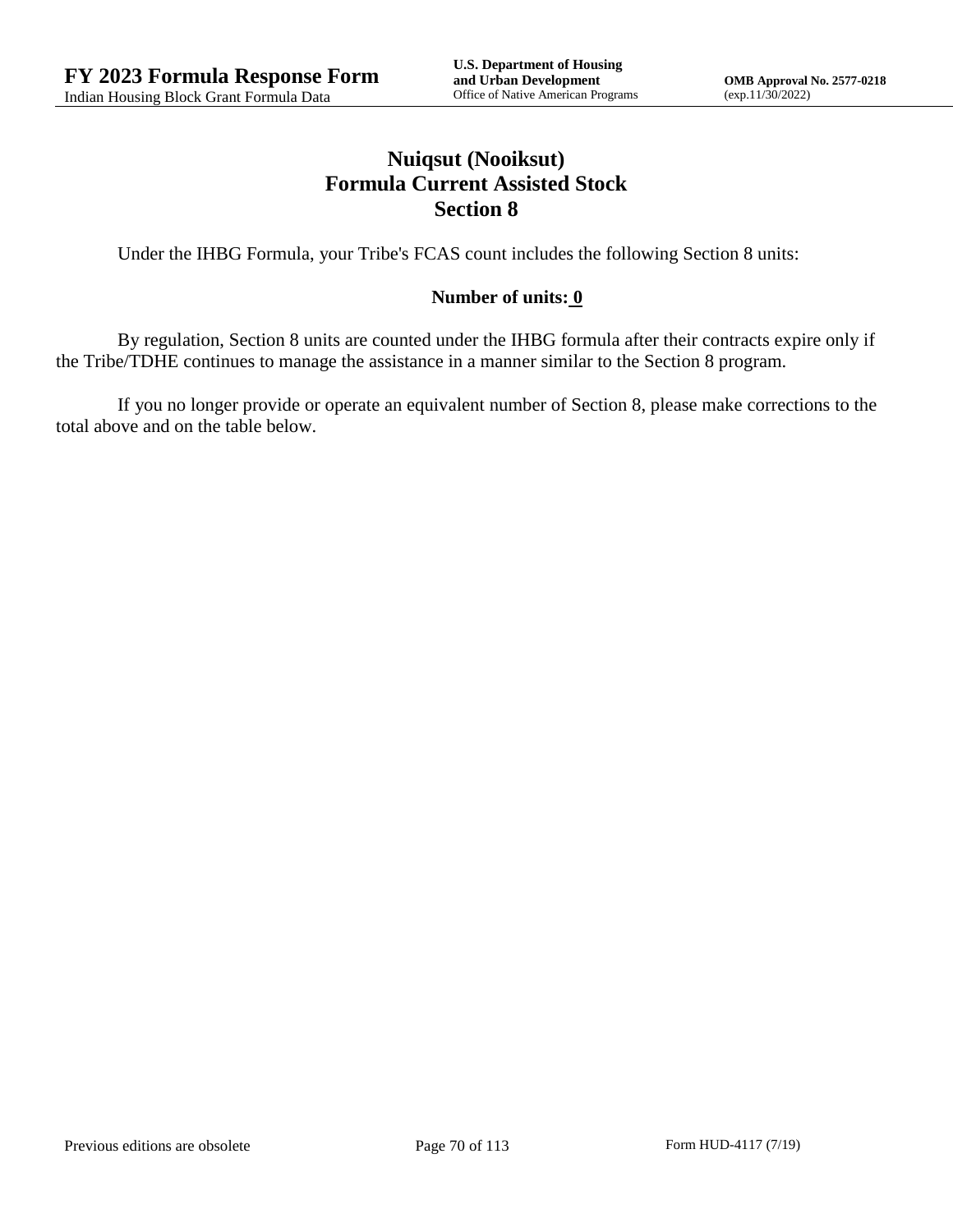# Nuiqsut (Nooiksut)
## Formula Current Assisted Stock
## Section 8

Under the IHBG Formula, your Tribe's FCAS count includes the following Section 8 units:

**Number of units: 0**

By regulation, Section 8 units are counted under the IHBG formula after their contracts expire only if the Tribe/TDHE continues to manage the assistance in a manner similar to the Section 8 program.

If you no longer provide or operate an equivalent number of Section 8, please make corrections to the total above and on the table below.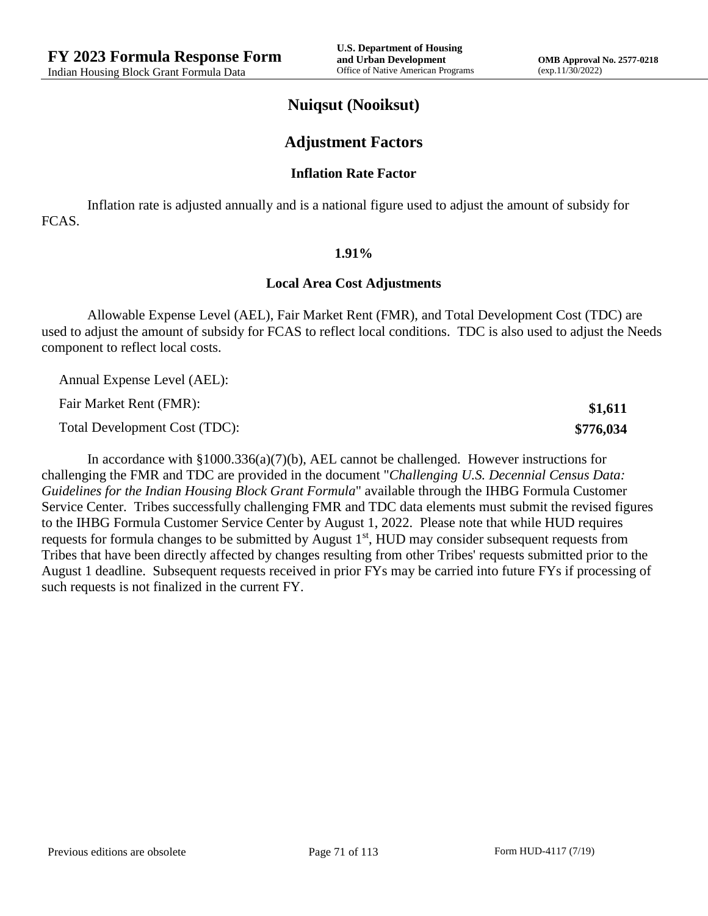# Nuiqsut (Nooiksut)

## Adjustment Factors

### Inflation Rate Factor

Inflation rate is adjusted annually and is a national figure used to adjust the amount of subsidy for FCAS.

**1.91%**

### Local Area Cost Adjustments

Allowable Expense Level (AEL), Fair Market Rent (FMR), and Total Development Cost (TDC) are used to adjust the amount of subsidy for FCAS to reflect local conditions. TDC is also used to adjust the Needs component to reflect local costs.

| | |
|---|---|
| Annual Expense Level (AEL): | |
| Fair Market Rent (FMR): | **$1,611** |
| Total Development Cost (TDC): | **$776,034** |

In accordance with §1000.336(a)(7)(b), AEL cannot be challenged. However instructions for challenging the FMR and TDC are provided in the document "*Challenging U.S. Decennial Census Data: Guidelines for the Indian Housing Block Grant Formula*" available through the IHBG Formula Customer Service Center. Tribes successfully challenging FMR and TDC data elements must submit the revised figures to the IHBG Formula Customer Service Center by August 1, 2022. Please note that while HUD requires requests for formula changes to be submitted by August 1st, HUD may consider subsequent requests from Tribes that have been directly affected by changes resulting from other Tribes' requests submitted prior to the August 1 deadline. Subsequent requests received in prior FYs may be carried into future FYs if processing of such requests is not finalized in the current FY.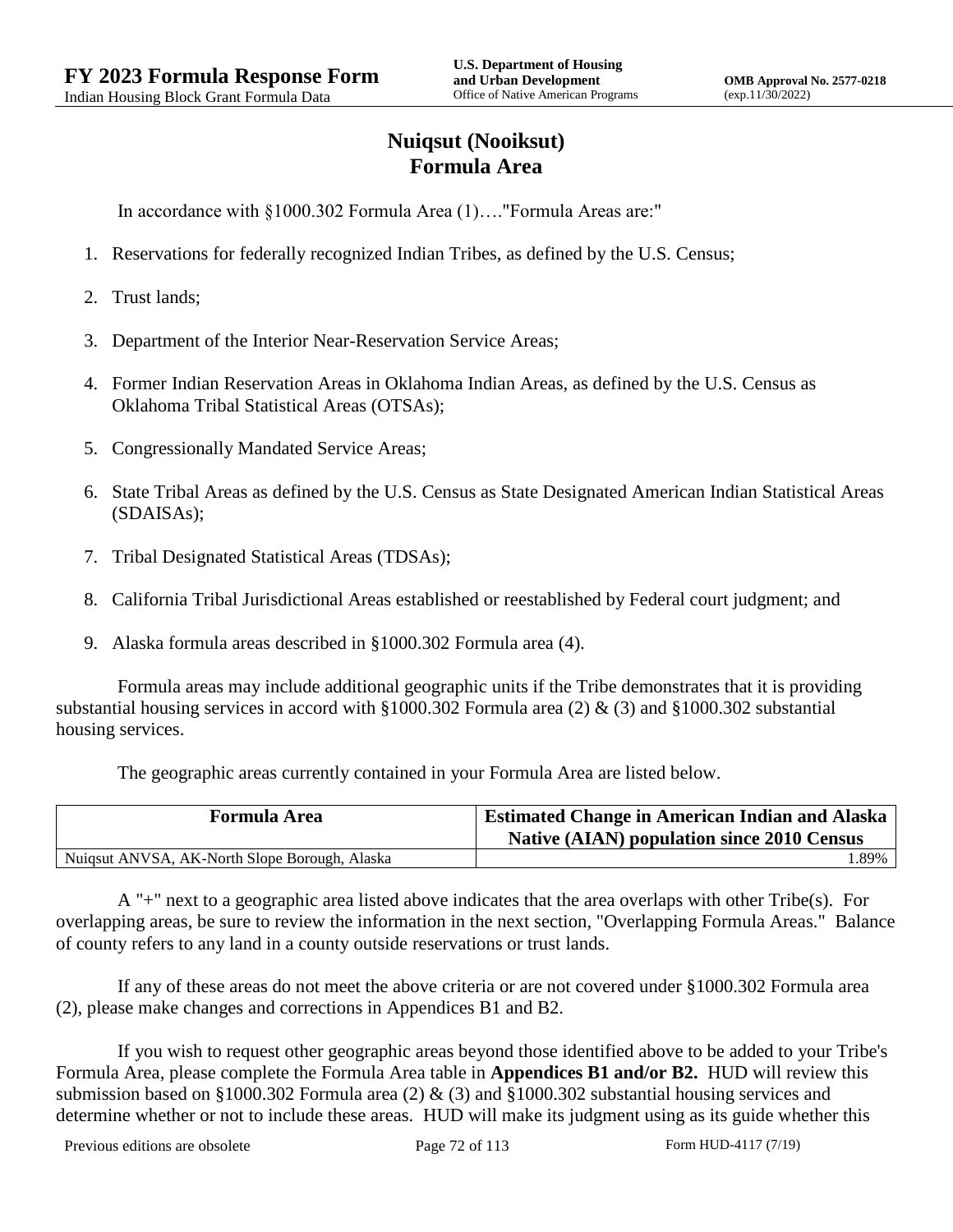## Nuiqsut (Nooiksut) Formula Area

In accordance with §1000.302 Formula Area (1)…."Formula Areas are:"

1. Reservations for federally recognized Indian Tribes, as defined by the U.S. Census;
2. Trust lands;
3. Department of the Interior Near-Reservation Service Areas;
4. Former Indian Reservation Areas in Oklahoma Indian Areas, as defined by the U.S. Census as Oklahoma Tribal Statistical Areas (OTSAs);
5. Congressionally Mandated Service Areas;
6. State Tribal Areas as defined by the U.S. Census as State Designated American Indian Statistical Areas (SDAISAs);
7. Tribal Designated Statistical Areas (TDSAs);
8. California Tribal Jurisdictional Areas established or reestablished by Federal court judgment; and
9. Alaska formula areas described in §1000.302 Formula area (4).

Formula areas may include additional geographic units if the Tribe demonstrates that it is providing substantial housing services in accord with §1000.302 Formula area (2) & (3) and §1000.302 substantial housing services.

The geographic areas currently contained in your Formula Area are listed below.

| Formula Area | Estimated Change in American Indian and Alaska Native (AIAN) population since 2010 Census |
|---|---|
| Nuiqsut ANVSA, AK-North Slope Borough, Alaska | 1.89% |

A "+" next to a geographic area listed above indicates that the area overlaps with other Tribe(s). For overlapping areas, be sure to review the information in the next section, "Overlapping Formula Areas." Balance of county refers to any land in a county outside reservations or trust lands.

If any of these areas do not meet the above criteria or are not covered under §1000.302 Formula area (2), please make changes and corrections in Appendices B1 and B2.

If you wish to request other geographic areas beyond those identified above to be added to your Tribe's Formula Area, please complete the Formula Area table in **Appendices B1 and/or B2.** HUD will review this submission based on §1000.302 Formula area (2) & (3) and §1000.302 substantial housing services and determine whether or not to include these areas. HUD will make its judgment using as its guide whether this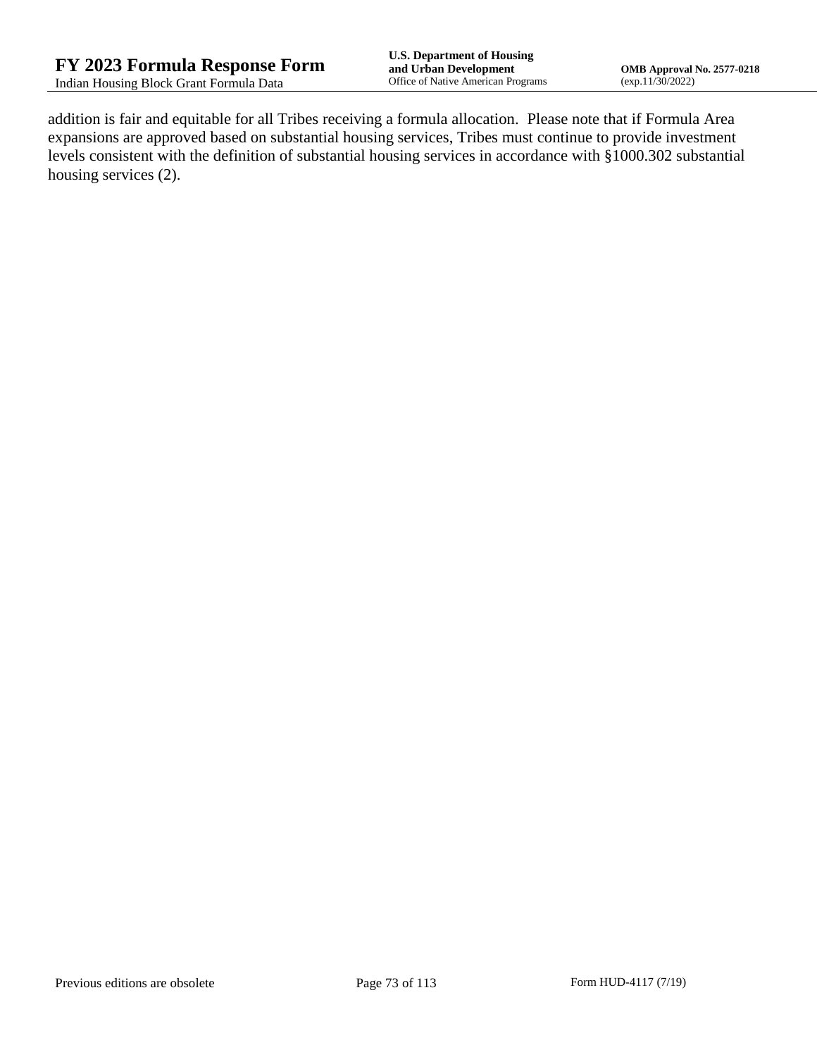addition is fair and equitable for all Tribes receiving a formula allocation. Please note that if Formula Area expansions are approved based on substantial housing services, Tribes must continue to provide investment levels consistent with the definition of substantial housing services in accordance with §1000.302 substantial housing services (2).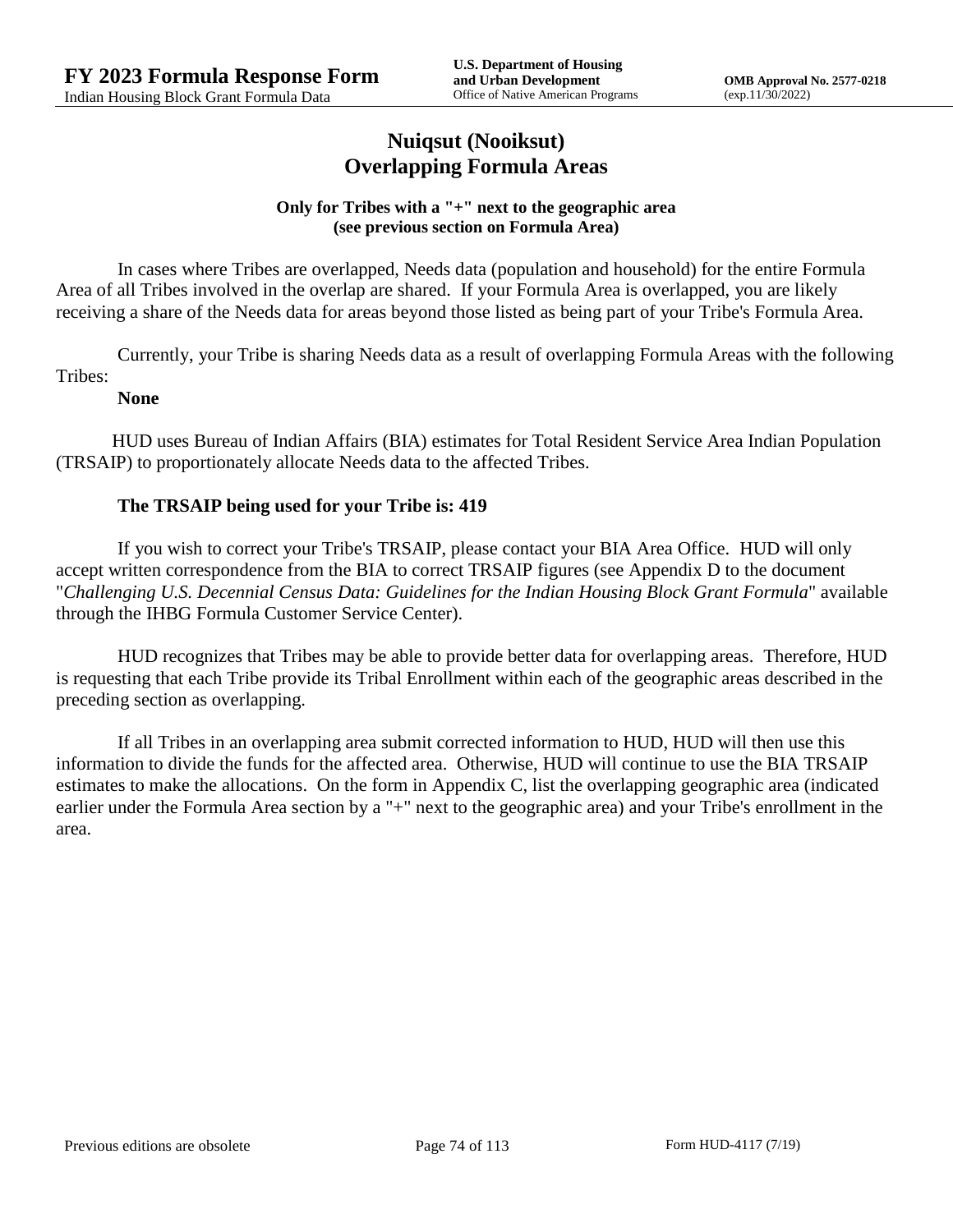# Nuiqsut (Nooiksut)
# Overlapping Formula Areas

**Only for Tribes with a "+" next to the geographic area (see previous section on Formula Area)**

In cases where Tribes are overlapped, Needs data (population and household) for the entire Formula Area of all Tribes involved in the overlap are shared. If your Formula Area is overlapped, you are likely receiving a share of the Needs data for areas beyond those listed as being part of your Tribe's Formula Area.

Currently, your Tribe is sharing Needs data as a result of overlapping Formula Areas with the following Tribes:

**None**

HUD uses Bureau of Indian Affairs (BIA) estimates for Total Resident Service Area Indian Population (TRSAIP) to proportionately allocate Needs data to the affected Tribes.

**The TRSAIP being used for your Tribe is: 419**

If you wish to correct your Tribe's TRSAIP, please contact your BIA Area Office. HUD will only accept written correspondence from the BIA to correct TRSAIP figures (see Appendix D to the document "*Challenging U.S. Decennial Census Data: Guidelines for the Indian Housing Block Grant Formula*" available through the IHBG Formula Customer Service Center).

HUD recognizes that Tribes may be able to provide better data for overlapping areas. Therefore, HUD is requesting that each Tribe provide its Tribal Enrollment within each of the geographic areas described in the preceding section as overlapping.

If all Tribes in an overlapping area submit corrected information to HUD, HUD will then use this information to divide the funds for the affected area. Otherwise, HUD will continue to use the BIA TRSAIP estimates to make the allocations. On the form in Appendix C, list the overlapping geographic area (indicated earlier under the Formula Area section by a "+" next to the geographic area) and your Tribe's enrollment in the area.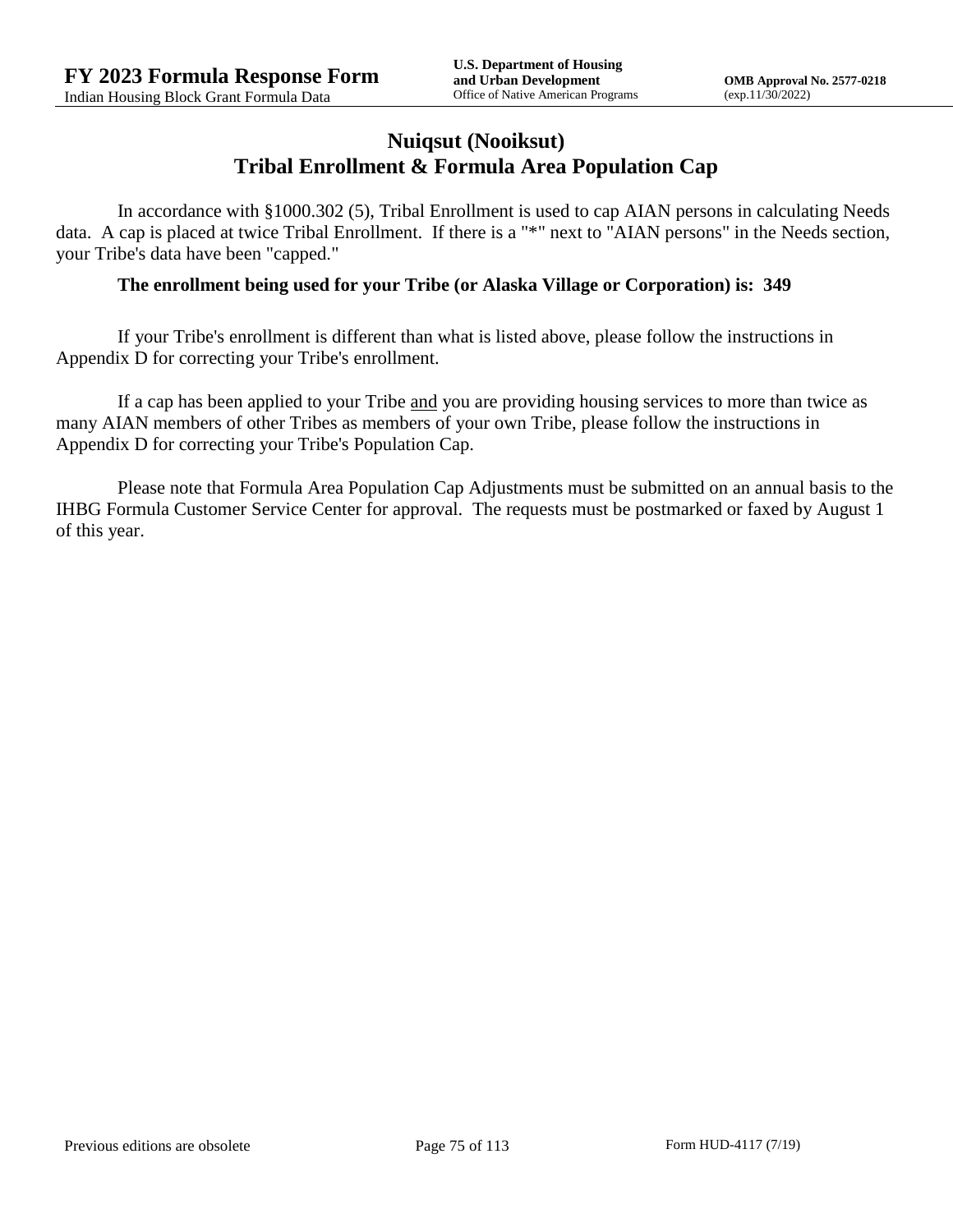# Nuiqsut (Nooiksut)
# Tribal Enrollment & Formula Area Population Cap

In accordance with §1000.302 (5), Tribal Enrollment is used to cap AIAN persons in calculating Needs data. A cap is placed at twice Tribal Enrollment. If there is a "*" next to "AIAN persons" in the Needs section, your Tribe's data have been "capped."

**The enrollment being used for your Tribe (or Alaska Village or Corporation) is: 349**

If your Tribe's enrollment is different than what is listed above, please follow the instructions in Appendix D for correcting your Tribe's enrollment.

If a cap has been applied to your Tribe and you are providing housing services to more than twice as many AIAN members of other Tribes as members of your own Tribe, please follow the instructions in Appendix D for correcting your Tribe's Population Cap.

Please note that Formula Area Population Cap Adjustments must be submitted on an annual basis to the IHBG Formula Customer Service Center for approval. The requests must be postmarked or faxed by August 1 of this year.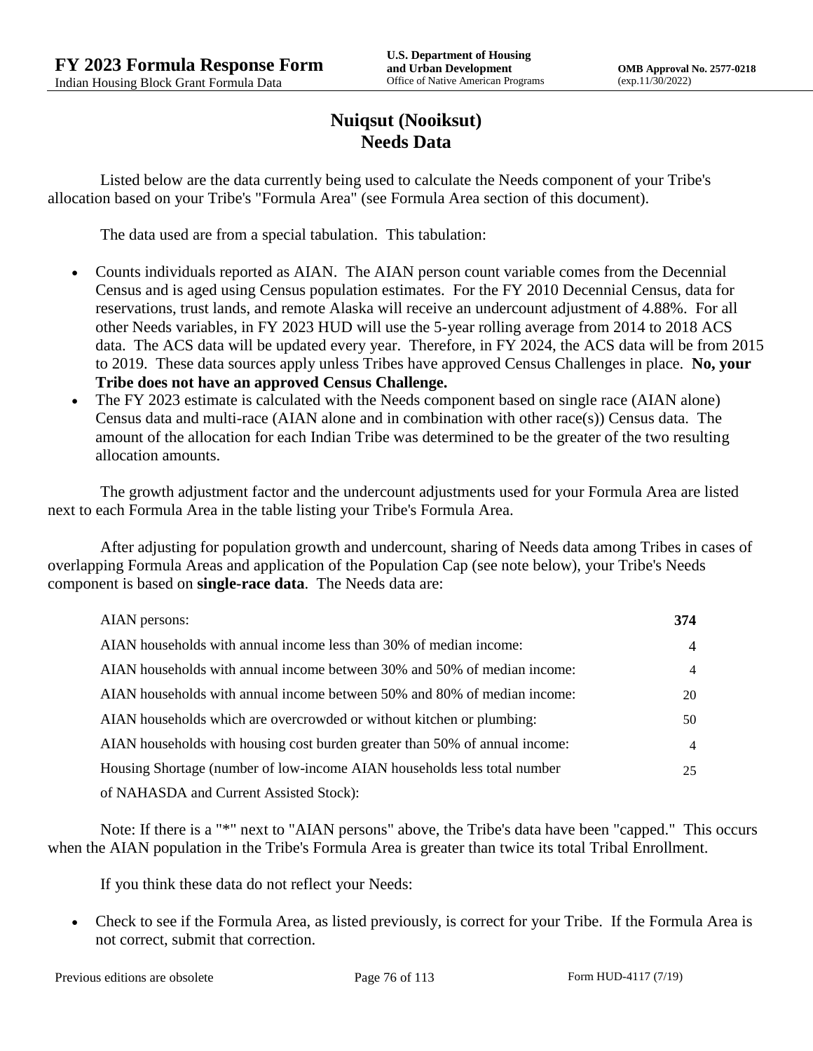# Nuiqsut (Nooiksut)
# Needs Data

Listed below are the data currently being used to calculate the Needs component of your Tribe's allocation based on your Tribe's "Formula Area" (see Formula Area section of this document).

The data used are from a special tabulation. This tabulation:

- Counts individuals reported as AIAN. The AIAN person count variable comes from the Decennial Census and is aged using Census population estimates. For the FY 2010 Decennial Census, data for reservations, trust lands, and remote Alaska will receive an undercount adjustment of 4.88%. For all other Needs variables, in FY 2023 HUD will use the 5-year rolling average from 2014 to 2018 ACS data. The ACS data will be updated every year. Therefore, in FY 2024, the ACS data will be from 2015 to 2019. These data sources apply unless Tribes have approved Census Challenges in place. **No, your Tribe does not have an approved Census Challenge.**
- The FY 2023 estimate is calculated with the Needs component based on single race (AIAN alone) Census data and multi-race (AIAN alone and in combination with other race(s)) Census data. The amount of the allocation for each Indian Tribe was determined to be the greater of the two resulting allocation amounts.

The growth adjustment factor and the undercount adjustments used for your Formula Area are listed next to each Formula Area in the table listing your Tribe's Formula Area.

After adjusting for population growth and undercount, sharing of Needs data among Tribes in cases of overlapping Formula Areas and application of the Population Cap (see note below), your Tribe's Needs component is based on **single-race data**. The Needs data are:

| | |
|---|---|
| AIAN persons: | **374** |
| AIAN households with annual income less than 30% of median income: | 4 |
| AIAN households with annual income between 30% and 50% of median income: | 4 |
| AIAN households with annual income between 50% and 80% of median income: | 20 |
| AIAN households which are overcrowded or without kitchen or plumbing: | 50 |
| AIAN households with housing cost burden greater than 50% of annual income: | 4 |
| Housing Shortage (number of low-income AIAN households less total number of NAHASDA and Current Assisted Stock): | 25 |

Note: If there is a "*" next to "AIAN persons" above, the Tribe's data have been "capped." This occurs when the AIAN population in the Tribe's Formula Area is greater than twice its total Tribal Enrollment.

If you think these data do not reflect your Needs:

- Check to see if the Formula Area, as listed previously, is correct for your Tribe. If the Formula Area is not correct, submit that correction.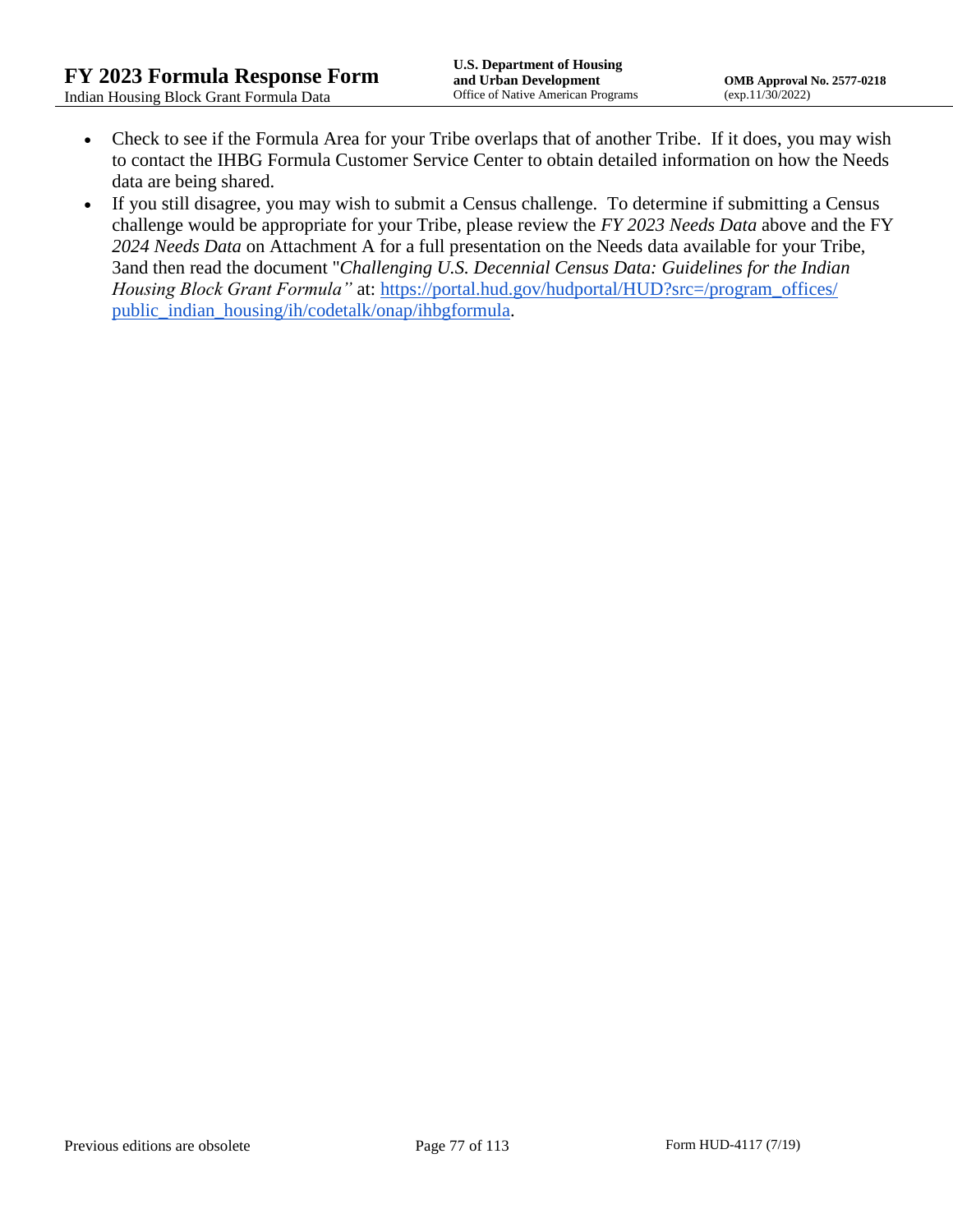- Check to see if the Formula Area for your Tribe overlaps that of another Tribe. If it does, you may wish to contact the IHBG Formula Customer Service Center to obtain detailed information on how the Needs data are being shared.
- If you still disagree, you may wish to submit a Census challenge. To determine if submitting a Census challenge would be appropriate for your Tribe, please review the *FY 2023 Needs Data* above and the FY *2024 Needs Data* on Attachment A for a full presentation on the Needs data available for your Tribe, 3and then read the document "*Challenging U.S. Decennial Census Data: Guidelines for the Indian Housing Block Grant Formula"* at: [https://portal.hud.gov/hudportal/HUD?src=/program_offices/public_indian_housing/ih/codetalk/onap/ihbgformula](https://portal.hud.gov/hudportal/HUD?src=/program_offices/public_indian_housing/ih/codetalk/onap/ihbgformula).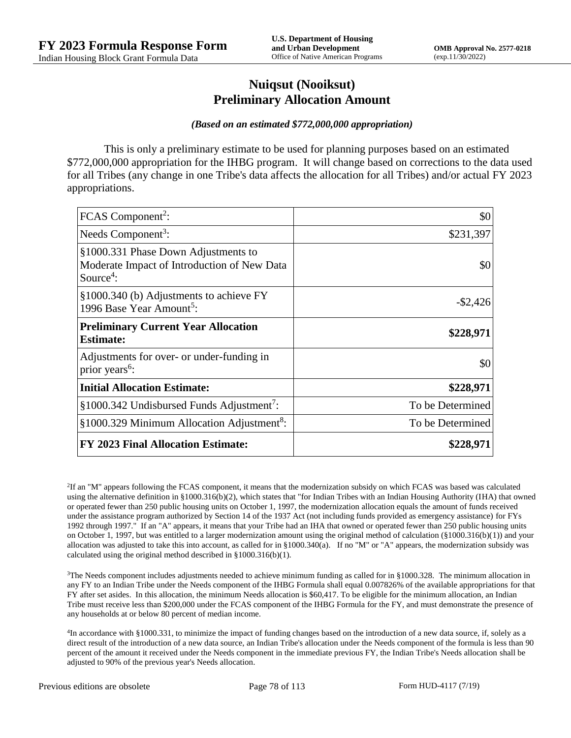# Nuiqsut (Nooiksut)
# Preliminary Allocation Amount

***(Based on an estimated $772,000,000 appropriation)***

This is only a preliminary estimate to be used for planning purposes based on an estimated $772,000,000 appropriation for the IHBG program. It will change based on corrections to the data used for all Tribes (any change in one Tribe's data affects the allocation for all Tribes) and/or actual FY 2023 appropriations.

| | |
|---|---:|
| FCAS Component[2]: | $0 |
| Needs Component[3]: | $231,397 |
| §1000.331 Phase Down Adjustments to Moderate Impact of Introduction of New Data Source[4]: | $0 |
| §1000.340 (b) Adjustments to achieve FY 1996 Base Year Amount[5]: | -$2,426 |
| **Preliminary Current Year Allocation Estimate:** | **$228,971** |
| Adjustments for over- or under-funding in prior years[6]: | $0 |
| **Initial Allocation Estimate:** | **$228,971** |
| §1000.342 Undisbursed Funds Adjustment[7]: | To be Determined |
| §1000.329 Minimum Allocation Adjustment[8]: | To be Determined |
| **FY 2023 Final Allocation Estimate:** | **$228,971** |

[2]If an "M" appears following the FCAS component, it means that the modernization subsidy on which FCAS was based was calculated using the alternative definition in §1000.316(b)(2), which states that "for Indian Tribes with an Indian Housing Authority (IHA) that owned or operated fewer than 250 public housing units on October 1, 1997, the modernization allocation equals the amount of funds received under the assistance program authorized by Section 14 of the 1937 Act (not including funds provided as emergency assistance) for FYs 1992 through 1997." If an "A" appears, it means that your Tribe had an IHA that owned or operated fewer than 250 public housing units on October 1, 1997, but was entitled to a larger modernization amount using the original method of calculation (§1000.316(b)(1)) and your allocation was adjusted to take this into account, as called for in §1000.340(a). If no "M" or "A" appears, the modernization subsidy was calculated using the original method described in §1000.316(b)(1).

[3]The Needs component includes adjustments needed to achieve minimum funding as called for in §1000.328. The minimum allocation in any FY to an Indian Tribe under the Needs component of the IHBG Formula shall equal 0.007826% of the available appropriations for that FY after set asides. In this allocation, the minimum Needs allocation is $60,417. To be eligible for the minimum allocation, an Indian Tribe must receive less than $200,000 under the FCAS component of the IHBG Formula for the FY, and must demonstrate the presence of any households at or below 80 percent of median income.

[4]In accordance with §1000.331, to minimize the impact of funding changes based on the introduction of a new data source, if, solely as a direct result of the introduction of a new data source, an Indian Tribe's allocation under the Needs component of the formula is less than 90 percent of the amount it received under the Needs component in the immediate previous FY, the Indian Tribe's Needs allocation shall be adjusted to 90% of the previous year's Needs allocation.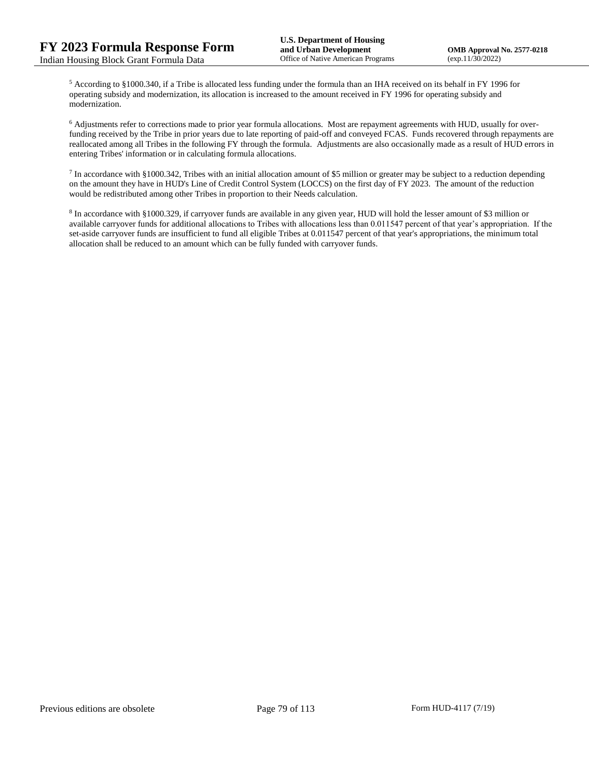[5] According to §1000.340, if a Tribe is allocated less funding under the formula than an IHA received on its behalf in FY 1996 for operating subsidy and modernization, its allocation is increased to the amount received in FY 1996 for operating subsidy and modernization.

[6] Adjustments refer to corrections made to prior year formula allocations. Most are repayment agreements with HUD, usually for over-funding received by the Tribe in prior years due to late reporting of paid-off and conveyed FCAS. Funds recovered through repayments are reallocated among all Tribes in the following FY through the formula. Adjustments are also occasionally made as a result of HUD errors in entering Tribes' information or in calculating formula allocations.

[7] In accordance with §1000.342, Tribes with an initial allocation amount of $5 million or greater may be subject to a reduction depending on the amount they have in HUD's Line of Credit Control System (LOCCS) on the first day of FY 2023. The amount of the reduction would be redistributed among other Tribes in proportion to their Needs calculation.

[8] In accordance with §1000.329, if carryover funds are available in any given year, HUD will hold the lesser amount of $3 million or available carryover funds for additional allocations to Tribes with allocations less than 0.011547 percent of that year's appropriation. If the set-aside carryover funds are insufficient to fund all eligible Tribes at 0.011547 percent of that year's appropriations, the minimum total allocation shall be reduced to an amount which can be fully funded with carryover funds.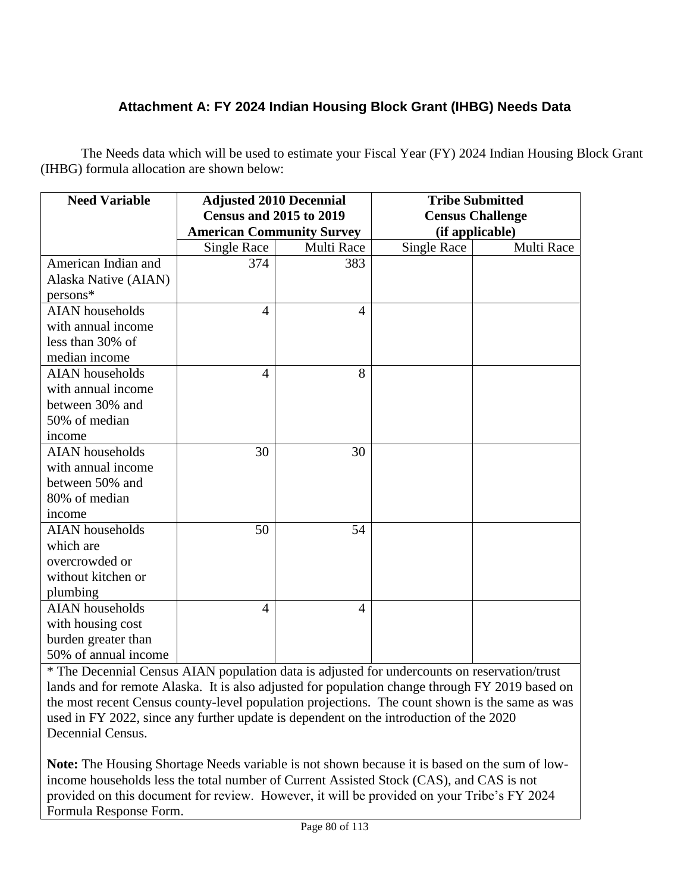### Attachment A: FY 2024 Indian Housing Block Grant (IHBG) Needs Data

The Needs data which will be used to estimate your Fiscal Year (FY) 2024 Indian Housing Block Grant (IHBG) formula allocation are shown below:

| Need Variable | Adjusted 2010 Decennial Census and 2015 to 2019 American Community Survey | | Tribe Submitted Census Challenge (if applicable) | |
|---|---|---|---|---|
| | Single Race | Multi Race | Single Race | Multi Race |
| American Indian and Alaska Native (AIAN) persons* | 374 | 383 | | |
| AIAN households with annual income less than 30% of median income | 4 | 4 | | |
| AIAN households with annual income between 30% and 50% of median income | 4 | 8 | | |
| AIAN households with annual income between 50% and 80% of median income | 30 | 30 | | |
| AIAN households which are overcrowded or without kitchen or plumbing | 50 | 54 | | |
| AIAN households with housing cost burden greater than 50% of annual income | 4 | 4 | | |

* The Decennial Census AIAN population data is adjusted for undercounts on reservation/trust lands and for remote Alaska. It is also adjusted for population change through FY 2019 based on the most recent Census county-level population projections. The count shown is the same as was used in FY 2022, since any further update is dependent on the introduction of the 2020 Decennial Census.

**Note:** The Housing Shortage Needs variable is not shown because it is based on the sum of low-income households less the total number of Current Assisted Stock (CAS), and CAS is not provided on this document for review. However, it will be provided on your Tribe's FY 2024 Formula Response Form.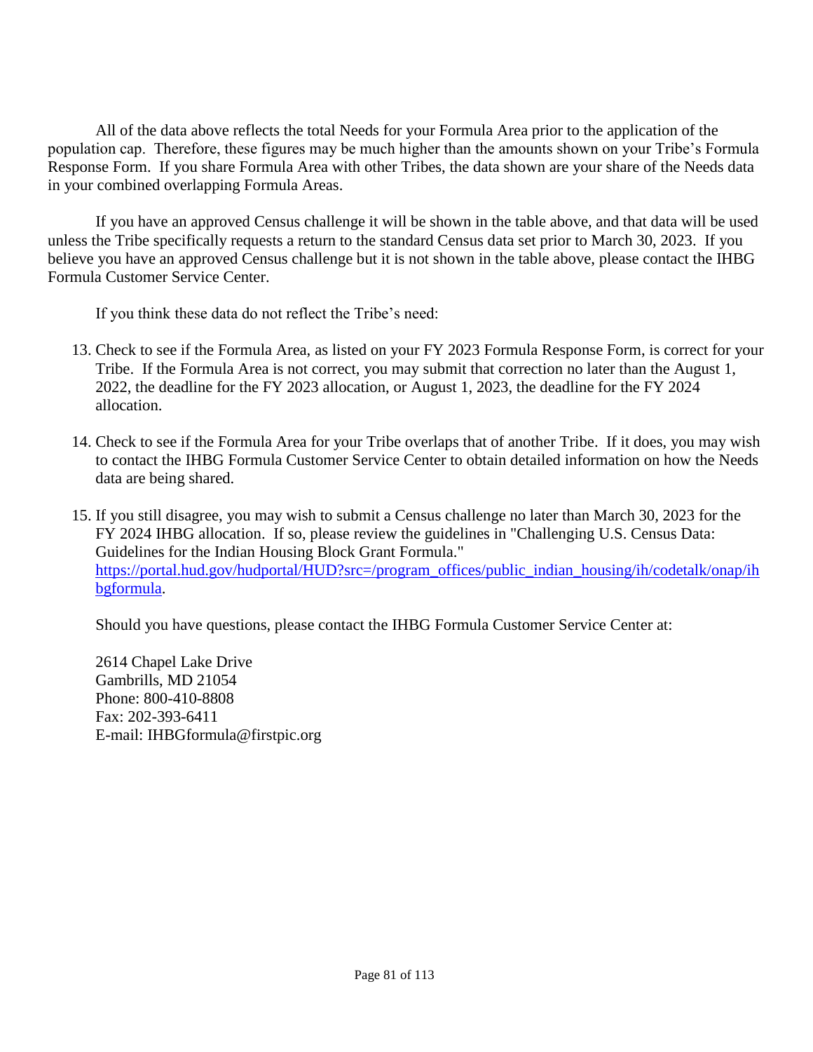All of the data above reflects the total Needs for your Formula Area prior to the application of the population cap. Therefore, these figures may be much higher than the amounts shown on your Tribe's Formula Response Form. If you share Formula Area with other Tribes, the data shown are your share of the Needs data in your combined overlapping Formula Areas.

If you have an approved Census challenge it will be shown in the table above, and that data will be used unless the Tribe specifically requests a return to the standard Census data set prior to March 30, 2023. If you believe you have an approved Census challenge but it is not shown in the table above, please contact the IHBG Formula Customer Service Center.

If you think these data do not reflect the Tribe's need:

13. Check to see if the Formula Area, as listed on your FY 2023 Formula Response Form, is correct for your Tribe. If the Formula Area is not correct, you may submit that correction no later than the August 1, 2022, the deadline for the FY 2023 allocation, or August 1, 2023, the deadline for the FY 2024 allocation.

14. Check to see if the Formula Area for your Tribe overlaps that of another Tribe. If it does, you may wish to contact the IHBG Formula Customer Service Center to obtain detailed information on how the Needs data are being shared.

15. If you still disagree, you may wish to submit a Census challenge no later than March 30, 2023 for the FY 2024 IHBG allocation. If so, please review the guidelines in "Challenging U.S. Census Data: Guidelines for the Indian Housing Block Grant Formula." [https://portal.hud.gov/hudportal/HUD?src=/program_offices/public_indian_housing/ih/codetalk/onap/ihbgformula](https://portal.hud.gov/hudportal/HUD?src=/program_offices/public_indian_housing/ih/codetalk/onap/ihbgformula).

Should you have questions, please contact the IHBG Formula Customer Service Center at:

2614 Chapel Lake Drive
Gambrills, MD 21054
Phone: 800-410-8808
Fax: 202-393-6411
E-mail: IHBGformula@firstpic.org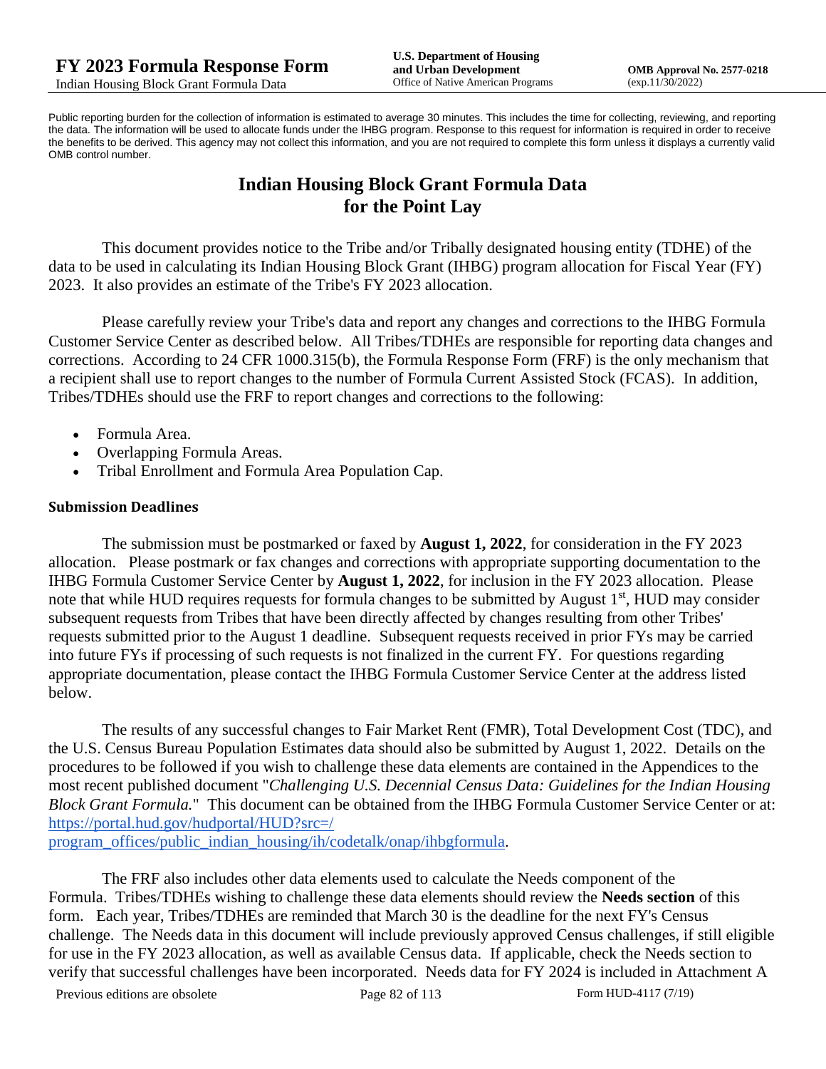Public reporting burden for the collection of information is estimated to average 30 minutes. This includes the time for collecting, reviewing, and reporting the data. The information will be used to allocate funds under the IHBG program. Response to this request for information is required in order to receive the benefits to be derived. This agency may not collect this information, and you are not required to complete this form unless it displays a currently valid OMB control number.

# Indian Housing Block Grant Formula Data for the Point Lay

This document provides notice to the Tribe and/or Tribally designated housing entity (TDHE) of the data to be used in calculating its Indian Housing Block Grant (IHBG) program allocation for Fiscal Year (FY) 2023. It also provides an estimate of the Tribe's FY 2023 allocation.

Please carefully review your Tribe's data and report any changes and corrections to the IHBG Formula Customer Service Center as described below. All Tribes/TDHEs are responsible for reporting data changes and corrections. According to 24 CFR 1000.315(b), the Formula Response Form (FRF) is the only mechanism that a recipient shall use to report changes to the number of Formula Current Assisted Stock (FCAS). In addition, Tribes/TDHEs should use the FRF to report changes and corrections to the following:

- Formula Area.
- Overlapping Formula Areas.
- Tribal Enrollment and Formula Area Population Cap.

### Submission Deadlines

The submission must be postmarked or faxed by **August 1, 2022**, for consideration in the FY 2023 allocation. Please postmark or fax changes and corrections with appropriate supporting documentation to the IHBG Formula Customer Service Center by **August 1, 2022**, for inclusion in the FY 2023 allocation. Please note that while HUD requires requests for formula changes to be submitted by August 1st, HUD may consider subsequent requests from Tribes that have been directly affected by changes resulting from other Tribes' requests submitted prior to the August 1 deadline. Subsequent requests received in prior FYs may be carried into future FYs if processing of such requests is not finalized in the current FY. For questions regarding appropriate documentation, please contact the IHBG Formula Customer Service Center at the address listed below.

The results of any successful changes to Fair Market Rent (FMR), Total Development Cost (TDC), and the U.S. Census Bureau Population Estimates data should also be submitted by August 1, 2022. Details on the procedures to be followed if you wish to challenge these data elements are contained in the Appendices to the most recent published document "*Challenging U.S. Decennial Census Data: Guidelines for the Indian Housing Block Grant Formula.*" This document can be obtained from the IHBG Formula Customer Service Center or at: [https://portal.hud.gov/hudportal/HUD?src=/program_offices/public_indian_housing/ih/codetalk/onap/ihbgformula](https://portal.hud.gov/hudportal/HUD?src=/program_offices/public_indian_housing/ih/codetalk/onap/ihbgformula).

The FRF also includes other data elements used to calculate the Needs component of the Formula. Tribes/TDHEs wishing to challenge these data elements should review the **Needs section** of this form. Each year, Tribes/TDHEs are reminded that March 30 is the deadline for the next FY's Census challenge. The Needs data in this document will include previously approved Census challenges, if still eligible for use in the FY 2023 allocation, as well as available Census data. If applicable, check the Needs section to verify that successful challenges have been incorporated. Needs data for FY 2024 is included in Attachment A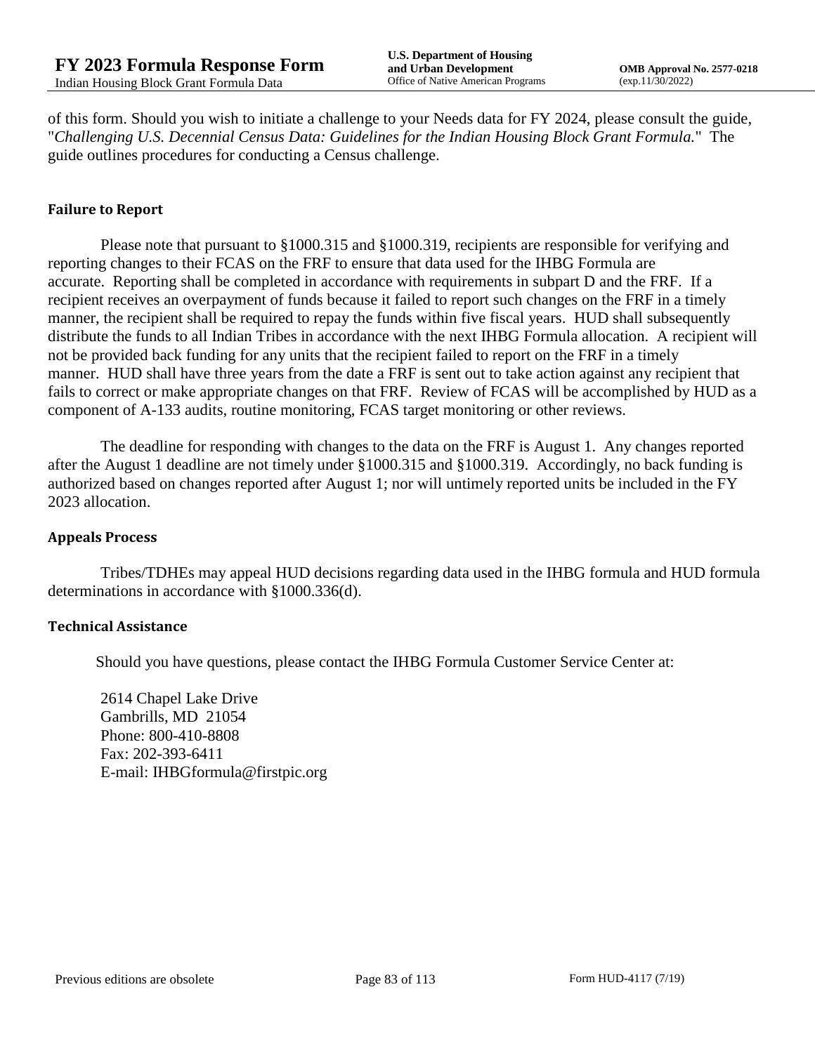of this form. Should you wish to initiate a challenge to your Needs data for FY 2024, please consult the guide, "*Challenging U.S. Decennial Census Data: Guidelines for the Indian Housing Block Grant Formula.*" The guide outlines procedures for conducting a Census challenge.

### Failure to Report

Please note that pursuant to §1000.315 and §1000.319, recipients are responsible for verifying and reporting changes to their FCAS on the FRF to ensure that data used for the IHBG Formula are accurate. Reporting shall be completed in accordance with requirements in subpart D and the FRF. If a recipient receives an overpayment of funds because it failed to report such changes on the FRF in a timely manner, the recipient shall be required to repay the funds within five fiscal years. HUD shall subsequently distribute the funds to all Indian Tribes in accordance with the next IHBG Formula allocation. A recipient will not be provided back funding for any units that the recipient failed to report on the FRF in a timely manner. HUD shall have three years from the date a FRF is sent out to take action against any recipient that fails to correct or make appropriate changes on that FRF. Review of FCAS will be accomplished by HUD as a component of A-133 audits, routine monitoring, FCAS target monitoring or other reviews.

The deadline for responding with changes to the data on the FRF is August 1. Any changes reported after the August 1 deadline are not timely under §1000.315 and §1000.319. Accordingly, no back funding is authorized based on changes reported after August 1; nor will untimely reported units be included in the FY 2023 allocation.

### Appeals Process

Tribes/TDHEs may appeal HUD decisions regarding data used in the IHBG formula and HUD formula determinations in accordance with §1000.336(d).

### Technical Assistance

Should you have questions, please contact the IHBG Formula Customer Service Center at:

2614 Chapel Lake Drive
Gambrills, MD 21054
Phone: 800-410-8808
Fax: 202-393-6411
E-mail: IHBGformula@firstpic.org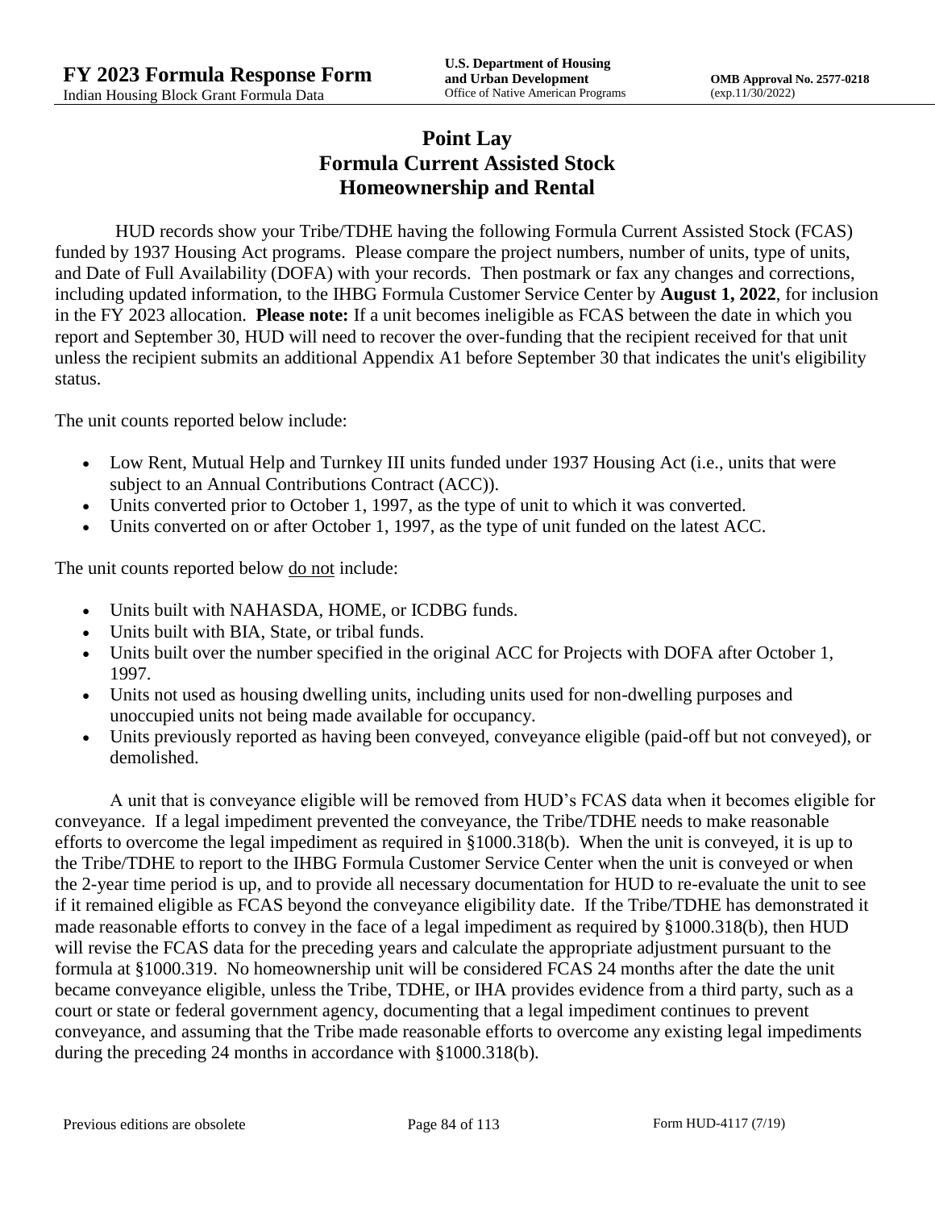# Point Lay
# Formula Current Assisted Stock
# Homeownership and Rental

HUD records show your Tribe/TDHE having the following Formula Current Assisted Stock (FCAS) funded by 1937 Housing Act programs. Please compare the project numbers, number of units, type of units, and Date of Full Availability (DOFA) with your records. Then postmark or fax any changes and corrections, including updated information, to the IHBG Formula Customer Service Center by **August 1, 2022**, for inclusion in the FY 2023 allocation. **Please note:** If a unit becomes ineligible as FCAS between the date in which you report and September 30, HUD will need to recover the over-funding that the recipient received for that unit unless the recipient submits an additional Appendix A1 before September 30 that indicates the unit's eligibility status.

The unit counts reported below include:

- Low Rent, Mutual Help and Turnkey III units funded under 1937 Housing Act (i.e., units that were subject to an Annual Contributions Contract (ACC)).
- Units converted prior to October 1, 1997, as the type of unit to which it was converted.
- Units converted on or after October 1, 1997, as the type of unit funded on the latest ACC.

The unit counts reported below do not include:

- Units built with NAHASDA, HOME, or ICDBG funds.
- Units built with BIA, State, or tribal funds.
- Units built over the number specified in the original ACC for Projects with DOFA after October 1, 1997.
- Units not used as housing dwelling units, including units used for non-dwelling purposes and unoccupied units not being made available for occupancy.
- Units previously reported as having been conveyed, conveyance eligible (paid-off but not conveyed), or demolished.

A unit that is conveyance eligible will be removed from HUD's FCAS data when it becomes eligible for conveyance. If a legal impediment prevented the conveyance, the Tribe/TDHE needs to make reasonable efforts to overcome the legal impediment as required in §1000.318(b). When the unit is conveyed, it is up to the Tribe/TDHE to report to the IHBG Formula Customer Service Center when the unit is conveyed or when the 2-year time period is up, and to provide all necessary documentation for HUD to re-evaluate the unit to see if it remained eligible as FCAS beyond the conveyance eligibility date. If the Tribe/TDHE has demonstrated it made reasonable efforts to convey in the face of a legal impediment as required by §1000.318(b), then HUD will revise the FCAS data for the preceding years and calculate the appropriate adjustment pursuant to the formula at §1000.319. No homeownership unit will be considered FCAS 24 months after the date the unit became conveyance eligible, unless the Tribe, TDHE, or IHA provides evidence from a third party, such as a court or state or federal government agency, documenting that a legal impediment continues to prevent conveyance, and assuming that the Tribe made reasonable efforts to overcome any existing legal impediments during the preceding 24 months in accordance with §1000.318(b).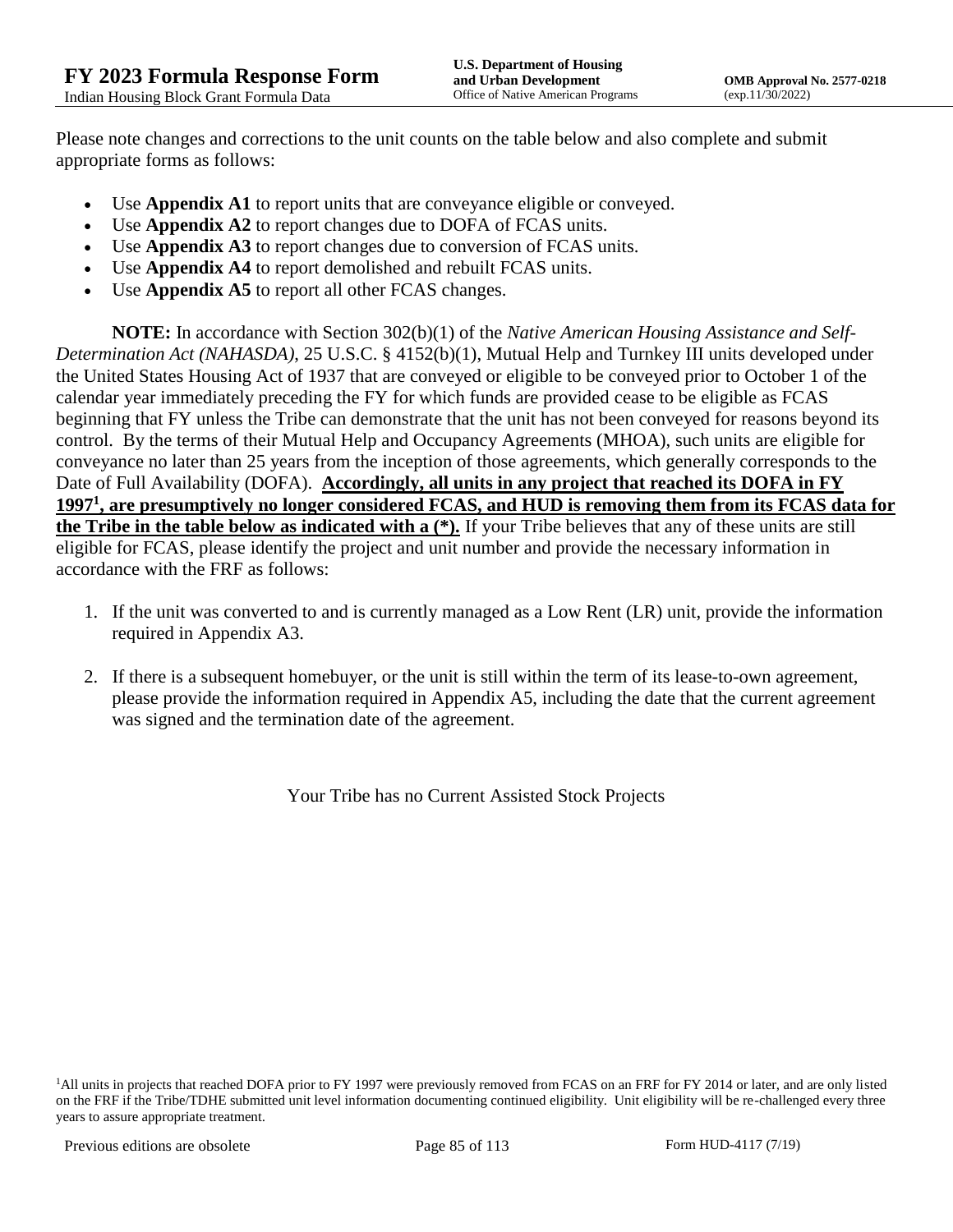Please note changes and corrections to the unit counts on the table below and also complete and submit appropriate forms as follows:

- Use **Appendix A1** to report units that are conveyance eligible or conveyed.
- Use **Appendix A2** to report changes due to DOFA of FCAS units.
- Use **Appendix A3** to report changes due to conversion of FCAS units.
- Use **Appendix A4** to report demolished and rebuilt FCAS units.
- Use **Appendix A5** to report all other FCAS changes.

**NOTE:** In accordance with Section 302(b)(1) of the *Native American Housing Assistance and Self-Determination Act (NAHASDA)*, 25 U.S.C. § 4152(b)(1), Mutual Help and Turnkey III units developed under the United States Housing Act of 1937 that are conveyed or eligible to be conveyed prior to October 1 of the calendar year immediately preceding the FY for which funds are provided cease to be eligible as FCAS beginning that FY unless the Tribe can demonstrate that the unit has not been conveyed for reasons beyond its control. By the terms of their Mutual Help and Occupancy Agreements (MHOA), such units are eligible for conveyance no later than 25 years from the inception of those agreements, which generally corresponds to the Date of Full Availability (DOFA). **Accordingly, all units in any project that reached its DOFA in FY 1997[1], are presumptively no longer considered FCAS, and HUD is removing them from its FCAS data for the Tribe in the table below as indicated with a (*).** If your Tribe believes that any of these units are still eligible for FCAS, please identify the project and unit number and provide the necessary information in accordance with the FRF as follows:

1. If the unit was converted to and is currently managed as a Low Rent (LR) unit, provide the information required in Appendix A3.
2. If there is a subsequent homebuyer, or the unit is still within the term of its lease-to-own agreement, please provide the information required in Appendix A5, including the date that the current agreement was signed and the termination date of the agreement.

Your Tribe has no Current Assisted Stock Projects

[1]All units in projects that reached DOFA prior to FY 1997 were previously removed from FCAS on an FRF for FY 2014 or later, and are only listed on the FRF if the Tribe/TDHE submitted unit level information documenting continued eligibility. Unit eligibility will be re-challenged every three years to assure appropriate treatment.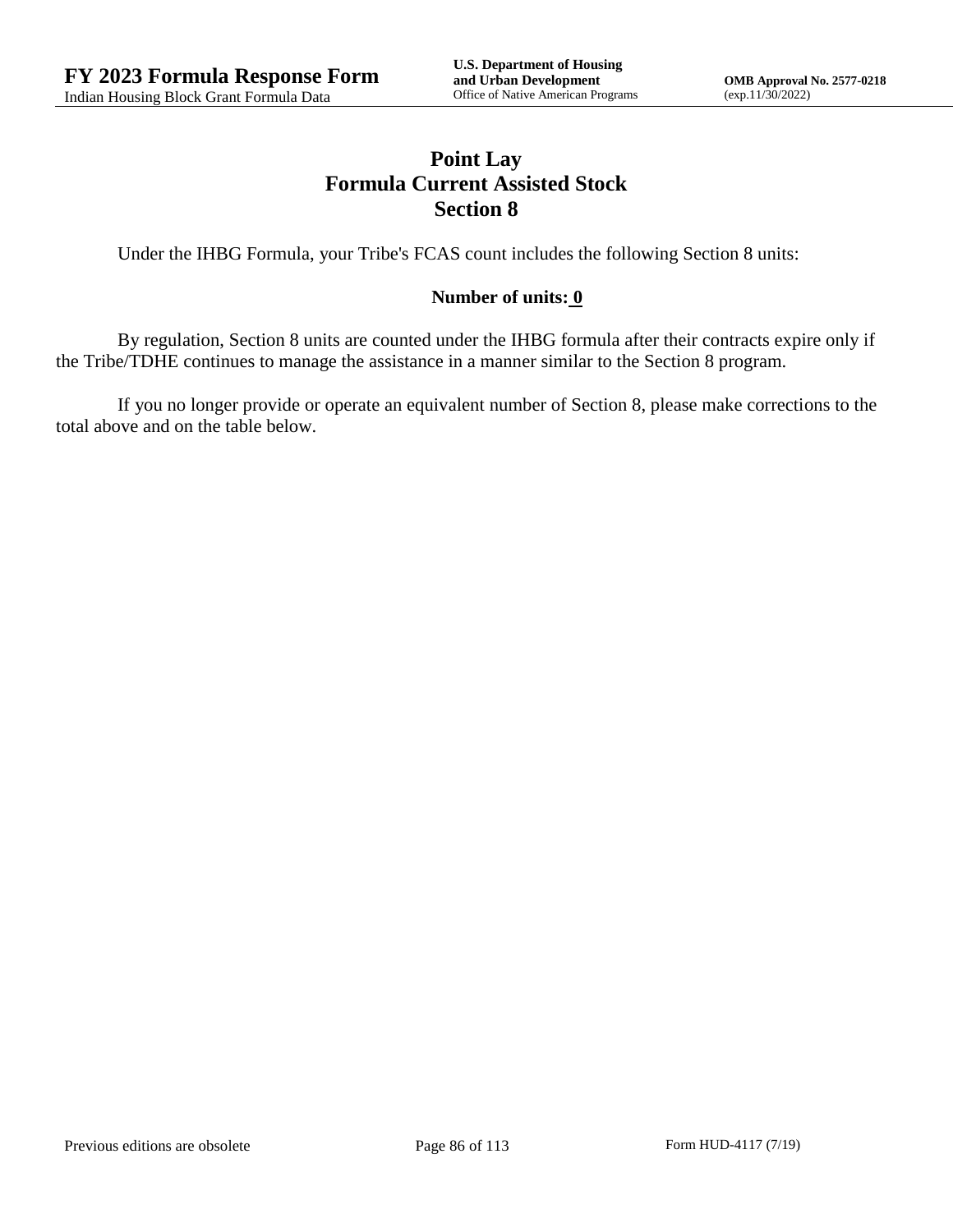# Point Lay
## Formula Current Assisted Stock
## Section 8

Under the IHBG Formula, your Tribe's FCAS count includes the following Section 8 units:

**Number of units: 0**

By regulation, Section 8 units are counted under the IHBG formula after their contracts expire only if the Tribe/TDHE continues to manage the assistance in a manner similar to the Section 8 program.

If you no longer provide or operate an equivalent number of Section 8, please make corrections to the total above and on the table below.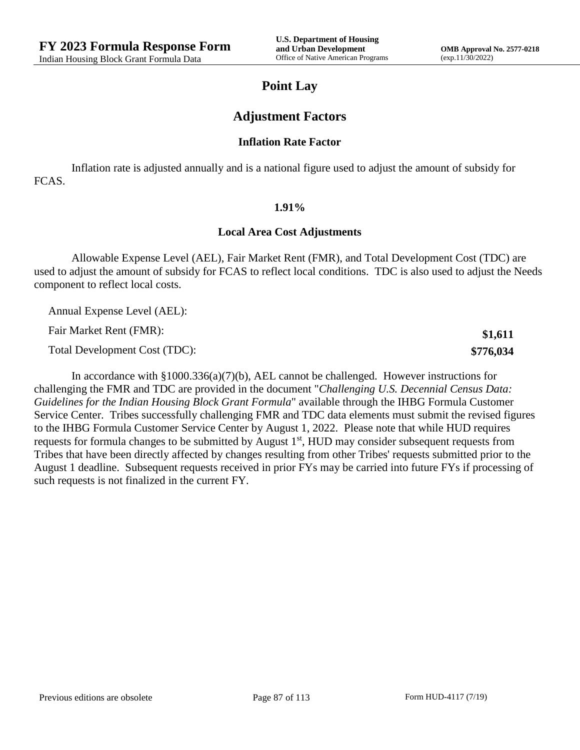# Point Lay

## Adjustment Factors

### Inflation Rate Factor

Inflation rate is adjusted annually and is a national figure used to adjust the amount of subsidy for FCAS.

**1.91%**

### Local Area Cost Adjustments

Allowable Expense Level (AEL), Fair Market Rent (FMR), and Total Development Cost (TDC) are used to adjust the amount of subsidy for FCAS to reflect local conditions. TDC is also used to adjust the Needs component to reflect local costs.

| | |
|---|---|
| Annual Expense Level (AEL): | |
| Fair Market Rent (FMR): | **$1,611** |
| Total Development Cost (TDC): | **$776,034** |

In accordance with §1000.336(a)(7)(b), AEL cannot be challenged. However instructions for challenging the FMR and TDC are provided in the document "*Challenging U.S. Decennial Census Data: Guidelines for the Indian Housing Block Grant Formula*" available through the IHBG Formula Customer Service Center. Tribes successfully challenging FMR and TDC data elements must submit the revised figures to the IHBG Formula Customer Service Center by August 1, 2022. Please note that while HUD requires requests for formula changes to be submitted by August 1st, HUD may consider subsequent requests from Tribes that have been directly affected by changes resulting from other Tribes' requests submitted prior to the August 1 deadline. Subsequent requests received in prior FYs may be carried into future FYs if processing of such requests is not finalized in the current FY.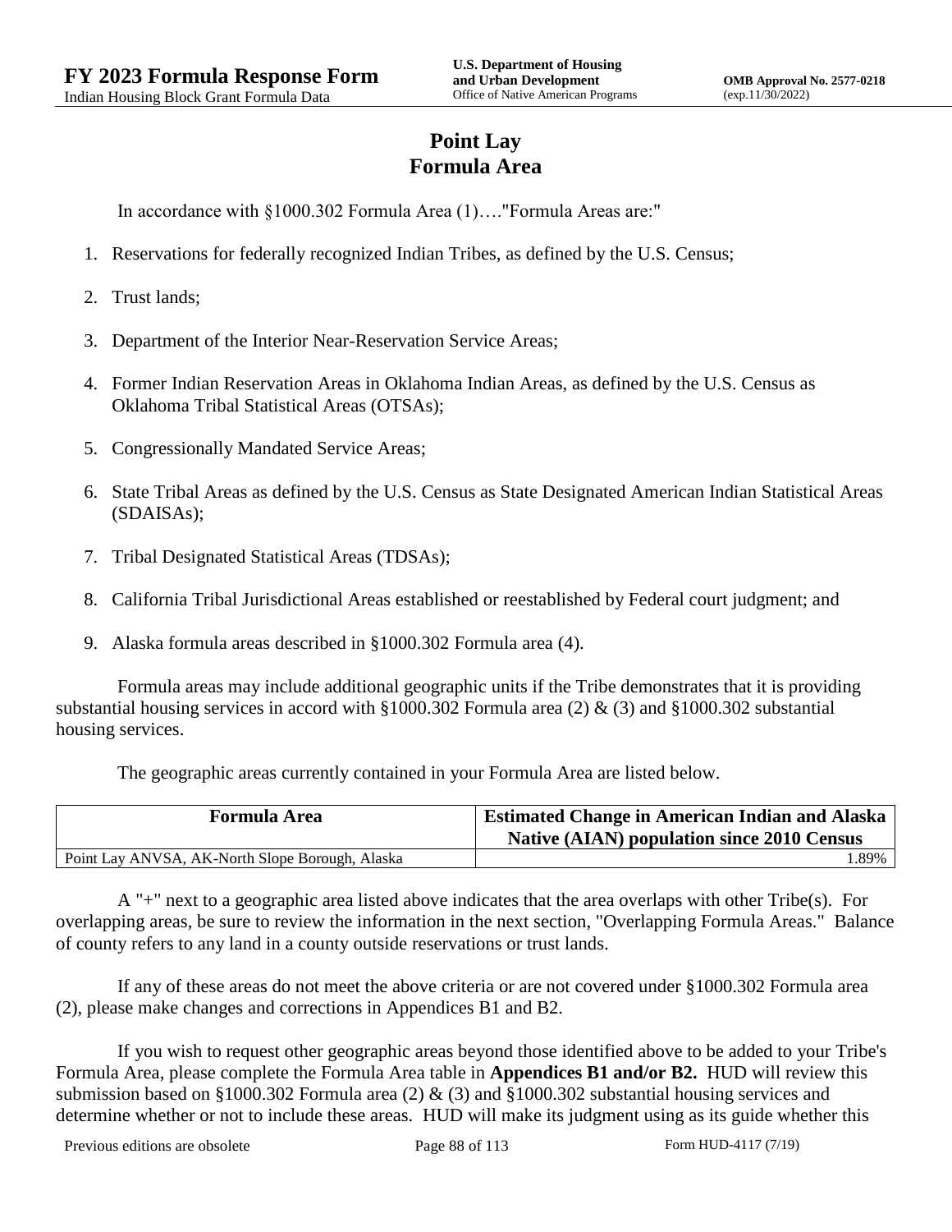# Point Lay
# Formula Area

In accordance with §1000.302 Formula Area (1)…."Formula Areas are:"

1. Reservations for federally recognized Indian Tribes, as defined by the U.S. Census;
2. Trust lands;
3. Department of the Interior Near-Reservation Service Areas;
4. Former Indian Reservation Areas in Oklahoma Indian Areas, as defined by the U.S. Census as Oklahoma Tribal Statistical Areas (OTSAs);
5. Congressionally Mandated Service Areas;
6. State Tribal Areas as defined by the U.S. Census as State Designated American Indian Statistical Areas (SDAISAs);
7. Tribal Designated Statistical Areas (TDSAs);
8. California Tribal Jurisdictional Areas established or reestablished by Federal court judgment; and
9. Alaska formula areas described in §1000.302 Formula area (4).

Formula areas may include additional geographic units if the Tribe demonstrates that it is providing substantial housing services in accord with §1000.302 Formula area (2) & (3) and §1000.302 substantial housing services.

The geographic areas currently contained in your Formula Area are listed below.

| Formula Area | Estimated Change in American Indian and Alaska Native (AIAN) population since 2010 Census |
|---|---|
| Point Lay ANVSA, AK-North Slope Borough, Alaska | 1.89% |

A "+" next to a geographic area listed above indicates that the area overlaps with other Tribe(s). For overlapping areas, be sure to review the information in the next section, "Overlapping Formula Areas." Balance of county refers to any land in a county outside reservations or trust lands.

If any of these areas do not meet the above criteria or are not covered under §1000.302 Formula area (2), please make changes and corrections in Appendices B1 and B2.

If you wish to request other geographic areas beyond those identified above to be added to your Tribe's Formula Area, please complete the Formula Area table in **Appendices B1 and/or B2.** HUD will review this submission based on §1000.302 Formula area (2) & (3) and §1000.302 substantial housing services and determine whether or not to include these areas. HUD will make its judgment using as its guide whether this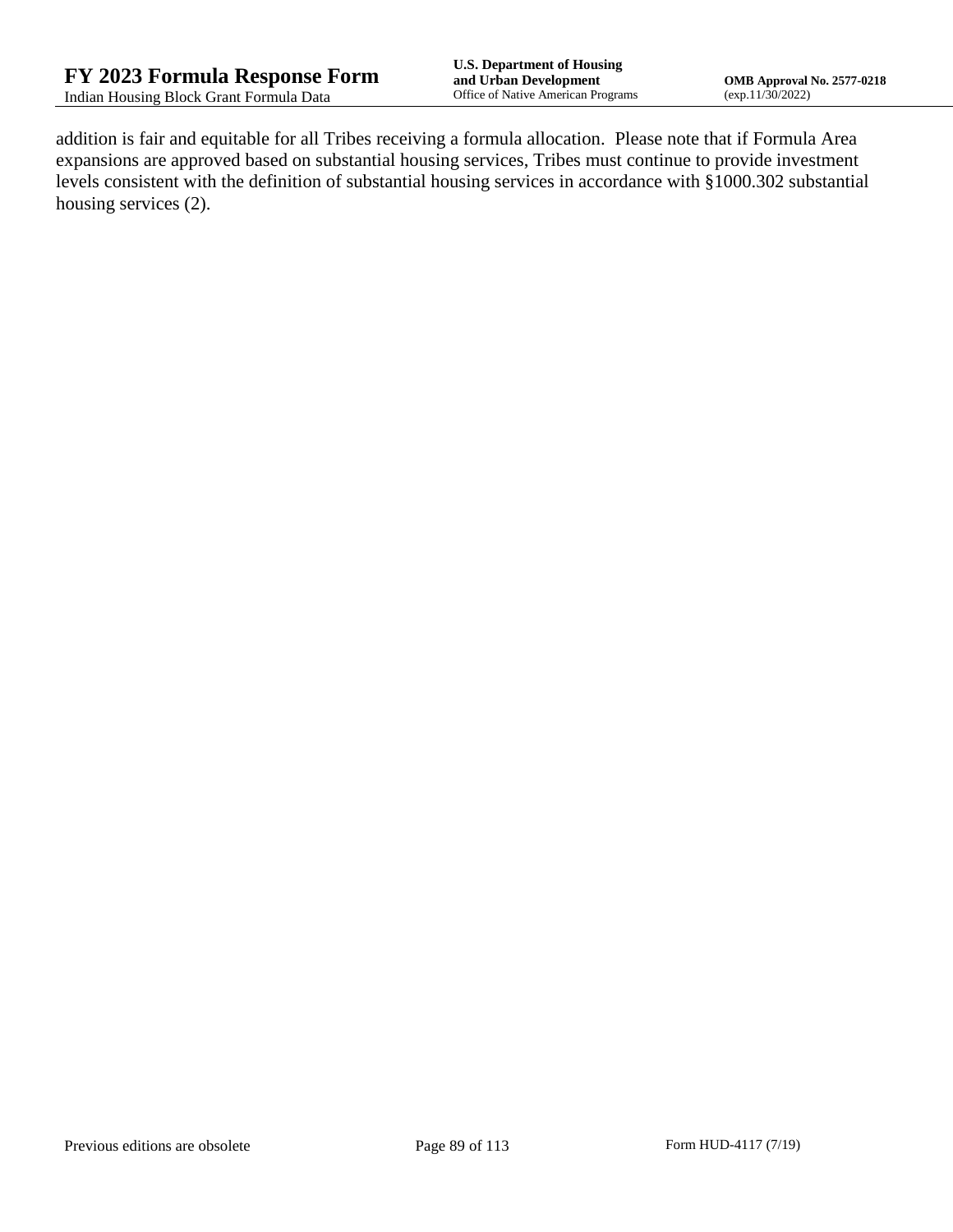addition is fair and equitable for all Tribes receiving a formula allocation.  Please note that if Formula Area expansions are approved based on substantial housing services, Tribes must continue to provide investment levels consistent with the definition of substantial housing services in accordance with §1000.302 substantial housing services (2).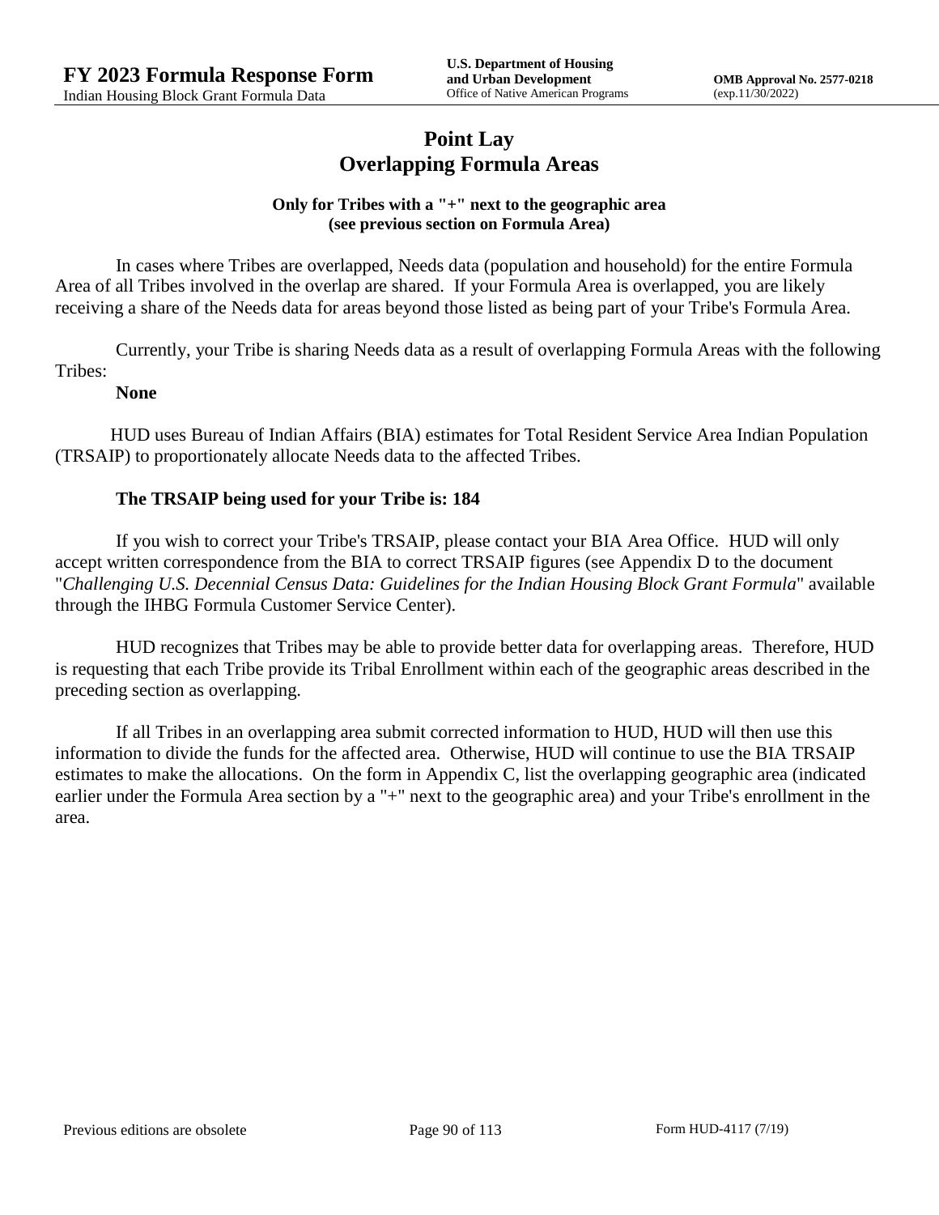# Point Lay
## Overlapping Formula Areas

**Only for Tribes with a "+" next to the geographic area (see previous section on Formula Area)**

In cases where Tribes are overlapped, Needs data (population and household) for the entire Formula Area of all Tribes involved in the overlap are shared. If your Formula Area is overlapped, you are likely receiving a share of the Needs data for areas beyond those listed as being part of your Tribe's Formula Area.

Currently, your Tribe is sharing Needs data as a result of overlapping Formula Areas with the following Tribes:

**None**

HUD uses Bureau of Indian Affairs (BIA) estimates for Total Resident Service Area Indian Population (TRSAIP) to proportionately allocate Needs data to the affected Tribes.

**The TRSAIP being used for your Tribe is: 184**

If you wish to correct your Tribe's TRSAIP, please contact your BIA Area Office. HUD will only accept written correspondence from the BIA to correct TRSAIP figures (see Appendix D to the document "*Challenging U.S. Decennial Census Data: Guidelines for the Indian Housing Block Grant Formula*" available through the IHBG Formula Customer Service Center).

HUD recognizes that Tribes may be able to provide better data for overlapping areas. Therefore, HUD is requesting that each Tribe provide its Tribal Enrollment within each of the geographic areas described in the preceding section as overlapping.

If all Tribes in an overlapping area submit corrected information to HUD, HUD will then use this information to divide the funds for the affected area. Otherwise, HUD will continue to use the BIA TRSAIP estimates to make the allocations. On the form in Appendix C, list the overlapping geographic area (indicated earlier under the Formula Area section by a "+" next to the geographic area) and your Tribe's enrollment in the area.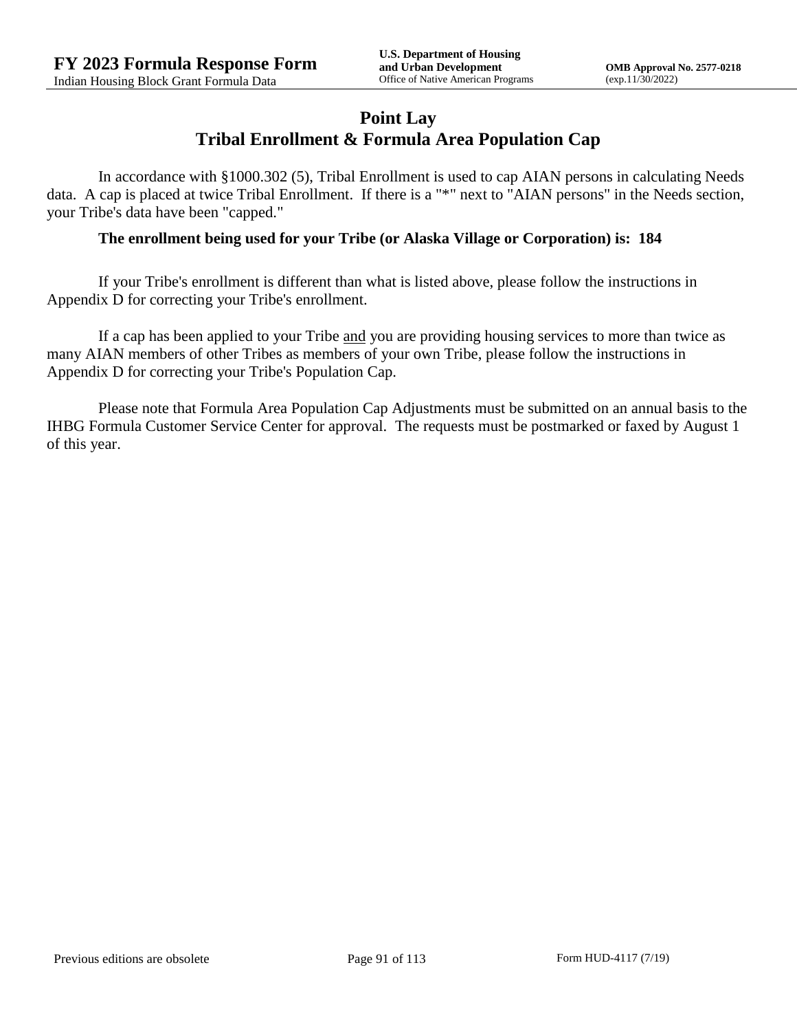# Point Lay
## Tribal Enrollment & Formula Area Population Cap

In accordance with §1000.302 (5), Tribal Enrollment is used to cap AIAN persons in calculating Needs data. A cap is placed at twice Tribal Enrollment. If there is a "*" next to "AIAN persons" in the Needs section, your Tribe's data have been "capped."

**The enrollment being used for your Tribe (or Alaska Village or Corporation) is: 184**

If your Tribe's enrollment is different than what is listed above, please follow the instructions in Appendix D for correcting your Tribe's enrollment.

If a cap has been applied to your Tribe and you are providing housing services to more than twice as many AIAN members of other Tribes as members of your own Tribe, please follow the instructions in Appendix D for correcting your Tribe's Population Cap.

Please note that Formula Area Population Cap Adjustments must be submitted on an annual basis to the IHBG Formula Customer Service Center for approval. The requests must be postmarked or faxed by August 1 of this year.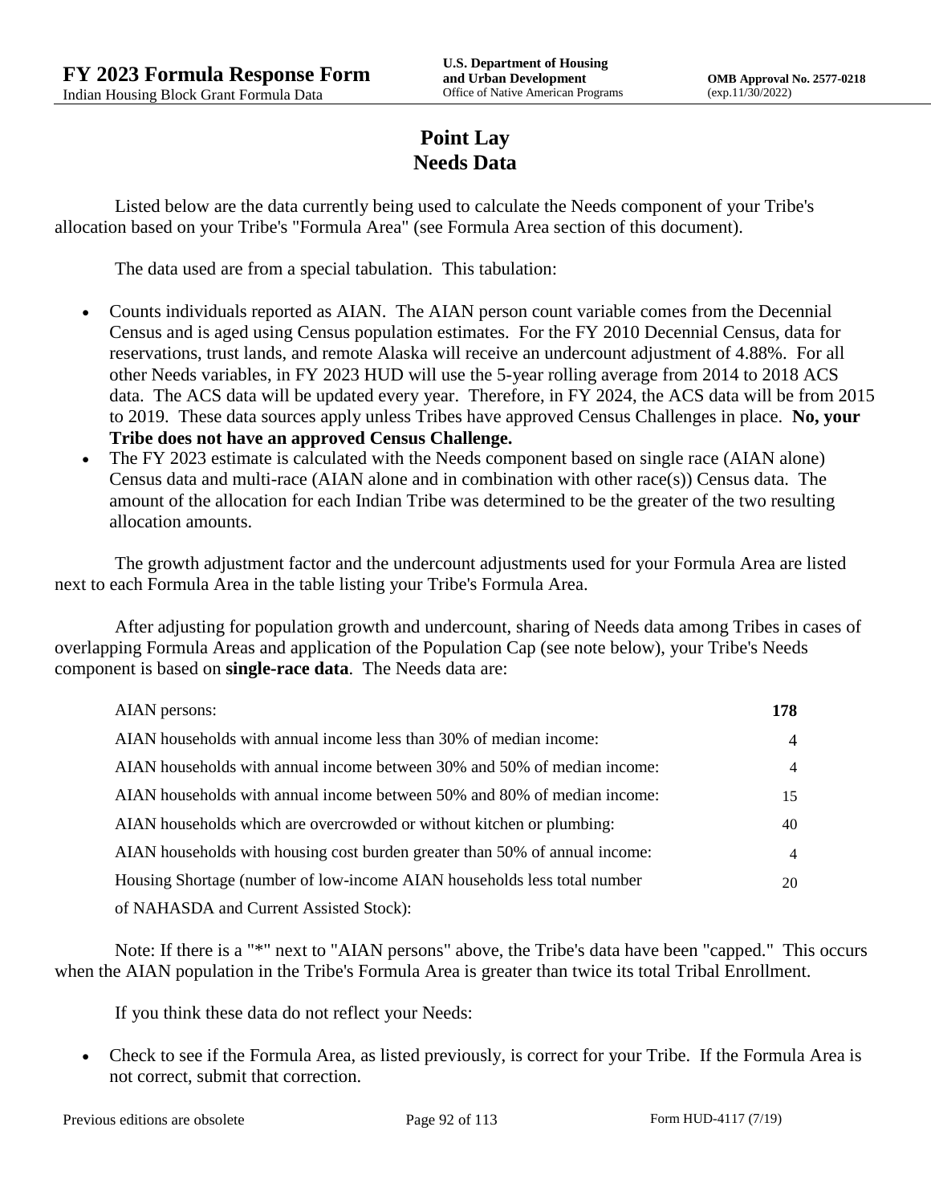# Point Lay
# Needs Data

Listed below are the data currently being used to calculate the Needs component of your Tribe's allocation based on your Tribe's "Formula Area" (see Formula Area section of this document).

The data used are from a special tabulation. This tabulation:

- Counts individuals reported as AIAN. The AIAN person count variable comes from the Decennial Census and is aged using Census population estimates. For the FY 2010 Decennial Census, data for reservations, trust lands, and remote Alaska will receive an undercount adjustment of 4.88%. For all other Needs variables, in FY 2023 HUD will use the 5-year rolling average from 2014 to 2018 ACS data. The ACS data will be updated every year. Therefore, in FY 2024, the ACS data will be from 2015 to 2019. These data sources apply unless Tribes have approved Census Challenges in place. **No, your Tribe does not have an approved Census Challenge.**
- The FY 2023 estimate is calculated with the Needs component based on single race (AIAN alone) Census data and multi-race (AIAN alone and in combination with other race(s)) Census data. The amount of the allocation for each Indian Tribe was determined to be the greater of the two resulting allocation amounts.

The growth adjustment factor and the undercount adjustments used for your Formula Area are listed next to each Formula Area in the table listing your Tribe's Formula Area.

After adjusting for population growth and undercount, sharing of Needs data among Tribes in cases of overlapping Formula Areas and application of the Population Cap (see note below), your Tribe's Needs component is based on **single-race data**. The Needs data are:

| | |
|---|---|
| AIAN persons: | **178** |
| AIAN households with annual income less than 30% of median income: | 4 |
| AIAN households with annual income between 30% and 50% of median income: | 4 |
| AIAN households with annual income between 50% and 80% of median income: | 15 |
| AIAN households which are overcrowded or without kitchen or plumbing: | 40 |
| AIAN households with housing cost burden greater than 50% of annual income: | 4 |
| Housing Shortage (number of low-income AIAN households less total number of NAHASDA and Current Assisted Stock): | 20 |

Note: If there is a "*" next to "AIAN persons" above, the Tribe's data have been "capped." This occurs when the AIAN population in the Tribe's Formula Area is greater than twice its total Tribal Enrollment.

If you think these data do not reflect your Needs:

- Check to see if the Formula Area, as listed previously, is correct for your Tribe. If the Formula Area is not correct, submit that correction.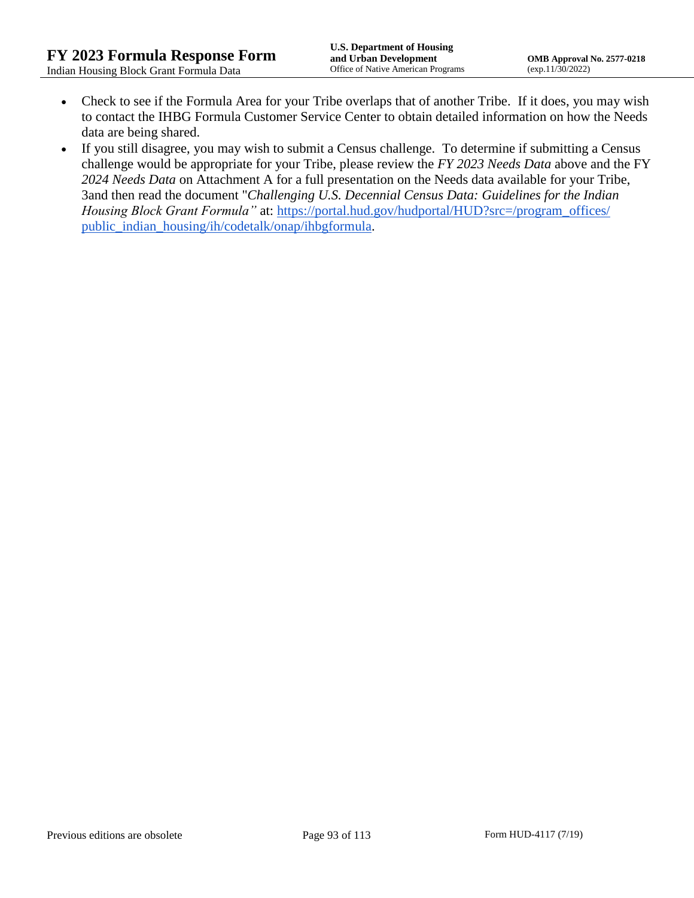- Check to see if the Formula Area for your Tribe overlaps that of another Tribe. If it does, you may wish to contact the IHBG Formula Customer Service Center to obtain detailed information on how the Needs data are being shared.
- If you still disagree, you may wish to submit a Census challenge. To determine if submitting a Census challenge would be appropriate for your Tribe, please review the *FY 2023 Needs Data* above and the FY *2024 Needs Data* on Attachment A for a full presentation on the Needs data available for your Tribe, 3and then read the document "*Challenging U.S. Decennial Census Data: Guidelines for the Indian Housing Block Grant Formula"* at: [https://portal.hud.gov/hudportal/HUD?src=/program_offices/public_indian_housing/ih/codetalk/onap/ihbgformula](https://portal.hud.gov/hudportal/HUD?src=/program_offices/public_indian_housing/ih/codetalk/onap/ihbgformula).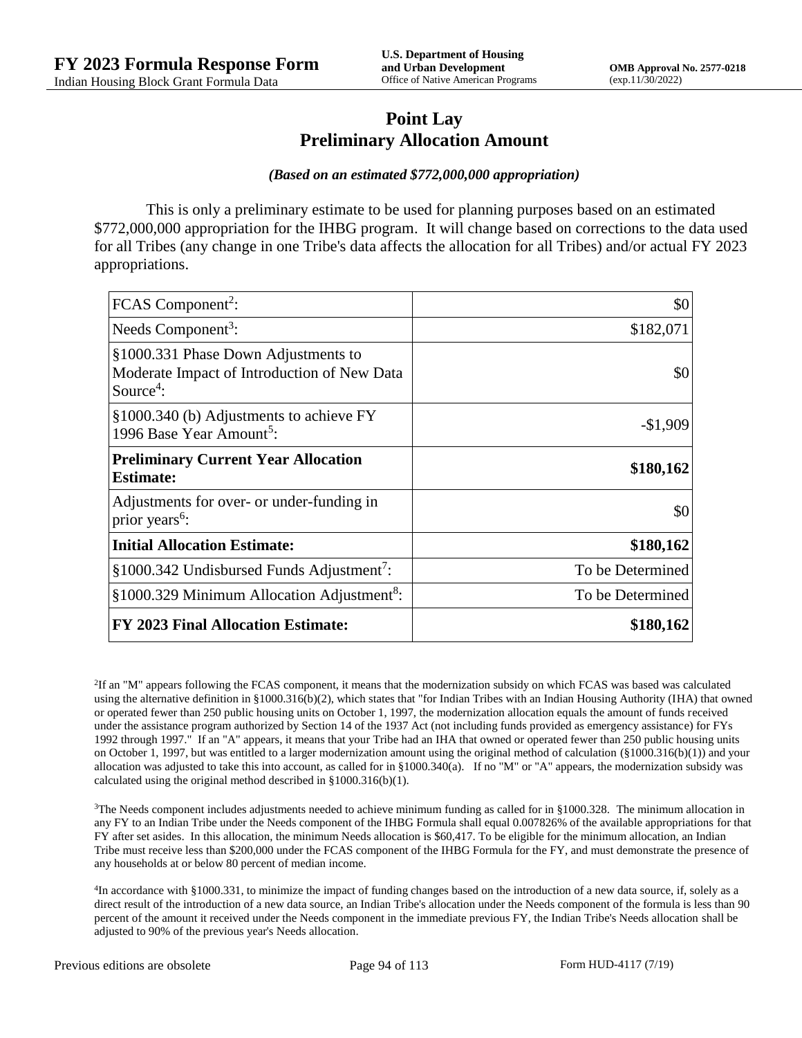# Point Lay
## Preliminary Allocation Amount

***(Based on an estimated $772,000,000 appropriation)***

This is only a preliminary estimate to be used for planning purposes based on an estimated $772,000,000 appropriation for the IHBG program. It will change based on corrections to the data used for all Tribes (any change in one Tribe's data affects the allocation for all Tribes) and/or actual FY 2023 appropriations.

| | |
|---|---:|
| FCAS Component[2]: | $0 |
| Needs Component[3]: | $182,071 |
| §1000.331 Phase Down Adjustments to Moderate Impact of Introduction of New Data Source[4]: | $0 |
| §1000.340 (b) Adjustments to achieve FY 1996 Base Year Amount[5]: | -$1,909 |
| **Preliminary Current Year Allocation Estimate:** | **$180,162** |
| Adjustments for over- or under-funding in prior years[6]: | $0 |
| **Initial Allocation Estimate:** | **$180,162** |
| §1000.342 Undisbursed Funds Adjustment[7]: | To be Determined |
| §1000.329 Minimum Allocation Adjustment[8]: | To be Determined |
| **FY 2023 Final Allocation Estimate:** | **$180,162** |

[2]If an "M" appears following the FCAS component, it means that the modernization subsidy on which FCAS was based was calculated using the alternative definition in §1000.316(b)(2), which states that "for Indian Tribes with an Indian Housing Authority (IHA) that owned or operated fewer than 250 public housing units on October 1, 1997, the modernization allocation equals the amount of funds received under the assistance program authorized by Section 14 of the 1937 Act (not including funds provided as emergency assistance) for FYs 1992 through 1997." If an "A" appears, it means that your Tribe had an IHA that owned or operated fewer than 250 public housing units on October 1, 1997, but was entitled to a larger modernization amount using the original method of calculation (§1000.316(b)(1)) and your allocation was adjusted to take this into account, as called for in §1000.340(a). If no "M" or "A" appears, the modernization subsidy was calculated using the original method described in §1000.316(b)(1).

[3]The Needs component includes adjustments needed to achieve minimum funding as called for in §1000.328. The minimum allocation in any FY to an Indian Tribe under the Needs component of the IHBG Formula shall equal 0.007826% of the available appropriations for that FY after set asides. In this allocation, the minimum Needs allocation is $60,417. To be eligible for the minimum allocation, an Indian Tribe must receive less than $200,000 under the FCAS component of the IHBG Formula for the FY, and must demonstrate the presence of any households at or below 80 percent of median income.

[4]In accordance with §1000.331, to minimize the impact of funding changes based on the introduction of a new data source, if, solely as a direct result of the introduction of a new data source, an Indian Tribe's allocation under the Needs component of the formula is less than 90 percent of the amount it received under the Needs component in the immediate previous FY, the Indian Tribe's Needs allocation shall be adjusted to 90% of the previous year's Needs allocation.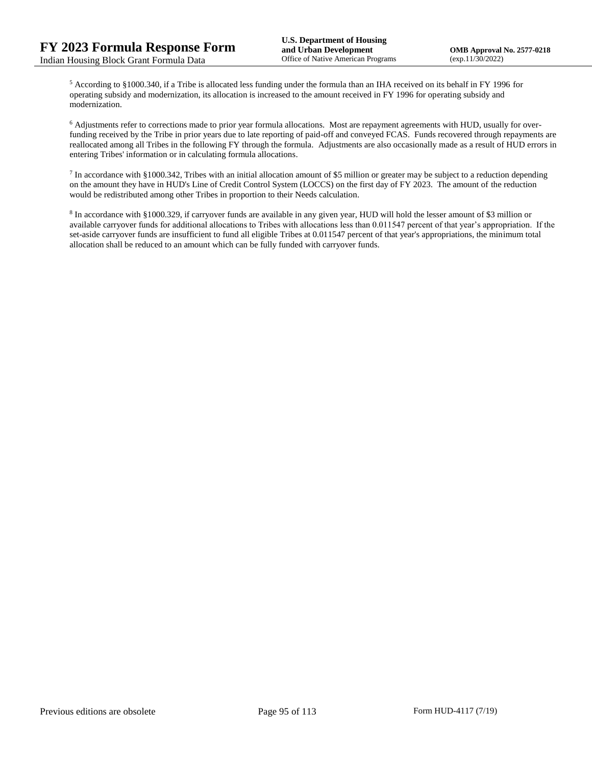[5] According to §1000.340, if a Tribe is allocated less funding under the formula than an IHA received on its behalf in FY 1996 for operating subsidy and modernization, its allocation is increased to the amount received in FY 1996 for operating subsidy and modernization.

[6] Adjustments refer to corrections made to prior year formula allocations. Most are repayment agreements with HUD, usually for over-funding received by the Tribe in prior years due to late reporting of paid-off and conveyed FCAS. Funds recovered through repayments are reallocated among all Tribes in the following FY through the formula. Adjustments are also occasionally made as a result of HUD errors in entering Tribes' information or in calculating formula allocations.

[7] In accordance with §1000.342, Tribes with an initial allocation amount of $5 million or greater may be subject to a reduction depending on the amount they have in HUD's Line of Credit Control System (LOCCS) on the first day of FY 2023. The amount of the reduction would be redistributed among other Tribes in proportion to their Needs calculation.

[8] In accordance with §1000.329, if carryover funds are available in any given year, HUD will hold the lesser amount of $3 million or available carryover funds for additional allocations to Tribes with allocations less than 0.011547 percent of that year's appropriation. If the set-aside carryover funds are insufficient to fund all eligible Tribes at 0.011547 percent of that year's appropriations, the minimum total allocation shall be reduced to an amount which can be fully funded with carryover funds.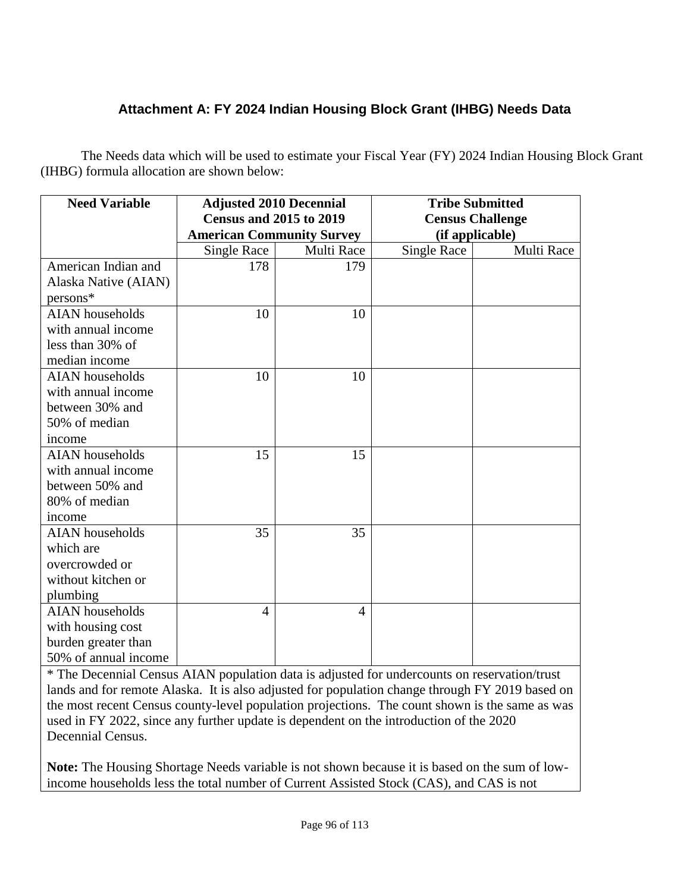### Attachment A: FY 2024 Indian Housing Block Grant (IHBG) Needs Data

The Needs data which will be used to estimate your Fiscal Year (FY) 2024 Indian Housing Block Grant (IHBG) formula allocation are shown below:

| Need Variable | Adjusted 2010 Decennial Census and 2015 to 2019 American Community Survey | | Tribe Submitted Census Challenge (if applicable) | |
|---|---|---|---|---|
| | Single Race | Multi Race | Single Race | Multi Race |
| American Indian and Alaska Native (AIAN) persons* | 178 | 179 | | |
| AIAN households with annual income less than 30% of median income | 10 | 10 | | |
| AIAN households with annual income between 30% and 50% of median income | 10 | 10 | | |
| AIAN households with annual income between 50% and 80% of median income | 15 | 15 | | |
| AIAN households which are overcrowded or without kitchen or plumbing | 35 | 35 | | |
| AIAN households with housing cost burden greater than 50% of annual income | 4 | 4 | | |

* The Decennial Census AIAN population data is adjusted for undercounts on reservation/trust lands and for remote Alaska. It is also adjusted for population change through FY 2019 based on the most recent Census county-level population projections. The count shown is the same as was used in FY 2022, since any further update is dependent on the introduction of the 2020 Decennial Census.

**Note:** The Housing Shortage Needs variable is not shown because it is based on the sum of low-income households less the total number of Current Assisted Stock (CAS), and CAS is not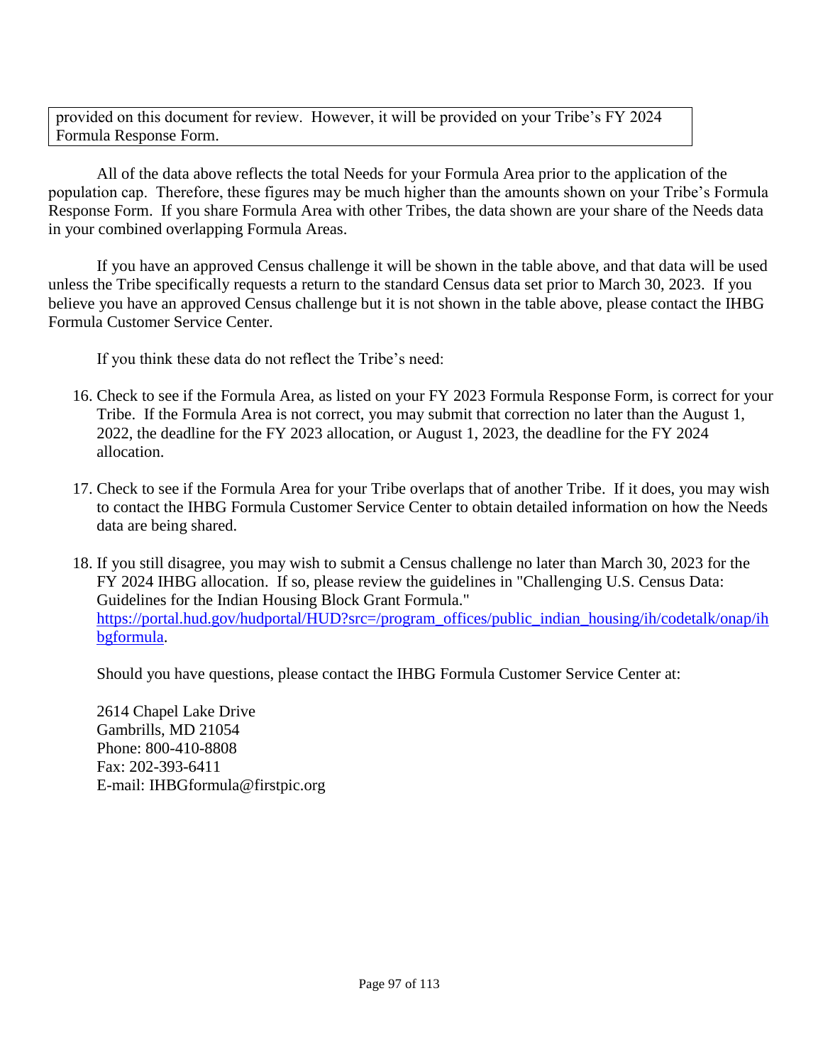provided on this document for review. However, it will be provided on your Tribe's FY 2024 Formula Response Form.

All of the data above reflects the total Needs for your Formula Area prior to the application of the population cap. Therefore, these figures may be much higher than the amounts shown on your Tribe's Formula Response Form. If you share Formula Area with other Tribes, the data shown are your share of the Needs data in your combined overlapping Formula Areas.

If you have an approved Census challenge it will be shown in the table above, and that data will be used unless the Tribe specifically requests a return to the standard Census data set prior to March 30, 2023. If you believe you have an approved Census challenge but it is not shown in the table above, please contact the IHBG Formula Customer Service Center.

If you think these data do not reflect the Tribe's need:

16. Check to see if the Formula Area, as listed on your FY 2023 Formula Response Form, is correct for your Tribe. If the Formula Area is not correct, you may submit that correction no later than the August 1, 2022, the deadline for the FY 2023 allocation, or August 1, 2023, the deadline for the FY 2024 allocation.

17. Check to see if the Formula Area for your Tribe overlaps that of another Tribe. If it does, you may wish to contact the IHBG Formula Customer Service Center to obtain detailed information on how the Needs data are being shared.

18. If you still disagree, you may wish to submit a Census challenge no later than March 30, 2023 for the FY 2024 IHBG allocation. If so, please review the guidelines in "Challenging U.S. Census Data: Guidelines for the Indian Housing Block Grant Formula." https://portal.hud.gov/hudportal/HUD?src=/program_offices/public_indian_housing/ih/codetalk/onap/ihbgformula.

Should you have questions, please contact the IHBG Formula Customer Service Center at:

2614 Chapel Lake Drive
Gambrills, MD 21054
Phone: 800-410-8808
Fax: 202-393-6411
E-mail: IHBGformula@firstpic.org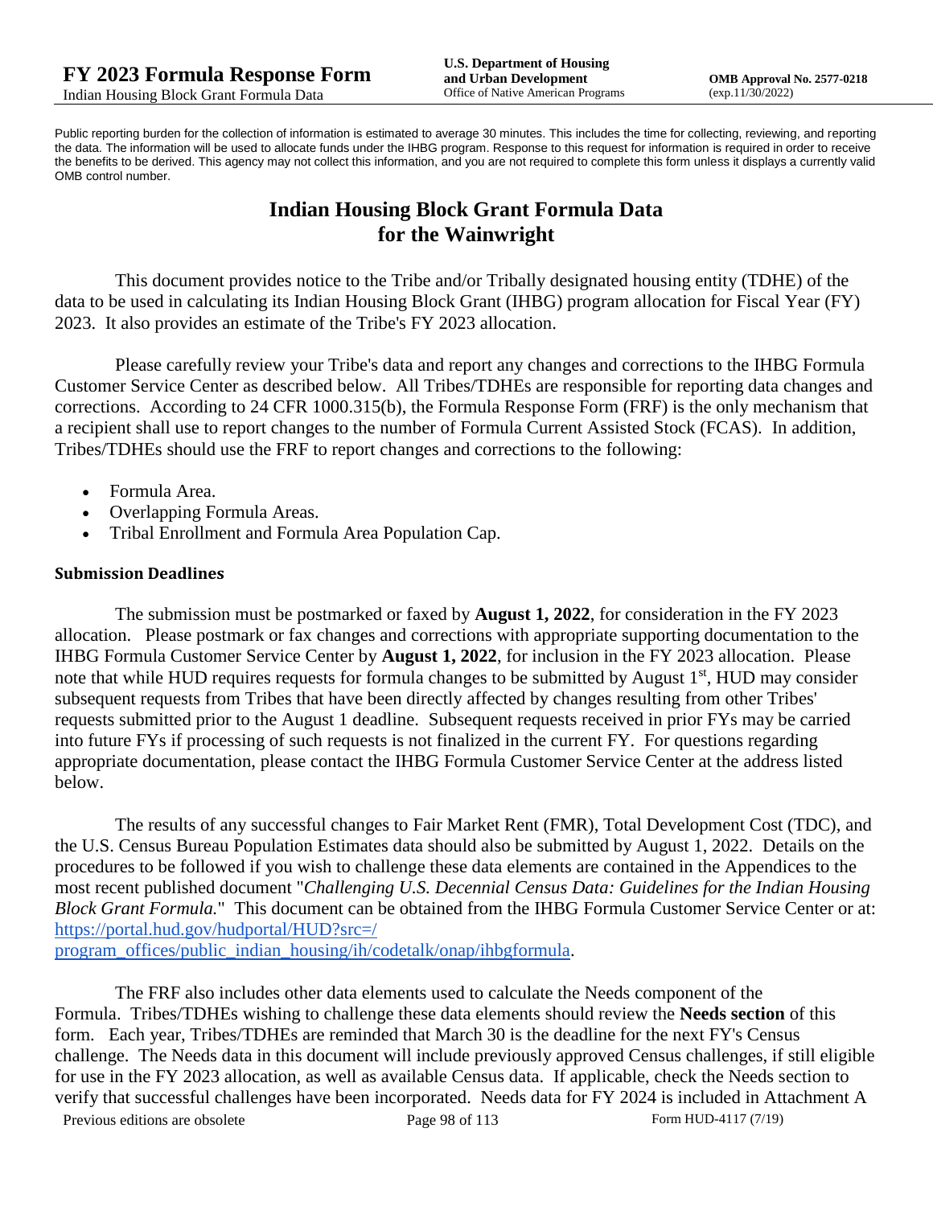Public reporting burden for the collection of information is estimated to average 30 minutes. This includes the time for collecting, reviewing, and reporting the data. The information will be used to allocate funds under the IHBG program. Response to this request for information is required in order to receive the benefits to be derived. This agency may not collect this information, and you are not required to complete this form unless it displays a currently valid OMB control number.

# Indian Housing Block Grant Formula Data for the Wainwright

This document provides notice to the Tribe and/or Tribally designated housing entity (TDHE) of the data to be used in calculating its Indian Housing Block Grant (IHBG) program allocation for Fiscal Year (FY) 2023. It also provides an estimate of the Tribe's FY 2023 allocation.

Please carefully review your Tribe's data and report any changes and corrections to the IHBG Formula Customer Service Center as described below. All Tribes/TDHEs are responsible for reporting data changes and corrections. According to 24 CFR 1000.315(b), the Formula Response Form (FRF) is the only mechanism that a recipient shall use to report changes to the number of Formula Current Assisted Stock (FCAS). In addition, Tribes/TDHEs should use the FRF to report changes and corrections to the following:

- Formula Area.
- Overlapping Formula Areas.
- Tribal Enrollment and Formula Area Population Cap.

### Submission Deadlines

The submission must be postmarked or faxed by **August 1, 2022**, for consideration in the FY 2023 allocation. Please postmark or fax changes and corrections with appropriate supporting documentation to the IHBG Formula Customer Service Center by **August 1, 2022**, for inclusion in the FY 2023 allocation. Please note that while HUD requires requests for formula changes to be submitted by August 1st, HUD may consider subsequent requests from Tribes that have been directly affected by changes resulting from other Tribes' requests submitted prior to the August 1 deadline. Subsequent requests received in prior FYs may be carried into future FYs if processing of such requests is not finalized in the current FY. For questions regarding appropriate documentation, please contact the IHBG Formula Customer Service Center at the address listed below.

The results of any successful changes to Fair Market Rent (FMR), Total Development Cost (TDC), and the U.S. Census Bureau Population Estimates data should also be submitted by August 1, 2022. Details on the procedures to be followed if you wish to challenge these data elements are contained in the Appendices to the most recent published document "*Challenging U.S. Decennial Census Data: Guidelines for the Indian Housing Block Grant Formula.*" This document can be obtained from the IHBG Formula Customer Service Center or at: https://portal.hud.gov/hudportal/HUD?src=/program_offices/public_indian_housing/ih/codetalk/onap/ihbgformula.

The FRF also includes other data elements used to calculate the Needs component of the Formula. Tribes/TDHEs wishing to challenge these data elements should review the **Needs section** of this form. Each year, Tribes/TDHEs are reminded that March 30 is the deadline for the next FY's Census challenge. The Needs data in this document will include previously approved Census challenges, if still eligible for use in the FY 2023 allocation, as well as available Census data. If applicable, check the Needs section to verify that successful challenges have been incorporated. Needs data for FY 2024 is included in Attachment A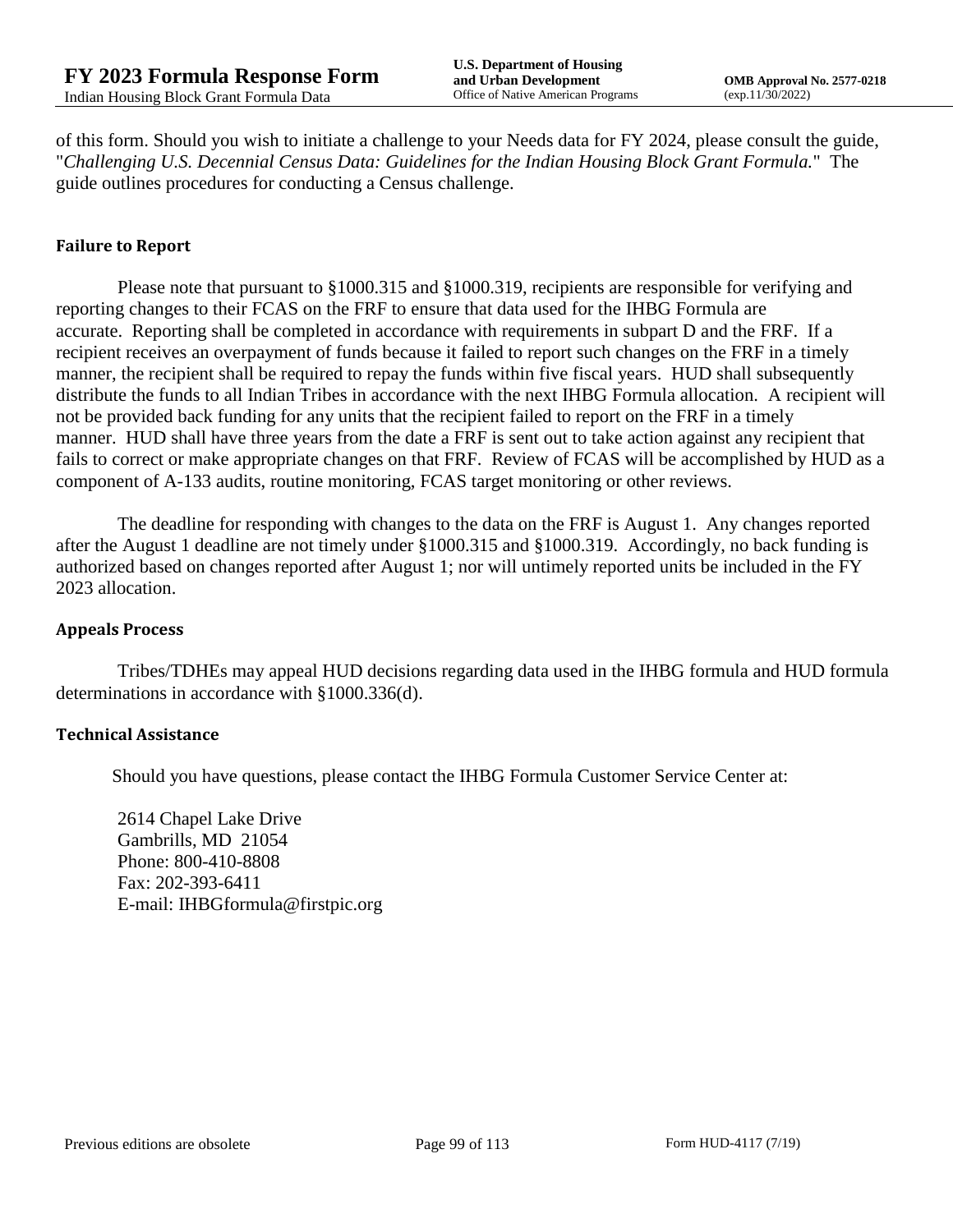of this form. Should you wish to initiate a challenge to your Needs data for FY 2024, please consult the guide, "*Challenging U.S. Decennial Census Data: Guidelines for the Indian Housing Block Grant Formula.*" The guide outlines procedures for conducting a Census challenge.

### Failure to Report

Please note that pursuant to §1000.315 and §1000.319, recipients are responsible for verifying and reporting changes to their FCAS on the FRF to ensure that data used for the IHBG Formula are accurate. Reporting shall be completed in accordance with requirements in subpart D and the FRF. If a recipient receives an overpayment of funds because it failed to report such changes on the FRF in a timely manner, the recipient shall be required to repay the funds within five fiscal years. HUD shall subsequently distribute the funds to all Indian Tribes in accordance with the next IHBG Formula allocation. A recipient will not be provided back funding for any units that the recipient failed to report on the FRF in a timely manner. HUD shall have three years from the date a FRF is sent out to take action against any recipient that fails to correct or make appropriate changes on that FRF. Review of FCAS will be accomplished by HUD as a component of A-133 audits, routine monitoring, FCAS target monitoring or other reviews.

The deadline for responding with changes to the data on the FRF is August 1. Any changes reported after the August 1 deadline are not timely under §1000.315 and §1000.319. Accordingly, no back funding is authorized based on changes reported after August 1; nor will untimely reported units be included in the FY 2023 allocation.

### Appeals Process

Tribes/TDHEs may appeal HUD decisions regarding data used in the IHBG formula and HUD formula determinations in accordance with §1000.336(d).

### Technical Assistance

Should you have questions, please contact the IHBG Formula Customer Service Center at:

2614 Chapel Lake Drive
Gambrills, MD 21054
Phone: 800-410-8808
Fax: 202-393-6411
E-mail: IHBGformula@firstpic.org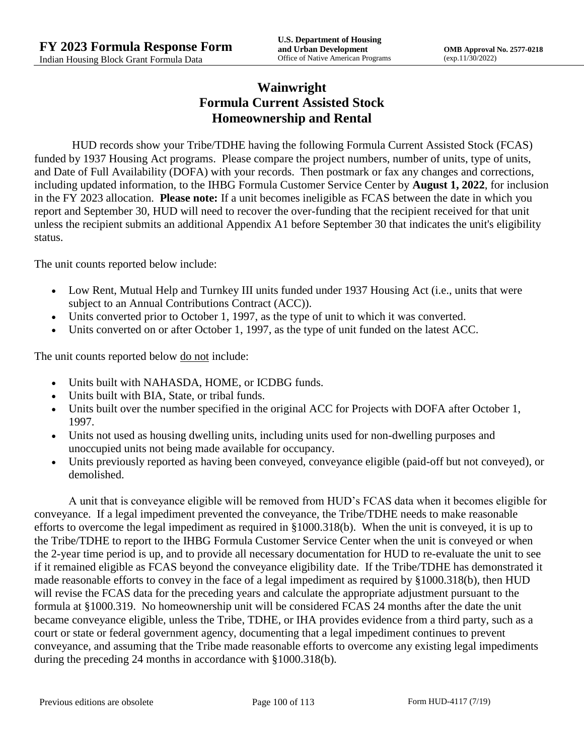# Wainwright
# Formula Current Assisted Stock
# Homeownership and Rental

HUD records show your Tribe/TDHE having the following Formula Current Assisted Stock (FCAS) funded by 1937 Housing Act programs. Please compare the project numbers, number of units, type of units, and Date of Full Availability (DOFA) with your records. Then postmark or fax any changes and corrections, including updated information, to the IHBG Formula Customer Service Center by **August 1, 2022**, for inclusion in the FY 2023 allocation. **Please note:** If a unit becomes ineligible as FCAS between the date in which you report and September 30, HUD will need to recover the over-funding that the recipient received for that unit unless the recipient submits an additional Appendix A1 before September 30 that indicates the unit's eligibility status.

The unit counts reported below include:

- Low Rent, Mutual Help and Turnkey III units funded under 1937 Housing Act (i.e., units that were subject to an Annual Contributions Contract (ACC)).
- Units converted prior to October 1, 1997, as the type of unit to which it was converted.
- Units converted on or after October 1, 1997, as the type of unit funded on the latest ACC.

The unit counts reported below do not include:

- Units built with NAHASDA, HOME, or ICDBG funds.
- Units built with BIA, State, or tribal funds.
- Units built over the number specified in the original ACC for Projects with DOFA after October 1, 1997.
- Units not used as housing dwelling units, including units used for non-dwelling purposes and unoccupied units not being made available for occupancy.
- Units previously reported as having been conveyed, conveyance eligible (paid-off but not conveyed), or demolished.

A unit that is conveyance eligible will be removed from HUD's FCAS data when it becomes eligible for conveyance. If a legal impediment prevented the conveyance, the Tribe/TDHE needs to make reasonable efforts to overcome the legal impediment as required in §1000.318(b). When the unit is conveyed, it is up to the Tribe/TDHE to report to the IHBG Formula Customer Service Center when the unit is conveyed or when the 2-year time period is up, and to provide all necessary documentation for HUD to re-evaluate the unit to see if it remained eligible as FCAS beyond the conveyance eligibility date. If the Tribe/TDHE has demonstrated it made reasonable efforts to convey in the face of a legal impediment as required by §1000.318(b), then HUD will revise the FCAS data for the preceding years and calculate the appropriate adjustment pursuant to the formula at §1000.319. No homeownership unit will be considered FCAS 24 months after the date the unit became conveyance eligible, unless the Tribe, TDHE, or IHA provides evidence from a third party, such as a court or state or federal government agency, documenting that a legal impediment continues to prevent conveyance, and assuming that the Tribe made reasonable efforts to overcome any existing legal impediments during the preceding 24 months in accordance with §1000.318(b).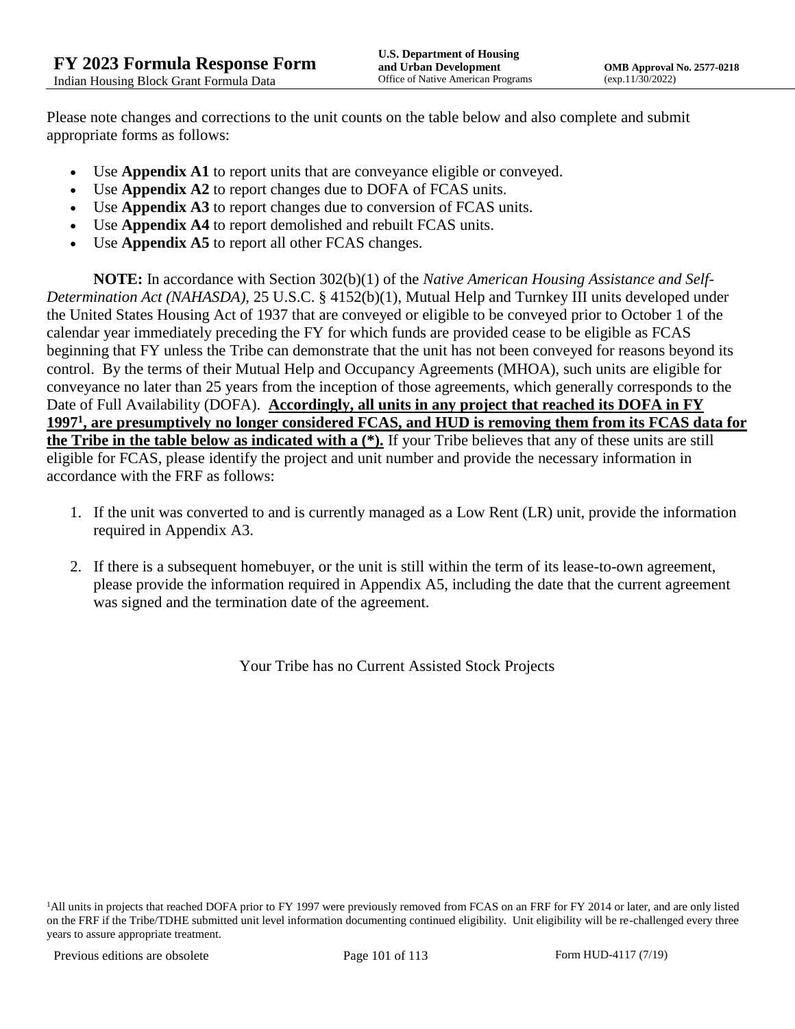Please note changes and corrections to the unit counts on the table below and also complete and submit appropriate forms as follows:

- Use **Appendix A1** to report units that are conveyance eligible or conveyed.
- Use **Appendix A2** to report changes due to DOFA of FCAS units.
- Use **Appendix A3** to report changes due to conversion of FCAS units.
- Use **Appendix A4** to report demolished and rebuilt FCAS units.
- Use **Appendix A5** to report all other FCAS changes.

**NOTE:** In accordance with Section 302(b)(1) of the *Native American Housing Assistance and Self-Determination Act (NAHASDA)*, 25 U.S.C. § 4152(b)(1), Mutual Help and Turnkey III units developed under the United States Housing Act of 1937 that are conveyed or eligible to be conveyed prior to October 1 of the calendar year immediately preceding the FY for which funds are provided cease to be eligible as FCAS beginning that FY unless the Tribe can demonstrate that the unit has not been conveyed for reasons beyond its control. By the terms of their Mutual Help and Occupancy Agreements (MHOA), such units are eligible for conveyance no later than 25 years from the inception of those agreements, which generally corresponds to the Date of Full Availability (DOFA). **Accordingly, all units in any project that reached its DOFA in FY 1997[1], are presumptively no longer considered FCAS, and HUD is removing them from its FCAS data for the Tribe in the table below as indicated with a (*).** If your Tribe believes that any of these units are still eligible for FCAS, please identify the project and unit number and provide the necessary information in accordance with the FRF as follows:

1. If the unit was converted to and is currently managed as a Low Rent (LR) unit, provide the information required in Appendix A3.
2. If there is a subsequent homebuyer, or the unit is still within the term of its lease-to-own agreement, please provide the information required in Appendix A5, including the date that the current agreement was signed and the termination date of the agreement.

Your Tribe has no Current Assisted Stock Projects

[1]All units in projects that reached DOFA prior to FY 1997 were previously removed from FCAS on an FRF for FY 2014 or later, and are only listed on the FRF if the Tribe/TDHE submitted unit level information documenting continued eligibility. Unit eligibility will be re-challenged every three years to assure appropriate treatment.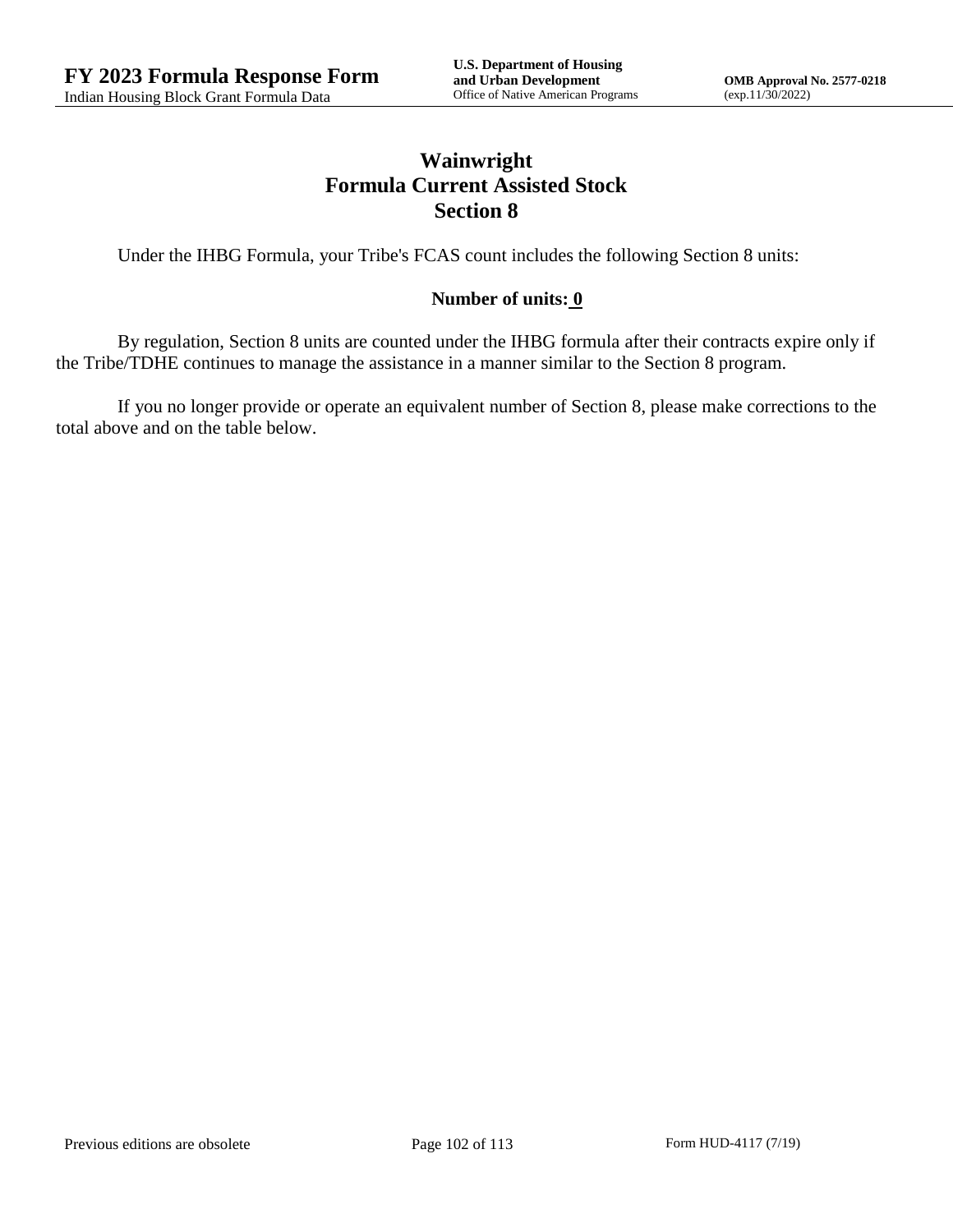# Wainwright
## Formula Current Assisted Stock
## Section 8

Under the IHBG Formula, your Tribe's FCAS count includes the following Section 8 units:

**Number of units: 0**

By regulation, Section 8 units are counted under the IHBG formula after their contracts expire only if the Tribe/TDHE continues to manage the assistance in a manner similar to the Section 8 program.

If you no longer provide or operate an equivalent number of Section 8, please make corrections to the total above and on the table below.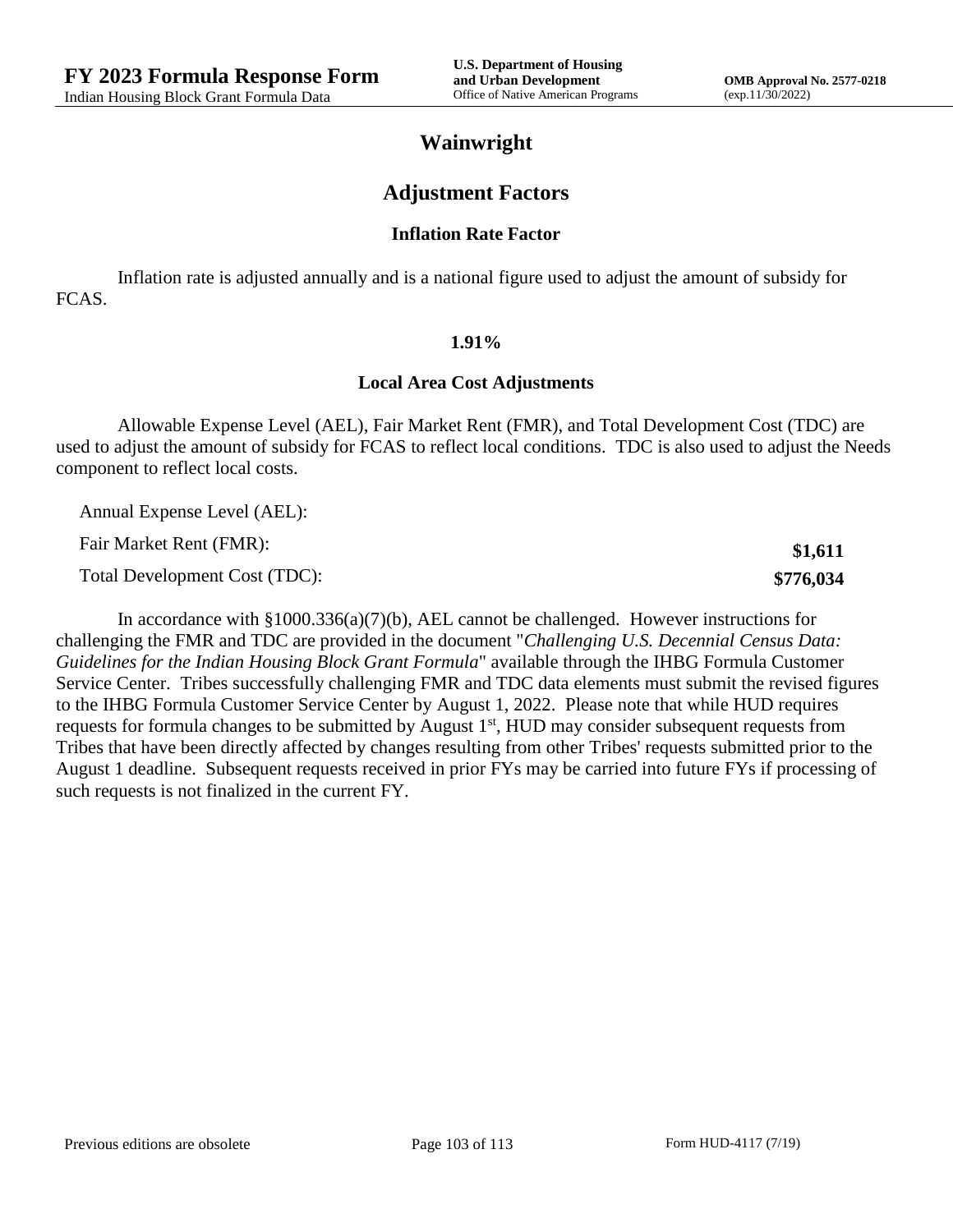# Wainwright

## Adjustment Factors

### Inflation Rate Factor

Inflation rate is adjusted annually and is a national figure used to adjust the amount of subsidy for FCAS.

**1.91%**

### Local Area Cost Adjustments

Allowable Expense Level (AEL), Fair Market Rent (FMR), and Total Development Cost (TDC) are used to adjust the amount of subsidy for FCAS to reflect local conditions. TDC is also used to adjust the Needs component to reflect local costs.

| | |
|---|---|
| Annual Expense Level (AEL): | |
| Fair Market Rent (FMR): | **$1,611** |
| Total Development Cost (TDC): | **$776,034** |

In accordance with §1000.336(a)(7)(b), AEL cannot be challenged. However instructions for challenging the FMR and TDC are provided in the document "*Challenging U.S. Decennial Census Data: Guidelines for the Indian Housing Block Grant Formula*" available through the IHBG Formula Customer Service Center. Tribes successfully challenging FMR and TDC data elements must submit the revised figures to the IHBG Formula Customer Service Center by August 1, 2022. Please note that while HUD requires requests for formula changes to be submitted by August 1st, HUD may consider subsequent requests from Tribes that have been directly affected by changes resulting from other Tribes' requests submitted prior to the August 1 deadline. Subsequent requests received in prior FYs may be carried into future FYs if processing of such requests is not finalized in the current FY.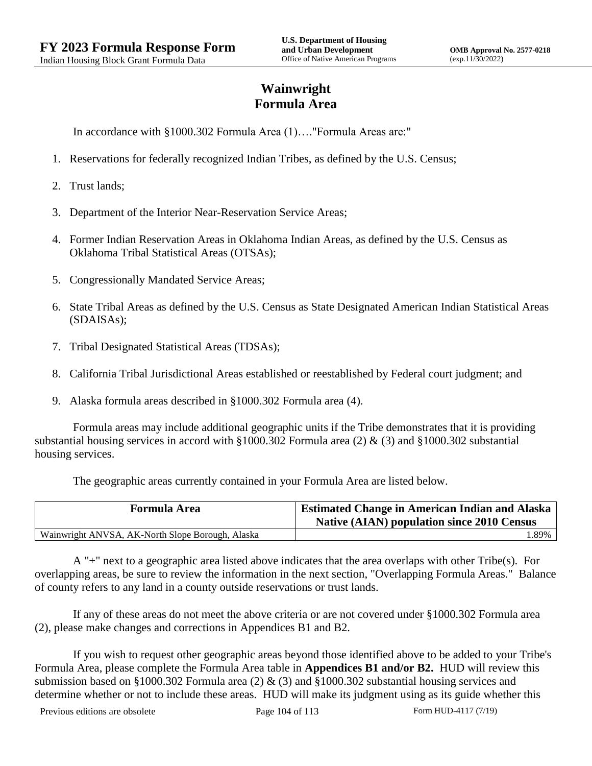# Wainwright
# Formula Area

In accordance with §1000.302 Formula Area (1)…."Formula Areas are:"

1. Reservations for federally recognized Indian Tribes, as defined by the U.S. Census;
2. Trust lands;
3. Department of the Interior Near-Reservation Service Areas;
4. Former Indian Reservation Areas in Oklahoma Indian Areas, as defined by the U.S. Census as Oklahoma Tribal Statistical Areas (OTSAs);
5. Congressionally Mandated Service Areas;
6. State Tribal Areas as defined by the U.S. Census as State Designated American Indian Statistical Areas (SDAISAs);
7. Tribal Designated Statistical Areas (TDSAs);
8. California Tribal Jurisdictional Areas established or reestablished by Federal court judgment; and
9. Alaska formula areas described in §1000.302 Formula area (4).

Formula areas may include additional geographic units if the Tribe demonstrates that it is providing substantial housing services in accord with §1000.302 Formula area (2) & (3) and §1000.302 substantial housing services.

The geographic areas currently contained in your Formula Area are listed below.

| Formula Area | Estimated Change in American Indian and Alaska Native (AIAN) population since 2010 Census |
|---|---|
| Wainwright ANVSA, AK-North Slope Borough, Alaska | 1.89% |

A "+" next to a geographic area listed above indicates that the area overlaps with other Tribe(s). For overlapping areas, be sure to review the information in the next section, "Overlapping Formula Areas." Balance of county refers to any land in a county outside reservations or trust lands.

If any of these areas do not meet the above criteria or are not covered under §1000.302 Formula area (2), please make changes and corrections in Appendices B1 and B2.

If you wish to request other geographic areas beyond those identified above to be added to your Tribe's Formula Area, please complete the Formula Area table in **Appendices B1 and/or B2.** HUD will review this submission based on §1000.302 Formula area (2) & (3) and §1000.302 substantial housing services and determine whether or not to include these areas. HUD will make its judgment using as its guide whether this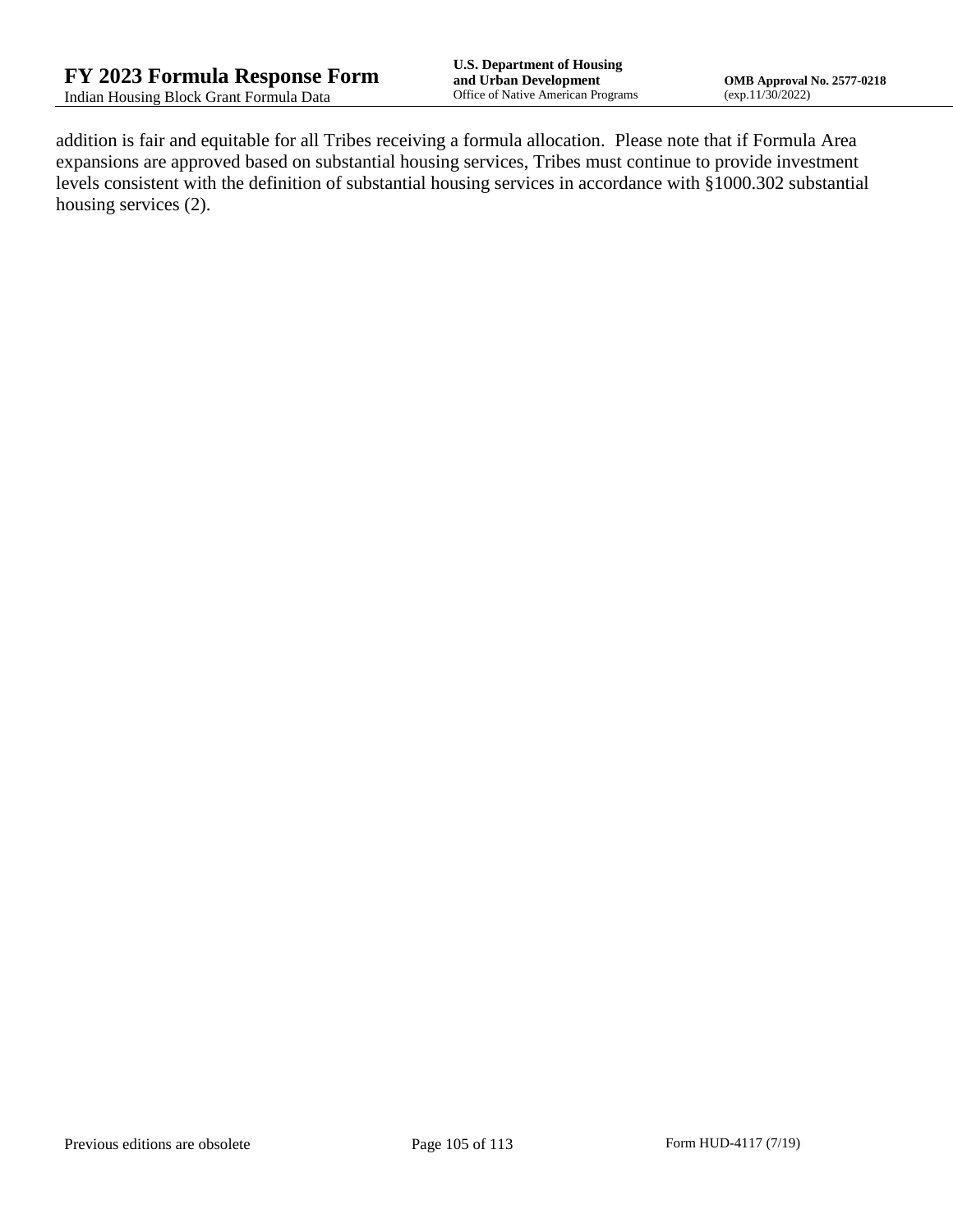addition is fair and equitable for all Tribes receiving a formula allocation. Please note that if Formula Area expansions are approved based on substantial housing services, Tribes must continue to provide investment levels consistent with the definition of substantial housing services in accordance with §1000.302 substantial housing services (2).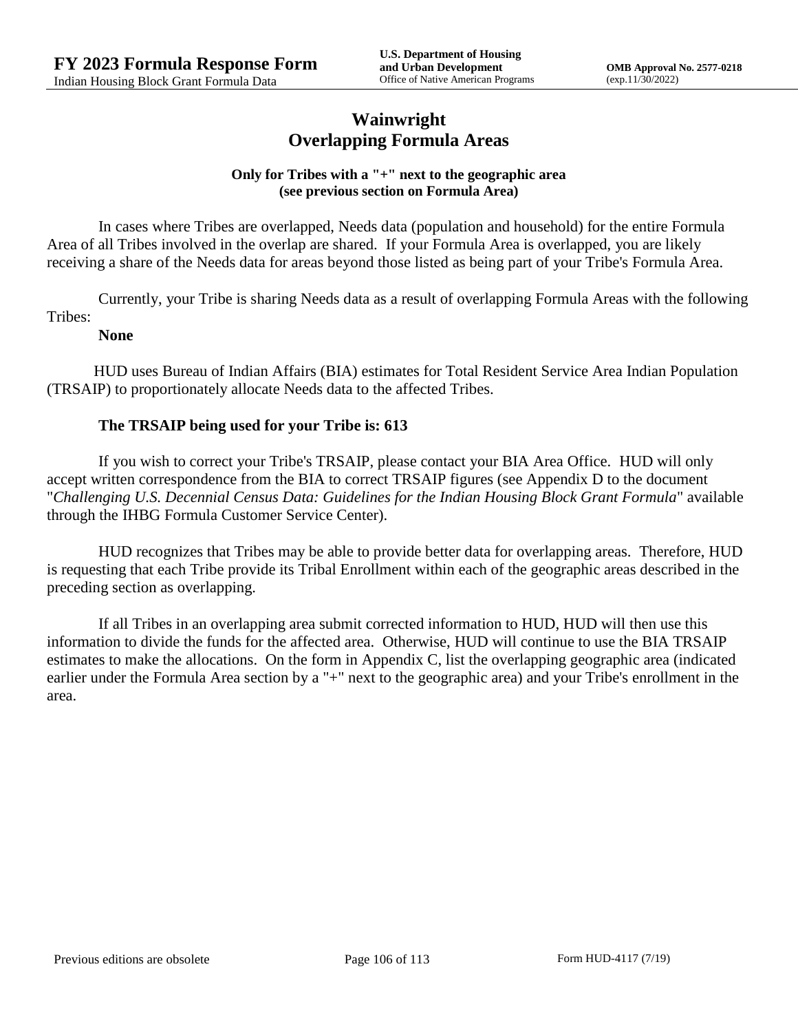# Wainwright
# Overlapping Formula Areas

**Only for Tribes with a "+" next to the geographic area (see previous section on Formula Area)**

In cases where Tribes are overlapped, Needs data (population and household) for the entire Formula Area of all Tribes involved in the overlap are shared. If your Formula Area is overlapped, you are likely receiving a share of the Needs data for areas beyond those listed as being part of your Tribe's Formula Area.

Currently, your Tribe is sharing Needs data as a result of overlapping Formula Areas with the following Tribes:

**None**

HUD uses Bureau of Indian Affairs (BIA) estimates for Total Resident Service Area Indian Population (TRSAIP) to proportionately allocate Needs data to the affected Tribes.

**The TRSAIP being used for your Tribe is: 613**

If you wish to correct your Tribe's TRSAIP, please contact your BIA Area Office. HUD will only accept written correspondence from the BIA to correct TRSAIP figures (see Appendix D to the document "*Challenging U.S. Decennial Census Data: Guidelines for the Indian Housing Block Grant Formula*" available through the IHBG Formula Customer Service Center).

HUD recognizes that Tribes may be able to provide better data for overlapping areas. Therefore, HUD is requesting that each Tribe provide its Tribal Enrollment within each of the geographic areas described in the preceding section as overlapping.

If all Tribes in an overlapping area submit corrected information to HUD, HUD will then use this information to divide the funds for the affected area. Otherwise, HUD will continue to use the BIA TRSAIP estimates to make the allocations. On the form in Appendix C, list the overlapping geographic area (indicated earlier under the Formula Area section by a "+" next to the geographic area) and your Tribe's enrollment in the area.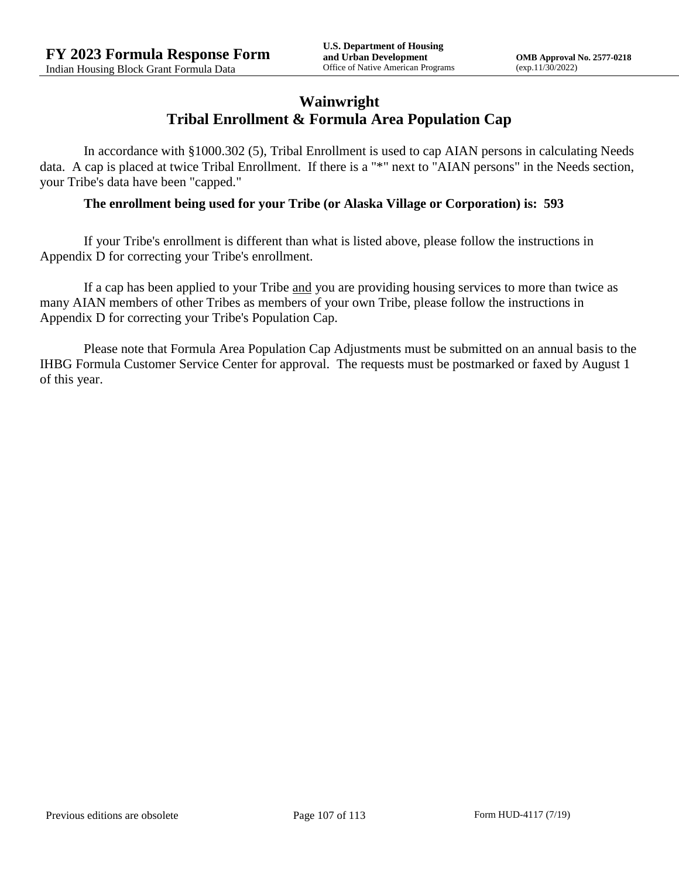# Wainwright
## Tribal Enrollment & Formula Area Population Cap

In accordance with §1000.302 (5), Tribal Enrollment is used to cap AIAN persons in calculating Needs data. A cap is placed at twice Tribal Enrollment. If there is a "*" next to "AIAN persons" in the Needs section, your Tribe's data have been "capped."

**The enrollment being used for your Tribe (or Alaska Village or Corporation) is: 593**

If your Tribe's enrollment is different than what is listed above, please follow the instructions in Appendix D for correcting your Tribe's enrollment.

If a cap has been applied to your Tribe and you are providing housing services to more than twice as many AIAN members of other Tribes as members of your own Tribe, please follow the instructions in Appendix D for correcting your Tribe's Population Cap.

Please note that Formula Area Population Cap Adjustments must be submitted on an annual basis to the IHBG Formula Customer Service Center for approval. The requests must be postmarked or faxed by August 1 of this year.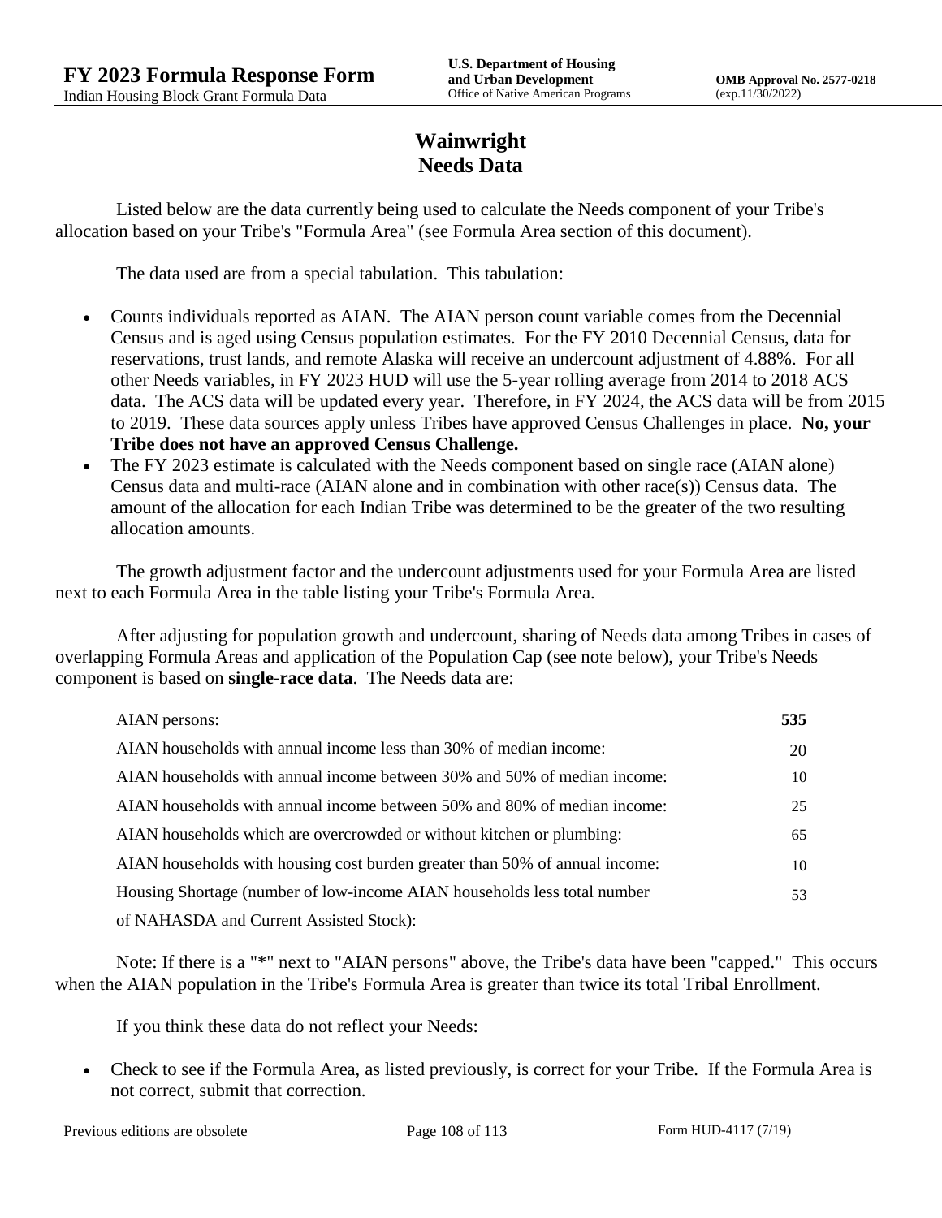# Wainwright
# Needs Data

Listed below are the data currently being used to calculate the Needs component of your Tribe's allocation based on your Tribe's "Formula Area" (see Formula Area section of this document).

The data used are from a special tabulation. This tabulation:

- Counts individuals reported as AIAN. The AIAN person count variable comes from the Decennial Census and is aged using Census population estimates. For the FY 2010 Decennial Census, data for reservations, trust lands, and remote Alaska will receive an undercount adjustment of 4.88%. For all other Needs variables, in FY 2023 HUD will use the 5-year rolling average from 2014 to 2018 ACS data. The ACS data will be updated every year. Therefore, in FY 2024, the ACS data will be from 2015 to 2019. These data sources apply unless Tribes have approved Census Challenges in place. **No, your Tribe does not have an approved Census Challenge.**
- The FY 2023 estimate is calculated with the Needs component based on single race (AIAN alone) Census data and multi-race (AIAN alone and in combination with other race(s)) Census data. The amount of the allocation for each Indian Tribe was determined to be the greater of the two resulting allocation amounts.

The growth adjustment factor and the undercount adjustments used for your Formula Area are listed next to each Formula Area in the table listing your Tribe's Formula Area.

After adjusting for population growth and undercount, sharing of Needs data among Tribes in cases of overlapping Formula Areas and application of the Population Cap (see note below), your Tribe's Needs component is based on **single-race data**. The Needs data are:

| | |
|---|---|
| AIAN persons: | **535** |
| AIAN households with annual income less than 30% of median income: | 20 |
| AIAN households with annual income between 30% and 50% of median income: | 10 |
| AIAN households with annual income between 50% and 80% of median income: | 25 |
| AIAN households which are overcrowded or without kitchen or plumbing: | 65 |
| AIAN households with housing cost burden greater than 50% of annual income: | 10 |
| Housing Shortage (number of low-income AIAN households less total number of NAHASDA and Current Assisted Stock): | 53 |

Note: If there is a "*" next to "AIAN persons" above, the Tribe's data have been "capped." This occurs when the AIAN population in the Tribe's Formula Area is greater than twice its total Tribal Enrollment.

If you think these data do not reflect your Needs:

- Check to see if the Formula Area, as listed previously, is correct for your Tribe. If the Formula Area is not correct, submit that correction.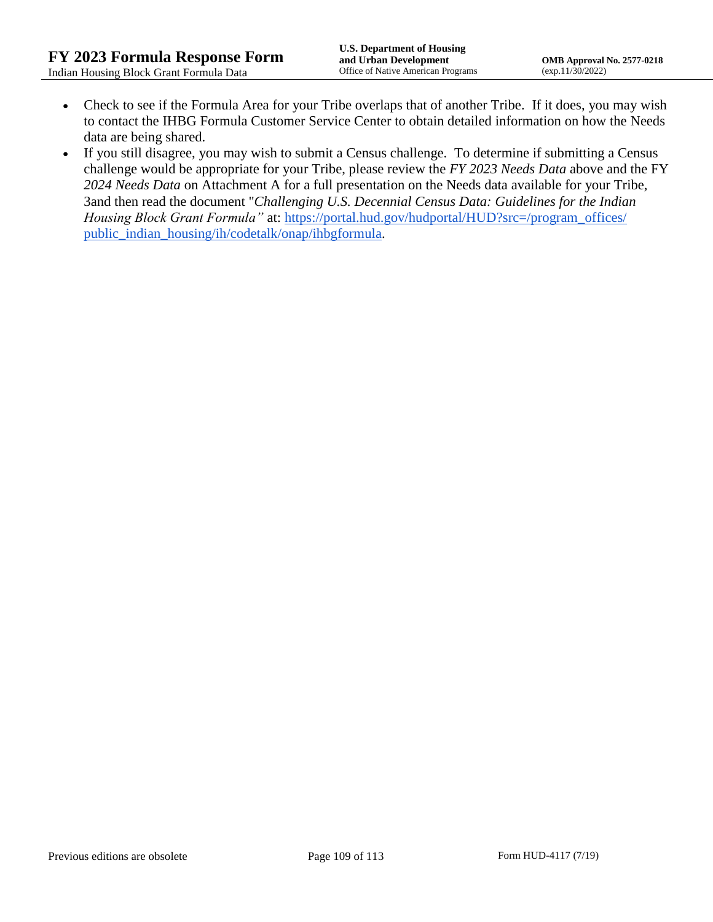- Check to see if the Formula Area for your Tribe overlaps that of another Tribe. If it does, you may wish to contact the IHBG Formula Customer Service Center to obtain detailed information on how the Needs data are being shared.
- If you still disagree, you may wish to submit a Census challenge. To determine if submitting a Census challenge would be appropriate for your Tribe, please review the *FY 2023 Needs Data* above and the FY *2024 Needs Data* on Attachment A for a full presentation on the Needs data available for your Tribe, 3and then read the document "*Challenging U.S. Decennial Census Data: Guidelines for the Indian Housing Block Grant Formula"* at: [https://portal.hud.gov/hudportal/HUD?src=/program_offices/public_indian_housing/ih/codetalk/onap/ihbgformula](https://portal.hud.gov/hudportal/HUD?src=/program_offices/public_indian_housing/ih/codetalk/onap/ihbgformula).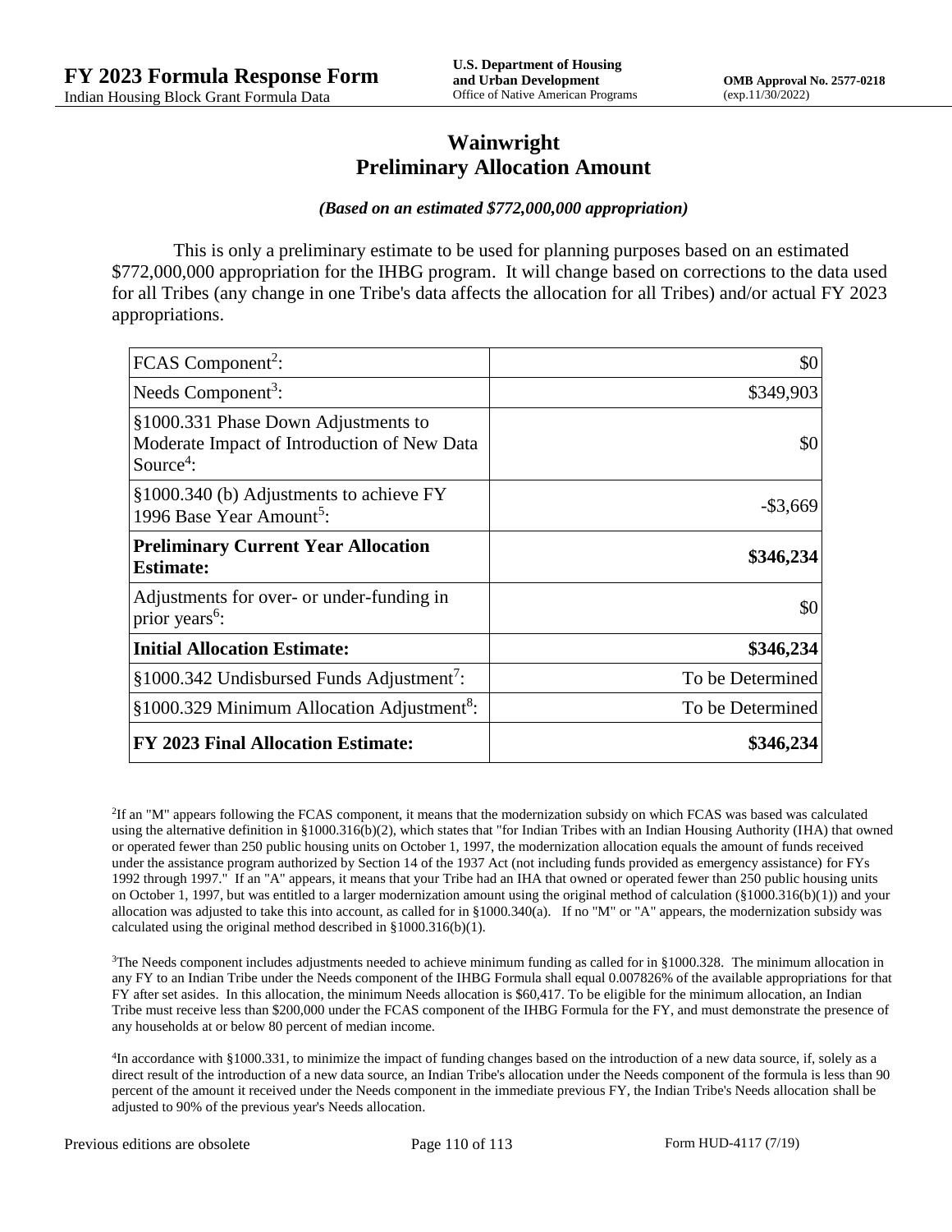# Wainwright
# Preliminary Allocation Amount

***(Based on an estimated $772,000,000 appropriation)***

This is only a preliminary estimate to be used for planning purposes based on an estimated $772,000,000 appropriation for the IHBG program. It will change based on corrections to the data used for all Tribes (any change in one Tribe's data affects the allocation for all Tribes) and/or actual FY 2023 appropriations.

| | |
|---|---:|
| FCAS Component[2]: | $0 |
| Needs Component[3]: | $349,903 |
| §1000.331 Phase Down Adjustments to Moderate Impact of Introduction of New Data Source[4]: | $0 |
| §1000.340 (b) Adjustments to achieve FY 1996 Base Year Amount[5]: | -$3,669 |
| **Preliminary Current Year Allocation Estimate:** | **$346,234** |
| Adjustments for over- or under-funding in prior years[6]: | $0 |
| **Initial Allocation Estimate:** | **$346,234** |
| §1000.342 Undisbursed Funds Adjustment[7]: | To be Determined |
| §1000.329 Minimum Allocation Adjustment[8]: | To be Determined |
| **FY 2023 Final Allocation Estimate:** | **$346,234** |

[2]If an "M" appears following the FCAS component, it means that the modernization subsidy on which FCAS was based was calculated using the alternative definition in §1000.316(b)(2), which states that "for Indian Tribes with an Indian Housing Authority (IHA) that owned or operated fewer than 250 public housing units on October 1, 1997, the modernization allocation equals the amount of funds received under the assistance program authorized by Section 14 of the 1937 Act (not including funds provided as emergency assistance) for FYs 1992 through 1997." If an "A" appears, it means that your Tribe had an IHA that owned or operated fewer than 250 public housing units on October 1, 1997, but was entitled to a larger modernization amount using the original method of calculation (§1000.316(b)(1)) and your allocation was adjusted to take this into account, as called for in §1000.340(a). If no "M" or "A" appears, the modernization subsidy was calculated using the original method described in §1000.316(b)(1).

[3]The Needs component includes adjustments needed to achieve minimum funding as called for in §1000.328. The minimum allocation in any FY to an Indian Tribe under the Needs component of the IHBG Formula shall equal 0.007826% of the available appropriations for that FY after set asides. In this allocation, the minimum Needs allocation is $60,417. To be eligible for the minimum allocation, an Indian Tribe must receive less than $200,000 under the FCAS component of the IHBG Formula for the FY, and must demonstrate the presence of any households at or below 80 percent of median income.

[4]In accordance with §1000.331, to minimize the impact of funding changes based on the introduction of a new data source, if, solely as a direct result of the introduction of a new data source, an Indian Tribe's allocation under the Needs component of the formula is less than 90 percent of the amount it received under the Needs component in the immediate previous FY, the Indian Tribe's Needs allocation shall be adjusted to 90% of the previous year's Needs allocation.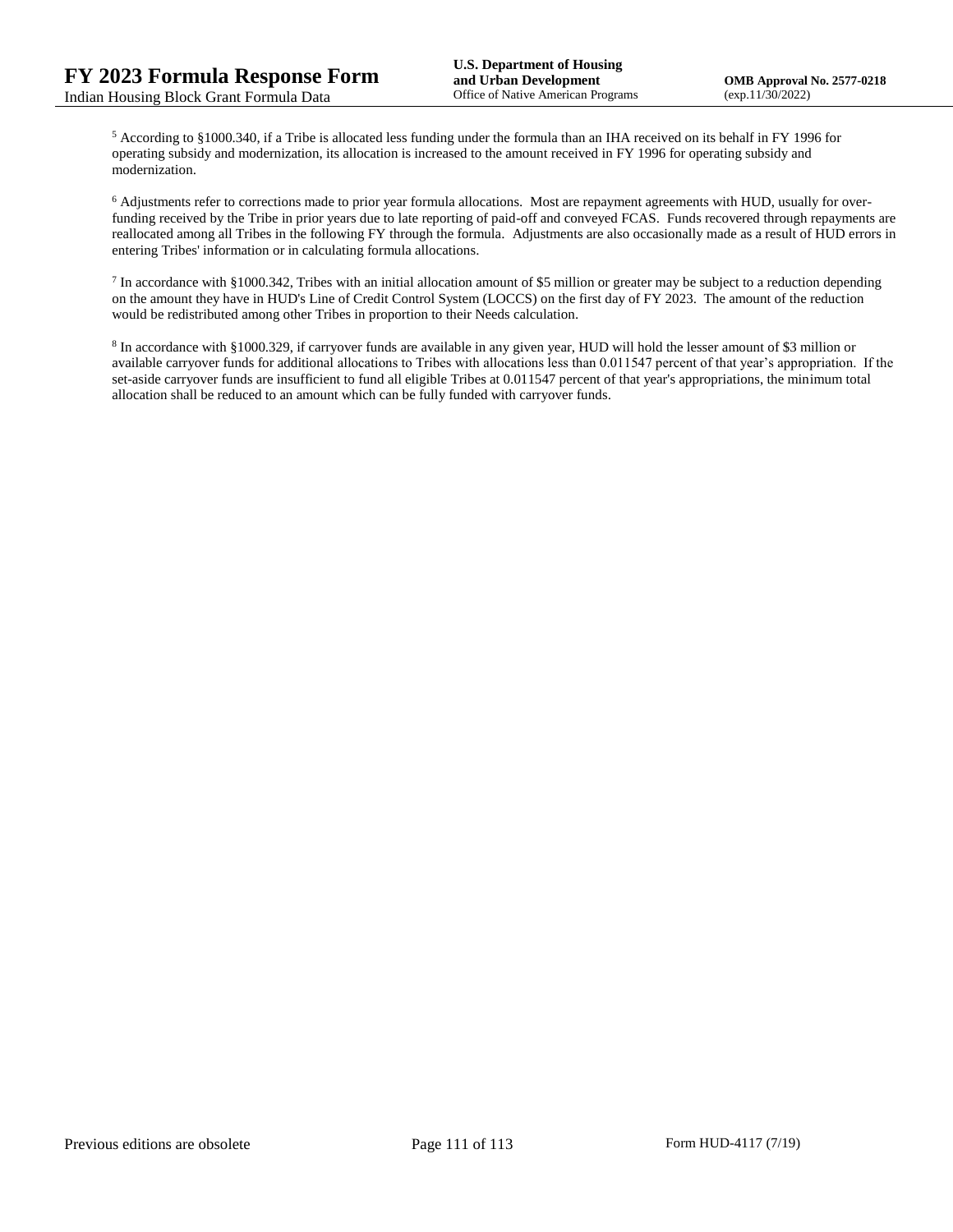[5] According to §1000.340, if a Tribe is allocated less funding under the formula than an IHA received on its behalf in FY 1996 for operating subsidy and modernization, its allocation is increased to the amount received in FY 1996 for operating subsidy and modernization.

[6] Adjustments refer to corrections made to prior year formula allocations. Most are repayment agreements with HUD, usually for over-funding received by the Tribe in prior years due to late reporting of paid-off and conveyed FCAS. Funds recovered through repayments are reallocated among all Tribes in the following FY through the formula. Adjustments are also occasionally made as a result of HUD errors in entering Tribes' information or in calculating formula allocations.

[7] In accordance with §1000.342, Tribes with an initial allocation amount of $5 million or greater may be subject to a reduction depending on the amount they have in HUD's Line of Credit Control System (LOCCS) on the first day of FY 2023. The amount of the reduction would be redistributed among other Tribes in proportion to their Needs calculation.

[8] In accordance with §1000.329, if carryover funds are available in any given year, HUD will hold the lesser amount of $3 million or available carryover funds for additional allocations to Tribes with allocations less than 0.011547 percent of that year's appropriation. If the set-aside carryover funds are insufficient to fund all eligible Tribes at 0.011547 percent of that year's appropriations, the minimum total allocation shall be reduced to an amount which can be fully funded with carryover funds.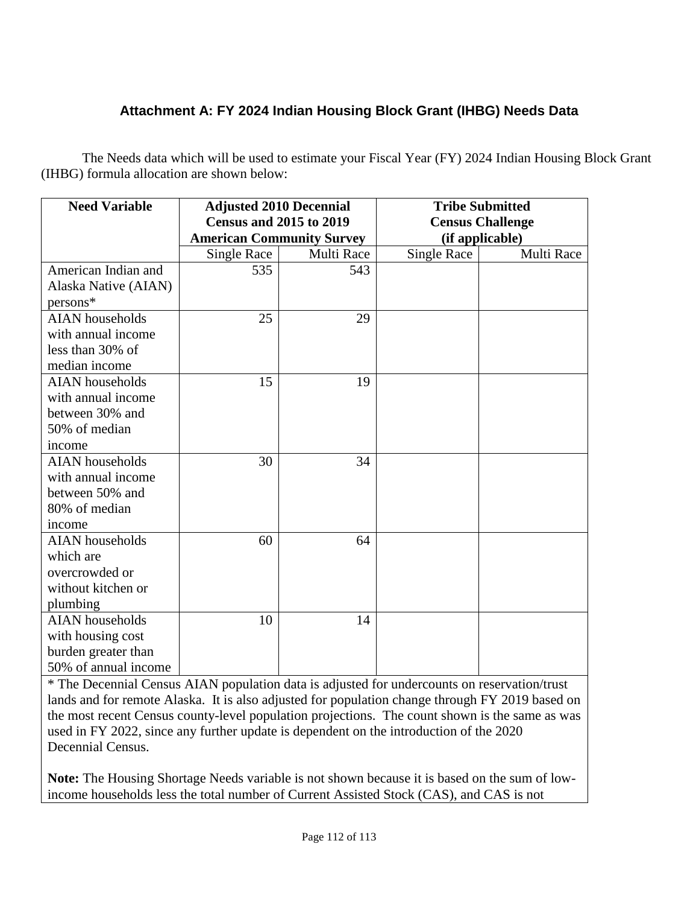## Attachment A: FY 2024 Indian Housing Block Grant (IHBG) Needs Data

The Needs data which will be used to estimate your Fiscal Year (FY) 2024 Indian Housing Block Grant (IHBG) formula allocation are shown below:

| Need Variable | Adjusted 2010 Decennial Census and 2015 to 2019 American Community Survey | | Tribe Submitted Census Challenge (if applicable) | |
|---|---|---|---|---|
| | Single Race | Multi Race | Single Race | Multi Race |
| American Indian and Alaska Native (AIAN) persons* | 535 | 543 | | |
| AIAN households with annual income less than 30% of median income | 25 | 29 | | |
| AIAN households with annual income between 30% and 50% of median income | 15 | 19 | | |
| AIAN households with annual income between 50% and 80% of median income | 30 | 34 | | |
| AIAN households which are overcrowded or without kitchen or plumbing | 60 | 64 | | |
| AIAN households with housing cost burden greater than 50% of annual income | 10 | 14 | | |

* The Decennial Census AIAN population data is adjusted for undercounts on reservation/trust lands and for remote Alaska. It is also adjusted for population change through FY 2019 based on the most recent Census county-level population projections. The count shown is the same as was used in FY 2022, since any further update is dependent on the introduction of the 2020 Decennial Census.

**Note:** The Housing Shortage Needs variable is not shown because it is based on the sum of low-income households less the total number of Current Assisted Stock (CAS), and CAS is not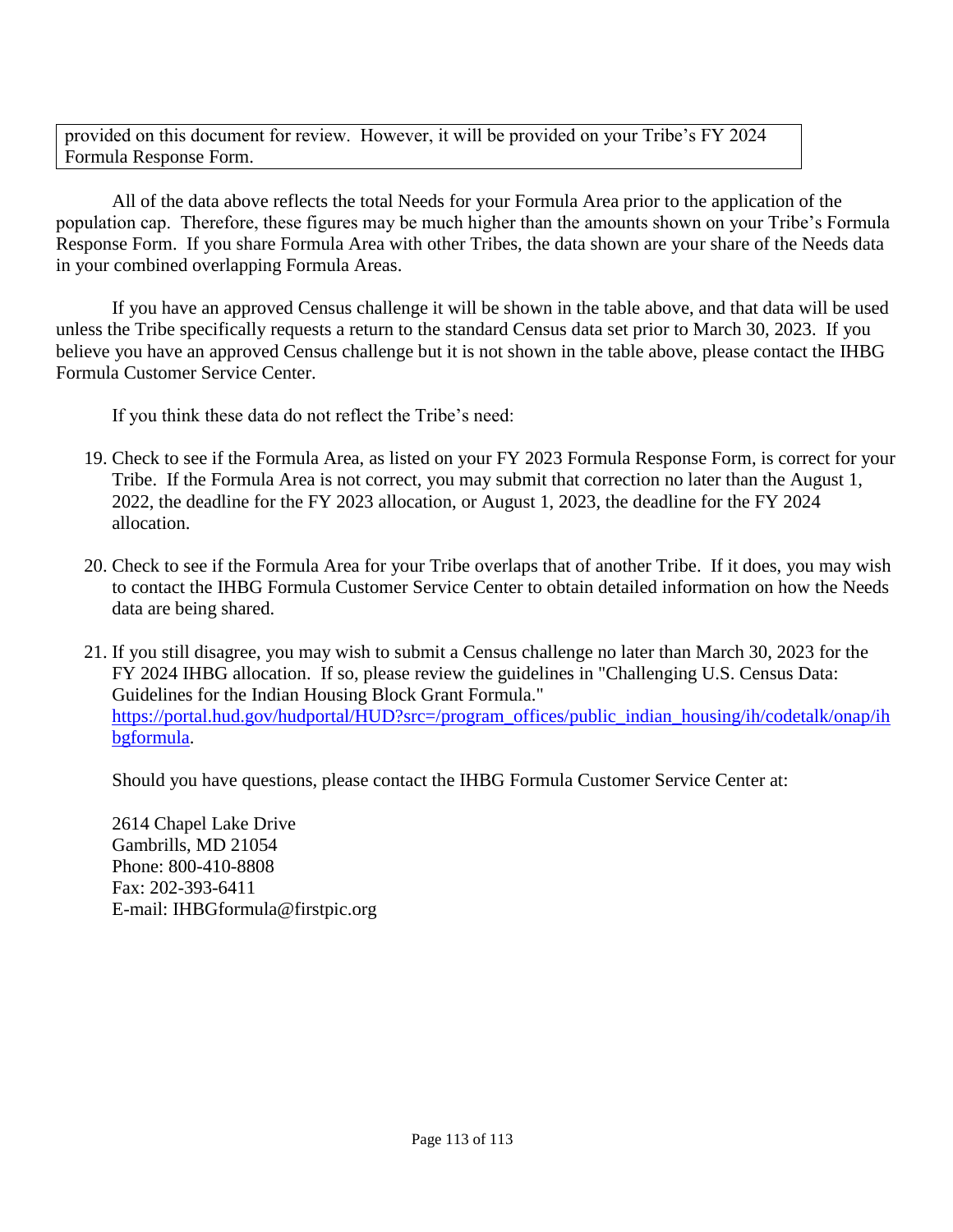provided on this document for review. However, it will be provided on your Tribe's FY 2024 Formula Response Form.

All of the data above reflects the total Needs for your Formula Area prior to the application of the population cap. Therefore, these figures may be much higher than the amounts shown on your Tribe's Formula Response Form. If you share Formula Area with other Tribes, the data shown are your share of the Needs data in your combined overlapping Formula Areas.

If you have an approved Census challenge it will be shown in the table above, and that data will be used unless the Tribe specifically requests a return to the standard Census data set prior to March 30, 2023. If you believe you have an approved Census challenge but it is not shown in the table above, please contact the IHBG Formula Customer Service Center.

If you think these data do not reflect the Tribe's need:

19. Check to see if the Formula Area, as listed on your FY 2023 Formula Response Form, is correct for your Tribe. If the Formula Area is not correct, you may submit that correction no later than the August 1, 2022, the deadline for the FY 2023 allocation, or August 1, 2023, the deadline for the FY 2024 allocation.
20. Check to see if the Formula Area for your Tribe overlaps that of another Tribe. If it does, you may wish to contact the IHBG Formula Customer Service Center to obtain detailed information on how the Needs data are being shared.
21. If you still disagree, you may wish to submit a Census challenge no later than March 30, 2023 for the FY 2024 IHBG allocation. If so, please review the guidelines in "Challenging U.S. Census Data: Guidelines for the Indian Housing Block Grant Formula." [https://portal.hud.gov/hudportal/HUD?src=/program_offices/public_indian_housing/ih/codetalk/onap/ihbgformula](https://portal.hud.gov/hudportal/HUD?src=/program_offices/public_indian_housing/ih/codetalk/onap/ihbgformula).

Should you have questions, please contact the IHBG Formula Customer Service Center at:

2614 Chapel Lake Drive
Gambrills, MD 21054
Phone: 800-410-8808
Fax: 202-393-6411
E-mail: IHBGformula@firstpic.org